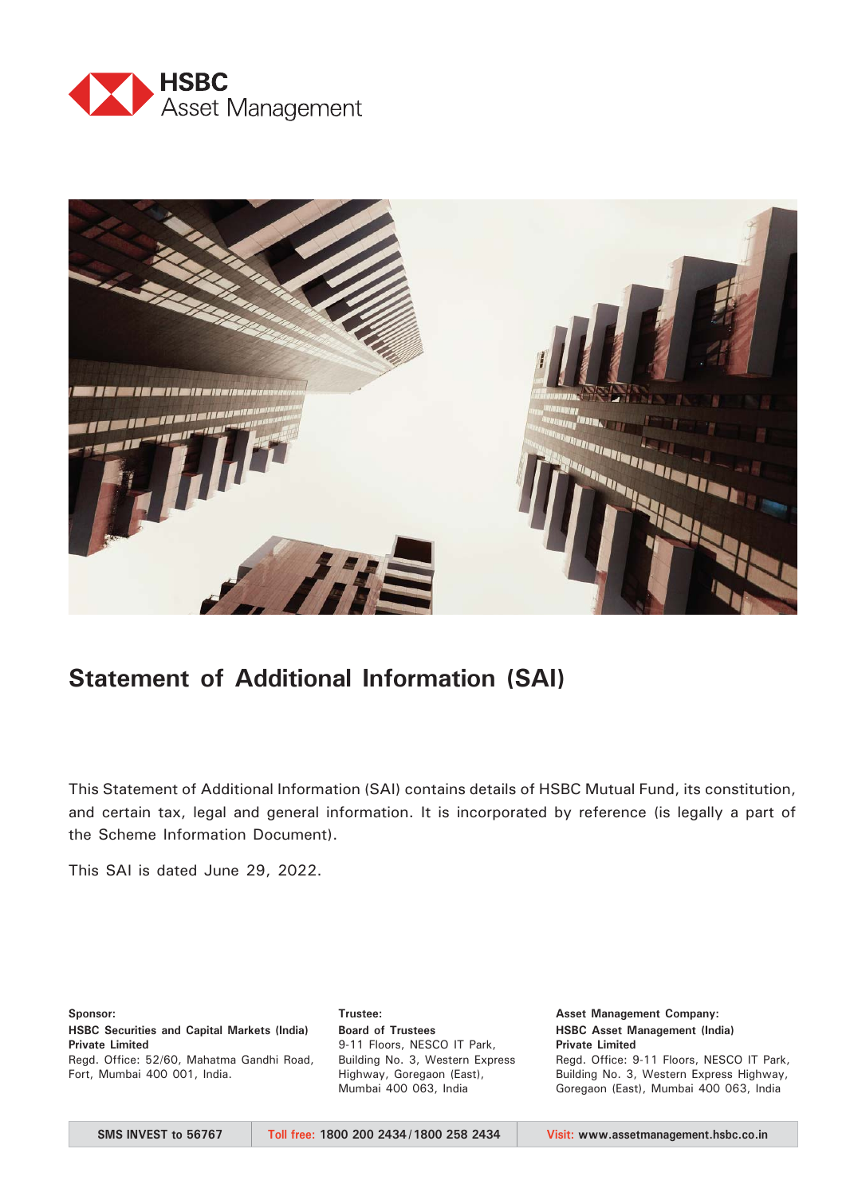HSBC
Asset Management

# Statement of Additional Information (SAI)

This Statement of Additional Information (SAI) contains details of HSBC Mutual Fund, its constitution, and certain tax, legal and general information. It is incorporated by reference (is legally a part of the Scheme Information Document).

This SAI is dated June 29, 2022.

**Sponsor:**
**HSBC Securities and Capital Markets (India) Private Limited**
Regd. Office: 52/60, Mahatma Gandhi Road, Fort, Mumbai 400 001, India.

**Trustee:**
**Board of Trustees**
9-11 Floors, NESCO IT Park, Building No. 3, Western Express Highway, Goregaon (East), Mumbai 400 063, India

**Asset Management Company:**
**HSBC Asset Management (India) Private Limited**
Regd. Office: 9-11 Floors, NESCO IT Park, Building No. 3, Western Express Highway, Goregaon (East), Mumbai 400 063, India

| SMS INVEST to 56767 | Toll free: 1800 200 2434 / 1800 258 2434 | Visit: www.assetmanagement.hsbc.co.in |
| --- | --- | --- |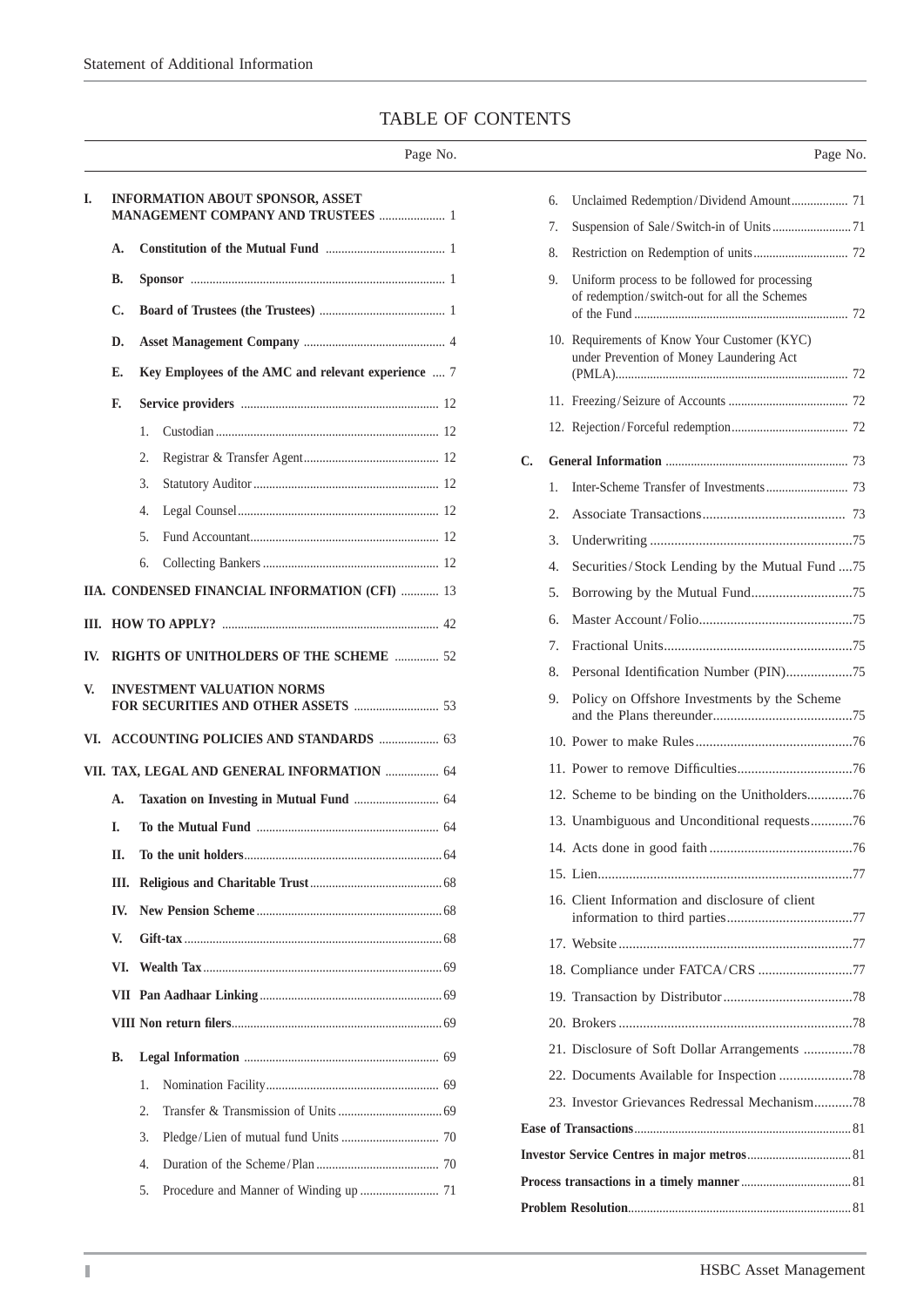# TABLE OF CONTENTS

| | | Page No. |
|---|---|---|
| **I.** | **INFORMATION ABOUT SPONSOR, ASSET MANAGEMENT COMPANY AND TRUSTEES** | 1 |
| **A.** | **Constitution of the Mutual Fund** | 1 |
| **B.** | **Sponsor** | 1 |
| **C.** | **Board of Trustees (the Trustees)** | 1 |
| **D.** | **Asset Management Company** | 4 |
| **E.** | **Key Employees of the AMC and relevant experience** | 7 |
| **F.** | **Service providers** | 12 |
| | 1. Custodian | 12 |
| | 2. Registrar & Transfer Agent | 12 |
| | 3. Statutory Auditor | 12 |
| | 4. Legal Counsel | 12 |
| | 5. Fund Accountant | 12 |
| | 6. Collecting Bankers | 12 |
| **IIA.** | **CONDENSED FINANCIAL INFORMATION (CFI)** | 13 |
| **III.** | **HOW TO APPLY?** | 42 |
| **IV.** | **RIGHTS OF UNITHOLDERS OF THE SCHEME** | 52 |
| **V.** | **INVESTMENT VALUATION NORMS FOR SECURITIES AND OTHER ASSETS** | 53 |
| **VI.** | **ACCOUNTING POLICIES AND STANDARDS** | 63 |
| **VII.** | **TAX, LEGAL AND GENERAL INFORMATION** | 64 |
| **A.** | **Taxation on Investing in Mutual Fund** | 64 |
| **I.** | **To the Mutual Fund** | 64 |
| **II.** | **To the unit holders** | 64 |
| **III.** | **Religious and Charitable Trust** | 68 |
| **IV.** | **New Pension Scheme** | 68 |
| **V.** | **Gift-tax** | 68 |
| **VI.** | **Wealth Tax** | 69 |
| **VII** | **Pan Aadhaar Linking** | 69 |
| **VIII** | **Non return filers** | 69 |
| **B.** | **Legal Information** | 69 |
| | 1. Nomination Facility | 69 |
| | 2. Transfer & Transmission of Units | 69 |
| | 3. Pledge/Lien of mutual fund Units | 70 |
| | 4. Duration of the Scheme/Plan | 70 |
| | 5. Procedure and Manner of Winding up | 71 |
| | 6. Unclaimed Redemption/Dividend Amount | 71 |
| | 7. Suspension of Sale/Switch-in of Units | 71 |
| | 8. Restriction on Redemption of units | 72 |
| | 9. Uniform process to be followed for processing of redemption/switch-out for all the Schemes of the Fund | 72 |
| | 10. Requirements of Know Your Customer (KYC) under Prevention of Money Laundering Act (PMLA) | 72 |
| | 11. Freezing/Seizure of Accounts | 72 |
| | 12. Rejection/Forceful redemption | 72 |
| **C.** | **General Information** | 73 |
| | 1. Inter-Scheme Transfer of Investments | 73 |
| | 2. Associate Transactions | 73 |
| | 3. Underwriting | 75 |
| | 4. Securities/Stock Lending by the Mutual Fund | 75 |
| | 5. Borrowing by the Mutual Fund | 75 |
| | 6. Master Account/Folio | 75 |
| | 7. Fractional Units | 75 |
| | 8. Personal Identification Number (PIN) | 75 |
| | 9. Policy on Offshore Investments by the Scheme and the Plans thereunder | 75 |
| | 10. Power to make Rules | 76 |
| | 11. Power to remove Difficulties | 76 |
| | 12. Scheme to be binding on the Unitholders | 76 |
| | 13. Unambiguous and Unconditional requests | 76 |
| | 14. Acts done in good faith | 76 |
| | 15. Lien | 77 |
| | 16. Client Information and disclosure of client information to third parties | 77 |
| | 17. Website | 77 |
| | 18. Compliance under FATCA/CRS | 77 |
| | 19. Transaction by Distributor | 78 |
| | 20. Brokers | 78 |
| | 21. Disclosure of Soft Dollar Arrangements | 78 |
| | 22. Documents Available for Inspection | 78 |
| | 23. Investor Grievances Redressal Mechanism | 78 |
| | **Ease of Transactions** | 81 |
| | **Investor Service Centres in major metros** | 81 |
| | **Process transactions in a timely manner** | 81 |
| | **Problem Resolution** | 81 |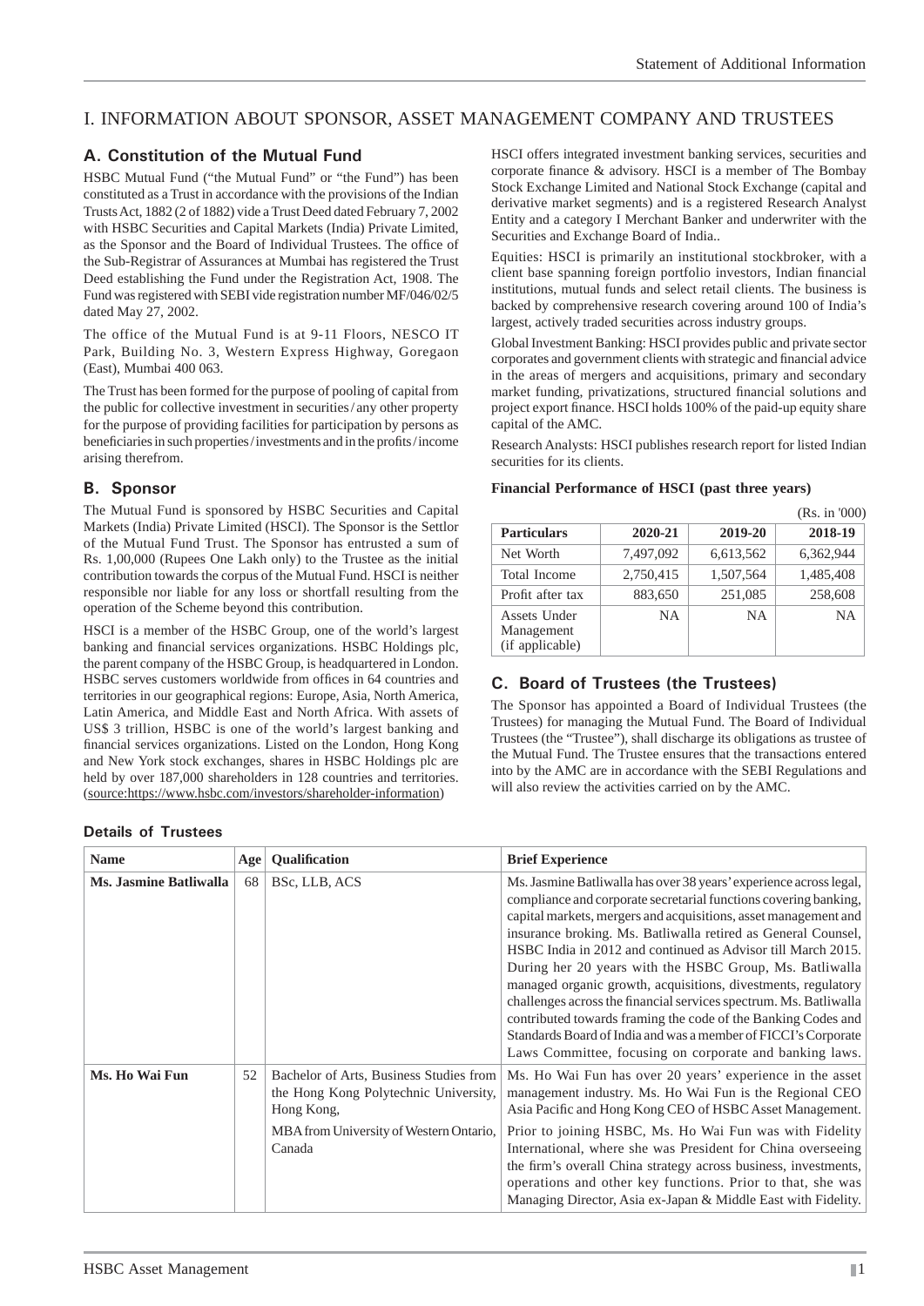# I. INFORMATION ABOUT SPONSOR, ASSET MANAGEMENT COMPANY AND TRUSTEES

## A. Constitution of the Mutual Fund

HSBC Mutual Fund ("the Mutual Fund" or "the Fund") has been constituted as a Trust in accordance with the provisions of the Indian Trusts Act, 1882 (2 of 1882) vide a Trust Deed dated February 7, 2002 with HSBC Securities and Capital Markets (India) Private Limited, as the Sponsor and the Board of Individual Trustees. The office of the Sub-Registrar of Assurances at Mumbai has registered the Trust Deed establishing the Fund under the Registration Act, 1908. The Fund was registered with SEBI vide registration number MF/046/02/5 dated May 27, 2002.

The office of the Mutual Fund is at 9-11 Floors, NESCO IT Park, Building No. 3, Western Express Highway, Goregaon (East), Mumbai 400 063.

The Trust has been formed for the purpose of pooling of capital from the public for collective investment in securities / any other property for the purpose of providing facilities for participation by persons as beneficiaries in such properties / investments and in the profits / income arising therefrom.

## B. Sponsor

The Mutual Fund is sponsored by HSBC Securities and Capital Markets (India) Private Limited (HSCI). The Sponsor is the Settlor of the Mutual Fund Trust. The Sponsor has entrusted a sum of Rs. 1,00,000 (Rupees One Lakh only) to the Trustee as the initial contribution towards the corpus of the Mutual Fund. HSCI is neither responsible nor liable for any loss or shortfall resulting from the operation of the Scheme beyond this contribution.

HSCI is a member of the HSBC Group, one of the world's largest banking and financial services organizations. HSBC Holdings plc, the parent company of the HSBC Group, is headquartered in London. HSBC serves customers worldwide from offices in 64 countries and territories in our geographical regions: Europe, Asia, North America, Latin America, and Middle East and North Africa. With assets of US$ 3 trillion, HSBC is one of the world's largest banking and financial services organizations. Listed on the London, Hong Kong and New York stock exchanges, shares in HSBC Holdings plc are held by over 187,000 shareholders in 128 countries and territories. (source:https://www.hsbc.com/investors/shareholder-information)

HSCI offers integrated investment banking services, securities and corporate finance & advisory. HSCI is a member of The Bombay Stock Exchange Limited and National Stock Exchange (capital and derivative market segments) and is a registered Research Analyst Entity and a category I Merchant Banker and underwriter with the Securities and Exchange Board of India..

Equities: HSCI is primarily an institutional stockbroker, with a client base spanning foreign portfolio investors, Indian financial institutions, mutual funds and select retail clients. The business is backed by comprehensive research covering around 100 of India's largest, actively traded securities across industry groups.

Global Investment Banking: HSCI provides public and private sector corporates and government clients with strategic and financial advice in the areas of mergers and acquisitions, primary and secondary market funding, privatizations, structured financial solutions and project export finance. HSCI holds 100% of the paid-up equity share capital of the AMC.

Research Analysts: HSCI publishes research report for listed Indian securities for its clients.

**Financial Performance of HSCI (past three years)**

(Rs. in '000)

| Particulars | 2020-21 | 2019-20 | 2018-19 |
|---|---|---|---|
| Net Worth | 7,497,092 | 6,613,562 | 6,362,944 |
| Total Income | 2,750,415 | 1,507,564 | 1,485,408 |
| Profit after tax | 883,650 | 251,085 | 258,608 |
| Assets Under Management (if applicable) | NA | NA | NA |

## C. Board of Trustees (the Trustees)

The Sponsor has appointed a Board of Individual Trustees (the Trustees) for managing the Mutual Fund. The Board of Individual Trustees (the "Trustee"), shall discharge its obligations as trustee of the Mutual Fund. The Trustee ensures that the transactions entered into by the AMC are in accordance with the SEBI Regulations and will also review the activities carried on by the AMC.

### Details of Trustees

| Name | Age | Qualification | Brief Experience |
|---|---|---|---|
| **Ms. Jasmine Batliwalla** | 68 | BSc, LLB, ACS | Ms. Jasmine Batliwalla has over 38 years' experience across legal, compliance and corporate secretarial functions covering banking, capital markets, mergers and acquisitions, asset management and insurance broking. Ms. Batliwala retired as General Counsel, HSBC India in 2012 and continued as Advisor till March 2015. During her 20 years with the HSBC Group, Ms. Batliwala managed organic growth, acquisitions, divestments, regulatory challenges across the financial services spectrum. Ms. Batliwala contributed towards framing the code of the Banking Codes and Standards Board of India and was a member of FICCI's Corporate Laws Committee, focusing on corporate and banking laws. |
| **Ms. Ho Wai Fun** | 52 | Bachelor of Arts, Business Studies from the Hong Kong Polytechnic University, Hong Kong, MBA from University of Western Ontario, Canada | Ms. Ho Wai Fun has over 20 years' experience in the asset management industry. Ms. Ho Wai Fun is the Regional CEO Asia Pacific and Hong Kong CEO of HSBC Asset Management. Prior to joining HSBC, Ms. Ho Wai Fun was with Fidelity International, where she was President for China overseeing the firm's overall China strategy across business, investments, operations and other key functions. Prior to that, she was Managing Director, Asia ex-Japan & Middle East with Fidelity. |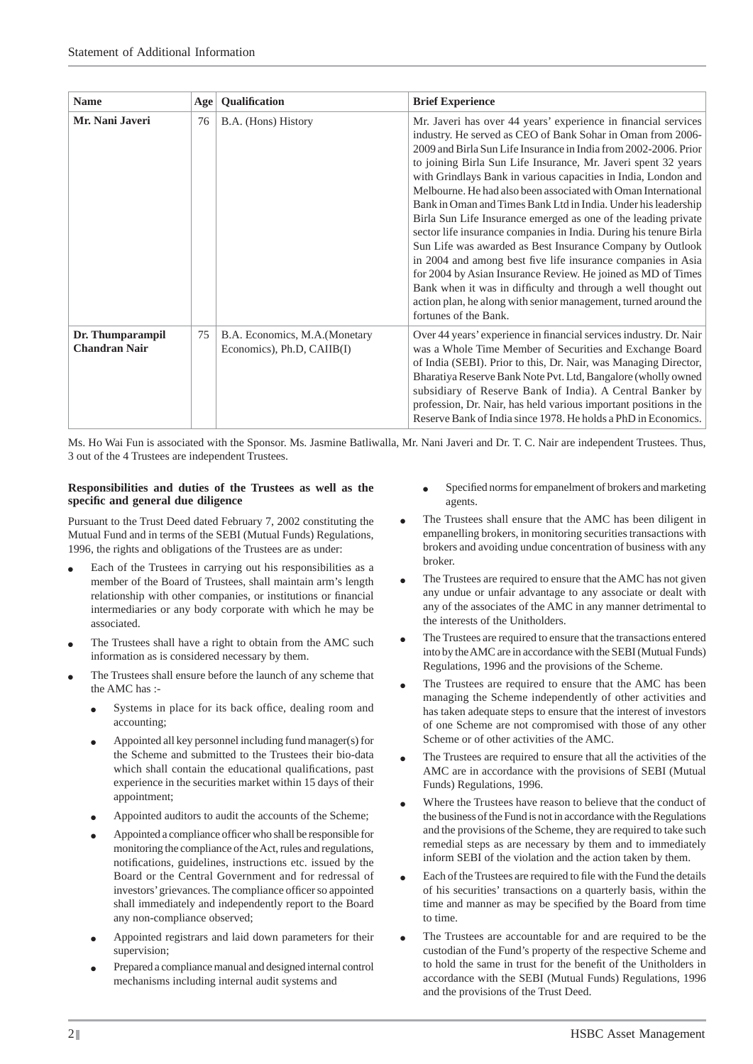| Name | Age | Qualification | Brief Experience |
|---|---|---|---|
| **Mr. Nani Javeri** | 76 | B.A. (Hons) History | Mr. Javeri has over 44 years' experience in financial services industry. He served as CEO of Bank Sohar in Oman from 2006-2009 and Birla Sun Life Insurance in India from 2002-2006. Prior to joining Birla Sun Life Insurance, Mr. Javeri spent 32 years with Grindlays Bank in various capacities in India, London and Melbourne. He had also been associated with Oman International Bank in Oman and Times Bank Ltd in India. Under his leadership Birla Sun Life Insurance emerged as one of the leading private sector life insurance companies in India. During his tenure Birla Sun Life was awarded as Best Insurance Company by Outlook in 2004 and among best five life insurance companies in Asia for 2004 by Asian Insurance Review. He joined as MD of Times Bank when it was in difficulty and through a well thought out action plan, he along with senior management, turned around the fortunes of the Bank. |
| **Dr. Thumparampil Chandran Nair** | 75 | B.A. Economics, M.A.(Monetary Economics), Ph.D, CAIIB(I) | Over 44 years' experience in financial services industry. Dr. Nair was a Whole Time Member of Securities and Exchange Board of India (SEBI). Prior to this, Dr. Nair, was Managing Director, Bharatiya Reserve Bank Note Pvt. Ltd, Bangalore (wholly owned subsidiary of Reserve Bank of India). A Central Banker by profession, Dr. Nair, has held various important positions in the Reserve Bank of India since 1978. He holds a PhD in Economics. |

Ms. Ho Wai Fun is associated with the Sponsor. Ms. Jasmine Batliwalla, Mr. Nani Javeri and Dr. T. C. Nair are independent Trustees. Thus, 3 out of the 4 Trustees are independent Trustees.

**Responsibilities and duties of the Trustees as well as the specific and general due diligence**

Pursuant to the Trust Deed dated February 7, 2002 constituting the Mutual Fund and in terms of the SEBI (Mutual Funds) Regulations, 1996, the rights and obligations of the Trustees are as under:

- Each of the Trustees in carrying out his responsibilities as a member of the Board of Trustees, shall maintain arm's length relationship with other companies, or institutions or financial intermediaries or any body corporate with which he may be associated.
- The Trustees shall have a right to obtain from the AMC such information as is considered necessary by them.
- The Trustees shall ensure before the launch of any scheme that the AMC has :-
  - Systems in place for its back office, dealing room and accounting;
  - Appointed all key personnel including fund manager(s) for the Scheme and submitted to the Trustees their bio-data which shall contain the educational qualifications, past experience in the securities market within 15 days of their appointment;
  - Appointed auditors to audit the accounts of the Scheme;
  - Appointed a compliance officer who shall be responsible for monitoring the compliance of the Act, rules and regulations, notifications, guidelines, instructions etc. issued by the Board or the Central Government and for redressal of investors' grievances. The compliance officer so appointed shall immediately and independently report to the Board any non-compliance observed;
  - Appointed registrars and laid down parameters for their supervision;
  - Prepared a compliance manual and designed internal control mechanisms including internal audit systems and
  - Specified norms for empanelment of brokers and marketing agents.
- The Trustees shall ensure that the AMC has been diligent in empanelling brokers, in monitoring securities transactions with brokers and avoiding undue concentration of business with any broker.
- The Trustees are required to ensure that the AMC has not given any undue or unfair advantage to any associate or dealt with any of the associates of the AMC in any manner detrimental to the interests of the Unitholders.
- The Trustees are required to ensure that the transactions entered into by the AMC are in accordance with the SEBI (Mutual Funds) Regulations, 1996 and the provisions of the Scheme.
- The Trustees are required to ensure that the AMC has been managing the Scheme independently of other activities and has taken adequate steps to ensure that the interest of investors of one Scheme are not compromised with those of any other Scheme or of other activities of the AMC.
- The Trustees are required to ensure that all the activities of the AMC are in accordance with the provisions of SEBI (Mutual Funds) Regulations, 1996.
- Where the Trustees have reason to believe that the conduct of the business of the Fund is not in accordance with the Regulations and the provisions of the Scheme, they are required to take such remedial steps as are necessary by them and to immediately inform SEBI of the violation and the action taken by them.
- Each of the Trustees are required to file with the Fund the details of his securities' transactions on a quarterly basis, within the time and manner as may be specified by the Board from time to time.
- The Trustees are accountable for and are required to be the custodian of the Fund's property of the respective Scheme and to hold the same in trust for the benefit of the Unitholders in accordance with the SEBI (Mutual Funds) Regulations, 1996 and the provisions of the Trust Deed.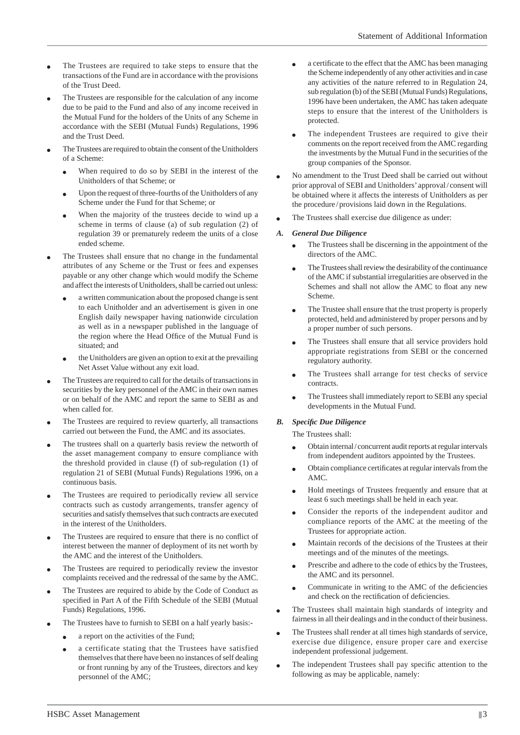- The Trustees are required to take steps to ensure that the transactions of the Fund are in accordance with the provisions of the Trust Deed.
- The Trustees are responsible for the calculation of any income due to be paid to the Fund and also of any income received in the Mutual Fund for the holders of the Units of any Scheme in accordance with the SEBI (Mutual Funds) Regulations, 1996 and the Trust Deed.
- The Trustees are required to obtain the consent of the Unitholders of a Scheme:
  - When required to do so by SEBI in the interest of the Unitholders of that Scheme; or
  - Upon the request of three-fourths of the Unitholders of any Scheme under the Fund for that Scheme; or
  - When the majority of the trustees decide to wind up a scheme in terms of clause (a) of sub regulation (2) of regulation 39 or prematurely redeem the units of a close ended scheme.
- The Trustees shall ensure that no change in the fundamental attributes of any Scheme or the Trust or fees and expenses payable or any other change which would modify the Scheme and affect the interests of Unitholders, shall be carried out unless:
  - a written communication about the proposed change is sent to each Unitholder and an advertisement is given in one English daily newspaper having nationwide circulation as well as in a newspaper published in the language of the region where the Head Office of the Mutual Fund is situated; and
  - the Unitholders are given an option to exit at the prevailing Net Asset Value without any exit load.
- The Trustees are required to call for the details of transactions in securities by the key personnel of the AMC in their own names or on behalf of the AMC and report the same to SEBI as and when called for.
- The Trustees are required to review quarterly, all transactions carried out between the Fund, the AMC and its associates.
- The trustees shall on a quarterly basis review the networth of the asset management company to ensure compliance with the threshold provided in clause (f) of sub-regulation (1) of regulation 21 of SEBI (Mutual Funds) Regulations 1996, on a continuous basis.
- The Trustees are required to periodically review all service contracts such as custody arrangements, transfer agency of securities and satisfy themselves that such contracts are executed in the interest of the Unitholders.
- The Trustees are required to ensure that there is no conflict of interest between the manner of deployment of its net worth by the AMC and the interest of the Unitholders.
- The Trustees are required to periodically review the investor complaints received and the redressal of the same by the AMC.
- The Trustees are required to abide by the Code of Conduct as specified in Part A of the Fifth Schedule of the SEBI (Mutual Funds) Regulations, 1996.
- The Trustees have to furnish to SEBI on a half yearly basis:-
  - a report on the activities of the Fund;
  - a certificate stating that the Trustees have satisfied themselves that there have been no instances of self dealing or front running by any of the Trustees, directors and key personnel of the AMC;
  - a certificate to the effect that the AMC has been managing the Scheme independently of any other activities and in case any activities of the nature referred to in Regulation 24, sub regulation (b) of the SEBI (Mutual Funds) Regulations, 1996 have been undertaken, the AMC has taken adequate steps to ensure that the interest of the Unitholders is protected.
  - The independent Trustees are required to give their comments on the report received from the AMC regarding the investments by the Mutual Fund in the securities of the group companies of the Sponsor.
- No amendment to the Trust Deed shall be carried out without prior approval of SEBI and Unitholders' approval / consent will be obtained where it affects the interests of Unitholders as per the procedure / provisions laid down in the Regulations.
- The Trustees shall exercise due diligence as under:

***A. General Due Diligence***

- The Trustees shall be discerning in the appointment of the directors of the AMC.
- The Trustees shall review the desirability of the continuance of the AMC if substantial irregularities are observed in the Schemes and shall not allow the AMC to float any new Scheme.
- The Trustee shall ensure that the trust property is properly protected, held and administered by proper persons and by a proper number of such persons.
- The Trustees shall ensure that all service providers hold appropriate registrations from SEBI or the concerned regulatory authority.
- The Trustees shall arrange for test checks of service contracts.
- The Trustees shall immediately report to SEBI any special developments in the Mutual Fund.

***B. Specific Due Diligence***

The Trustees shall:

- Obtain internal / concurrent audit reports at regular intervals from independent auditors appointed by the Trustees.
- Obtain compliance certificates at regular intervals from the AMC.
- Hold meetings of Trustees frequently and ensure that at least 6 such meetings shall be held in each year.
- Consider the reports of the independent auditor and compliance reports of the AMC at the meeting of the Trustees for appropriate action.
- Maintain records of the decisions of the Trustees at their meetings and of the minutes of the meetings.
- Prescribe and adhere to the code of ethics by the Trustees, the AMC and its personnel.
- Communicate in writing to the AMC of the deficiencies and check on the rectification of deficiencies.

- The Trustees shall maintain high standards of integrity and fairness in all their dealings and in the conduct of their business.
- The Trustees shall render at all times high standards of service, exercise due diligence, ensure proper care and exercise independent professional judgement.
- The independent Trustees shall pay specific attention to the following as may be applicable, namely: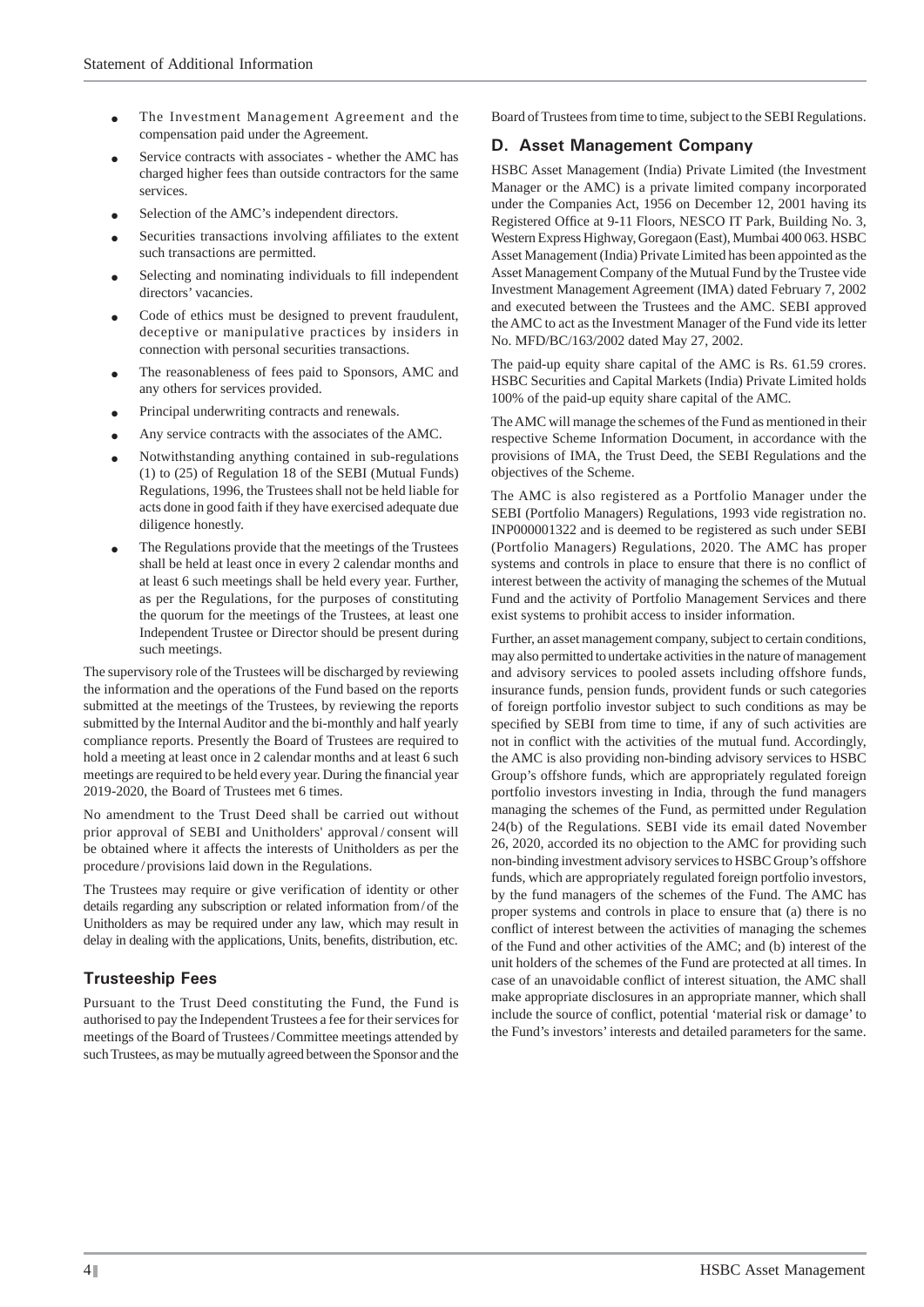- The Investment Management Agreement and the compensation paid under the Agreement.
- Service contracts with associates - whether the AMC has charged higher fees than outside contractors for the same services.
- Selection of the AMC's independent directors.
- Securities transactions involving affiliates to the extent such transactions are permitted.
- Selecting and nominating individuals to fill independent directors' vacancies.
- Code of ethics must be designed to prevent fraudulent, deceptive or manipulative practices by insiders in connection with personal securities transactions.
- The reasonableness of fees paid to Sponsors, AMC and any others for services provided.
- Principal underwriting contracts and renewals.
- Any service contracts with the associates of the AMC.
- Notwithstanding anything contained in sub-regulations (1) to (25) of Regulation 18 of the SEBI (Mutual Funds) Regulations, 1996, the Trustees shall not be held liable for acts done in good faith if they have exercised adequate due diligence honestly.
- The Regulations provide that the meetings of the Trustees shall be held at least once in every 2 calendar months and at least 6 such meetings shall be held every year. Further, as per the Regulations, for the purposes of constituting the quorum for the meetings of the Trustees, at least one Independent Trustee or Director should be present during such meetings.

The supervisory role of the Trustees will be discharged by reviewing the information and the operations of the Fund based on the reports submitted at the meetings of the Trustees, by reviewing the reports submitted by the Internal Auditor and the bi-monthly and half yearly compliance reports. Presently the Board of Trustees are required to hold a meeting at least once in 2 calendar months and at least 6 such meetings are required to be held every year. During the financial year 2019-2020, the Board of Trustees met 6 times.

No amendment to the Trust Deed shall be carried out without prior approval of SEBI and Unitholders' approval / consent will be obtained where it affects the interests of Unitholders as per the procedure / provisions laid down in the Regulations.

The Trustees may require or give verification of identity or other details regarding any subscription or related information from / of the Unitholders as may be required under any law, which may result in delay in dealing with the applications, Units, benefits, distribution, etc.

### Trusteeship Fees

Pursuant to the Trust Deed constituting the Fund, the Fund is authorised to pay the Independent Trustees a fee for their services for meetings of the Board of Trustees / Committee meetings attended by such Trustees, as may be mutually agreed between the Sponsor and the Board of Trustees from time to time, subject to the SEBI Regulations.

## D. Asset Management Company

HSBC Asset Management (India) Private Limited (the Investment Manager or the AMC) is a private limited company incorporated under the Companies Act, 1956 on December 12, 2001 having its Registered Office at 9-11 Floors, NESCO IT Park, Building No. 3, Western Express Highway, Goregaon (East), Mumbai 400 063. HSBC Asset Management (India) Private Limited has been appointed as the Asset Management Company of the Mutual Fund by the Trustee vide Investment Management Agreement (IMA) dated February 7, 2002 and executed between the Trustees and the AMC. SEBI approved the AMC to act as the Investment Manager of the Fund vide its letter No. MFD/BC/163/2002 dated May 27, 2002.

The paid-up equity share capital of the AMC is Rs. 61.59 crores. HSBC Securities and Capital Markets (India) Private Limited holds 100% of the paid-up equity share capital of the AMC.

The AMC will manage the schemes of the Fund as mentioned in their respective Scheme Information Document, in accordance with the provisions of IMA, the Trust Deed, the SEBI Regulations and the objectives of the Scheme.

The AMC is also registered as a Portfolio Manager under the SEBI (Portfolio Managers) Regulations, 1993 vide registration no. INP000001322 and is deemed to be registered as such under SEBI (Portfolio Managers) Regulations, 2020. The AMC has proper systems and controls in place to ensure that there is no conflict of interest between the activity of managing the schemes of the Mutual Fund and the activity of Portfolio Management Services and there exist systems to prohibit access to insider information.

Further, an asset management company, subject to certain conditions, may also permitted to undertake activities in the nature of management and advisory services to pooled assets including offshore funds, insurance funds, pension funds, provident funds or such categories of foreign portfolio investor subject to such conditions as may be specified by SEBI from time to time, if any of such activities are not in conflict with the activities of the mutual fund. Accordingly, the AMC is also providing non-binding advisory services to HSBC Group's offshore funds, which are appropriately regulated foreign portfolio investors investing in India, through the fund managers managing the schemes of the Fund, as permitted under Regulation 24(b) of the Regulations. SEBI vide its email dated November 26, 2020, accorded its no objection to the AMC for providing such non-binding investment advisory services to HSBC Group's offshore funds, which are appropriately regulated foreign portfolio investors, by the fund managers of the schemes of the Fund. The AMC has proper systems and controls in place to ensure that (a) there is no conflict of interest between the activities of managing the schemes of the Fund and other activities of the AMC; and (b) interest of the unit holders of the schemes of the Fund are protected at all times. In case of an unavoidable conflict of interest situation, the AMC shall make appropriate disclosures in an appropriate manner, which shall include the source of conflict, potential 'material risk or damage' to the Fund's investors' interests and detailed parameters for the same.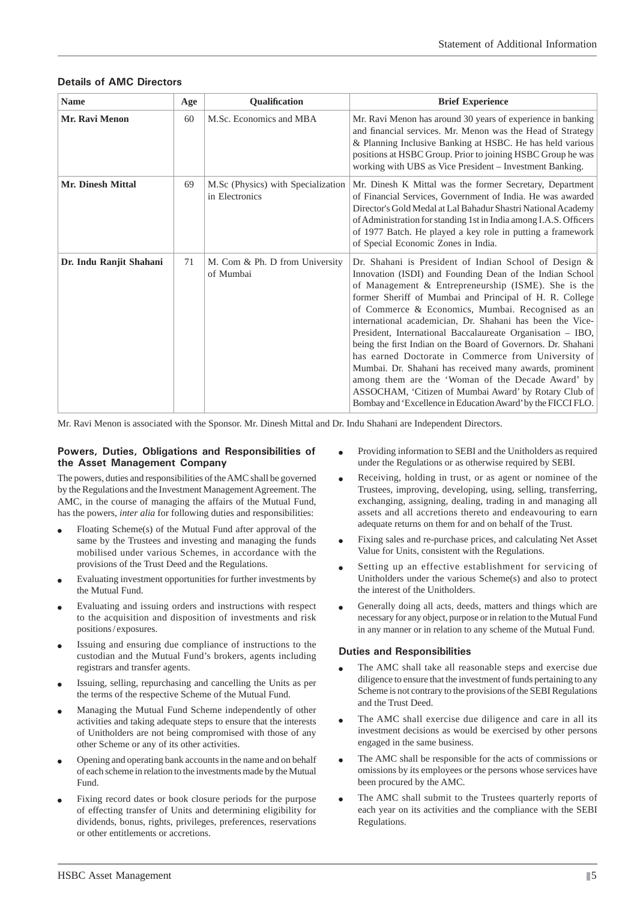## Details of AMC Directors

| Name | Age | Qualification | Brief Experience |
|---|---|---|---|
| **Mr. Ravi Menon** | 60 | M.Sc. Economics and MBA | Mr. Ravi Menon has around 30 years of experience in banking and financial services. Mr. Menon was the Head of Strategy & Planning Inclusive Banking at HSBC. He has held various positions at HSBC Group. Prior to joining HSBC Group he was working with UBS as Vice President – Investment Banking. |
| **Mr. Dinesh Mittal** | 69 | M.Sc (Physics) with Specialization in Electronics | Mr. Dinesh K Mittal was the former Secretary, Department of Financial Services, Government of India. He was awarded Director's Gold Medal at Lal Bahadur Shastri National Academy of Administration for standing 1st in India among I.A.S. Officers of 1977 Batch. He played a key role in putting a framework of Special Economic Zones in India. |
| **Dr. Indu Ranjit Shahani** | 71 | M. Com & Ph. D from University of Mumbai | Dr. Shahani is President of Indian School of Design & Innovation (ISDI) and Founding Dean of the Indian School of Management & Entrepreneurship (ISME). She is the former Sheriff of Mumbai and Principal of H. R. College of Commerce & Economics, Mumbai. Recognised as an international academician, Dr. Shahani has been the Vice-President, International Baccalaureate Organisation – IBO, being the first Indian on the Board of Governors. Dr. Shahani has earned Doctorate in Commerce from University of Mumbai. Dr. Shahani has received many awards, prominent among them are the 'Woman of the Decade Award' by ASSOCHAM, 'Citizen of Mumbai Award' by Rotary Club of Bombay and 'Excellence in Education Award' by the FICCI FLO. |

Mr. Ravi Menon is associated with the Sponsor. Mr. Dinesh Mittal and Dr. Indu Shahani are Independent Directors.

### Powers, Duties, Obligations and Responsibilities of the Asset Management Company

The powers, duties and responsibilities of the AMC shall be governed by the Regulations and the Investment Management Agreement. The AMC, in the course of managing the affairs of the Mutual Fund, has the powers, *inter alia* for following duties and responsibilities:

- Floating Scheme(s) of the Mutual Fund after approval of the same by the Trustees and investing and managing the funds mobilised under various Schemes, in accordance with the provisions of the Trust Deed and the Regulations.
- Evaluating investment opportunities for further investments by the Mutual Fund.
- Evaluating and issuing orders and instructions with respect to the acquisition and disposition of investments and risk positions/exposures.
- Issuing and ensuring due compliance of instructions to the custodian and the Mutual Fund's brokers, agents including registrars and transfer agents.
- Issuing, selling, repurchasing and cancelling the Units as per the terms of the respective Scheme of the Mutual Fund.
- Managing the Mutual Fund Scheme independently of other activities and taking adequate steps to ensure that the interests of Unitholders are not being compromised with those of any other Scheme or any of its other activities.
- Opening and operating bank accounts in the name and on behalf of each scheme in relation to the investments made by the Mutual Fund.
- Fixing record dates or book closure periods for the purpose of effecting transfer of Units and determining eligibility for dividends, bonus, rights, privileges, preferences, reservations or other entitlements or accretions.
- Providing information to SEBI and the Unitholders as required under the Regulations or as otherwise required by SEBI.
- Receiving, holding in trust, or as agent or nominee of the Trustees, improving, developing, using, selling, transferring, exchanging, assigning, dealing, trading in and managing all assets and all accretions thereto and endeavouring to earn adequate returns on them for and on behalf of the Trust.
- Fixing sales and re-purchase prices, and calculating Net Asset Value for Units, consistent with the Regulations.
- Setting up an effective establishment for servicing of Unitholders under the various Scheme(s) and also to protect the interest of the Unitholders.
- Generally doing all acts, deeds, matters and things which are necessary for any object, purpose or in relation to the Mutual Fund in any manner or in relation to any scheme of the Mutual Fund.

### Duties and Responsibilities

- The AMC shall take all reasonable steps and exercise due diligence to ensure that the investment of funds pertaining to any Scheme is not contrary to the provisions of the SEBI Regulations and the Trust Deed.
- The AMC shall exercise due diligence and care in all its investment decisions as would be exercised by other persons engaged in the same business.
- The AMC shall be responsible for the acts of commissions or omissions by its employees or the persons whose services have been procured by the AMC.
- The AMC shall submit to the Trustees quarterly reports of each year on its activities and the compliance with the SEBI Regulations.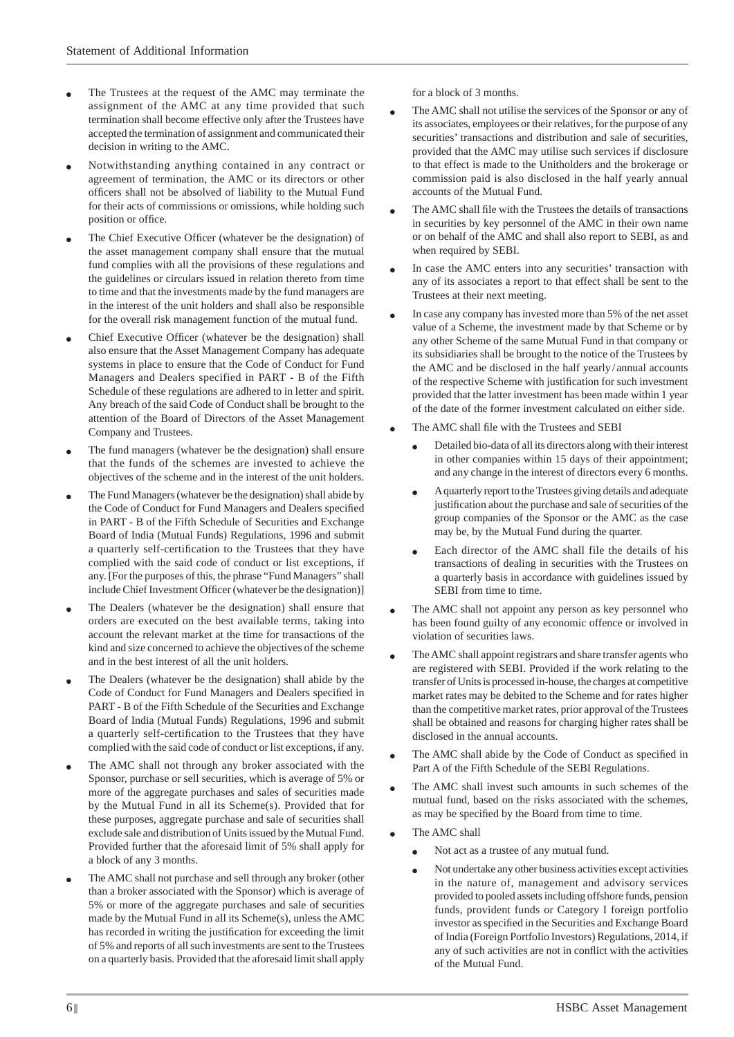- The Trustees at the request of the AMC may terminate the assignment of the AMC at any time provided that such termination shall become effective only after the Trustees have accepted the termination of assignment and communicated their decision in writing to the AMC.
- Notwithstanding anything contained in any contract or agreement of termination, the AMC or its directors or other officers shall not be absolved of liability to the Mutual Fund for their acts of commissions or omissions, while holding such position or office.
- The Chief Executive Officer (whatever be the designation) of the asset management company shall ensure that the mutual fund complies with all the provisions of these regulations and the guidelines or circulars issued in relation thereto from time to time and that the investments made by the fund managers are in the interest of the unit holders and shall also be responsible for the overall risk management function of the mutual fund.
- Chief Executive Officer (whatever be the designation) shall also ensure that the Asset Management Company has adequate systems in place to ensure that the Code of Conduct for Fund Managers and Dealers specified in PART - B of the Fifth Schedule of these regulations are adhered to in letter and spirit. Any breach of the said Code of Conduct shall be brought to the attention of the Board of Directors of the Asset Management Company and Trustees.
- The fund managers (whatever be the designation) shall ensure that the funds of the schemes are invested to achieve the objectives of the scheme and in the interest of the unit holders.
- The Fund Managers (whatever be the designation) shall abide by the Code of Conduct for Fund Managers and Dealers specified in PART - B of the Fifth Schedule of Securities and Exchange Board of India (Mutual Funds) Regulations, 1996 and submit a quarterly self-certification to the Trustees that they have complied with the said code of conduct or list exceptions, if any. [For the purposes of this, the phrase "Fund Managers" shall include Chief Investment Officer (whatever be the designation)]
- The Dealers (whatever be the designation) shall ensure that orders are executed on the best available terms, taking into account the relevant market at the time for transactions of the kind and size concerned to achieve the objectives of the scheme and in the best interest of all the unit holders.
- The Dealers (whatever be the designation) shall abide by the Code of Conduct for Fund Managers and Dealers specified in PART - B of the Fifth Schedule of the Securities and Exchange Board of India (Mutual Funds) Regulations, 1996 and submit a quarterly self-certification to the Trustees that they have complied with the said code of conduct or list exceptions, if any.
- The AMC shall not through any broker associated with the Sponsor, purchase or sell securities, which is average of 5% or more of the aggregate purchases and sales of securities made by the Mutual Fund in all its Scheme(s). Provided that for these purposes, aggregate purchase and sale of securities shall exclude sale and distribution of Units issued by the Mutual Fund. Provided further that the aforesaid limit of 5% shall apply for a block of any 3 months.
- The AMC shall not purchase and sell through any broker (other than a broker associated with the Sponsor) which is average of 5% or more of the aggregate purchases and sale of securities made by the Mutual Fund in all its Scheme(s), unless the AMC has recorded in writing the justification for exceeding the limit of 5% and reports of all such investments are sent to the Trustees on a quarterly basis. Provided that the aforesaid limit shall apply for a block of 3 months.
- The AMC shall not utilise the services of the Sponsor or any of its associates, employees or their relatives, for the purpose of any securities' transactions and distribution and sale of securities, provided that the AMC may utilise such services if disclosure to that effect is made to the Unitholders and the brokerage or commission paid is also disclosed in the half yearly annual accounts of the Mutual Fund.
- The AMC shall file with the Trustees the details of transactions in securities by key personnel of the AMC in their own name or on behalf of the AMC and shall also report to SEBI, as and when required by SEBI.
- In case the AMC enters into any securities' transaction with any of its associates a report to that effect shall be sent to the Trustees at their next meeting.
- In case any company has invested more than 5% of the net asset value of a Scheme, the investment made by that Scheme or by any other Scheme of the same Mutual Fund in that company or its subsidiaries shall be brought to the notice of the Trustees by the AMC and be disclosed in the half yearly / annual accounts of the respective Scheme with justification for such investment provided that the latter investment has been made within 1 year of the date of the former investment calculated on either side.
- The AMC shall file with the Trustees and SEBI
  - Detailed bio-data of all its directors along with their interest in other companies within 15 days of their appointment; and any change in the interest of directors every 6 months.
  - A quarterly report to the Trustees giving details and adequate justification about the purchase and sale of securities of the group companies of the Sponsor or the AMC as the case may be, by the Mutual Fund during the quarter.
  - Each director of the AMC shall file the details of his transactions of dealing in securities with the Trustees on a quarterly basis in accordance with guidelines issued by SEBI from time to time.
- The AMC shall not appoint any person as key personnel who has been found guilty of any economic offence or involved in violation of securities laws.
- The AMC shall appoint registrars and share transfer agents who are registered with SEBI. Provided if the work relating to the transfer of Units is processed in-house, the charges at competitive market rates may be debited to the Scheme and for rates higher than the competitive market rates, prior approval of the Trustees shall be obtained and reasons for charging higher rates shall be disclosed in the annual accounts.
- The AMC shall abide by the Code of Conduct as specified in Part A of the Fifth Schedule of the SEBI Regulations.
- The AMC shall invest such amounts in such schemes of the mutual fund, based on the risks associated with the schemes, as may be specified by the Board from time to time.
- The AMC shall
  - Not act as a trustee of any mutual fund.
  - Not undertake any other business activities except activities in the nature of, management and advisory services provided to pooled assets including offshore funds, pension funds, provident funds or Category I foreign portfolio investor as specified in the Securities and Exchange Board of India (Foreign Portfolio Investors) Regulations, 2014, if any of such activities are not in conflict with the activities of the Mutual Fund.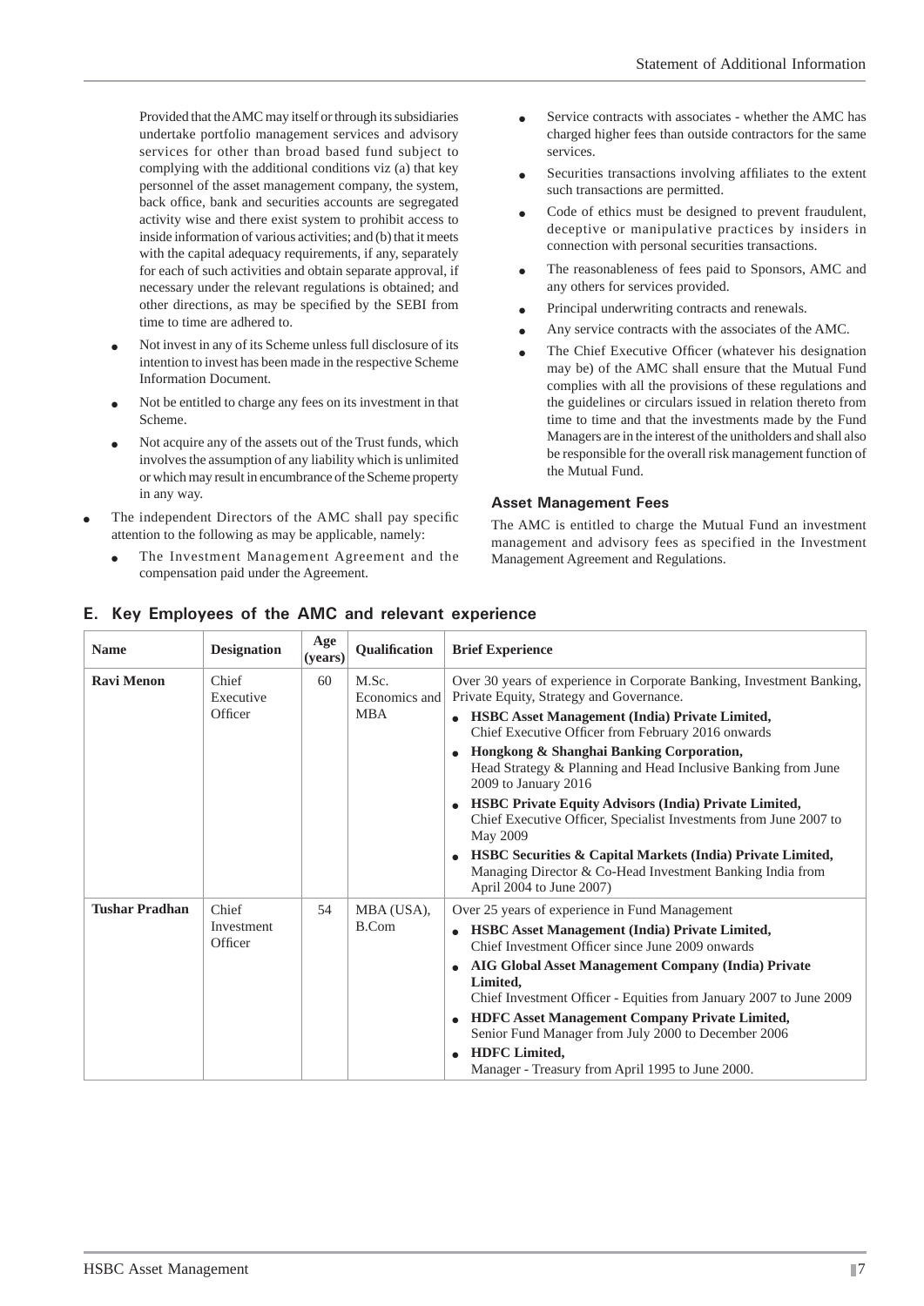Provided that the AMC may itself or through its subsidiaries undertake portfolio management services and advisory services for other than broad based fund subject to complying with the additional conditions viz (a) that key personnel of the asset management company, the system, back office, bank and securities accounts are segregated activity wise and there exist system to prohibit access to inside information of various activities; and (b) that it meets with the capital adequacy requirements, if any, separately for each of such activities and obtain separate approval, if necessary under the relevant regulations is obtained; and other directions, as may be specified by the SEBI from time to time are adhered to.

- Not invest in any of its Scheme unless full disclosure of its intention to invest has been made in the respective Scheme Information Document.
- Not be entitled to charge any fees on its investment in that Scheme.
- Not acquire any of the assets out of the Trust funds, which involves the assumption of any liability which is unlimited or which may result in encumbrance of the Scheme property in any way.

- The independent Directors of the AMC shall pay specific attention to the following as may be applicable, namely:
  - The Investment Management Agreement and the compensation paid under the Agreement.
  - Service contracts with associates - whether the AMC has charged higher fees than outside contractors for the same services.
  - Securities transactions involving affiliates to the extent such transactions are permitted.
  - Code of ethics must be designed to prevent fraudulent, deceptive or manipulative practices by insiders in connection with personal securities transactions.
  - The reasonableness of fees paid to Sponsors, AMC and any others for services provided.
  - Principal underwriting contracts and renewals.
  - Any service contracts with the associates of the AMC.
  - The Chief Executive Officer (whatever his designation may be) of the AMC shall ensure that the Mutual Fund complies with all the provisions of these regulations and the guidelines or circulars issued in relation thereto from time to time and that the investments made by the Fund Managers are in the interest of the unitholders and shall also be responsible for the overall risk management function of the Mutual Fund.

### Asset Management Fees

The AMC is entitled to charge the Mutual Fund an investment management and advisory fees as specified in the Investment Management Agreement and Regulations.

## E. Key Employees of the AMC and relevant experience

| Name | Designation | Age (years) | Qualification | Brief Experience |
|---|---|---|---|---|
| **Ravi Menon** | Chief Executive Officer | 60 | M.Sc. Economics and MBA | Over 30 years of experience in Corporate Banking, Investment Banking, Private Equity, Strategy and Governance.<br>• **HSBC Asset Management (India) Private Limited,** Chief Executive Officer from February 2016 onwards<br>• **Hongkong & Shanghai Banking Corporation,** Head Strategy & Planning and Head Inclusive Banking from June 2009 to January 2016<br>• **HSBC Private Equity Advisors (India) Private Limited,** Chief Executive Officer, Specialist Investments from June 2007 to May 2009<br>• **HSBC Securities & Capital Markets (India) Private Limited,** Managing Director & Co-Head Investment Banking India from April 2004 to June 2007) |
| **Tushar Pradhan** | Chief Investment Officer | 54 | MBA (USA), B.Com | Over 25 years of experience in Fund Management<br>• **HSBC Asset Management (India) Private Limited,** Chief Investment Officer since June 2009 onwards<br>• **AIG Global Asset Management Company (India) Private Limited,** Chief Investment Officer - Equities from January 2007 to June 2009<br>• **HDFC Asset Management Company Private Limited,** Senior Fund Manager from July 2000 to December 2006<br>• **HDFC Limited,** Manager - Treasury from April 1995 to June 2000. |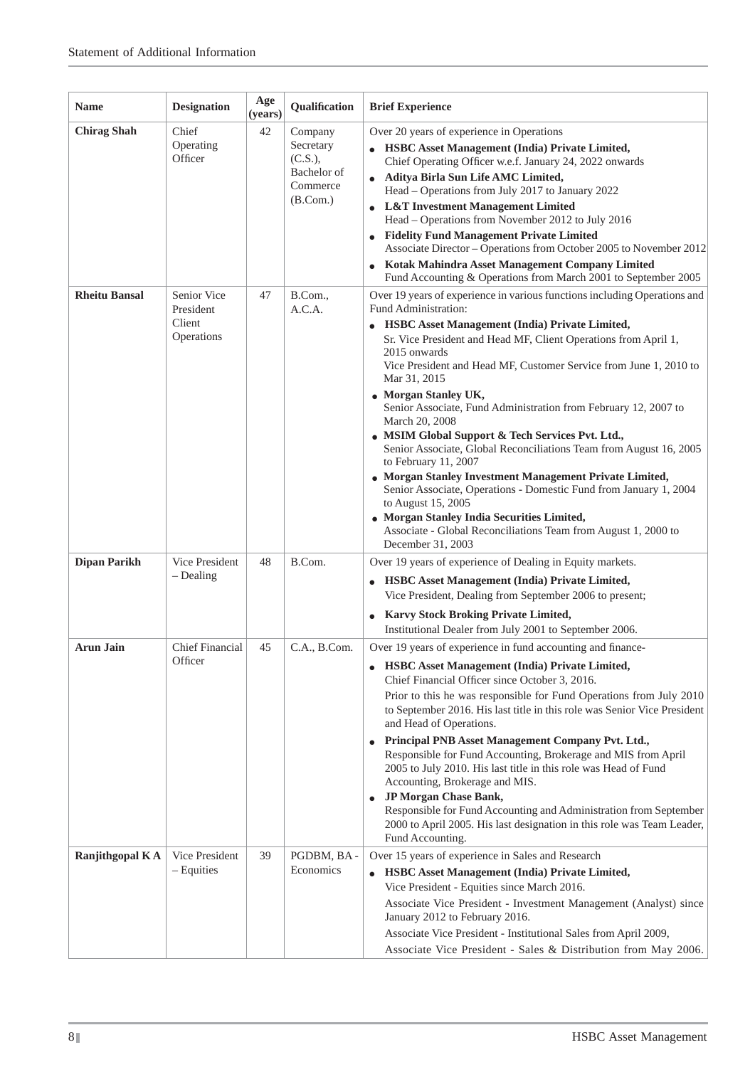| Name | Designation | Age (years) | Qualification | Brief Experience |
|---|---|---|---|---|
| **Chirag Shah** | Chief Operating Officer | 42 | Company Secretary (C.S.), Bachelor of Commerce (B.Com.) | Over 20 years of experience in Operations<br>• **HSBC Asset Management (India) Private Limited,** Chief Operating Officer w.e.f. January 24, 2022 onwards<br>• **Aditya Birla Sun Life AMC Limited,** Head – Operations from July 2017 to January 2022<br>• **L&T Investment Management Limited** Head – Operations from November 2012 to July 2016<br>• **Fidelity Fund Management Private Limited** Associate Director – Operations from October 2005 to November 2012<br>• **Kotak Mahindra Asset Management Company Limited** Fund Accounting & Operations from March 2001 to September 2005 |
| **Rheitu Bansal** | Senior Vice President Client Operations | 47 | B.Com., A.C.A. | Over 19 years of experience in various functions including Operations and Fund Administration:<br>• **HSBC Asset Management (India) Private Limited,** Sr. Vice President and Head MF, Client Operations from April 1, 2015 onwards<br>Vice President and Head MF, Customer Service from June 1, 2010 to Mar 31, 2015<br>• **Morgan Stanley UK,** Senior Associate, Fund Administration from February 12, 2007 to March 20, 2008<br>• **MSIM Global Support & Tech Services Pvt. Ltd.,** Senior Associate, Global Reconciliations Team from August 16, 2005 to February 11, 2007<br>• **Morgan Stanley Investment Management Private Limited,** Senior Associate, Operations - Domestic Fund from January 1, 2004 to August 15, 2005<br>• **Morgan Stanley India Securities Limited,** Associate - Global Reconciliations Team from August 1, 2000 to December 31, 2003 |
| **Dipan Parikh** | Vice President – Dealing | 48 | B.Com. | Over 19 years of experience of Dealing in Equity markets.<br>• **HSBC Asset Management (India) Private Limited,** Vice President, Dealing from September 2006 to present;<br>• **Karvy Stock Broking Private Limited,** Institutional Dealer from July 2001 to September 2006. |
| **Arun Jain** | Chief Financial Officer | 45 | C.A., B.Com. | Over 19 years of experience in fund accounting and finance-<br>• **HSBC Asset Management (India) Private Limited,** Chief Financial Officer since October 3, 2016.<br>Prior to this he was responsible for Fund Operations from July 2010 to September 2016. His last title in this role was Senior Vice President and Head of Operations.<br>• **Principal PNB Asset Management Company Pvt. Ltd.,** Responsible for Fund Accounting, Brokerage and MIS from April 2005 to July 2010. His last title in this role was Head of Fund Accounting, Brokerage and MIS.<br>• **JP Morgan Chase Bank,** Responsible for Fund Accounting and Administration from September 2000 to April 2005. His last designation in this role was Team Leader, Fund Accounting. |
| **Ranjithgopal K A** | Vice President – Equities | 39 | PGDBM, BA - Economics | Over 15 years of experience in Sales and Research<br>• **HSBC Asset Management (India) Private Limited,** Vice President - Equities since March 2016.<br>Associate Vice President - Investment Management (Analyst) since January 2012 to February 2016.<br>Associate Vice President - Institutional Sales from April 2009,<br>Associate Vice President - Sales & Distribution from May 2006. |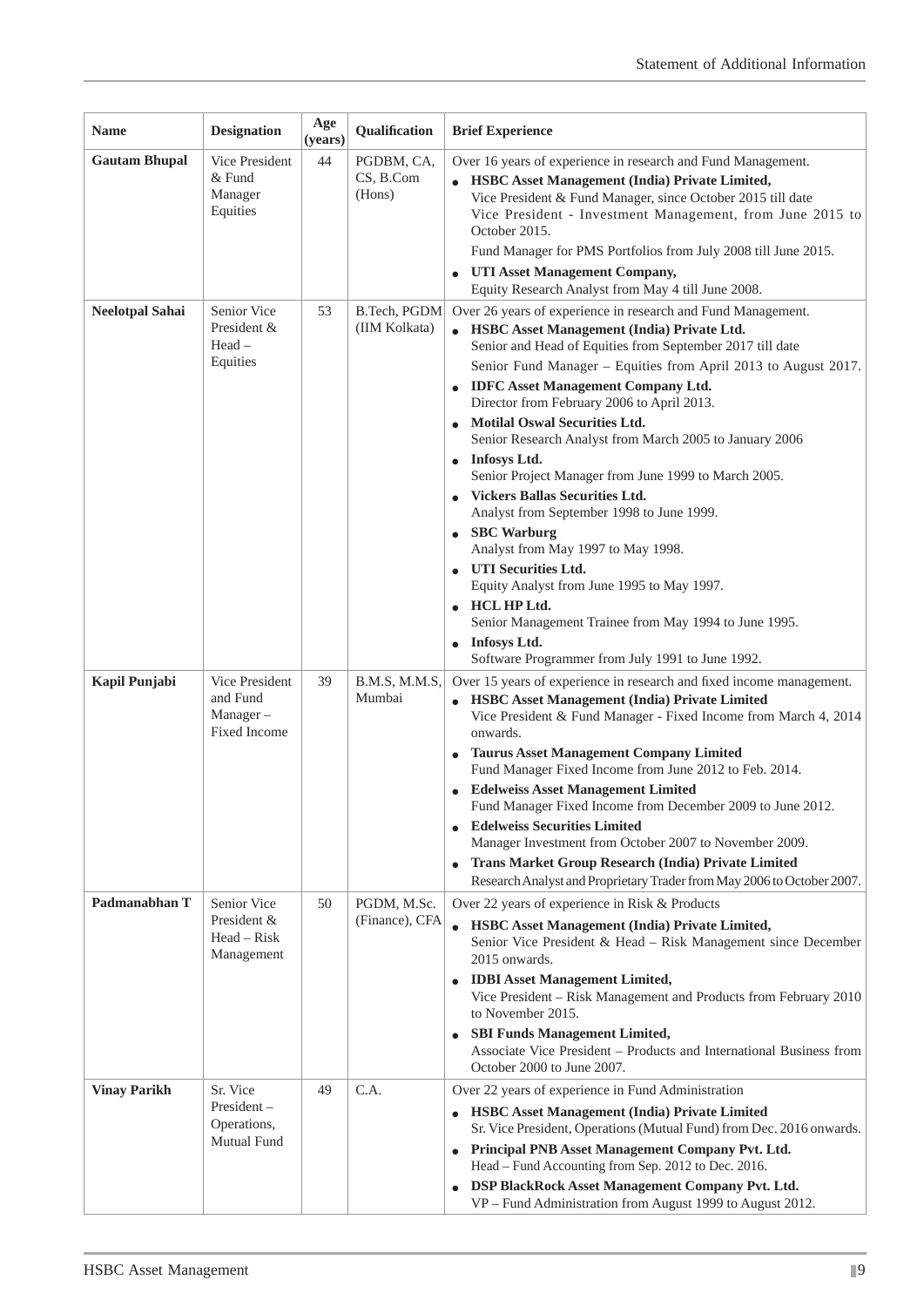| Name | Designation | Age (years) | Qualification | Brief Experience |
|---|---|---|---|---|
| **Gautam Bhupal** | Vice President & Fund Manager Equities | 44 | PGDBM, CA, CS, B.Com (Hons) | Over 16 years of experience in research and Fund Management.<br>• **HSBC Asset Management (India) Private Limited,** Vice President & Fund Manager, since October 2015 till date Vice President - Investment Management, from June 2015 to October 2015.<br>Fund Manager for PMS Portfolios from July 2008 till June 2015.<br>• **UTI Asset Management Company,** Equity Research Analyst from May 4 till June 2008. |
| **Neelotpal Sahai** | Senior Vice President & Head – Equities | 53 | B.Tech, PGDM (IIM Kolkata) | Over 26 years of experience in research and Fund Management.<br>• **HSBC Asset Management (India) Private Ltd.** Senior and Head of Equities from September 2017 till date<br>Senior Fund Manager – Equities from April 2013 to August 2017.<br>• **IDFC Asset Management Company Ltd.** Director from February 2006 to April 2013.<br>• **Motilal Oswal Securities Ltd.** Senior Research Analyst from March 2005 to January 2006<br>• **Infosys Ltd.** Senior Project Manager from June 1999 to March 2005.<br>• **Vickers Ballas Securities Ltd.** Analyst from September 1998 to June 1999.<br>• **SBC Warburg** Analyst from May 1997 to May 1998.<br>• **UTI Securities Ltd.** Equity Analyst from June 1995 to May 1997.<br>• **HCL HP Ltd.** Senior Management Trainee from May 1994 to June 1995.<br>• **Infosys Ltd.** Software Programmer from July 1991 to June 1992. |
| **Kapil Punjabi** | Vice President and Fund Manager – Fixed Income | 39 | B.M.S, M.M.S, Mumbai | Over 15 years of experience in research and fixed income management.<br>• **HSBC Asset Management (India) Private Limited** Vice President & Fund Manager - Fixed Income from March 4, 2014 onwards.<br>• **Taurus Asset Management Company Limited** Fund Manager Fixed Income from June 2012 to Feb. 2014.<br>• **Edelweiss Asset Management Limited** Fund Manager Fixed Income from December 2009 to June 2012.<br>• **Edelweiss Securities Limited** Manager Investment from October 2007 to November 2009.<br>• **Trans Market Group Research (India) Private Limited** Research Analyst and Proprietary Trader from May 2006 to October 2007. |
| **Padmanabhan T** | Senior Vice President & Head – Risk Management | 50 | PGDM, M.Sc. (Finance), CFA | Over 22 years of experience in Risk & Products<br>• **HSBC Asset Management (India) Private Limited,** Senior Vice President & Head – Risk Management since December 2015 onwards.<br>• **IDBI Asset Management Limited,** Vice President – Risk Management and Products from February 2010 to November 2015.<br>• **SBI Funds Management Limited,** Associate Vice President – Products and International Business from October 2000 to June 2007. |
| **Vinay Parikh** | Sr. Vice President – Operations, Mutual Fund | 49 | C.A. | Over 22 years of experience in Fund Administration<br>• **HSBC Asset Management (India) Private Limited** Sr. Vice President, Operations (Mutual Fund) from Dec. 2016 onwards.<br>• **Principal PNB Asset Management Company Pvt. Ltd.** Head – Fund Accounting from Sep. 2012 to Dec. 2016.<br>• **DSP BlackRock Asset Management Company Pvt. Ltd.** VP – Fund Administration from August 1999 to August 2012. |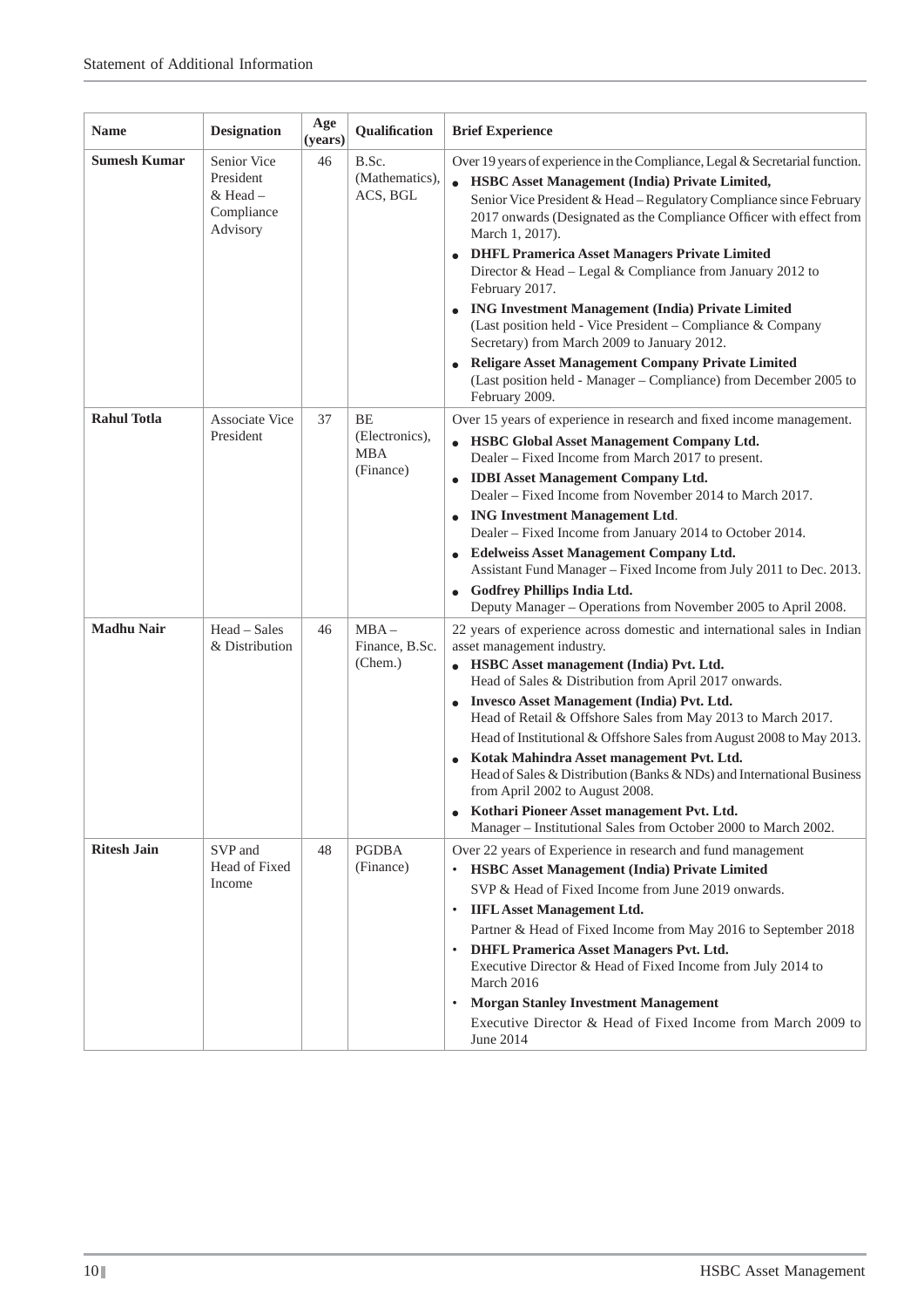| Name | Designation | Age (years) | Qualification | Brief Experience |
|---|---|---|---|---|
| **Sumesh Kumar** | Senior Vice President & Head – Compliance Advisory | 46 | B.Sc. (Mathematics), ACS, BGL | Over 19 years of experience in the Compliance, Legal & Secretarial function.<br>● **HSBC Asset Management (India) Private Limited,** Senior Vice President & Head – Regulatory Compliance since February 2017 onwards (Designated as the Compliance Officer with effect from March 1, 2017).<br>● **DHFL Pramerica Asset Managers Private Limited** Director & Head – Legal & Compliance from January 2012 to February 2017.<br>● **ING Investment Management (India) Private Limited** (Last position held - Vice President – Compliance & Company Secretary) from March 2009 to January 2012.<br>● **Religare Asset Management Company Private Limited** (Last position held - Manager – Compliance) from December 2005 to February 2009. |
| **Rahul Totla** | Associate Vice President | 37 | BE (Electronics), MBA (Finance) | Over 15 years of experience in research and fixed income management.<br>● **HSBC Global Asset Management Company Ltd.** Dealer – Fixed Income from March 2017 to present.<br>● **IDBI Asset Management Company Ltd.** Dealer – Fixed Income from November 2014 to March 2017.<br>● **ING Investment Management Ltd**. Dealer – Fixed Income from January 2014 to October 2014.<br>● **Edelweiss Asset Management Company Ltd.** Assistant Fund Manager – Fixed Income from July 2011 to Dec. 2013.<br>● **Godfrey Phillips India Ltd.** Deputy Manager – Operations from November 2005 to April 2008. |
| **Madhu Nair** | Head – Sales & Distribution | 46 | MBA – Finance, B.Sc. (Chem.) | 22 years of experience across domestic and international sales in Indian asset management industry.<br>● **HSBC Asset management (India) Pvt. Ltd.** Head of Sales & Distribution from April 2017 onwards.<br>● **Invesco Asset Management (India) Pvt. Ltd.** Head of Retail & Offshore Sales from May 2013 to March 2017. Head of Institutional & Offshore Sales from August 2008 to May 2013.<br>● **Kotak Mahindra Asset management Pvt. Ltd.** Head of Sales & Distribution (Banks & NDs) and International Business from April 2002 to August 2008.<br>● **Kothari Pioneer Asset management Pvt. Ltd.** Manager – Institutional Sales from October 2000 to March 2002. |
| **Ritesh Jain** | SVP and Head of Fixed Income | 48 | PGDBA (Finance) | Over 22 years of Experience in research and fund management<br>• **HSBC Asset Management (India) Private Limited** SVP & Head of Fixed Income from June 2019 onwards.<br>• **IIFL Asset Management Ltd.** Partner & Head of Fixed Income from May 2016 to September 2018<br>• **DHFL Pramerica Asset Managers Pvt. Ltd.** Executive Director & Head of Fixed Income from July 2014 to March 2016<br>• **Morgan Stanley Investment Management** Executive Director & Head of Fixed Income from March 2009 to June 2014 |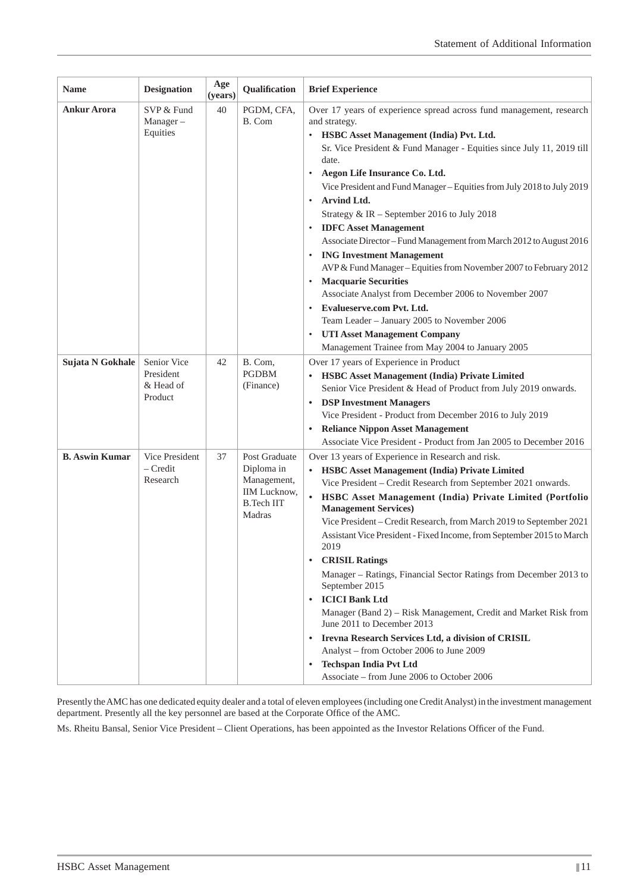| Name | Designation | Age (years) | Qualification | Brief Experience |
|---|---|---|---|---|
| **Ankur Arora** | SVP & Fund Manager – Equities | 40 | PGDM, CFA, B. Com | Over 17 years of experience spread across fund management, research and strategy.<br>• **HSBC Asset Management (India) Pvt. Ltd.**<br>Sr. Vice President & Fund Manager - Equities since July 11, 2019 till date.<br>• **Aegon Life Insurance Co. Ltd.**<br>Vice President and Fund Manager – Equities from July 2018 to July 2019<br>• **Arvind Ltd.**<br>Strategy & IR – September 2016 to July 2018<br>• **IDFC Asset Management**<br>Associate Director – Fund Management from March 2012 to August 2016<br>• **ING Investment Management**<br>AVP & Fund Manager – Equities from November 2007 to February 2012<br>• **Macquarie Securities**<br>Associate Analyst from December 2006 to November 2007<br>• **Evalueserve.com Pvt. Ltd.**<br>Team Leader – January 2005 to November 2006<br>• **UTI Asset Management Company**<br>Management Trainee from May 2004 to January 2005 |
| **Sujata N Gokhale** | Senior Vice President & Head of Product | 42 | B. Com, PGDBM (Finance) | Over 17 years of Experience in Product<br>• **HSBC Asset Management (India) Private Limited**<br>Senior Vice President & Head of Product from July 2019 onwards.<br>• **DSP Investment Managers**<br>Vice President - Product from December 2016 to July 2019<br>• **Reliance Nippon Asset Management**<br>Associate Vice President - Product from Jan 2005 to December 2016 |
| **B. Aswin Kumar** | Vice President – Credit Research | 37 | Post Graduate Diploma in Management, IIM Lucknow, B.Tech IIT Madras | Over 13 years of Experience in Research and risk.<br>• **HSBC Asset Management (India) Private Limited**<br>Vice President – Credit Research from September 2021 onwards.<br>• **HSBC Asset Management (India) Private Limited (Portfolio Management Services)**<br>Vice President – Credit Research, from March 2019 to September 2021<br>Assistant Vice President - Fixed Income, from September 2015 to March 2019<br>• **CRISIL Ratings**<br>Manager – Ratings, Financial Sector Ratings from December 2013 to September 2015<br>• **ICICI Bank Ltd**<br>Manager (Band 2) – Risk Management, Credit and Market Risk from June 2011 to December 2013<br>• **Irevna Research Services Ltd, a division of CRISIL**<br>Analyst – from October 2006 to June 2009<br>• **Techspan India Pvt Ltd**<br>Associate – from June 2006 to October 2006 |

Presently the AMC has one dedicated equity dealer and a total of eleven employees (including one Credit Analyst) in the investment management department. Presently all the key personnel are based at the Corporate Office of the AMC.

Ms. Rheitu Bansal, Senior Vice President – Client Operations, has been appointed as the Investor Relations Officer of the Fund.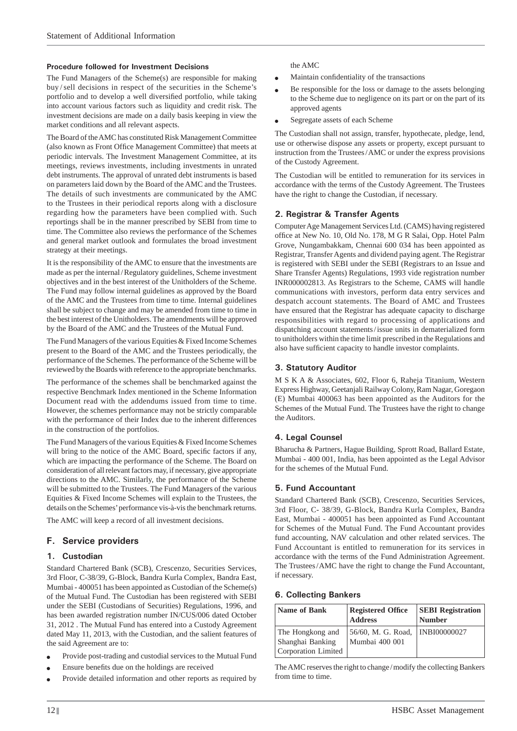#### Procedure followed for Investment Decisions

The Fund Managers of the Scheme(s) are responsible for making buy / sell decisions in respect of the securities in the Scheme's portfolio and to develop a well diversified portfolio, while taking into account various factors such as liquidity and credit risk. The investment decisions are made on a daily basis keeping in view the market conditions and all relevant aspects.

The Board of the AMC has constituted Risk Management Committee (also known as Front Office Management Committee) that meets at periodic intervals. The Investment Management Committee, at its meetings, reviews investments, including investments in unrated debt instruments. The approval of unrated debt instruments is based on parameters laid down by the Board of the AMC and the Trustees. The details of such investments are communicated by the AMC to the Trustees in their periodical reports along with a disclosure regarding how the parameters have been complied with. Such reportings shall be in the manner prescribed by SEBI from time to time. The Committee also reviews the performance of the Schemes and general market outlook and formulates the broad investment strategy at their meetings.

It is the responsibility of the AMC to ensure that the investments are made as per the internal / Regulatory guidelines, Scheme investment objectives and in the best interest of the Unitholders of the Scheme. The Fund may follow internal guidelines as approved by the Board of the AMC and the Trustees from time to time. Internal guidelines shall be subject to change and may be amended from time to time in the best interest of the Unitholders. The amendments will be approved by the Board of the AMC and the Trustees of the Mutual Fund.

The Fund Managers of the various Equities & Fixed Income Schemes present to the Board of the AMC and the Trustees periodically, the performance of the Schemes. The performance of the Scheme will be reviewed by the Boards with reference to the appropriate benchmarks.

The performance of the schemes shall be benchmarked against the respective Benchmark Index mentioned in the Scheme Information Document read with the addendums issued from time to time. However, the schemes performance may not be strictly comparable with the performance of their Index due to the inherent differences in the construction of the portfolios.

The Fund Managers of the various Equities & Fixed Income Schemes will bring to the notice of the AMC Board, specific factors if any, which are impacting the performance of the Scheme. The Board on consideration of all relevant factors may, if necessary, give appropriate directions to the AMC. Similarly, the performance of the Scheme will be submitted to the Trustees. The Fund Managers of the various Equities & Fixed Income Schemes will explain to the Trustees, the details on the Schemes' performance vis-à-vis the benchmark returns.

The AMC will keep a record of all investment decisions.

## F. Service providers

### 1. Custodian

Standard Chartered Bank (SCB), Crescenzo, Securities Services, 3rd Floor, C-38/39, G-Block, Bandra Kurla Complex, Bandra East, Mumbai - 400051 has been appointed as Custodian of the Scheme(s) of the Mutual Fund. The Custodian has been registered with SEBI under the SEBI (Custodians of Securities) Regulations, 1996, and has been awarded registration number IN/CUS/006 dated October 31, 2012 . The Mutual Fund has entered into a Custody Agreement dated May 11, 2013, with the Custodian, and the salient features of the said Agreement are to:

- Provide post-trading and custodial services to the Mutual Fund
- Ensure benefits due on the holdings are received
- Provide detailed information and other reports as required by the AMC
- Maintain confidentiality of the transactions
- Be responsible for the loss or damage to the assets belonging to the Scheme due to negligence on its part or on the part of its approved agents
- Segregate assets of each Scheme

The Custodian shall not assign, transfer, hypothecate, pledge, lend, use or otherwise dispose any assets or property, except pursuant to instruction from the Trustees / AMC or under the express provisions of the Custody Agreement.

The Custodian will be entitled to remuneration for its services in accordance with the terms of the Custody Agreement. The Trustees have the right to change the Custodian, if necessary.

### 2. Registrar & Transfer Agents

Computer Age Management Services Ltd. (CAMS) having registered office at New No. 10, Old No. 178, M G R Salai, Opp. Hotel Palm Grove, Nungambakkam, Chennai 600 034 has been appointed as Registrar, Transfer Agents and dividend paying agent. The Registrar is registered with SEBI under the SEBI (Registrars to an Issue and Share Transfer Agents) Regulations, 1993 vide registration number INR000002813. As Registrars to the Scheme, CAMS will handle communications with investors, perform data entry services and despatch account statements. The Board of AMC and Trustees have ensured that the Registrar has adequate capacity to discharge responsibilities with regard to processing of applications and dispatching account statements / issue units in dematerialized form to unitholders within the time limit prescribed in the Regulations and also have sufficient capacity to handle investor complaints.

### 3. Statutory Auditor

M S K A & Associates, 602, Floor 6, Raheja Titanium, Western Express Highway, Geetanjali Railway Colony, Ram Nagar, Goregaon (E) Mumbai 400063 has been appointed as the Auditors for the Schemes of the Mutual Fund. The Trustees have the right to change the Auditors.

### 4. Legal Counsel

Bharucha & Partners, Hague Building, Sprott Road, Ballard Estate, Mumbai - 400 001, India, has been appointed as the Legal Advisor for the schemes of the Mutual Fund.

### 5. Fund Accountant

Standard Chartered Bank (SCB), Crescenzo, Securities Services, 3rd Floor, C- 38/39, G-Block, Bandra Kurla Complex, Bandra East, Mumbai - 400051 has been appointed as Fund Accountant for Schemes of the Mutual Fund. The Fund Accountant provides fund accounting, NAV calculation and other related services. The Fund Accountant is entitled to remuneration for its services in accordance with the terms of the Fund Administration Agreement. The Trustees / AMC have the right to change the Fund Accountant, if necessary.

### 6. Collecting Bankers

| Name of Bank | Registered Office Address | SEBI Registration Number |
|---|---|---|
| The Hongkong and Shanghai Banking Corporation Limited | 56/60, M. G. Road, Mumbai 400 001 | INBI00000027 |

The AMC reserves the right to change / modify the collecting Bankers from time to time.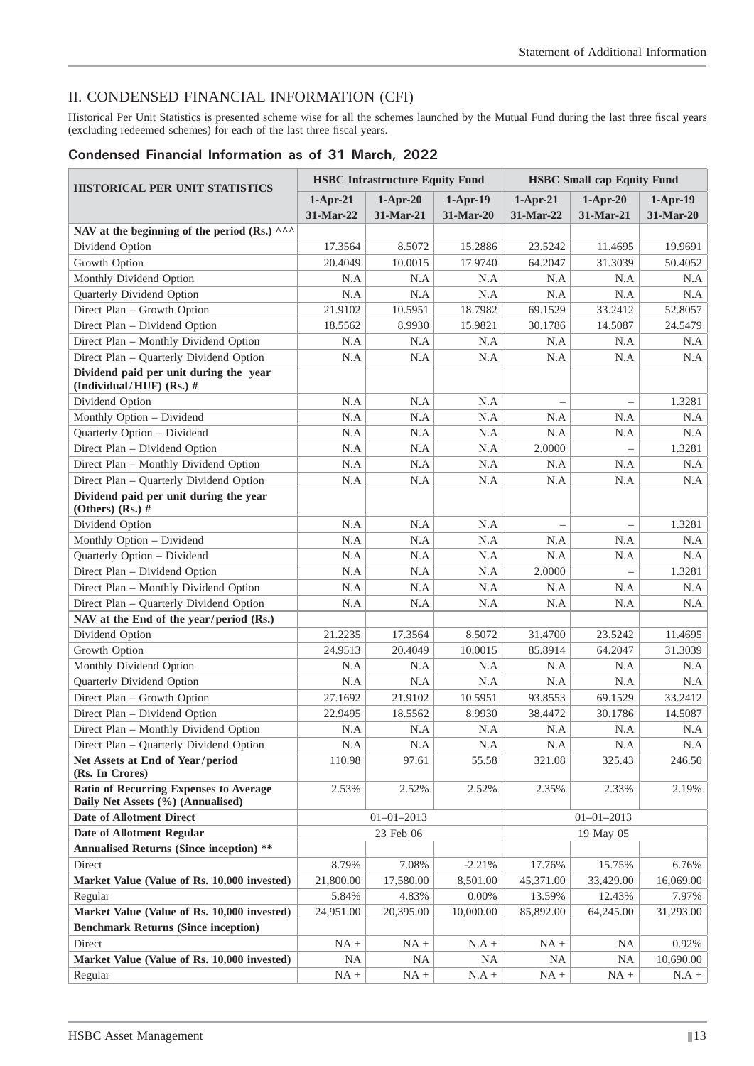## II. CONDENSED FINANCIAL INFORMATION (CFI)

Historical Per Unit Statistics is presented scheme wise for all the schemes launched by the Mutual Fund during the last three fiscal years (excluding redeemed schemes) for each of the last three fiscal years.

### Condensed Financial Information as of 31 March, 2022

| HISTORICAL PER UNIT STATISTICS | HSBC Infrastructure Equity Fund | | | HSBC Small cap Equity Fund | | |
|---|---|---|---|---|---|---|
| | 1-Apr-21 31-Mar-22 | 1-Apr-20 31-Mar-21 | 1-Apr-19 31-Mar-20 | 1-Apr-21 31-Mar-22 | 1-Apr-20 31-Mar-21 | 1-Apr-19 31-Mar-20 |
| **NAV at the beginning of the period (Rs.) ^^^** | | | | | | |
| Dividend Option | 17.3564 | 8.5072 | 15.2886 | 23.5242 | 11.4695 | 19.9691 |
| Growth Option | 20.4049 | 10.0015 | 17.9740 | 64.2047 | 31.3039 | 50.4052 |
| Monthly Dividend Option | N.A | N.A | N.A | N.A | N.A | N.A |
| Quarterly Dividend Option | N.A | N.A | N.A | N.A | N.A | N.A |
| Direct Plan – Growth Option | 21.9102 | 10.5951 | 18.7982 | 69.1529 | 33.2412 | 52.8057 |
| Direct Plan – Dividend Option | 18.5562 | 8.9930 | 15.9821 | 30.1786 | 14.5087 | 24.5479 |
| Direct Plan – Monthly Dividend Option | N.A | N.A | N.A | N.A | N.A | N.A |
| Direct Plan – Quarterly Dividend Option | N.A | N.A | N.A | N.A | N.A | N.A |
| **Dividend paid per unit during the year (Individual/HUF) (Rs.) #** | | | | | | |
| Dividend Option | N.A | N.A | N.A | – | – | 1.3281 |
| Monthly Option – Dividend | N.A | N.A | N.A | N.A | N.A | N.A |
| Quarterly Option – Dividend | N.A | N.A | N.A | N.A | N.A | N.A |
| Direct Plan – Dividend Option | N.A | N.A | N.A | 2.0000 | – | 1.3281 |
| Direct Plan – Monthly Dividend Option | N.A | N.A | N.A | N.A | N.A | N.A |
| Direct Plan – Quarterly Dividend Option | N.A | N.A | N.A | N.A | N.A | N.A |
| **Dividend paid per unit during the year (Others) (Rs.) #** | | | | | | |
| Dividend Option | N.A | N.A | N.A | – | – | 1.3281 |
| Monthly Option – Dividend | N.A | N.A | N.A | N.A | N.A | N.A |
| Quarterly Option – Dividend | N.A | N.A | N.A | N.A | N.A | N.A |
| Direct Plan – Dividend Option | N.A | N.A | N.A | 2.0000 | – | 1.3281 |
| Direct Plan – Monthly Dividend Option | N.A | N.A | N.A | N.A | N.A | N.A |
| Direct Plan – Quarterly Dividend Option | N.A | N.A | N.A | N.A | N.A | N.A |
| **NAV at the End of the year/period (Rs.)** | | | | | | |
| Dividend Option | 21.2235 | 17.3564 | 8.5072 | 31.4700 | 23.5242 | 11.4695 |
| Growth Option | 24.9513 | 20.4049 | 10.0015 | 85.8914 | 64.2047 | 31.3039 |
| Monthly Dividend Option | N.A | N.A | N.A | N.A | N.A | N.A |
| Quarterly Dividend Option | N.A | N.A | N.A | N.A | N.A | N.A |
| Direct Plan – Growth Option | 27.1692 | 21.9102 | 10.5951 | 93.8553 | 69.1529 | 33.2412 |
| Direct Plan – Dividend Option | 22.9495 | 18.5562 | 8.9930 | 38.4472 | 30.1786 | 14.5087 |
| Direct Plan – Monthly Dividend Option | N.A | N.A | N.A | N.A | N.A | N.A |
| Direct Plan – Quarterly Dividend Option | N.A | N.A | N.A | N.A | N.A | N.A |
| **Net Assets at End of Year/period (Rs. In Crores)** | 110.98 | 97.61 | 55.58 | 321.08 | 325.43 | 246.50 |
| **Ratio of Recurring Expenses to Average Daily Net Assets (%) (Annualised)** | 2.53% | 2.52% | 2.52% | 2.35% | 2.33% | 2.19% |
| **Date of Allotment Direct** | 01–01–2013 | | | 01–01–2013 | | |
| **Date of Allotment Regular** | 23 Feb 06 | | | 19 May 05 | | |
| **Annualised Returns (Since inception) \*\*** | | | | | | |
| Direct | 8.79% | 7.08% | -2.21% | 17.76% | 15.75% | 6.76% |
| **Market Value (Value of Rs. 10,000 invested)** | 21,800.00 | 17,580.00 | 8,501.00 | 45,371.00 | 33,429.00 | 16,069.00 |
| Regular | 5.84% | 4.83% | 0.00% | 13.59% | 12.43% | 7.97% |
| **Market Value (Value of Rs. 10,000 invested)** | 24,951.00 | 20,395.00 | 10,000.00 | 85,892.00 | 64,245.00 | 31,293.00 |
| **Benchmark Returns (Since inception)** | | | | | | |
| Direct | NA + | NA + | N.A + | NA + | NA | 0.92% |
| **Market Value (Value of Rs. 10,000 invested)** | NA | NA | NA | NA | NA | 10,690.00 |
| Regular | NA + | NA + | N.A + | NA + | NA + | N.A + |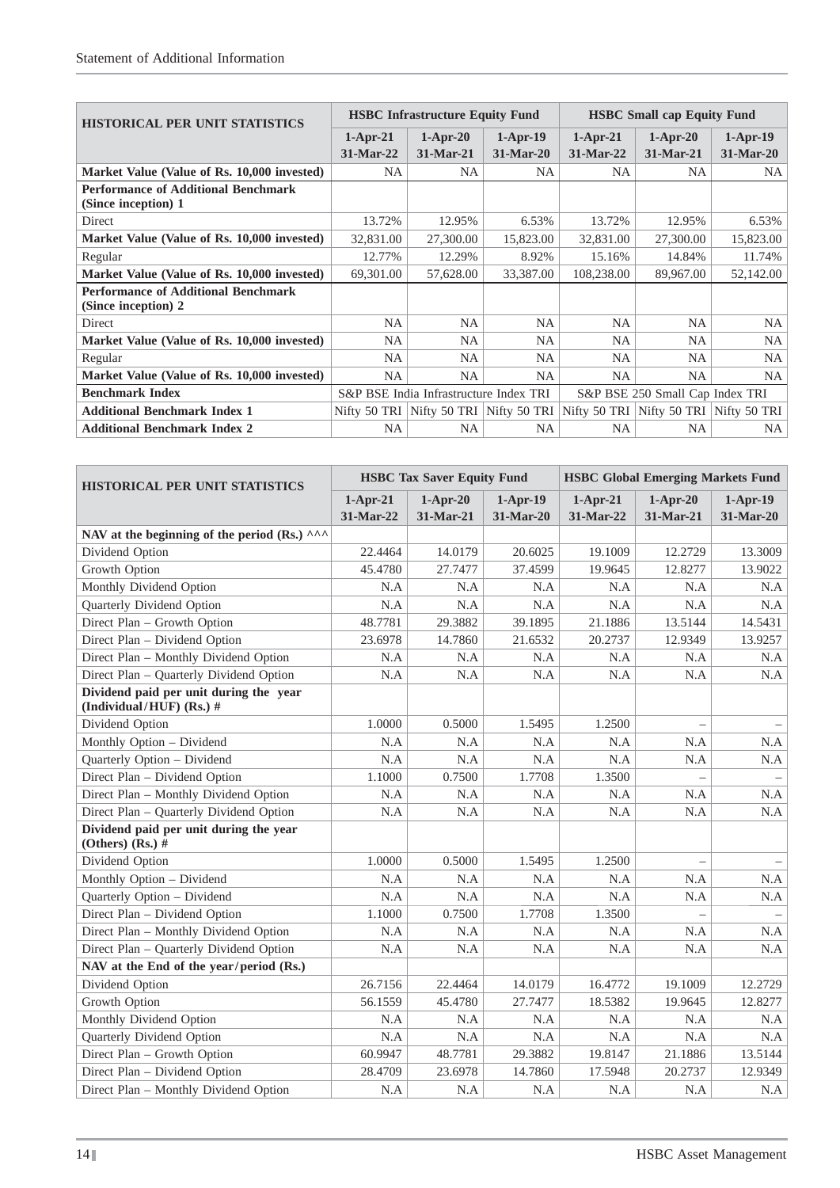| HISTORICAL PER UNIT STATISTICS | HSBC Infrastructure Equity Fund | | | HSBC Small cap Equity Fund | | |
|---|---|---|---|---|---|---|
| | 1-Apr-21 31-Mar-22 | 1-Apr-20 31-Mar-21 | 1-Apr-19 31-Mar-20 | 1-Apr-21 31-Mar-22 | 1-Apr-20 31-Mar-21 | 1-Apr-19 31-Mar-20 |
| **Market Value (Value of Rs. 10,000 invested)** | NA | NA | NA | NA | NA | NA |
| **Performance of Additional Benchmark (Since inception) 1** | | | | | | |
| Direct | 13.72% | 12.95% | 6.53% | 13.72% | 12.95% | 6.53% |
| **Market Value (Value of Rs. 10,000 invested)** | 32,831.00 | 27,300.00 | 15,823.00 | 32,831.00 | 27,300.00 | 15,823.00 |
| Regular | 12.77% | 12.29% | 8.92% | 15.16% | 14.84% | 11.74% |
| **Market Value (Value of Rs. 10,000 invested)** | 69,301.00 | 57,628.00 | 33,387.00 | 108,238.00 | 89,967.00 | 52,142.00 |
| **Performance of Additional Benchmark (Since inception) 2** | | | | | | |
| Direct | NA | NA | NA | NA | NA | NA |
| **Market Value (Value of Rs. 10,000 invested)** | NA | NA | NA | NA | NA | NA |
| Regular | NA | NA | NA | NA | NA | NA |
| **Market Value (Value of Rs. 10,000 invested)** | NA | NA | NA | NA | NA | NA |
| **Benchmark Index** | S&P BSE India Infrastructure Index TRI | | | S&P BSE 250 Small Cap Index TRI | | |
| **Additional Benchmark Index 1** | Nifty 50 TRI | Nifty 50 TRI | Nifty 50 TRI | Nifty 50 TRI | Nifty 50 TRI | Nifty 50 TRI |
| **Additional Benchmark Index 2** | NA | NA | NA | NA | NA | NA |

| HISTORICAL PER UNIT STATISTICS | HSBC Tax Saver Equity Fund | | | HSBC Global Emerging Markets Fund | | |
|---|---|---|---|---|---|---|
| | 1-Apr-21 31-Mar-22 | 1-Apr-20 31-Mar-21 | 1-Apr-19 31-Mar-20 | 1-Apr-21 31-Mar-22 | 1-Apr-20 31-Mar-21 | 1-Apr-19 31-Mar-20 |
| **NAV at the beginning of the period (Rs.) ^^^** | | | | | | |
| Dividend Option | 22.4464 | 14.0179 | 20.6025 | 19.1009 | 12.2729 | 13.3009 |
| Growth Option | 45.4780 | 27.7477 | 37.4599 | 19.9645 | 12.8277 | 13.9022 |
| Monthly Dividend Option | N.A | N.A | N.A | N.A | N.A | N.A |
| Quarterly Dividend Option | N.A | N.A | N.A | N.A | N.A | N.A |
| Direct Plan – Growth Option | 48.7781 | 29.3882 | 39.1895 | 21.1886 | 13.5144 | 14.5431 |
| Direct Plan – Dividend Option | 23.6978 | 14.7860 | 21.6532 | 20.2737 | 12.9349 | 13.9257 |
| Direct Plan – Monthly Dividend Option | N.A | N.A | N.A | N.A | N.A | N.A |
| Direct Plan – Quarterly Dividend Option | N.A | N.A | N.A | N.A | N.A | N.A |
| **Dividend paid per unit during the year (Individual/HUF) (Rs.) #** | | | | | | |
| Dividend Option | 1.0000 | 0.5000 | 1.5495 | 1.2500 | – | – |
| Monthly Option – Dividend | N.A | N.A | N.A | N.A | N.A | N.A |
| Quarterly Option – Dividend | N.A | N.A | N.A | N.A | N.A | N.A |
| Direct Plan – Dividend Option | 1.1000 | 0.7500 | 1.7708 | 1.3500 | – | – |
| Direct Plan – Monthly Dividend Option | N.A | N.A | N.A | N.A | N.A | N.A |
| Direct Plan – Quarterly Dividend Option | N.A | N.A | N.A | N.A | N.A | N.A |
| **Dividend paid per unit during the year (Others) (Rs.) #** | | | | | | |
| Dividend Option | 1.0000 | 0.5000 | 1.5495 | 1.2500 | – | – |
| Monthly Option – Dividend | N.A | N.A | N.A | N.A | N.A | N.A |
| Quarterly Option – Dividend | N.A | N.A | N.A | N.A | N.A | N.A |
| Direct Plan – Dividend Option | 1.1000 | 0.7500 | 1.7708 | 1.3500 | – | – |
| Direct Plan – Monthly Dividend Option | N.A | N.A | N.A | N.A | N.A | N.A |
| Direct Plan – Quarterly Dividend Option | N.A | N.A | N.A | N.A | N.A | N.A |
| **NAV at the End of the year/period (Rs.)** | | | | | | |
| Dividend Option | 26.7156 | 22.4464 | 14.0179 | 16.4772 | 19.1009 | 12.2729 |
| Growth Option | 56.1559 | 45.4780 | 27.7477 | 18.5382 | 19.9645 | 12.8277 |
| Monthly Dividend Option | N.A | N.A | N.A | N.A | N.A | N.A |
| Quarterly Dividend Option | N.A | N.A | N.A | N.A | N.A | N.A |
| Direct Plan – Growth Option | 60.9947 | 48.7781 | 29.3882 | 19.8147 | 21.1886 | 13.5144 |
| Direct Plan – Dividend Option | 28.4709 | 23.6978 | 14.7860 | 17.5948 | 20.2737 | 12.9349 |
| Direct Plan – Monthly Dividend Option | N.A | N.A | N.A | N.A | N.A | N.A |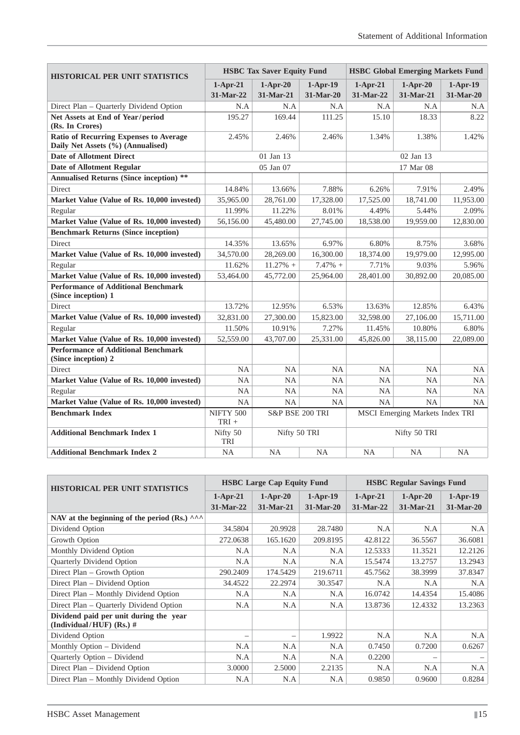| HISTORICAL PER UNIT STATISTICS | HSBC Tax Saver Equity Fund | | | HSBC Global Emerging Markets Fund | | |
|---|---|---|---|---|---|---|
| | 1-Apr-21 31-Mar-22 | 1-Apr-20 31-Mar-21 | 1-Apr-19 31-Mar-20 | 1-Apr-21 31-Mar-22 | 1-Apr-20 31-Mar-21 | 1-Apr-19 31-Mar-20 |
| Direct Plan – Quarterly Dividend Option | N.A | N.A | N.A | N.A | N.A | N.A |
| **Net Assets at End of Year/period (Rs. In Crores)** | 195.27 | 169.44 | 111.25 | 15.10 | 18.33 | 8.22 |
| **Ratio of Recurring Expenses to Average Daily Net Assets (%) (Annualised)** | 2.45% | 2.46% | 2.46% | 1.34% | 1.38% | 1.42% |
| **Date of Allotment Direct** | 01 Jan 13 | | | 02 Jan 13 | | |
| **Date of Allotment Regular** | 05 Jan 07 | | | 17 Mar 08 | | |
| **Annualised Returns (Since inception) \*\*** | | | | | | |
| Direct | 14.84% | 13.66% | 7.88% | 6.26% | 7.91% | 2.49% |
| **Market Value (Value of Rs. 10,000 invested)** | 35,965.00 | 28,761.00 | 17,328.00 | 17,525.00 | 18,741.00 | 11,953.00 |
| Regular | 11.99% | 11.22% | 8.01% | 4.49% | 5.44% | 2.09% |
| **Market Value (Value of Rs. 10,000 invested)** | 56,156.00 | 45,480.00 | 27,745.00 | 18,538.00 | 19,959.00 | 12,830.00 |
| **Benchmark Returns (Since inception)** | | | | | | |
| Direct | 14.35% | 13.65% | 6.97% | 6.80% | 8.75% | 3.68% |
| **Market Value (Value of Rs. 10,000 invested)** | 34,570.00 | 28,269.00 | 16,300.00 | 18,374.00 | 19,979.00 | 12,995.00 |
| Regular | 11.62% | 11.27% + | 7.47% + | 7.71% | 9.03% | 5.96% |
| **Market Value (Value of Rs. 10,000 invested)** | 53,464.00 | 45,772.00 | 25,964.00 | 28,401.00 | 30,892.00 | 20,085.00 |
| **Performance of Additional Benchmark (Since inception) 1** | | | | | | |
| Direct | 13.72% | 12.95% | 6.53% | 13.63% | 12.85% | 6.43% |
| **Market Value (Value of Rs. 10,000 invested)** | 32,831.00 | 27,300.00 | 15,823.00 | 32,598.00 | 27,106.00 | 15,711.00 |
| Regular | 11.50% | 10.91% | 7.27% | 11.45% | 10.80% | 6.80% |
| **Market Value (Value of Rs. 10,000 invested)** | 52,559.00 | 43,707.00 | 25,331.00 | 45,826.00 | 38,115.00 | 22,089.00 |
| **Performance of Additional Benchmark (Since inception) 2** | | | | | | |
| Direct | NA | NA | NA | NA | NA | NA |
| **Market Value (Value of Rs. 10,000 invested)** | NA | NA | NA | NA | NA | NA |
| Regular | NA | NA | NA | NA | NA | NA |
| **Market Value (Value of Rs. 10,000 invested)** | NA | NA | NA | NA | NA | NA |
| **Benchmark Index** | NIFTY 500 TRI + | S&P BSE 200 TRI | | MSCI Emerging Markets Index TRI | | |
| **Additional Benchmark Index 1** | Nifty 50 TRI | Nifty 50 TRI | | Nifty 50 TRI | | |
| **Additional Benchmark Index 2** | NA | NA | NA | NA | NA | NA |

| HISTORICAL PER UNIT STATISTICS | HSBC Large Cap Equity Fund | | | HSBC Regular Savings Fund | | |
|---|---|---|---|---|---|---|
| | 1-Apr-21 31-Mar-22 | 1-Apr-20 31-Mar-21 | 1-Apr-19 31-Mar-20 | 1-Apr-21 31-Mar-22 | 1-Apr-20 31-Mar-21 | 1-Apr-19 31-Mar-20 |
| **NAV at the beginning of the period (Rs.) ^^^** | | | | | | |
| Dividend Option | 34.5804 | 20.9928 | 28.7480 | N.A | N.A | N.A |
| Growth Option | 272.0638 | 165.1620 | 209.8195 | 42.8122 | 36.5567 | 36.6081 |
| Monthly Dividend Option | N.A | N.A | N.A | 12.5333 | 11.3521 | 12.2126 |
| Quarterly Dividend Option | N.A | N.A | N.A | 15.5474 | 13.2757 | 13.2943 |
| Direct Plan – Growth Option | 290.2409 | 174.5429 | 219.6711 | 45.7562 | 38.3999 | 37.8347 |
| Direct Plan – Dividend Option | 34.4522 | 22.2974 | 30.3547 | N.A | N.A | N.A |
| Direct Plan – Monthly Dividend Option | N.A | N.A | N.A | 16.0742 | 14.4354 | 15.4086 |
| Direct Plan – Quarterly Dividend Option | N.A | N.A | N.A | 13.8736 | 12.4332 | 13.2363 |
| **Dividend paid per unit during the year (Individual/HUF) (Rs.) #** | | | | | | |
| Dividend Option | – | – | 1.9922 | N.A | N.A | N.A |
| Monthly Option – Dividend | N.A | N.A | N.A | 0.7450 | 0.7200 | 0.6267 |
| Quarterly Option – Dividend | N.A | N.A | N.A | 0.2200 | – | – |
| Direct Plan – Dividend Option | 3.0000 | 2.5000 | 2.2135 | N.A | N.A | N.A |
| Direct Plan – Monthly Dividend Option | N.A | N.A | N.A | 0.9850 | 0.9600 | 0.8284 |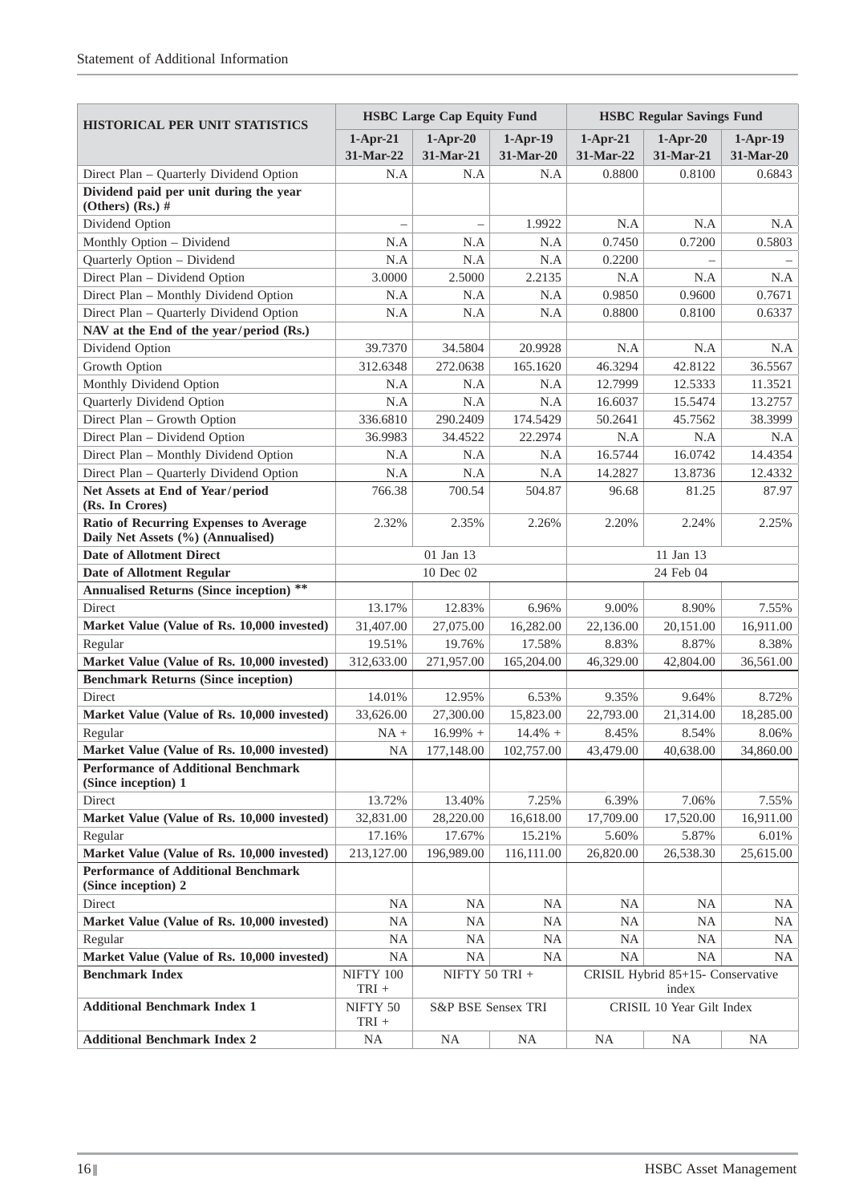| HISTORICAL PER UNIT STATISTICS | HSBC Large Cap Equity Fund | | | HSBC Regular Savings Fund | | |
|---|---|---|---|---|---|---|
| | 1-Apr-21 31-Mar-22 | 1-Apr-20 31-Mar-21 | 1-Apr-19 31-Mar-20 | 1-Apr-21 31-Mar-22 | 1-Apr-20 31-Mar-21 | 1-Apr-19 31-Mar-20 |
| Direct Plan – Quarterly Dividend Option | N.A | N.A | N.A | 0.8800 | 0.8100 | 0.6843 |
| **Dividend paid per unit during the year (Others) (Rs.) #** | | | | | | |
| Dividend Option | – | – | 1.9922 | N.A | N.A | N.A |
| Monthly Option – Dividend | N.A | N.A | N.A | 0.7450 | 0.7200 | 0.5803 |
| Quarterly Option – Dividend | N.A | N.A | N.A | 0.2200 | – | – |
| Direct Plan – Dividend Option | 3.0000 | 2.5000 | 2.2135 | N.A | N.A | N.A |
| Direct Plan – Monthly Dividend Option | N.A | N.A | N.A | 0.9850 | 0.9600 | 0.7671 |
| Direct Plan – Quarterly Dividend Option | N.A | N.A | N.A | 0.8800 | 0.8100 | 0.6337 |
| **NAV at the End of the year/period (Rs.)** | | | | | | |
| Dividend Option | 39.7370 | 34.5804 | 20.9928 | N.A | N.A | N.A |
| Growth Option | 312.6348 | 272.0638 | 165.1620 | 46.3294 | 42.8122 | 36.5567 |
| Monthly Dividend Option | N.A | N.A | N.A | 12.7999 | 12.5333 | 11.3521 |
| Quarterly Dividend Option | N.A | N.A | N.A | 16.6037 | 15.5474 | 13.2757 |
| Direct Plan – Growth Option | 336.6810 | 290.2409 | 174.5429 | 50.2641 | 45.7562 | 38.3999 |
| Direct Plan – Dividend Option | 36.9983 | 34.4522 | 22.2974 | N.A | N.A | N.A |
| Direct Plan – Monthly Dividend Option | N.A | N.A | N.A | 16.5744 | 16.0742 | 14.4354 |
| Direct Plan – Quarterly Dividend Option | N.A | N.A | N.A | 14.2827 | 13.8736 | 12.4332 |
| **Net Assets at End of Year/period (Rs. In Crores)** | 766.38 | 700.54 | 504.87 | 96.68 | 81.25 | 87.97 |
| **Ratio of Recurring Expenses to Average Daily Net Assets (%) (Annualised)** | 2.32% | 2.35% | 2.26% | 2.20% | 2.24% | 2.25% |
| **Date of Allotment Direct** | 01 Jan 13 | | | 11 Jan 13 | | |
| **Date of Allotment Regular** | 10 Dec 02 | | | 24 Feb 04 | | |
| **Annualised Returns (Since inception) \*\*** | | | | | | |
| Direct | 13.17% | 12.83% | 6.96% | 9.00% | 8.90% | 7.55% |
| **Market Value (Value of Rs. 10,000 invested)** | 31,407.00 | 27,075.00 | 16,282.00 | 22,136.00 | 20,151.00 | 16,911.00 |
| Regular | 19.51% | 19.76% | 17.58% | 8.83% | 8.87% | 8.38% |
| **Market Value (Value of Rs. 10,000 invested)** | 312,633.00 | 271,957.00 | 165,204.00 | 46,329.00 | 42,804.00 | 36,561.00 |
| **Benchmark Returns (Since inception)** | | | | | | |
| Direct | 14.01% | 12.95% | 6.53% | 9.35% | 9.64% | 8.72% |
| **Market Value (Value of Rs. 10,000 invested)** | 33,626.00 | 27,300.00 | 15,823.00 | 22,793.00 | 21,314.00 | 18,285.00 |
| Regular | NA + | 16.99% + | 14.4% + | 8.45% | 8.54% | 8.06% |
| **Market Value (Value of Rs. 10,000 invested)** | NA | 177,148.00 | 102,757.00 | 43,479.00 | 40,638.00 | 34,860.00 |
| **Performance of Additional Benchmark (Since inception) 1** | | | | | | |
| Direct | 13.72% | 13.40% | 7.25% | 6.39% | 7.06% | 7.55% |
| **Market Value (Value of Rs. 10,000 invested)** | 32,831.00 | 28,220.00 | 16,618.00 | 17,709.00 | 17,520.00 | 16,911.00 |
| Regular | 17.16% | 17.67% | 15.21% | 5.60% | 5.87% | 6.01% |
| **Market Value (Value of Rs. 10,000 invested)** | 213,127.00 | 196,989.00 | 116,111.00 | 26,820.00 | 26,538.30 | 25,615.00 |
| **Performance of Additional Benchmark (Since inception) 2** | | | | | | |
| Direct | NA | NA | NA | NA | NA | NA |
| **Market Value (Value of Rs. 10,000 invested)** | NA | NA | NA | NA | NA | NA |
| Regular | NA | NA | NA | NA | NA | NA |
| **Market Value (Value of Rs. 10,000 invested)** | NA | NA | NA | NA | NA | NA |
| **Benchmark Index** | NIFTY 100 TRI + | NIFTY 50 TRI + | | CRISIL Hybrid 85+15- Conservative index | | |
| **Additional Benchmark Index 1** | NIFTY 50 TRI + | S&P BSE Sensex TRI | | CRISIL 10 Year Gilt Index | | |
| **Additional Benchmark Index 2** | NA | NA | NA | NA | NA | NA |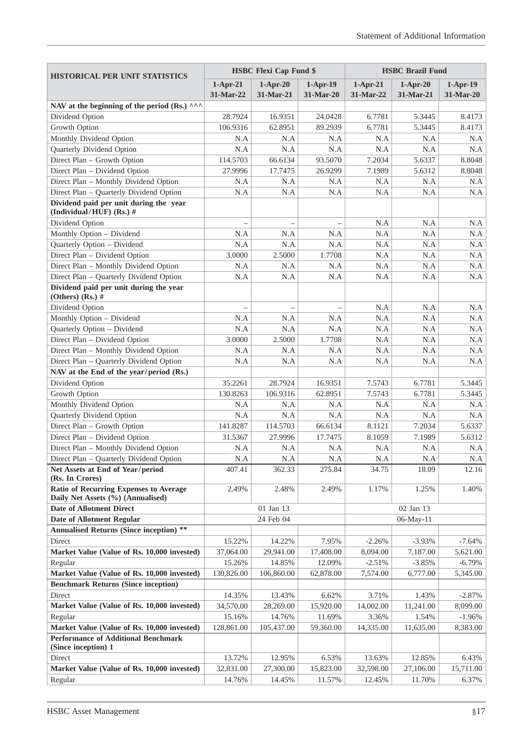| HISTORICAL PER UNIT STATISTICS | HSBC Flexi Cap Fund $ | | | HSBC Brazil Fund | | |
|---|---|---|---|---|---|---|
| | 1-Apr-21 31-Mar-22 | 1-Apr-20 31-Mar-21 | 1-Apr-19 31-Mar-20 | 1-Apr-21 31-Mar-22 | 1-Apr-20 31-Mar-21 | 1-Apr-19 31-Mar-20 |
| **NAV at the beginning of the period (Rs.) ^^^** | | | | | | |
| Dividend Option | 28.7924 | 16.9351 | 24.0428 | 6.7781 | 5.3445 | 8.4173 |
| Growth Option | 106.9316 | 62.8951 | 89.2939 | 6.7781 | 5.3445 | 8.4173 |
| Monthly Dividend Option | N.A | N.A | N.A | N.A | N.A | N.A |
| Quarterly Dividend Option | N.A | N.A | N.A | N.A | N.A | N.A |
| Direct Plan – Growth Option | 114.5703 | 66.6134 | 93.5070 | 7.2034 | 5.6337 | 8.8048 |
| Direct Plan – Dividend Option | 27.9996 | 17.7475 | 26.9299 | 7.1989 | 5.6312 | 8.8048 |
| Direct Plan – Monthly Dividend Option | N.A | N.A | N.A | N.A | N.A | N.A |
| Direct Plan – Quarterly Dividend Option | N.A | N.A | N.A | N.A | N.A | N.A |
| **Dividend paid per unit during the year (Individual/HUF) (Rs.) #** | | | | | | |
| Dividend Option | – | – | – | N.A | N.A | N.A |
| Monthly Option – Dividend | N.A | N.A | N.A | N.A | N.A | N.A |
| Quarterly Option – Dividend | N.A | N.A | N.A | N.A | N.A | N.A |
| Direct Plan – Dividend Option | 3.0000 | 2.5000 | 1.7708 | N.A | N.A | N.A |
| Direct Plan – Monthly Dividend Option | N.A | N.A | N.A | N.A | N.A | N.A |
| Direct Plan – Quarterly Dividend Option | N.A | N.A | N.A | N.A | N.A | N.A |
| **Dividend paid per unit during the year (Others) (Rs.) #** | | | | | | |
| Dividend Option | – | – | – | N.A | N.A | N.A |
| Monthly Option – Dividend | N.A | N.A | N.A | N.A | N.A | N.A |
| Quarterly Option – Dividend | N.A | N.A | N.A | N.A | N.A | N.A |
| Direct Plan – Dividend Option | 3.0000 | 2.5000 | 1.7708 | N.A | N.A | N.A |
| Direct Plan – Monthly Dividend Option | N.A | N.A | N.A | N.A | N.A | N.A |
| Direct Plan – Quarterly Dividend Option | N.A | N.A | N.A | N.A | N.A | N.A |
| **NAV at the End of the year/period (Rs.)** | | | | | | |
| Dividend Option | 35.2261 | 28.7924 | 16.9351 | 7.5743 | 6.7781 | 5.3445 |
| Growth Option | 130.8263 | 106.9316 | 62.8951 | 7.5743 | 6.7781 | 5.3445 |
| Monthly Dividend Option | N.A | N.A | N.A | N.A | N.A | N.A |
| Quarterly Dividend Option | N.A | N.A | N.A | N.A | N.A | N.A |
| Direct Plan – Growth Option | 141.8287 | 114.5703 | 66.6134 | 8.1121 | 7.2034 | 5.6337 |
| Direct Plan – Dividend Option | 31.5367 | 27.9996 | 17.7475 | 8.1059 | 7.1989 | 5.6312 |
| Direct Plan – Monthly Dividend Option | N.A | N.A | N.A | N.A | N.A | N.A |
| Direct Plan – Quarterly Dividend Option | N.A | N.A | N.A | N.A | N.A | N.A |
| **Net Assets at End of Year/period (Rs. In Crores)** | 407.41 | 362.33 | 275.84 | 34.75 | 18.09 | 12.16 |
| **Ratio of Recurring Expenses to Average Daily Net Assets (%) (Annualised)** | 2.49% | 2.48% | 2.49% | 1.17% | 1.25% | 1.40% |
| **Date of Allotment Direct** | 01 Jan 13 | | | 02 Jan 13 | | |
| **Date of Allotment Regular** | 24 Feb 04 | | | 06-May-11 | | |
| **Annualised Returns (Since inception) \*\*** | | | | | | |
| Direct | 15.22% | 14.22% | 7.95% | -2.26% | -3.93% | -7.64% |
| **Market Value (Value of Rs. 10,000 invested)** | 37,064.00 | 29,941.00 | 17,408.00 | 8,094.00 | 7,187.00 | 5,621.00 |
| Regular | 15.26% | 14.85% | 12.09% | -2.51% | -3.85% | -6.79% |
| **Market Value (Value of Rs. 10,000 invested)** | 130,826.00 | 106,860.00 | 62,878.00 | 7,574.00 | 6,777.00 | 5,345.00 |
| **Benchmark Returns (Since inception)** | | | | | | |
| Direct | 14.35% | 13.43% | 6.62% | 3.71% | 1.43% | -2.87% |
| **Market Value (Value of Rs. 10,000 invested)** | 34,570.00 | 28,269.00 | 15,920.00 | 14,002.00 | 11,241.00 | 8,099.00 |
| Regular | 15.16% | 14.76% | 11.69% | 3.36% | 1.54% | -1.96% |
| **Market Value (Value of Rs. 10,000 invested)** | 128,861.00 | 105,437.00 | 59,360.00 | 14,335.00 | 11,635.00 | 8,383.00 |
| **Performance of Additional Benchmark (Since inception) 1** | | | | | | |
| Direct | 13.72% | 12.95% | 6.53% | 13.63% | 12.85% | 6.43% |
| **Market Value (Value of Rs. 10,000 invested)** | 32,831.00 | 27,300.00 | 15,823.00 | 32,598.00 | 27,106.00 | 15,711.00 |
| Regular | 14.76% | 14.45% | 11.57% | 12.45% | 11.70% | 6.37% |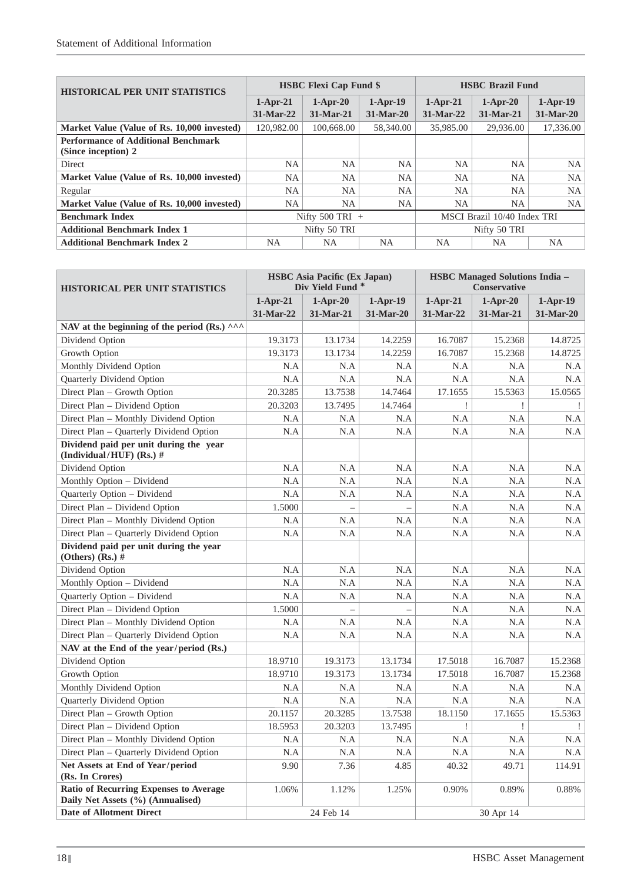| HISTORICAL PER UNIT STATISTICS | HSBC Flexi Cap Fund $ | | | HSBC Brazil Fund | | |
|---|---|---|---|---|---|---|
| | 1-Apr-21 31-Mar-22 | 1-Apr-20 31-Mar-21 | 1-Apr-19 31-Mar-20 | 1-Apr-21 31-Mar-22 | 1-Apr-20 31-Mar-21 | 1-Apr-19 31-Mar-20 |
| **Market Value (Value of Rs. 10,000 invested)** | 120,982.00 | 100,668.00 | 58,340.00 | 35,985.00 | 29,936.00 | 17,336.00 |
| **Performance of Additional Benchmark (Since inception) 2** | | | | | | |
| Direct | NA | NA | NA | NA | NA | NA |
| **Market Value (Value of Rs. 10,000 invested)** | NA | NA | NA | NA | NA | NA |
| Regular | NA | NA | NA | NA | NA | NA |
| **Market Value (Value of Rs. 10,000 invested)** | NA | NA | NA | NA | NA | NA |
| **Benchmark Index** | Nifty 500 TRI + | | | MSCI Brazil 10/40 Index TRI | | |
| **Additional Benchmark Index 1** | Nifty 50 TRI | | | Nifty 50 TRI | | |
| **Additional Benchmark Index 2** | NA | NA | NA | NA | NA | NA |

| HISTORICAL PER UNIT STATISTICS | HSBC Asia Pacific (Ex Japan) Div Yield Fund * | | | HSBC Managed Solutions India – Conservative | | |
|---|---|---|---|---|---|---|
| | 1-Apr-21 31-Mar-22 | 1-Apr-20 31-Mar-21 | 1-Apr-19 31-Mar-20 | 1-Apr-21 31-Mar-22 | 1-Apr-20 31-Mar-21 | 1-Apr-19 31-Mar-20 |
| **NAV at the beginning of the period (Rs.) ^^^** | | | | | | |
| Dividend Option | 19.3173 | 13.1734 | 14.2259 | 16.7087 | 15.2368 | 14.8725 |
| Growth Option | 19.3173 | 13.1734 | 14.2259 | 16.7087 | 15.2368 | 14.8725 |
| Monthly Dividend Option | N.A | N.A | N.A | N.A | N.A | N.A |
| Quarterly Dividend Option | N.A | N.A | N.A | N.A | N.A | N.A |
| Direct Plan – Growth Option | 20.3285 | 13.7538 | 14.7464 | 17.1655 | 15.5363 | 15.0565 |
| Direct Plan – Dividend Option | 20.3203 | 13.7495 | 14.7464 | ! | ! | ! |
| Direct Plan – Monthly Dividend Option | N.A | N.A | N.A | N.A | N.A | N.A |
| Direct Plan – Quarterly Dividend Option | N.A | N.A | N.A | N.A | N.A | N.A |
| **Dividend paid per unit during the year (Individual/HUF) (Rs.) #** | | | | | | |
| Dividend Option | N.A | N.A | N.A | N.A | N.A | N.A |
| Monthly Option – Dividend | N.A | N.A | N.A | N.A | N.A | N.A |
| Quarterly Option – Dividend | N.A | N.A | N.A | N.A | N.A | N.A |
| Direct Plan – Dividend Option | 1.5000 | – | – | N.A | N.A | N.A |
| Direct Plan – Monthly Dividend Option | N.A | N.A | N.A | N.A | N.A | N.A |
| Direct Plan – Quarterly Dividend Option | N.A | N.A | N.A | N.A | N.A | N.A |
| **Dividend paid per unit during the year (Others) (Rs.) #** | | | | | | |
| Dividend Option | N.A | N.A | N.A | N.A | N.A | N.A |
| Monthly Option – Dividend | N.A | N.A | N.A | N.A | N.A | N.A |
| Quarterly Option – Dividend | N.A | N.A | N.A | N.A | N.A | N.A |
| Direct Plan – Dividend Option | 1.5000 | – | – | N.A | N.A | N.A |
| Direct Plan – Monthly Dividend Option | N.A | N.A | N.A | N.A | N.A | N.A |
| Direct Plan – Quarterly Dividend Option | N.A | N.A | N.A | N.A | N.A | N.A |
| **NAV at the End of the year/period (Rs.)** | | | | | | |
| Dividend Option | 18.9710 | 19.3173 | 13.1734 | 17.5018 | 16.7087 | 15.2368 |
| Growth Option | 18.9710 | 19.3173 | 13.1734 | 17.5018 | 16.7087 | 15.2368 |
| Monthly Dividend Option | N.A | N.A | N.A | N.A | N.A | N.A |
| Quarterly Dividend Option | N.A | N.A | N.A | N.A | N.A | N.A |
| Direct Plan – Growth Option | 20.1157 | 20.3285 | 13.7538 | 18.1150 | 17.1655 | 15.5363 |
| Direct Plan – Dividend Option | 18.5953 | 20.3203 | 13.7495 | ! | ! | ! |
| Direct Plan – Monthly Dividend Option | N.A | N.A | N.A | N.A | N.A | N.A |
| Direct Plan – Quarterly Dividend Option | N.A | N.A | N.A | N.A | N.A | N.A |
| **Net Assets at End of Year/period (Rs. In Crores)** | 9.90 | 7.36 | 4.85 | 40.32 | 49.71 | 114.91 |
| **Ratio of Recurring Expenses to Average Daily Net Assets (%) (Annualised)** | 1.06% | 1.12% | 1.25% | 0.90% | 0.89% | 0.88% |
| **Date of Allotment Direct** | 24 Feb 14 | | | 30 Apr 14 | | |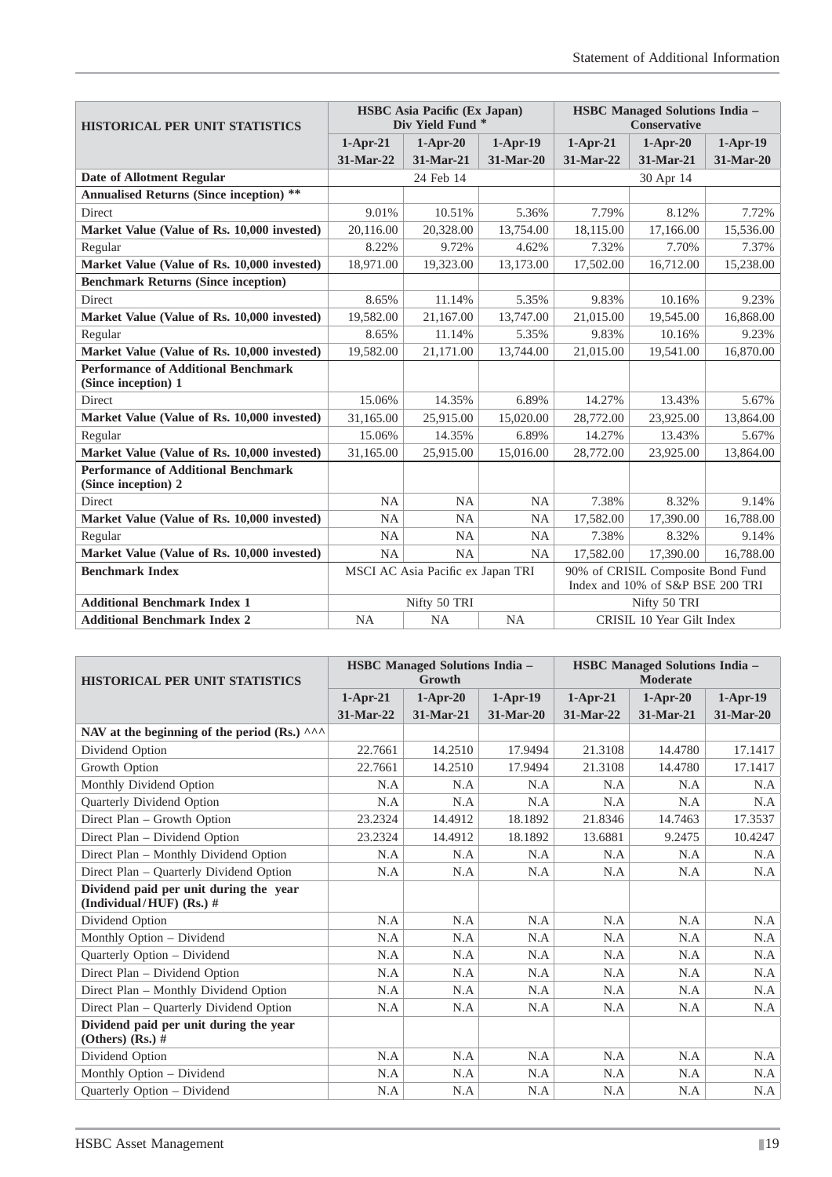| HISTORICAL PER UNIT STATISTICS | HSBC Asia Pacific (Ex Japan) Div Yield Fund * | | | HSBC Managed Solutions India – Conservative | | |
|---|---|---|---|---|---|---|
| | 1-Apr-21 31-Mar-22 | 1-Apr-20 31-Mar-21 | 1-Apr-19 31-Mar-20 | 1-Apr-21 31-Mar-22 | 1-Apr-20 31-Mar-21 | 1-Apr-19 31-Mar-20 |
| **Date of Allotment Regular** | 24 Feb 14 | | | 30 Apr 14 | | |
| **Annualised Returns (Since inception) \*\*** | | | | | | |
| Direct | 9.01% | 10.51% | 5.36% | 7.79% | 8.12% | 7.72% |
| **Market Value (Value of Rs. 10,000 invested)** | 20,116.00 | 20,328.00 | 13,754.00 | 18,115.00 | 17,166.00 | 15,536.00 |
| Regular | 8.22% | 9.72% | 4.62% | 7.32% | 7.70% | 7.37% |
| **Market Value (Value of Rs. 10,000 invested)** | 18,971.00 | 19,323.00 | 13,173.00 | 17,502.00 | 16,712.00 | 15,238.00 |
| **Benchmark Returns (Since inception)** | | | | | | |
| Direct | 8.65% | 11.14% | 5.35% | 9.83% | 10.16% | 9.23% |
| **Market Value (Value of Rs. 10,000 invested)** | 19,582.00 | 21,167.00 | 13,747.00 | 21,015.00 | 19,545.00 | 16,868.00 |
| Regular | 8.65% | 11.14% | 5.35% | 9.83% | 10.16% | 9.23% |
| **Market Value (Value of Rs. 10,000 invested)** | 19,582.00 | 21,171.00 | 13,744.00 | 21,015.00 | 19,541.00 | 16,870.00 |
| **Performance of Additional Benchmark (Since inception) 1** | | | | | | |
| Direct | 15.06% | 14.35% | 6.89% | 14.27% | 13.43% | 5.67% |
| **Market Value (Value of Rs. 10,000 invested)** | 31,165.00 | 25,915.00 | 15,020.00 | 28,772.00 | 23,925.00 | 13,864.00 |
| Regular | 15.06% | 14.35% | 6.89% | 14.27% | 13.43% | 5.67% |
| **Market Value (Value of Rs. 10,000 invested)** | 31,165.00 | 25,915.00 | 15,016.00 | 28,772.00 | 23,925.00 | 13,864.00 |
| **Performance of Additional Benchmark (Since inception) 2** | | | | | | |
| Direct | NA | NA | NA | 7.38% | 8.32% | 9.14% |
| **Market Value (Value of Rs. 10,000 invested)** | NA | NA | NA | 17,582.00 | 17,390.00 | 16,788.00 |
| Regular | NA | NA | NA | 7.38% | 8.32% | 9.14% |
| **Market Value (Value of Rs. 10,000 invested)** | NA | NA | NA | 17,582.00 | 17,390.00 | 16,788.00 |
| **Benchmark Index** | MSCI AC Asia Pacific ex Japan TRI | | | 90% of CRISIL Composite Bond Fund Index and 10% of S&P BSE 200 TRI | | |
| **Additional Benchmark Index 1** | Nifty 50 TRI | | | Nifty 50 TRI | | |
| **Additional Benchmark Index 2** | NA | NA | NA | CRISIL 10 Year Gilt Index | | |

| HISTORICAL PER UNIT STATISTICS | HSBC Managed Solutions India – Growth | | | HSBC Managed Solutions India – Moderate | | |
|---|---|---|---|---|---|---|
| | 1-Apr-21 31-Mar-22 | 1-Apr-20 31-Mar-21 | 1-Apr-19 31-Mar-20 | 1-Apr-21 31-Mar-22 | 1-Apr-20 31-Mar-21 | 1-Apr-19 31-Mar-20 |
| **NAV at the beginning of the period (Rs.) ^^^** | | | | | | |
| Dividend Option | 22.7661 | 14.2510 | 17.9494 | 21.3108 | 14.4780 | 17.1417 |
| Growth Option | 22.7661 | 14.2510 | 17.9494 | 21.3108 | 14.4780 | 17.1417 |
| Monthly Dividend Option | N.A | N.A | N.A | N.A | N.A | N.A |
| Quarterly Dividend Option | N.A | N.A | N.A | N.A | N.A | N.A |
| Direct Plan – Growth Option | 23.2324 | 14.4912 | 18.1892 | 21.8346 | 14.7463 | 17.3537 |
| Direct Plan – Dividend Option | 23.2324 | 14.4912 | 18.1892 | 13.6881 | 9.2475 | 10.4247 |
| Direct Plan – Monthly Dividend Option | N.A | N.A | N.A | N.A | N.A | N.A |
| Direct Plan – Quarterly Dividend Option | N.A | N.A | N.A | N.A | N.A | N.A |
| **Dividend paid per unit during the year (Individual/HUF) (Rs.) #** | | | | | | |
| Dividend Option | N.A | N.A | N.A | N.A | N.A | N.A |
| Monthly Option – Dividend | N.A | N.A | N.A | N.A | N.A | N.A |
| Quarterly Option – Dividend | N.A | N.A | N.A | N.A | N.A | N.A |
| Direct Plan – Dividend Option | N.A | N.A | N.A | N.A | N.A | N.A |
| Direct Plan – Monthly Dividend Option | N.A | N.A | N.A | N.A | N.A | N.A |
| Direct Plan – Quarterly Dividend Option | N.A | N.A | N.A | N.A | N.A | N.A |
| **Dividend paid per unit during the year (Others) (Rs.) #** | | | | | | |
| Dividend Option | N.A | N.A | N.A | N.A | N.A | N.A |
| Monthly Option – Dividend | N.A | N.A | N.A | N.A | N.A | N.A |
| Quarterly Option – Dividend | N.A | N.A | N.A | N.A | N.A | N.A |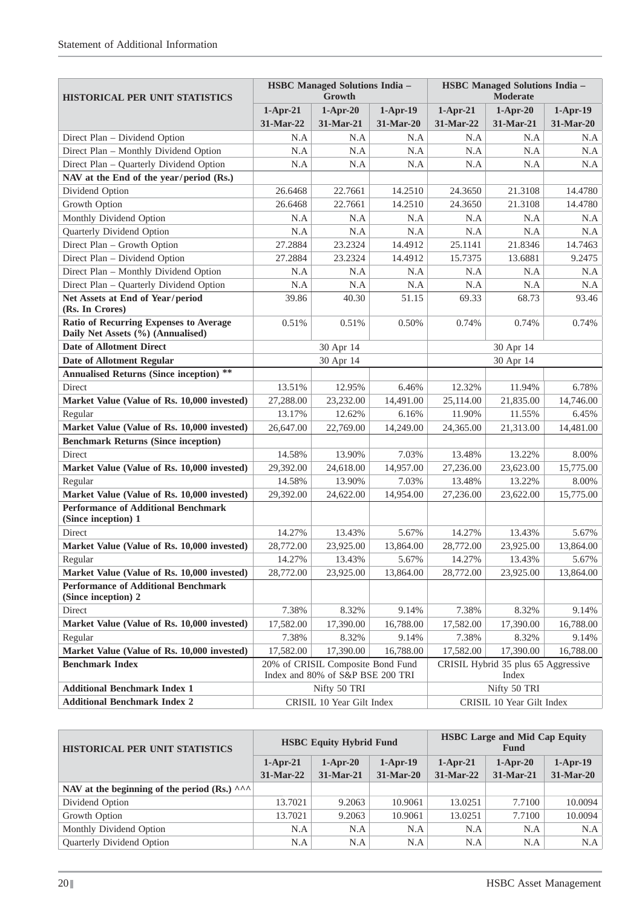| HISTORICAL PER UNIT STATISTICS | HSBC Managed Solutions India – Growth | | | HSBC Managed Solutions India – Moderate | | |
|---|---|---|---|---|---|---|
| | 1-Apr-21 31-Mar-22 | 1-Apr-20 31-Mar-21 | 1-Apr-19 31-Mar-20 | 1-Apr-21 31-Mar-22 | 1-Apr-20 31-Mar-21 | 1-Apr-19 31-Mar-20 |
| Direct Plan – Dividend Option | N.A | N.A | N.A | N.A | N.A | N.A |
| Direct Plan – Monthly Dividend Option | N.A | N.A | N.A | N.A | N.A | N.A |
| Direct Plan – Quarterly Dividend Option | N.A | N.A | N.A | N.A | N.A | N.A |
| **NAV at the End of the year/period (Rs.)** | | | | | | |
| Dividend Option | 26.6468 | 22.7661 | 14.2510 | 24.3650 | 21.3108 | 14.4780 |
| Growth Option | 26.6468 | 22.7661 | 14.2510 | 24.3650 | 21.3108 | 14.4780 |
| Monthly Dividend Option | N.A | N.A | N.A | N.A | N.A | N.A |
| Quarterly Dividend Option | N.A | N.A | N.A | N.A | N.A | N.A |
| Direct Plan – Growth Option | 27.2884 | 23.2324 | 14.4912 | 25.1141 | 21.8346 | 14.7463 |
| Direct Plan – Dividend Option | 27.2884 | 23.2324 | 14.4912 | 15.7375 | 13.6881 | 9.2475 |
| Direct Plan – Monthly Dividend Option | N.A | N.A | N.A | N.A | N.A | N.A |
| Direct Plan – Quarterly Dividend Option | N.A | N.A | N.A | N.A | N.A | N.A |
| **Net Assets at End of Year/period (Rs. In Crores)** | 39.86 | 40.30 | 51.15 | 69.33 | 68.73 | 93.46 |
| **Ratio of Recurring Expenses to Average Daily Net Assets (%) (Annualised)** | 0.51% | 0.51% | 0.50% | 0.74% | 0.74% | 0.74% |
| **Date of Allotment Direct** | 30 Apr 14 | | | 30 Apr 14 | | |
| **Date of Allotment Regular** | 30 Apr 14 | | | 30 Apr 14 | | |
| **Annualised Returns (Since inception) \*\*** | | | | | | |
| Direct | 13.51% | 12.95% | 6.46% | 12.32% | 11.94% | 6.78% |
| **Market Value (Value of Rs. 10,000 invested)** | 27,288.00 | 23,232.00 | 14,491.00 | 25,114.00 | 21,835.00 | 14,746.00 |
| Regular | 13.17% | 12.62% | 6.16% | 11.90% | 11.55% | 6.45% |
| **Market Value (Value of Rs. 10,000 invested)** | 26,647.00 | 22,769.00 | 14,249.00 | 24,365.00 | 21,313.00 | 14,481.00 |
| **Benchmark Returns (Since inception)** | | | | | | |
| Direct | 14.58% | 13.90% | 7.03% | 13.48% | 13.22% | 8.00% |
| **Market Value (Value of Rs. 10,000 invested)** | 29,392.00 | 24,618.00 | 14,957.00 | 27,236.00 | 23,623.00 | 15,775.00 |
| Regular | 14.58% | 13.90% | 7.03% | 13.48% | 13.22% | 8.00% |
| **Market Value (Value of Rs. 10,000 invested)** | 29,392.00 | 24,622.00 | 14,954.00 | 27,236.00 | 23,622.00 | 15,775.00 |
| **Performance of Additional Benchmark (Since inception) 1** | | | | | | |
| Direct | 14.27% | 13.43% | 5.67% | 14.27% | 13.43% | 5.67% |
| **Market Value (Value of Rs. 10,000 invested)** | 28,772.00 | 23,925.00 | 13,864.00 | 28,772.00 | 23,925.00 | 13,864.00 |
| Regular | 14.27% | 13.43% | 5.67% | 14.27% | 13.43% | 5.67% |
| **Market Value (Value of Rs. 10,000 invested)** | 28,772.00 | 23,925.00 | 13,864.00 | 28,772.00 | 23,925.00 | 13,864.00 |
| **Performance of Additional Benchmark (Since inception) 2** | | | | | | |
| Direct | 7.38% | 8.32% | 9.14% | 7.38% | 8.32% | 9.14% |
| **Market Value (Value of Rs. 10,000 invested)** | 17,582.00 | 17,390.00 | 16,788.00 | 17,582.00 | 17,390.00 | 16,788.00 |
| Regular | 7.38% | 8.32% | 9.14% | 7.38% | 8.32% | 9.14% |
| **Market Value (Value of Rs. 10,000 invested)** | 17,582.00 | 17,390.00 | 16,788.00 | 17,582.00 | 17,390.00 | 16,788.00 |
| **Benchmark Index** | 20% of CRISIL Composite Bond Fund Index and 80% of S&P BSE 200 TRI | | | CRISIL Hybrid 35 plus 65 Aggressive Index | | |
| **Additional Benchmark Index 1** | Nifty 50 TRI | | | Nifty 50 TRI | | |
| **Additional Benchmark Index 2** | CRISIL 10 Year Gilt Index | | | CRISIL 10 Year Gilt Index | | |

| HISTORICAL PER UNIT STATISTICS | HSBC Equity Hybrid Fund | | | HSBC Large and Mid Cap Equity Fund | | |
|---|---|---|---|---|---|---|
| | 1-Apr-21 31-Mar-22 | 1-Apr-20 31-Mar-21 | 1-Apr-19 31-Mar-20 | 1-Apr-21 31-Mar-22 | 1-Apr-20 31-Mar-21 | 1-Apr-19 31-Mar-20 |
| **NAV at the beginning of the period (Rs.) ^^^** | | | | | | |
| Dividend Option | 13.7021 | 9.2063 | 10.9061 | 13.0251 | 7.7100 | 10.0094 |
| Growth Option | 13.7021 | 9.2063 | 10.9061 | 13.0251 | 7.7100 | 10.0094 |
| Monthly Dividend Option | N.A | N.A | N.A | N.A | N.A | N.A |
| Quarterly Dividend Option | N.A | N.A | N.A | N.A | N.A | N.A |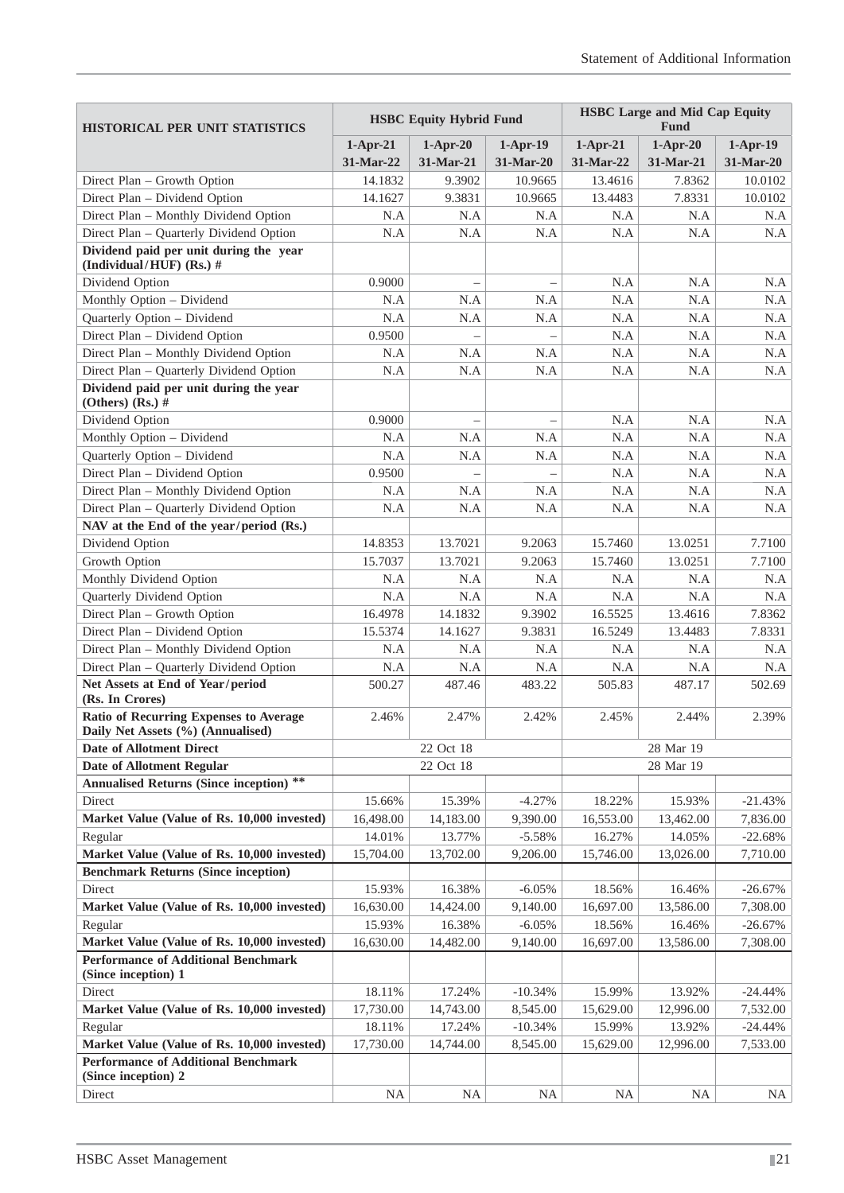| HISTORICAL PER UNIT STATISTICS | HSBC Equity Hybrid Fund | | | HSBC Large and Mid Cap Equity Fund | | |
|---|---|---|---|---|---|---|
| | 1-Apr-21 31-Mar-22 | 1-Apr-20 31-Mar-21 | 1-Apr-19 31-Mar-20 | 1-Apr-21 31-Mar-22 | 1-Apr-20 31-Mar-21 | 1-Apr-19 31-Mar-20 |
| Direct Plan – Growth Option | 14.1832 | 9.3902 | 10.9665 | 13.4616 | 7.8362 | 10.0102 |
| Direct Plan – Dividend Option | 14.1627 | 9.3831 | 10.9665 | 13.4483 | 7.8331 | 10.0102 |
| Direct Plan – Monthly Dividend Option | N.A | N.A | N.A | N.A | N.A | N.A |
| Direct Plan – Quarterly Dividend Option | N.A | N.A | N.A | N.A | N.A | N.A |
| **Dividend paid per unit during the year (Individual/HUF) (Rs.) #** | | | | | | |
| Dividend Option | 0.9000 | – | – | N.A | N.A | N.A |
| Monthly Option – Dividend | N.A | N.A | N.A | N.A | N.A | N.A |
| Quarterly Option – Dividend | N.A | N.A | N.A | N.A | N.A | N.A |
| Direct Plan – Dividend Option | 0.9500 | – | – | N.A | N.A | N.A |
| Direct Plan – Monthly Dividend Option | N.A | N.A | N.A | N.A | N.A | N.A |
| Direct Plan – Quarterly Dividend Option | N.A | N.A | N.A | N.A | N.A | N.A |
| **Dividend paid per unit during the year (Others) (Rs.) #** | | | | | | |
| Dividend Option | 0.9000 | – | – | N.A | N.A | N.A |
| Monthly Option – Dividend | N.A | N.A | N.A | N.A | N.A | N.A |
| Quarterly Option – Dividend | N.A | N.A | N.A | N.A | N.A | N.A |
| Direct Plan – Dividend Option | 0.9500 | – | – | N.A | N.A | N.A |
| Direct Plan – Monthly Dividend Option | N.A | N.A | N.A | N.A | N.A | N.A |
| Direct Plan – Quarterly Dividend Option | N.A | N.A | N.A | N.A | N.A | N.A |
| **NAV at the End of the year/period (Rs.)** | | | | | | |
| Dividend Option | 14.8353 | 13.7021 | 9.2063 | 15.7460 | 13.0251 | 7.7100 |
| Growth Option | 15.7037 | 13.7021 | 9.2063 | 15.7460 | 13.0251 | 7.7100 |
| Monthly Dividend Option | N.A | N.A | N.A | N.A | N.A | N.A |
| Quarterly Dividend Option | N.A | N.A | N.A | N.A | N.A | N.A |
| Direct Plan – Growth Option | 16.4978 | 14.1832 | 9.3902 | 16.5525 | 13.4616 | 7.8362 |
| Direct Plan – Dividend Option | 15.5374 | 14.1627 | 9.3831 | 16.5249 | 13.4483 | 7.8331 |
| Direct Plan – Monthly Dividend Option | N.A | N.A | N.A | N.A | N.A | N.A |
| Direct Plan – Quarterly Dividend Option | N.A | N.A | N.A | N.A | N.A | N.A |
| **Net Assets at End of Year/period (Rs. In Crores)** | 500.27 | 487.46 | 483.22 | 505.83 | 487.17 | 502.69 |
| **Ratio of Recurring Expenses to Average Daily Net Assets (%) (Annualised)** | 2.46% | 2.47% | 2.42% | 2.45% | 2.44% | 2.39% |
| **Date of Allotment Direct** | 22 Oct 18 | | | 28 Mar 19 | | |
| **Date of Allotment Regular** | 22 Oct 18 | | | 28 Mar 19 | | |
| **Annualised Returns (Since inception) \*\*** | | | | | | |
| Direct | 15.66% | 15.39% | -4.27% | 18.22% | 15.93% | -21.43% |
| **Market Value (Value of Rs. 10,000 invested)** | 16,498.00 | 14,183.00 | 9,390.00 | 16,553.00 | 13,462.00 | 7,836.00 |
| Regular | 14.01% | 13.77% | -5.58% | 16.27% | 14.05% | -22.68% |
| **Market Value (Value of Rs. 10,000 invested)** | 15,704.00 | 13,702.00 | 9,206.00 | 15,746.00 | 13,026.00 | 7,710.00 |
| **Benchmark Returns (Since inception)** | | | | | | |
| Direct | 15.93% | 16.38% | -6.05% | 18.56% | 16.46% | -26.67% |
| **Market Value (Value of Rs. 10,000 invested)** | 16,630.00 | 14,424.00 | 9,140.00 | 16,697.00 | 13,586.00 | 7,308.00 |
| Regular | 15.93% | 16.38% | -6.05% | 18.56% | 16.46% | -26.67% |
| **Market Value (Value of Rs. 10,000 invested)** | 16,630.00 | 14,482.00 | 9,140.00 | 16,697.00 | 13,586.00 | 7,308.00 |
| **Performance of Additional Benchmark (Since inception) 1** | | | | | | |
| Direct | 18.11% | 17.24% | -10.34% | 15.99% | 13.92% | -24.44% |
| **Market Value (Value of Rs. 10,000 invested)** | 17,730.00 | 14,743.00 | 8,545.00 | 15,629.00 | 12,996.00 | 7,532.00 |
| Regular | 18.11% | 17.24% | -10.34% | 15.99% | 13.92% | -24.44% |
| **Market Value (Value of Rs. 10,000 invested)** | 17,730.00 | 14,744.00 | 8,545.00 | 15,629.00 | 12,996.00 | 7,533.00 |
| **Performance of Additional Benchmark (Since inception) 2** | | | | | | |
| Direct | NA | NA | NA | NA | NA | NA |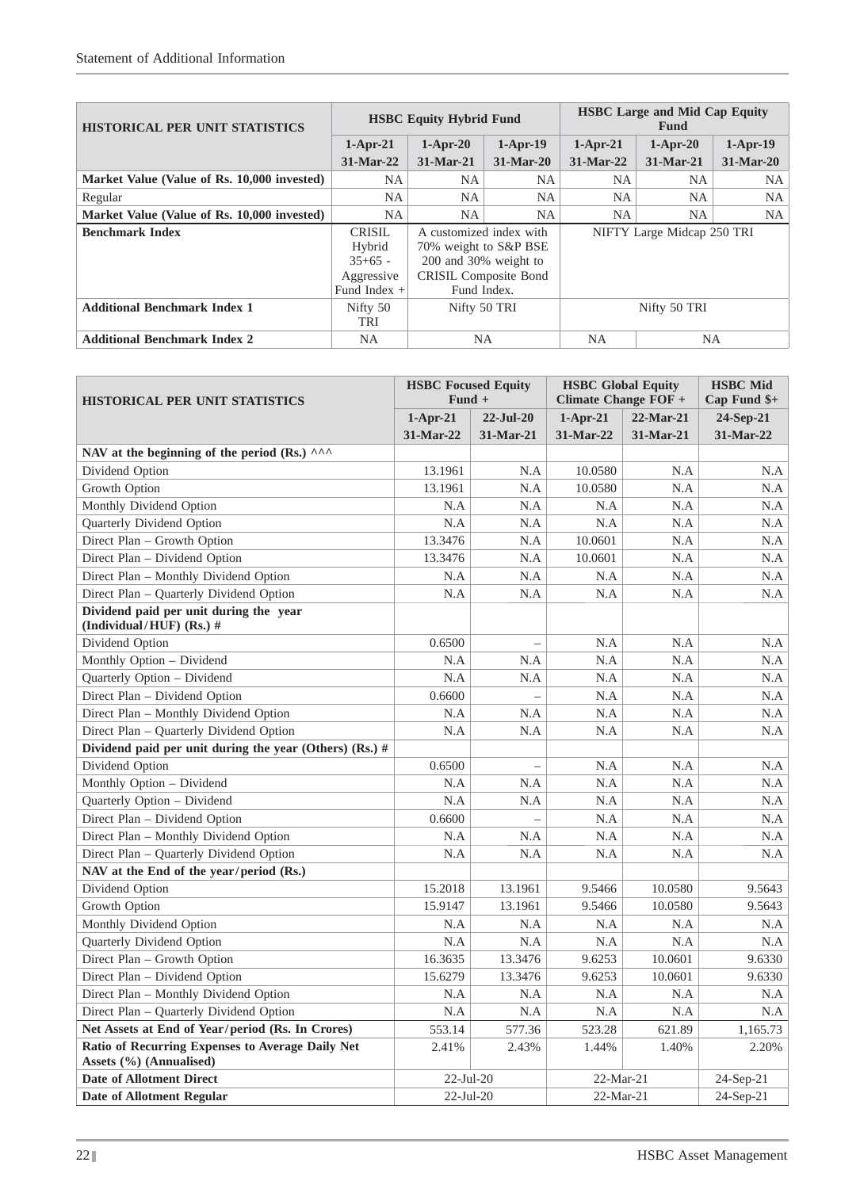| HISTORICAL PER UNIT STATISTICS | HSBC Equity Hybrid Fund | | | HSBC Large and Mid Cap Equity Fund | | |
|---|---|---|---|---|---|---|
| | 1-Apr-21 31-Mar-22 | 1-Apr-20 31-Mar-21 | 1-Apr-19 31-Mar-20 | 1-Apr-21 31-Mar-22 | 1-Apr-20 31-Mar-21 | 1-Apr-19 31-Mar-20 |
| **Market Value (Value of Rs. 10,000 invested)** | NA | NA | NA | NA | NA | NA |
| Regular | NA | NA | NA | NA | NA | NA |
| **Market Value (Value of Rs. 10,000 invested)** | NA | NA | NA | NA | NA | NA |
| **Benchmark Index** | CRISIL Hybrid 35+65 - Aggressive Fund Index + | A customized index with 70% weight to S&P BSE 200 and 30% weight to CRISIL Composite Bond Fund Index. | | NIFTY Large Midcap 250 TRI | | |
| **Additional Benchmark Index 1** | Nifty 50 TRI | Nifty 50 TRI | | Nifty 50 TRI | | |
| **Additional Benchmark Index 2** | NA | NA | | NA | NA | |

| HISTORICAL PER UNIT STATISTICS | HSBC Focused Equity Fund + | | HSBC Global Equity Climate Change FOF + | | HSBC Mid Cap Fund $+ |
|---|---|---|---|---|---|
| | 1-Apr-21 31-Mar-22 | 22-Jul-20 31-Mar-21 | 1-Apr-21 31-Mar-22 | 22-Mar-21 31-Mar-21 | 24-Sep-21 31-Mar-22 |
| **NAV at the beginning of the period (Rs.) ^^^** | | | | | |
| Dividend Option | 13.1961 | N.A | 10.0580 | N.A | N.A |
| Growth Option | 13.1961 | N.A | 10.0580 | N.A | N.A |
| Monthly Dividend Option | N.A | N.A | N.A | N.A | N.A |
| Quarterly Dividend Option | N.A | N.A | N.A | N.A | N.A |
| Direct Plan – Growth Option | 13.3476 | N.A | 10.0601 | N.A | N.A |
| Direct Plan – Dividend Option | 13.3476 | N.A | 10.0601 | N.A | N.A |
| Direct Plan – Monthly Dividend Option | N.A | N.A | N.A | N.A | N.A |
| Direct Plan – Quarterly Dividend Option | N.A | N.A | N.A | N.A | N.A |
| **Dividend paid per unit during the year (Individual/HUF) (Rs.) #** | | | | | |
| Dividend Option | 0.6500 | – | N.A | N.A | N.A |
| Monthly Option – Dividend | N.A | N.A | N.A | N.A | N.A |
| Quarterly Option – Dividend | N.A | N.A | N.A | N.A | N.A |
| Direct Plan – Dividend Option | 0.6600 | – | N.A | N.A | N.A |
| Direct Plan – Monthly Dividend Option | N.A | N.A | N.A | N.A | N.A |
| Direct Plan – Quarterly Dividend Option | N.A | N.A | N.A | N.A | N.A |
| **Dividend paid per unit during the year (Others) (Rs.) #** | | | | | |
| Dividend Option | 0.6500 | – | N.A | N.A | N.A |
| Monthly Option – Dividend | N.A | N.A | N.A | N.A | N.A |
| Quarterly Option – Dividend | N.A | N.A | N.A | N.A | N.A |
| Direct Plan – Dividend Option | 0.6600 | – | N.A | N.A | N.A |
| Direct Plan – Monthly Dividend Option | N.A | N.A | N.A | N.A | N.A |
| Direct Plan – Quarterly Dividend Option | N.A | N.A | N.A | N.A | N.A |
| **NAV at the End of the year/period (Rs.)** | | | | | |
| Dividend Option | 15.2018 | 13.1961 | 9.5466 | 10.0580 | 9.5643 |
| Growth Option | 15.9147 | 13.1961 | 9.5466 | 10.0580 | 9.5643 |
| Monthly Dividend Option | N.A | N.A | N.A | N.A | N.A |
| Quarterly Dividend Option | N.A | N.A | N.A | N.A | N.A |
| Direct Plan – Growth Option | 16.3635 | 13.3476 | 9.6253 | 10.0601 | 9.6330 |
| Direct Plan – Dividend Option | 15.6279 | 13.3476 | 9.6253 | 10.0601 | 9.6330 |
| Direct Plan – Monthly Dividend Option | N.A | N.A | N.A | N.A | N.A |
| Direct Plan – Quarterly Dividend Option | N.A | N.A | N.A | N.A | N.A |
| **Net Assets at End of Year/period (Rs. In Crores)** | 553.14 | 577.36 | 523.28 | 621.89 | 1,165.73 |
| **Ratio of Recurring Expenses to Average Daily Net Assets (%) (Annualised)** | 2.41% | 2.43% | 1.44% | 1.40% | 2.20% |
| **Date of Allotment Direct** | 22-Jul-20 | | 22-Mar-21 | | 24-Sep-21 |
| **Date of Allotment Regular** | 22-Jul-20 | | 22-Mar-21 | | 24-Sep-21 |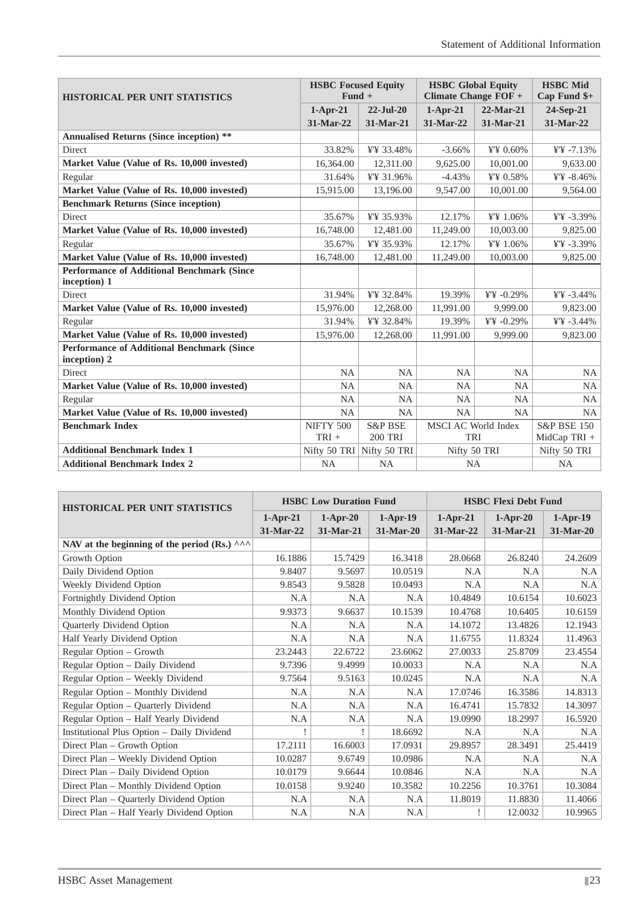| HISTORICAL PER UNIT STATISTICS | HSBC Focused Equity Fund + | | HSBC Global Equity Climate Change FOF + | | HSBC Mid Cap Fund $+ |
|---|---|---|---|---|---|
| | 1-Apr-21 31-Mar-22 | 22-Jul-20 31-Mar-21 | 1-Apr-21 31-Mar-22 | 22-Mar-21 31-Mar-21 | 24-Sep-21 31-Mar-22 |
| **Annualised Returns (Since inception) ** ** | | | | | |
| Direct | 33.82% | ¥¥ 33.48% | -3.66% | ¥¥ 0.60% | ¥¥ -7.13% |
| **Market Value (Value of Rs. 10,000 invested)** | 16,364.00 | 12,311.00 | 9,625.00 | 10,001.00 | 9,633.00 |
| Regular | 31.64% | ¥¥ 31.96% | -4.43% | ¥¥ 0.58% | ¥¥ -8.46% |
| **Market Value (Value of Rs. 10,000 invested)** | 15,915.00 | 13,196.00 | 9,547.00 | 10,001.00 | 9,564.00 |
| **Benchmark Returns (Since inception)** | | | | | |
| Direct | 35.67% | ¥¥ 35.93% | 12.17% | ¥¥ 1.06% | ¥¥ -3.39% |
| **Market Value (Value of Rs. 10,000 invested)** | 16,748.00 | 12,481.00 | 11,249.00 | 10,003.00 | 9,825.00 |
| Regular | 35.67% | ¥¥ 35.93% | 12.17% | ¥¥ 1.06% | ¥¥ -3.39% |
| **Market Value (Value of Rs. 10,000 invested)** | 16,748.00 | 12,481.00 | 11,249.00 | 10,003.00 | 9,825.00 |
| **Performance of Additional Benchmark (Since inception) 1** | | | | | |
| Direct | 31.94% | ¥¥ 32.84% | 19.39% | ¥¥ -0.29% | ¥¥ -3.44% |
| **Market Value (Value of Rs. 10,000 invested)** | 15,976.00 | 12,268.00 | 11,991.00 | 9,999.00 | 9,823.00 |
| Regular | 31.94% | ¥¥ 32.84% | 19.39% | ¥¥ -0.29% | ¥¥ -3.44% |
| **Market Value (Value of Rs. 10,000 invested)** | 15,976.00 | 12,268.00 | 11,991.00 | 9,999.00 | 9,823.00 |
| **Performance of Additional Benchmark (Since inception) 2** | | | | | |
| Direct | NA | NA | NA | NA | NA |
| **Market Value (Value of Rs. 10,000 invested)** | NA | NA | NA | NA | NA |
| Regular | NA | NA | NA | NA | NA |
| **Market Value (Value of Rs. 10,000 invested)** | NA | NA | NA | NA | NA |
| **Benchmark Index** | NIFTY 500 TRI + | S&P BSE 200 TRI | MSCI AC World Index TRI | | S&P BSE 150 MidCap TRI + |
| **Additional Benchmark Index 1** | Nifty 50 TRI | Nifty 50 TRI | Nifty 50 TRI | | Nifty 50 TRI |
| **Additional Benchmark Index 2** | NA | NA | NA | | NA |

| HISTORICAL PER UNIT STATISTICS | HSBC Low Duration Fund | | | HSBC Flexi Debt Fund | | |
|---|---|---|---|---|---|---|
| | 1-Apr-21 31-Mar-22 | 1-Apr-20 31-Mar-21 | 1-Apr-19 31-Mar-20 | 1-Apr-21 31-Mar-22 | 1-Apr-20 31-Mar-21 | 1-Apr-19 31-Mar-20 |
| **NAV at the beginning of the period (Rs.) ^^^** | | | | | | |
| Growth Option | 16.1886 | 15.7429 | 16.3418 | 28.0668 | 26.8240 | 24.2609 |
| Daily Dividend Option | 9.8407 | 9.5697 | 10.0519 | N.A | N.A | N.A |
| Weekly Dividend Option | 9.8543 | 9.5828 | 10.0493 | N.A | N.A | N.A |
| Fortnightly Dividend Option | N.A | N.A | N.A | 10.4849 | 10.6154 | 10.6023 |
| Monthly Dividend Option | 9.9373 | 9.6637 | 10.1539 | 10.4768 | 10.6405 | 10.6159 |
| Quarterly Dividend Option | N.A | N.A | N.A | 14.1072 | 13.4826 | 12.1943 |
| Half Yearly Dividend Option | N.A | N.A | N.A | 11.6755 | 11.8324 | 11.4963 |
| Regular Option – Growth | 23.2443 | 22.6722 | 23.6062 | 27.0033 | 25.8709 | 23.4554 |
| Regular Option – Daily Dividend | 9.7396 | 9.4999 | 10.0033 | N.A | N.A | N.A |
| Regular Option – Weekly Dividend | 9.7564 | 9.5163 | 10.0245 | N.A | N.A | N.A |
| Regular Option – Monthly Dividend | N.A | N.A | N.A | 17.0746 | 16.3586 | 14.8313 |
| Regular Option – Quarterly Dividend | N.A | N.A | N.A | 16.4741 | 15.7832 | 14.3097 |
| Regular Option – Half Yearly Dividend | N.A | N.A | N.A | 19.0990 | 18.2997 | 16.5920 |
| Institutional Plus Option – Daily Dividend | ! | ! | 18.6692 | N.A | N.A | N.A |
| Direct Plan – Growth Option | 17.2111 | 16.6003 | 17.0931 | 29.8957 | 28.3491 | 25.4419 |
| Direct Plan – Weekly Dividend Option | 10.0287 | 9.6749 | 10.0986 | N.A | N.A | N.A |
| Direct Plan – Daily Dividend Option | 10.0179 | 9.6644 | 10.0846 | N.A | N.A | N.A |
| Direct Plan – Monthly Dividend Option | 10.0158 | 9.9240 | 10.3582 | 10.2256 | 10.3761 | 10.3084 |
| Direct Plan – Quarterly Dividend Option | N.A | N.A | N.A | 11.8019 | 11.8830 | 11.4066 |
| Direct Plan – Half Yearly Dividend Option | N.A | N.A | N.A | ! | 12.0032 | 10.9965 |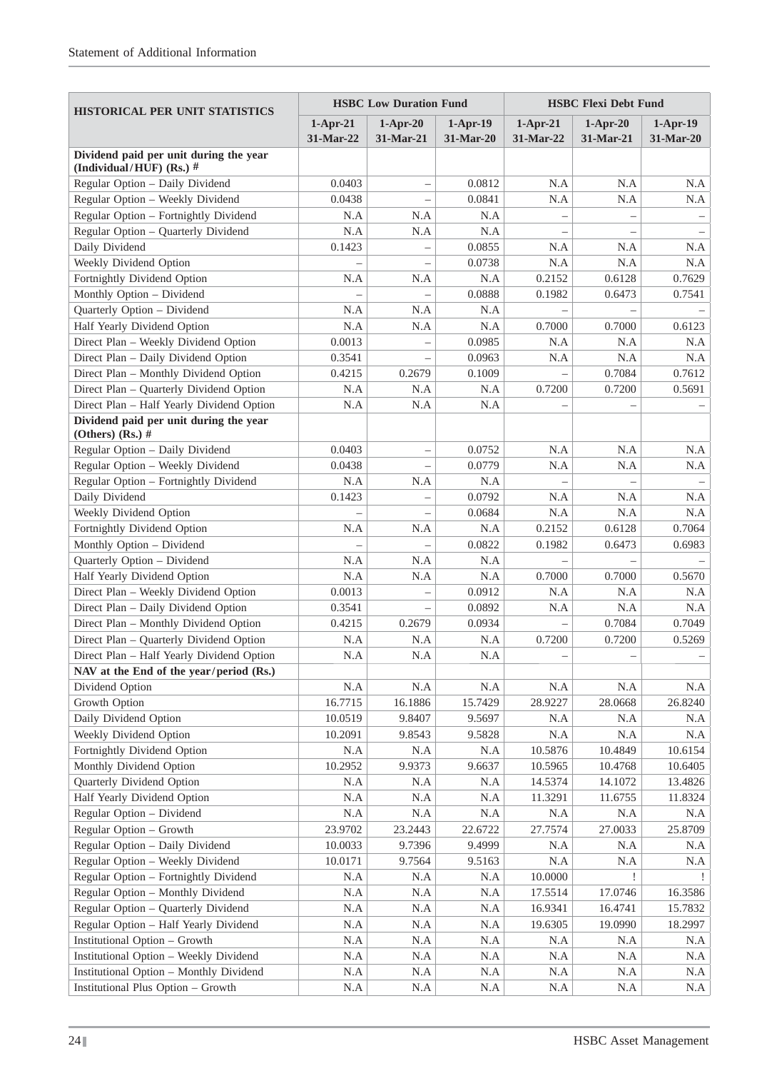| HISTORICAL PER UNIT STATISTICS | HSBC Low Duration Fund | | | HSBC Flexi Debt Fund | | |
|---|---|---|---|---|---|---|
| | 1-Apr-21 31-Mar-22 | 1-Apr-20 31-Mar-21 | 1-Apr-19 31-Mar-20 | 1-Apr-21 31-Mar-22 | 1-Apr-20 31-Mar-21 | 1-Apr-19 31-Mar-20 |
| **Dividend paid per unit during the year (Individual/HUF) (Rs.) #** | | | | | | |
| Regular Option – Daily Dividend | 0.0403 | – | 0.0812 | N.A | N.A | N.A |
| Regular Option – Weekly Dividend | 0.0438 | – | 0.0841 | N.A | N.A | N.A |
| Regular Option – Fortnightly Dividend | N.A | N.A | N.A | – | – | – |
| Regular Option – Quarterly Dividend | N.A | N.A | N.A | – | – | – |
| Daily Dividend | 0.1423 | – | 0.0855 | N.A | N.A | N.A |
| Weekly Dividend Option | – | – | 0.0738 | N.A | N.A | N.A |
| Fortnightly Dividend Option | N.A | N.A | N.A | 0.2152 | 0.6128 | 0.7629 |
| Monthly Option – Dividend | – | – | 0.0888 | 0.1982 | 0.6473 | 0.7541 |
| Quarterly Option – Dividend | N.A | N.A | N.A | – | – | – |
| Half Yearly Dividend Option | N.A | N.A | N.A | 0.7000 | 0.7000 | 0.6123 |
| Direct Plan – Weekly Dividend Option | 0.0013 | – | 0.0985 | N.A | N.A | N.A |
| Direct Plan – Daily Dividend Option | 0.3541 | – | 0.0963 | N.A | N.A | N.A |
| Direct Plan – Monthly Dividend Option | 0.4215 | 0.2679 | 0.1009 | – | 0.7084 | 0.7612 |
| Direct Plan – Quarterly Dividend Option | N.A | N.A | N.A | 0.7200 | 0.7200 | 0.5691 |
| Direct Plan – Half Yearly Dividend Option | N.A | N.A | N.A | – | – | – |
| **Dividend paid per unit during the year (Others) (Rs.) #** | | | | | | |
| Regular Option – Daily Dividend | 0.0403 | – | 0.0752 | N.A | N.A | N.A |
| Regular Option – Weekly Dividend | 0.0438 | – | 0.0779 | N.A | N.A | N.A |
| Regular Option – Fortnightly Dividend | N.A | N.A | N.A | – | – | – |
| Daily Dividend | 0.1423 | – | 0.0792 | N.A | N.A | N.A |
| Weekly Dividend Option | – | – | 0.0684 | N.A | N.A | N.A |
| Fortnightly Dividend Option | N.A | N.A | N.A | 0.2152 | 0.6128 | 0.7064 |
| Monthly Option – Dividend | – | – | 0.0822 | 0.1982 | 0.6473 | 0.6983 |
| Quarterly Option – Dividend | N.A | N.A | N.A | – | – | – |
| Half Yearly Dividend Option | N.A | N.A | N.A | 0.7000 | 0.7000 | 0.5670 |
| Direct Plan – Weekly Dividend Option | 0.0013 | – | 0.0912 | N.A | N.A | N.A |
| Direct Plan – Daily Dividend Option | 0.3541 | – | 0.0892 | N.A | N.A | N.A |
| Direct Plan – Monthly Dividend Option | 0.4215 | 0.2679 | 0.0934 | – | 0.7084 | 0.7049 |
| Direct Plan – Quarterly Dividend Option | N.A | N.A | N.A | 0.7200 | 0.7200 | 0.5269 |
| Direct Plan – Half Yearly Dividend Option | N.A | N.A | N.A | – | – | – |
| **NAV at the End of the year/period (Rs.)** | | | | | | |
| Dividend Option | N.A | N.A | N.A | N.A | N.A | N.A |
| Growth Option | 16.7715 | 16.1886 | 15.7429 | 28.9227 | 28.0668 | 26.8240 |
| Daily Dividend Option | 10.0519 | 9.8407 | 9.5697 | N.A | N.A | N.A |
| Weekly Dividend Option | 10.2091 | 9.8543 | 9.5828 | N.A | N.A | N.A |
| Fortnightly Dividend Option | N.A | N.A | N.A | 10.5876 | 10.4849 | 10.6154 |
| Monthly Dividend Option | 10.2952 | 9.9373 | 9.6637 | 10.5965 | 10.4768 | 10.6405 |
| Quarterly Dividend Option | N.A | N.A | N.A | 14.5374 | 14.1072 | 13.4826 |
| Half Yearly Dividend Option | N.A | N.A | N.A | 11.3291 | 11.6755 | 11.8324 |
| Regular Option – Dividend | N.A | N.A | N.A | N.A | N.A | N.A |
| Regular Option – Growth | 23.9702 | 23.2443 | 22.6722 | 27.7574 | 27.0033 | 25.8709 |
| Regular Option – Daily Dividend | 10.0033 | 9.7396 | 9.4999 | N.A | N.A | N.A |
| Regular Option – Weekly Dividend | 10.0171 | 9.7564 | 9.5163 | N.A | N.A | N.A |
| Regular Option – Fortnightly Dividend | N.A | N.A | N.A | 10.0000 | ! | ! |
| Regular Option – Monthly Dividend | N.A | N.A | N.A | 17.5514 | 17.0746 | 16.3586 |
| Regular Option – Quarterly Dividend | N.A | N.A | N.A | 16.9341 | 16.4741 | 15.7832 |
| Regular Option – Half Yearly Dividend | N.A | N.A | N.A | 19.6305 | 19.0990 | 18.2997 |
| Institutional Option – Growth | N.A | N.A | N.A | N.A | N.A | N.A |
| Institutional Option – Weekly Dividend | N.A | N.A | N.A | N.A | N.A | N.A |
| Institutional Option – Monthly Dividend | N.A | N.A | N.A | N.A | N.A | N.A |
| Institutional Plus Option – Growth | N.A | N.A | N.A | N.A | N.A | N.A |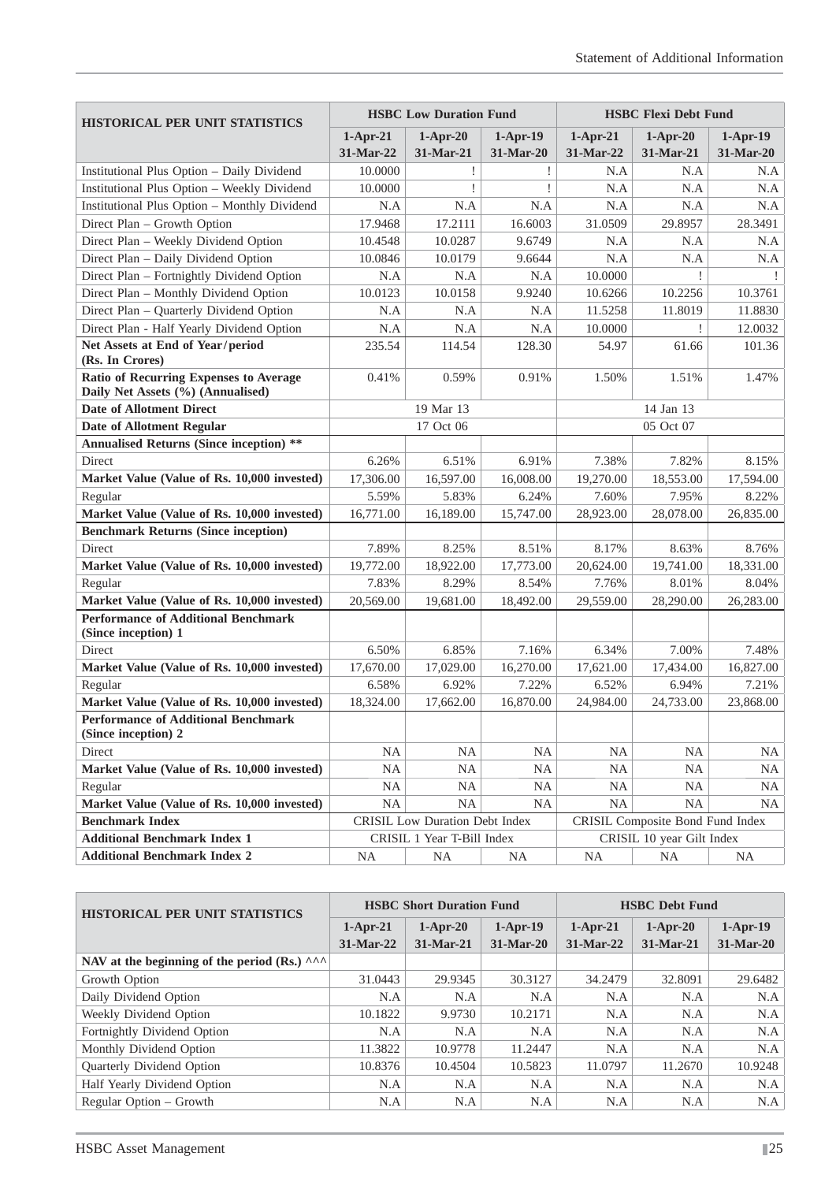| HISTORICAL PER UNIT STATISTICS | HSBC Low Duration Fund | | | HSBC Flexi Debt Fund | | |
|---|---|---|---|---|---|---|
| | 1-Apr-21 31-Mar-22 | 1-Apr-20 31-Mar-21 | 1-Apr-19 31-Mar-20 | 1-Apr-21 31-Mar-22 | 1-Apr-20 31-Mar-21 | 1-Apr-19 31-Mar-20 |
| Institutional Plus Option – Daily Dividend | 10.0000 | ! | ! | N.A | N.A | N.A |
| Institutional Plus Option – Weekly Dividend | 10.0000 | ! | ! | N.A | N.A | N.A |
| Institutional Plus Option – Monthly Dividend | N.A | N.A | N.A | N.A | N.A | N.A |
| Direct Plan – Growth Option | 17.9468 | 17.2111 | 16.6003 | 31.0509 | 29.8957 | 28.3491 |
| Direct Plan – Weekly Dividend Option | 10.4548 | 10.0287 | 9.6749 | N.A | N.A | N.A |
| Direct Plan – Daily Dividend Option | 10.0846 | 10.0179 | 9.6644 | N.A | N.A | N.A |
| Direct Plan – Fortnightly Dividend Option | N.A | N.A | N.A | 10.0000 | ! | ! |
| Direct Plan – Monthly Dividend Option | 10.0123 | 10.0158 | 9.9240 | 10.6266 | 10.2256 | 10.3761 |
| Direct Plan – Quarterly Dividend Option | N.A | N.A | N.A | 11.5258 | 11.8019 | 11.8830 |
| Direct Plan - Half Yearly Dividend Option | N.A | N.A | N.A | 10.0000 | ! | 12.0032 |
| **Net Assets at End of Year/period (Rs. In Crores)** | 235.54 | 114.54 | 128.30 | 54.97 | 61.66 | 101.36 |
| **Ratio of Recurring Expenses to Average Daily Net Assets (%) (Annualised)** | 0.41% | 0.59% | 0.91% | 1.50% | 1.51% | 1.47% |
| **Date of Allotment Direct** | 19 Mar 13 | | | 14 Jan 13 | | |
| **Date of Allotment Regular** | 17 Oct 06 | | | 05 Oct 07 | | |
| **Annualised Returns (Since inception) \*\*** | | | | | | |
| Direct | 6.26% | 6.51% | 6.91% | 7.38% | 7.82% | 8.15% |
| **Market Value (Value of Rs. 10,000 invested)** | 17,306.00 | 16,597.00 | 16,008.00 | 19,270.00 | 18,553.00 | 17,594.00 |
| Regular | 5.59% | 5.83% | 6.24% | 7.60% | 7.95% | 8.22% |
| **Market Value (Value of Rs. 10,000 invested)** | 16,771.00 | 16,189.00 | 15,747.00 | 28,923.00 | 28,078.00 | 26,835.00 |
| **Benchmark Returns (Since inception)** | | | | | | |
| Direct | 7.89% | 8.25% | 8.51% | 8.17% | 8.63% | 8.76% |
| **Market Value (Value of Rs. 10,000 invested)** | 19,772.00 | 18,922.00 | 17,773.00 | 20,624.00 | 19,741.00 | 18,331.00 |
| Regular | 7.83% | 8.29% | 8.54% | 7.76% | 8.01% | 8.04% |
| **Market Value (Value of Rs. 10,000 invested)** | 20,569.00 | 19,681.00 | 18,492.00 | 29,559.00 | 28,290.00 | 26,283.00 |
| **Performance of Additional Benchmark (Since inception) 1** | | | | | | |
| Direct | 6.50% | 6.85% | 7.16% | 6.34% | 7.00% | 7.48% |
| **Market Value (Value of Rs. 10,000 invested)** | 17,670.00 | 17,029.00 | 16,270.00 | 17,621.00 | 17,434.00 | 16,827.00 |
| Regular | 6.58% | 6.92% | 7.22% | 6.52% | 6.94% | 7.21% |
| **Market Value (Value of Rs. 10,000 invested)** | 18,324.00 | 17,662.00 | 16,870.00 | 24,984.00 | 24,733.00 | 23,868.00 |
| **Performance of Additional Benchmark (Since inception) 2** | | | | | | |
| Direct | NA | NA | NA | NA | NA | NA |
| **Market Value (Value of Rs. 10,000 invested)** | NA | NA | NA | NA | NA | NA |
| Regular | NA | NA | NA | NA | NA | NA |
| **Market Value (Value of Rs. 10,000 invested)** | NA | NA | NA | NA | NA | NA |
| **Benchmark Index** | CRISIL Low Duration Debt Index | | | CRISIL Composite Bond Fund Index | | |
| **Additional Benchmark Index 1** | CRISIL 1 Year T-Bill Index | | | CRISIL 10 year Gilt Index | | |
| **Additional Benchmark Index 2** | NA | NA | NA | NA | NA | NA |

| HISTORICAL PER UNIT STATISTICS | HSBC Short Duration Fund | | | HSBC Debt Fund | | |
|---|---|---|---|---|---|---|
| | 1-Apr-21 31-Mar-22 | 1-Apr-20 31-Mar-21 | 1-Apr-19 31-Mar-20 | 1-Apr-21 31-Mar-22 | 1-Apr-20 31-Mar-21 | 1-Apr-19 31-Mar-20 |
| **NAV at the beginning of the period (Rs.) ^^^** | | | | | | |
| Growth Option | 31.0443 | 29.9345 | 30.3127 | 34.2479 | 32.8091 | 29.6482 |
| Daily Dividend Option | N.A | N.A | N.A | N.A | N.A | N.A |
| Weekly Dividend Option | 10.1822 | 9.9730 | 10.2171 | N.A | N.A | N.A |
| Fortnightly Dividend Option | N.A | N.A | N.A | N.A | N.A | N.A |
| Monthly Dividend Option | 11.3822 | 10.9778 | 11.2447 | N.A | N.A | N.A |
| Quarterly Dividend Option | 10.8376 | 10.4504 | 10.5823 | 11.0797 | 11.2670 | 10.9248 |
| Half Yearly Dividend Option | N.A | N.A | N.A | N.A | N.A | N.A |
| Regular Option – Growth | N.A | N.A | N.A | N.A | N.A | N.A |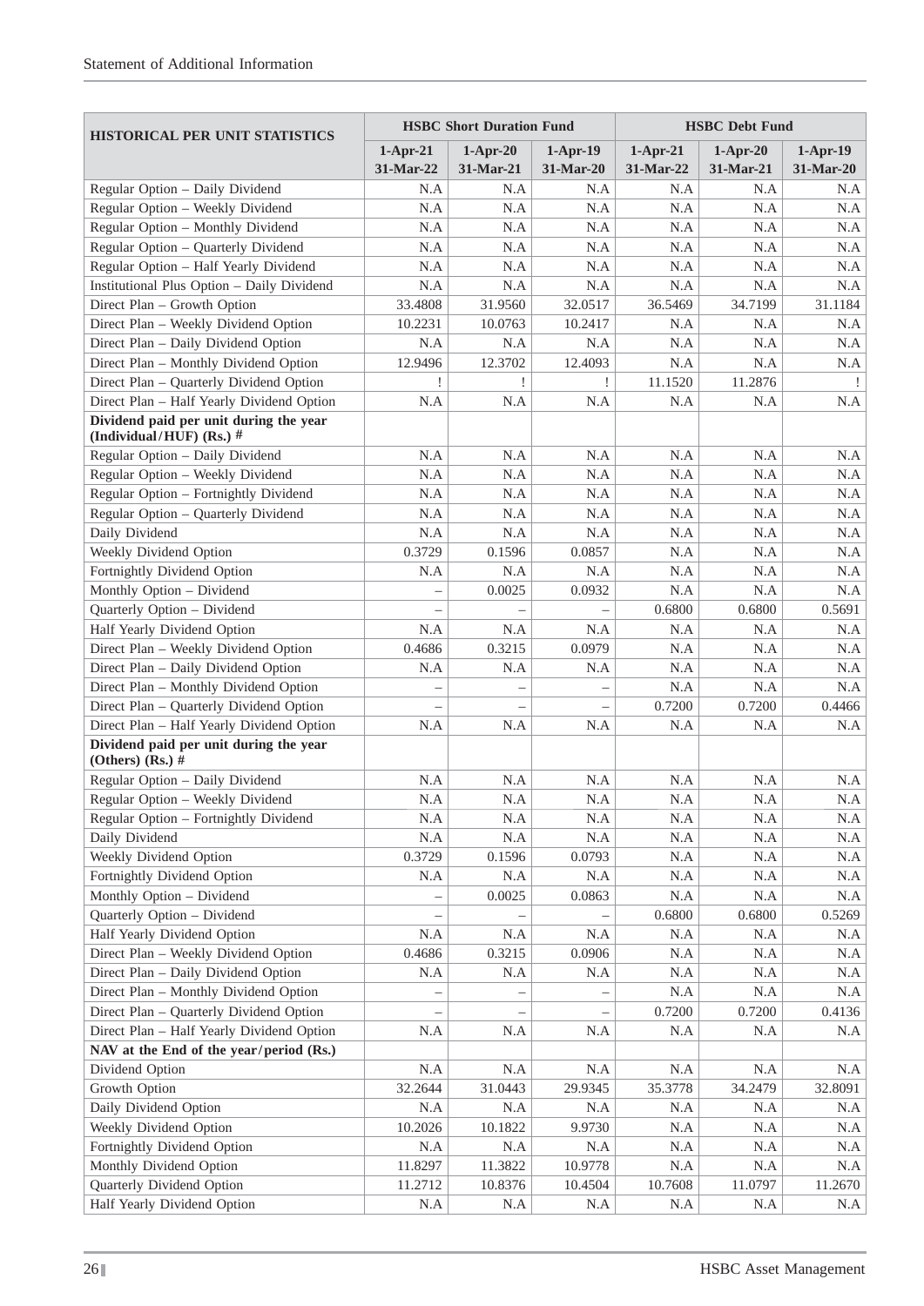| HISTORICAL PER UNIT STATISTICS | HSBC Short Duration Fund | | | HSBC Debt Fund | | |
|---|---|---|---|---|---|---|
| | 1-Apr-21 31-Mar-22 | 1-Apr-20 31-Mar-21 | 1-Apr-19 31-Mar-20 | 1-Apr-21 31-Mar-22 | 1-Apr-20 31-Mar-21 | 1-Apr-19 31-Mar-20 |
| Regular Option – Daily Dividend | N.A | N.A | N.A | N.A | N.A | N.A |
| Regular Option – Weekly Dividend | N.A | N.A | N.A | N.A | N.A | N.A |
| Regular Option – Monthly Dividend | N.A | N.A | N.A | N.A | N.A | N.A |
| Regular Option – Quarterly Dividend | N.A | N.A | N.A | N.A | N.A | N.A |
| Regular Option – Half Yearly Dividend | N.A | N.A | N.A | N.A | N.A | N.A |
| Institutional Plus Option – Daily Dividend | N.A | N.A | N.A | N.A | N.A | N.A |
| Direct Plan – Growth Option | 33.4808 | 31.9560 | 32.0517 | 36.5469 | 34.7199 | 31.1184 |
| Direct Plan – Weekly Dividend Option | 10.2231 | 10.0763 | 10.2417 | N.A | N.A | N.A |
| Direct Plan – Daily Dividend Option | N.A | N.A | N.A | N.A | N.A | N.A |
| Direct Plan – Monthly Dividend Option | 12.9496 | 12.3702 | 12.4093 | N.A | N.A | N.A |
| Direct Plan – Quarterly Dividend Option | ! | ! | ! | 11.1520 | 11.2876 | ! |
| Direct Plan – Half Yearly Dividend Option | N.A | N.A | N.A | N.A | N.A | N.A |
| **Dividend paid per unit during the year (Individual/HUF) (Rs.) #** | | | | | | |
| Regular Option – Daily Dividend | N.A | N.A | N.A | N.A | N.A | N.A |
| Regular Option – Weekly Dividend | N.A | N.A | N.A | N.A | N.A | N.A |
| Regular Option – Fortnightly Dividend | N.A | N.A | N.A | N.A | N.A | N.A |
| Regular Option – Quarterly Dividend | N.A | N.A | N.A | N.A | N.A | N.A |
| Daily Dividend | N.A | N.A | N.A | N.A | N.A | N.A |
| Weekly Dividend Option | 0.3729 | 0.1596 | 0.0857 | N.A | N.A | N.A |
| Fortnightly Dividend Option | N.A | N.A | N.A | N.A | N.A | N.A |
| Monthly Option – Dividend | – | 0.0025 | 0.0932 | N.A | N.A | N.A |
| Quarterly Option – Dividend | – | – | – | 0.6800 | 0.6800 | 0.5691 |
| Half Yearly Dividend Option | N.A | N.A | N.A | N.A | N.A | N.A |
| Direct Plan – Weekly Dividend Option | 0.4686 | 0.3215 | 0.0979 | N.A | N.A | N.A |
| Direct Plan – Daily Dividend Option | N.A | N.A | N.A | N.A | N.A | N.A |
| Direct Plan – Monthly Dividend Option | – | – | – | N.A | N.A | N.A |
| Direct Plan – Quarterly Dividend Option | – | – | – | 0.7200 | 0.7200 | 0.4466 |
| Direct Plan – Half Yearly Dividend Option | N.A | N.A | N.A | N.A | N.A | N.A |
| **Dividend paid per unit during the year (Others) (Rs.) #** | | | | | | |
| Regular Option – Daily Dividend | N.A | N.A | N.A | N.A | N.A | N.A |
| Regular Option – Weekly Dividend | N.A | N.A | N.A | N.A | N.A | N.A |
| Regular Option – Fortnightly Dividend | N.A | N.A | N.A | N.A | N.A | N.A |
| Daily Dividend | N.A | N.A | N.A | N.A | N.A | N.A |
| Weekly Dividend Option | 0.3729 | 0.1596 | 0.0793 | N.A | N.A | N.A |
| Fortnightly Dividend Option | N.A | N.A | N.A | N.A | N.A | N.A |
| Monthly Option – Dividend | – | 0.0025 | 0.0863 | N.A | N.A | N.A |
| Quarterly Option – Dividend | – | – | – | 0.6800 | 0.6800 | 0.5269 |
| Half Yearly Dividend Option | N.A | N.A | N.A | N.A | N.A | N.A |
| Direct Plan – Weekly Dividend Option | 0.4686 | 0.3215 | 0.0906 | N.A | N.A | N.A |
| Direct Plan – Daily Dividend Option | N.A | N.A | N.A | N.A | N.A | N.A |
| Direct Plan – Monthly Dividend Option | – | – | – | N.A | N.A | N.A |
| Direct Plan – Quarterly Dividend Option | – | – | – | 0.7200 | 0.7200 | 0.4136 |
| Direct Plan – Half Yearly Dividend Option | N.A | N.A | N.A | N.A | N.A | N.A |
| **NAV at the End of the year/period (Rs.)** | | | | | | |
| Dividend Option | N.A | N.A | N.A | N.A | N.A | N.A |
| Growth Option | 32.2644 | 31.0443 | 29.9345 | 35.3778 | 34.2479 | 32.8091 |
| Daily Dividend Option | N.A | N.A | N.A | N.A | N.A | N.A |
| Weekly Dividend Option | 10.2026 | 10.1822 | 9.9730 | N.A | N.A | N.A |
| Fortnightly Dividend Option | N.A | N.A | N.A | N.A | N.A | N.A |
| Monthly Dividend Option | 11.8297 | 11.3822 | 10.9778 | N.A | N.A | N.A |
| Quarterly Dividend Option | 11.2712 | 10.8376 | 10.4504 | 10.7608 | 11.0797 | 11.2670 |
| Half Yearly Dividend Option | N.A | N.A | N.A | N.A | N.A | N.A |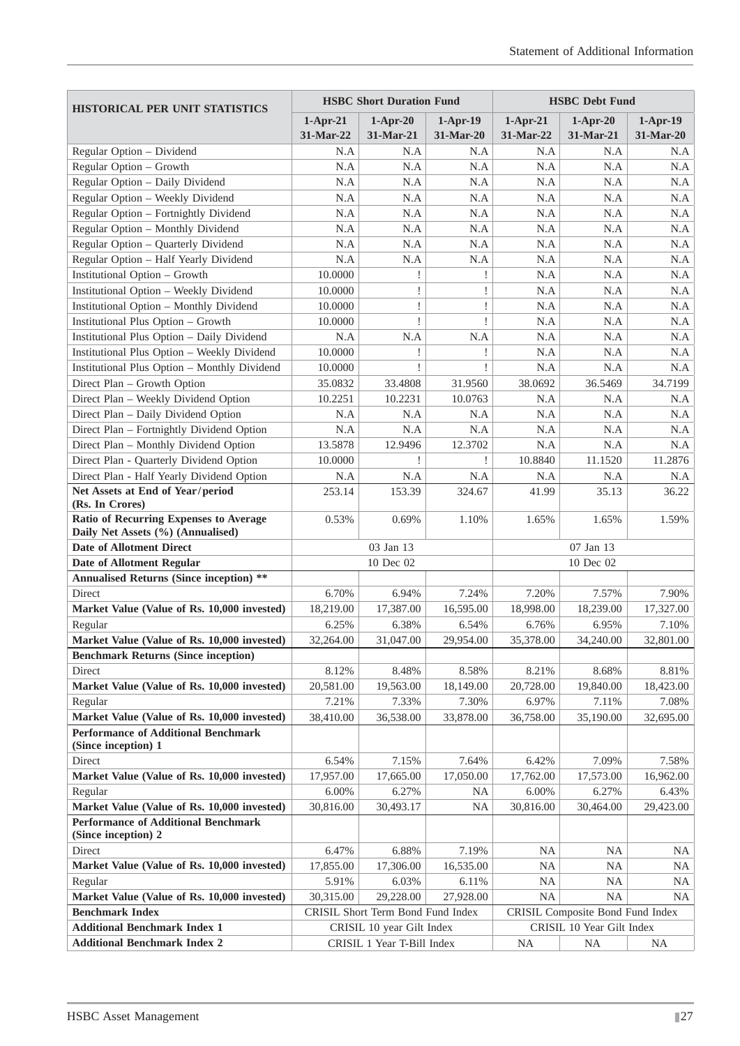| HISTORICAL PER UNIT STATISTICS | HSBC Short Duration Fund | | | HSBC Debt Fund | | |
|---|---|---|---|---|---|---|
| | 1-Apr-21 31-Mar-22 | 1-Apr-20 31-Mar-21 | 1-Apr-19 31-Mar-20 | 1-Apr-21 31-Mar-22 | 1-Apr-20 31-Mar-21 | 1-Apr-19 31-Mar-20 |
| Regular Option – Dividend | N.A | N.A | N.A | N.A | N.A | N.A |
| Regular Option – Growth | N.A | N.A | N.A | N.A | N.A | N.A |
| Regular Option – Daily Dividend | N.A | N.A | N.A | N.A | N.A | N.A |
| Regular Option – Weekly Dividend | N.A | N.A | N.A | N.A | N.A | N.A |
| Regular Option – Fortnightly Dividend | N.A | N.A | N.A | N.A | N.A | N.A |
| Regular Option – Monthly Dividend | N.A | N.A | N.A | N.A | N.A | N.A |
| Regular Option – Quarterly Dividend | N.A | N.A | N.A | N.A | N.A | N.A |
| Regular Option – Half Yearly Dividend | N.A | N.A | N.A | N.A | N.A | N.A |
| Institutional Option – Growth | 10.0000 | ! | ! | N.A | N.A | N.A |
| Institutional Option – Weekly Dividend | 10.0000 | ! | ! | N.A | N.A | N.A |
| Institutional Option – Monthly Dividend | 10.0000 | ! | ! | N.A | N.A | N.A |
| Institutional Plus Option – Growth | 10.0000 | ! | ! | N.A | N.A | N.A |
| Institutional Plus Option – Daily Dividend | N.A | N.A | N.A | N.A | N.A | N.A |
| Institutional Plus Option – Weekly Dividend | 10.0000 | ! | ! | N.A | N.A | N.A |
| Institutional Plus Option – Monthly Dividend | 10.0000 | ! | ! | N.A | N.A | N.A |
| Direct Plan – Growth Option | 35.0832 | 33.4808 | 31.9560 | 38.0692 | 36.5469 | 34.7199 |
| Direct Plan – Weekly Dividend Option | 10.2251 | 10.2231 | 10.0763 | N.A | N.A | N.A |
| Direct Plan – Daily Dividend Option | N.A | N.A | N.A | N.A | N.A | N.A |
| Direct Plan – Fortnightly Dividend Option | N.A | N.A | N.A | N.A | N.A | N.A |
| Direct Plan – Monthly Dividend Option | 13.5878 | 12.9496 | 12.3702 | N.A | N.A | N.A |
| Direct Plan - Quarterly Dividend Option | 10.0000 | ! | ! | 10.8840 | 11.1520 | 11.2876 |
| Direct Plan - Half Yearly Dividend Option | N.A | N.A | N.A | N.A | N.A | N.A |
| **Net Assets at End of Year/period (Rs. In Crores)** | 253.14 | 153.39 | 324.67 | 41.99 | 35.13 | 36.22 |
| **Ratio of Recurring Expenses to Average Daily Net Assets (%) (Annualised)** | 0.53% | 0.69% | 1.10% | 1.65% | 1.65% | 1.59% |
| **Date of Allotment Direct** | 03 Jan 13 | | | 07 Jan 13 | | |
| **Date of Allotment Regular** | 10 Dec 02 | | | 10 Dec 02 | | |
| **Annualised Returns (Since inception) \*\*** | | | | | | |
| Direct | 6.70% | 6.94% | 7.24% | 7.20% | 7.57% | 7.90% |
| **Market Value (Value of Rs. 10,000 invested)** | 18,219.00 | 17,387.00 | 16,595.00 | 18,998.00 | 18,239.00 | 17,327.00 |
| Regular | 6.25% | 6.38% | 6.54% | 6.76% | 6.95% | 7.10% |
| **Market Value (Value of Rs. 10,000 invested)** | 32,264.00 | 31,047.00 | 29,954.00 | 35,378.00 | 34,240.00 | 32,801.00 |
| **Benchmark Returns (Since inception)** | | | | | | |
| Direct | 8.12% | 8.48% | 8.58% | 8.21% | 8.68% | 8.81% |
| **Market Value (Value of Rs. 10,000 invested)** | 20,581.00 | 19,563.00 | 18,149.00 | 20,728.00 | 19,840.00 | 18,423.00 |
| Regular | 7.21% | 7.33% | 7.30% | 6.97% | 7.11% | 7.08% |
| **Market Value (Value of Rs. 10,000 invested)** | 38,410.00 | 36,538.00 | 33,878.00 | 36,758.00 | 35,190.00 | 32,695.00 |
| **Performance of Additional Benchmark (Since inception) 1** | | | | | | |
| Direct | 6.54% | 7.15% | 7.64% | 6.42% | 7.09% | 7.58% |
| **Market Value (Value of Rs. 10,000 invested)** | 17,957.00 | 17,665.00 | 17,050.00 | 17,762.00 | 17,573.00 | 16,962.00 |
| Regular | 6.00% | 6.27% | NA | 6.00% | 6.27% | 6.43% |
| **Market Value (Value of Rs. 10,000 invested)** | 30,816.00 | 30,493.17 | NA | 30,816.00 | 30,464.00 | 29,423.00 |
| **Performance of Additional Benchmark (Since inception) 2** | | | | | | |
| Direct | 6.47% | 6.88% | 7.19% | NA | NA | NA |
| **Market Value (Value of Rs. 10,000 invested)** | 17,855.00 | 17,306.00 | 16,535.00 | NA | NA | NA |
| Regular | 5.91% | 6.03% | 6.11% | NA | NA | NA |
| **Market Value (Value of Rs. 10,000 invested)** | 30,315.00 | 29,228.00 | 27,928.00 | NA | NA | NA |
| **Benchmark Index** | CRISIL Short Term Bond Fund Index | | | CRISIL Composite Bond Fund Index | | |
| **Additional Benchmark Index 1** | CRISIL 10 year Gilt Index | | | CRISIL 10 Year Gilt Index | | |
| **Additional Benchmark Index 2** | CRISIL 1 Year T-Bill Index | | | NA | NA | NA |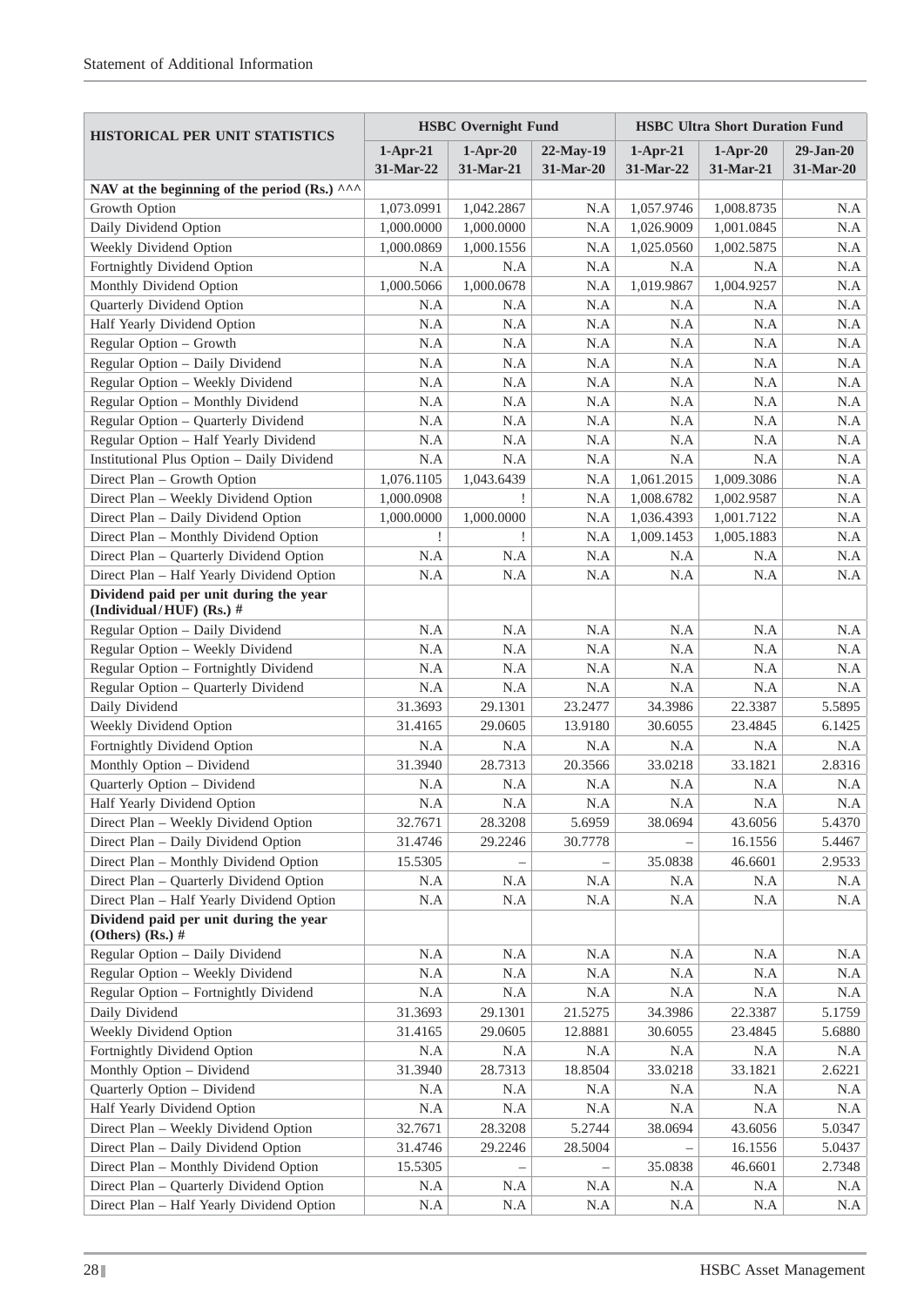| HISTORICAL PER UNIT STATISTICS | HSBC Overnight Fund | | | HSBC Ultra Short Duration Fund | | |
|---|---|---|---|---|---|---|
| | 1-Apr-21 31-Mar-22 | 1-Apr-20 31-Mar-21 | 22-May-19 31-Mar-20 | 1-Apr-21 31-Mar-22 | 1-Apr-20 31-Mar-21 | 29-Jan-20 31-Mar-20 |
| **NAV at the beginning of the period (Rs.) ^^^** | | | | | | |
| Growth Option | 1,073.0991 | 1,042.2867 | N.A | 1,057.9746 | 1,008.8735 | N.A |
| Daily Dividend Option | 1,000.0000 | 1,000.0000 | N.A | 1,026.9009 | 1,001.0845 | N.A |
| Weekly Dividend Option | 1,000.0869 | 1,000.1556 | N.A | 1,025.0560 | 1,002.5875 | N.A |
| Fortnightly Dividend Option | N.A | N.A | N.A | N.A | N.A | N.A |
| Monthly Dividend Option | 1,000.5066 | 1,000.0678 | N.A | 1,019.9867 | 1,004.9257 | N.A |
| Quarterly Dividend Option | N.A | N.A | N.A | N.A | N.A | N.A |
| Half Yearly Dividend Option | N.A | N.A | N.A | N.A | N.A | N.A |
| Regular Option – Growth | N.A | N.A | N.A | N.A | N.A | N.A |
| Regular Option – Daily Dividend | N.A | N.A | N.A | N.A | N.A | N.A |
| Regular Option – Weekly Dividend | N.A | N.A | N.A | N.A | N.A | N.A |
| Regular Option – Monthly Dividend | N.A | N.A | N.A | N.A | N.A | N.A |
| Regular Option – Quarterly Dividend | N.A | N.A | N.A | N.A | N.A | N.A |
| Regular Option – Half Yearly Dividend | N.A | N.A | N.A | N.A | N.A | N.A |
| Institutional Plus Option – Daily Dividend | N.A | N.A | N.A | N.A | N.A | N.A |
| Direct Plan – Growth Option | 1,076.1105 | 1,043.6439 | N.A | 1,061.2015 | 1,009.3086 | N.A |
| Direct Plan – Weekly Dividend Option | 1,000.0908 | ! | N.A | 1,008.6782 | 1,002.9587 | N.A |
| Direct Plan – Daily Dividend Option | 1,000.0000 | 1,000.0000 | N.A | 1,036.4393 | 1,001.7122 | N.A |
| Direct Plan – Monthly Dividend Option | ! | ! | N.A | 1,009.1453 | 1,005.1883 | N.A |
| Direct Plan – Quarterly Dividend Option | N.A | N.A | N.A | N.A | N.A | N.A |
| Direct Plan – Half Yearly Dividend Option | N.A | N.A | N.A | N.A | N.A | N.A |
| **Dividend paid per unit during the year (Individual/HUF) (Rs.) #** | | | | | | |
| Regular Option – Daily Dividend | N.A | N.A | N.A | N.A | N.A | N.A |
| Regular Option – Weekly Dividend | N.A | N.A | N.A | N.A | N.A | N.A |
| Regular Option – Fortnightly Dividend | N.A | N.A | N.A | N.A | N.A | N.A |
| Regular Option – Quarterly Dividend | N.A | N.A | N.A | N.A | N.A | N.A |
| Daily Dividend | 31.3693 | 29.1301 | 23.2477 | 34.3986 | 22.3387 | 5.5895 |
| Weekly Dividend Option | 31.4165 | 29.0605 | 13.9180 | 30.6055 | 23.4845 | 6.1425 |
| Fortnightly Dividend Option | N.A | N.A | N.A | N.A | N.A | N.A |
| Monthly Option – Dividend | 31.3940 | 28.7313 | 20.3566 | 33.0218 | 33.1821 | 2.8316 |
| Quarterly Option – Dividend | N.A | N.A | N.A | N.A | N.A | N.A |
| Half Yearly Dividend Option | N.A | N.A | N.A | N.A | N.A | N.A |
| Direct Plan – Weekly Dividend Option | 32.7671 | 28.3208 | 5.6959 | 38.0694 | 43.6056 | 5.4370 |
| Direct Plan – Daily Dividend Option | 31.4746 | 29.2246 | 30.7778 | – | 16.1556 | 5.4467 |
| Direct Plan – Monthly Dividend Option | 15.5305 | – | – | 35.0838 | 46.6601 | 2.9533 |
| Direct Plan – Quarterly Dividend Option | N.A | N.A | N.A | N.A | N.A | N.A |
| Direct Plan – Half Yearly Dividend Option | N.A | N.A | N.A | N.A | N.A | N.A |
| **Dividend paid per unit during the year (Others) (Rs.) #** | | | | | | |
| Regular Option – Daily Dividend | N.A | N.A | N.A | N.A | N.A | N.A |
| Regular Option – Weekly Dividend | N.A | N.A | N.A | N.A | N.A | N.A |
| Regular Option – Fortnightly Dividend | N.A | N.A | N.A | N.A | N.A | N.A |
| Daily Dividend | 31.3693 | 29.1301 | 21.5275 | 34.3986 | 22.3387 | 5.1759 |
| Weekly Dividend Option | 31.4165 | 29.0605 | 12.8881 | 30.6055 | 23.4845 | 5.6880 |
| Fortnightly Dividend Option | N.A | N.A | N.A | N.A | N.A | N.A |
| Monthly Option – Dividend | 31.3940 | 28.7313 | 18.8504 | 33.0218 | 33.1821 | 2.6221 |
| Quarterly Option – Dividend | N.A | N.A | N.A | N.A | N.A | N.A |
| Half Yearly Dividend Option | N.A | N.A | N.A | N.A | N.A | N.A |
| Direct Plan – Weekly Dividend Option | 32.7671 | 28.3208 | 5.2744 | 38.0694 | 43.6056 | 5.0347 |
| Direct Plan – Daily Dividend Option | 31.4746 | 29.2246 | 28.5004 | – | 16.1556 | 5.0437 |
| Direct Plan – Monthly Dividend Option | 15.5305 | – | – | 35.0838 | 46.6601 | 2.7348 |
| Direct Plan – Quarterly Dividend Option | N.A | N.A | N.A | N.A | N.A | N.A |
| Direct Plan – Half Yearly Dividend Option | N.A | N.A | N.A | N.A | N.A | N.A |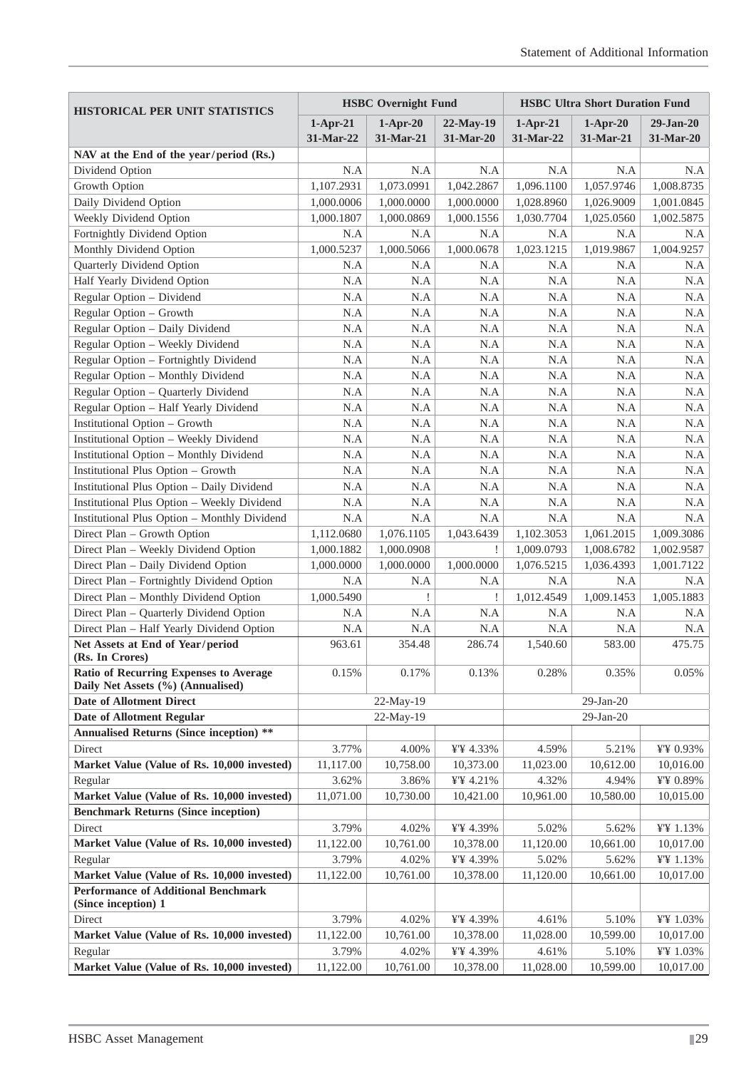| HISTORICAL PER UNIT STATISTICS | HSBC Overnight Fund | | | HSBC Ultra Short Duration Fund | | |
|---|---|---|---|---|---|---|
| | 1-Apr-21 31-Mar-22 | 1-Apr-20 31-Mar-21 | 22-May-19 31-Mar-20 | 1-Apr-21 31-Mar-22 | 1-Apr-20 31-Mar-21 | 29-Jan-20 31-Mar-20 |
| **NAV at the End of the year/period (Rs.)** | | | | | | |
| Dividend Option | N.A | N.A | N.A | N.A | N.A | N.A |
| Growth Option | 1,107.2931 | 1,073.0991 | 1,042.2867 | 1,096.1100 | 1,057.9746 | 1,008.8735 |
| Daily Dividend Option | 1,000.0006 | 1,000.0000 | 1,000.0000 | 1,028.8960 | 1,026.9009 | 1,001.0845 |
| Weekly Dividend Option | 1,000.1807 | 1,000.0869 | 1,000.1556 | 1,030.7704 | 1,025.0560 | 1,002.5875 |
| Fortnightly Dividend Option | N.A | N.A | N.A | N.A | N.A | N.A |
| Monthly Dividend Option | 1,000.5237 | 1,000.5066 | 1,000.0678 | 1,023.1215 | 1,019.9867 | 1,004.9257 |
| Quarterly Dividend Option | N.A | N.A | N.A | N.A | N.A | N.A |
| Half Yearly Dividend Option | N.A | N.A | N.A | N.A | N.A | N.A |
| Regular Option – Dividend | N.A | N.A | N.A | N.A | N.A | N.A |
| Regular Option – Growth | N.A | N.A | N.A | N.A | N.A | N.A |
| Regular Option – Daily Dividend | N.A | N.A | N.A | N.A | N.A | N.A |
| Regular Option – Weekly Dividend | N.A | N.A | N.A | N.A | N.A | N.A |
| Regular Option – Fortnightly Dividend | N.A | N.A | N.A | N.A | N.A | N.A |
| Regular Option – Monthly Dividend | N.A | N.A | N.A | N.A | N.A | N.A |
| Regular Option – Quarterly Dividend | N.A | N.A | N.A | N.A | N.A | N.A |
| Regular Option – Half Yearly Dividend | N.A | N.A | N.A | N.A | N.A | N.A |
| Institutional Option – Growth | N.A | N.A | N.A | N.A | N.A | N.A |
| Institutional Option – Weekly Dividend | N.A | N.A | N.A | N.A | N.A | N.A |
| Institutional Option – Monthly Dividend | N.A | N.A | N.A | N.A | N.A | N.A |
| Institutional Plus Option – Growth | N.A | N.A | N.A | N.A | N.A | N.A |
| Institutional Plus Option – Daily Dividend | N.A | N.A | N.A | N.A | N.A | N.A |
| Institutional Plus Option – Weekly Dividend | N.A | N.A | N.A | N.A | N.A | N.A |
| Institutional Plus Option – Monthly Dividend | N.A | N.A | N.A | N.A | N.A | N.A |
| Direct Plan – Growth Option | 1,112.0680 | 1,076.1105 | 1,043.6439 | 1,102.3053 | 1,061.2015 | 1,009.3086 |
| Direct Plan – Weekly Dividend Option | 1,000.1882 | 1,000.0908 | ! | 1,009.0793 | 1,008.6782 | 1,002.9587 |
| Direct Plan – Daily Dividend Option | 1,000.0000 | 1,000.0000 | 1,000.0000 | 1,076.5215 | 1,036.4393 | 1,001.7122 |
| Direct Plan – Fortnightly Dividend Option | N.A | N.A | N.A | N.A | N.A | N.A |
| Direct Plan – Monthly Dividend Option | 1,000.5490 | ! | ! | 1,012.4549 | 1,009.1453 | 1,005.1883 |
| Direct Plan – Quarterly Dividend Option | N.A | N.A | N.A | N.A | N.A | N.A |
| Direct Plan – Half Yearly Dividend Option | N.A | N.A | N.A | N.A | N.A | N.A |
| **Net Assets at End of Year/period (Rs. In Crores)** | 963.61 | 354.48 | 286.74 | 1,540.60 | 583.00 | 475.75 |
| **Ratio of Recurring Expenses to Average Daily Net Assets (%) (Annualised)** | 0.15% | 0.17% | 0.13% | 0.28% | 0.35% | 0.05% |
| **Date of Allotment Direct** | 22-May-19 | | | 29-Jan-20 | | |
| **Date of Allotment Regular** | 22-May-19 | | | 29-Jan-20 | | |
| **Annualised Returns (Since inception) \*\*** | | | | | | |
| Direct | 3.77% | 4.00% | ¥¥ 4.33% | 4.59% | 5.21% | ¥¥ 0.93% |
| **Market Value (Value of Rs. 10,000 invested)** | 11,117.00 | 10,758.00 | 10,373.00 | 11,023.00 | 10,612.00 | 10,016.00 |
| Regular | 3.62% | 3.86% | ¥¥ 4.21% | 4.32% | 4.94% | ¥¥ 0.89% |
| **Market Value (Value of Rs. 10,000 invested)** | 11,071.00 | 10,730.00 | 10,421.00 | 10,961.00 | 10,580.00 | 10,015.00 |
| **Benchmark Returns (Since inception)** | | | | | | |
| Direct | 3.79% | 4.02% | ¥¥ 4.39% | 5.02% | 5.62% | ¥¥ 1.13% |
| **Market Value (Value of Rs. 10,000 invested)** | 11,122.00 | 10,761.00 | 10,378.00 | 11,120.00 | 10,661.00 | 10,017.00 |
| Regular | 3.79% | 4.02% | ¥¥ 4.39% | 5.02% | 5.62% | ¥¥ 1.13% |
| **Market Value (Value of Rs. 10,000 invested)** | 11,122.00 | 10,761.00 | 10,378.00 | 11,120.00 | 10,661.00 | 10,017.00 |
| **Performance of Additional Benchmark (Since inception) 1** | | | | | | |
| Direct | 3.79% | 4.02% | ¥¥ 4.39% | 4.61% | 5.10% | ¥¥ 1.03% |
| **Market Value (Value of Rs. 10,000 invested)** | 11,122.00 | 10,761.00 | 10,378.00 | 11,028.00 | 10,599.00 | 10,017.00 |
| Regular | 3.79% | 4.02% | ¥¥ 4.39% | 4.61% | 5.10% | ¥¥ 1.03% |
| **Market Value (Value of Rs. 10,000 invested)** | 11,122.00 | 10,761.00 | 10,378.00 | 11,028.00 | 10,599.00 | 10,017.00 |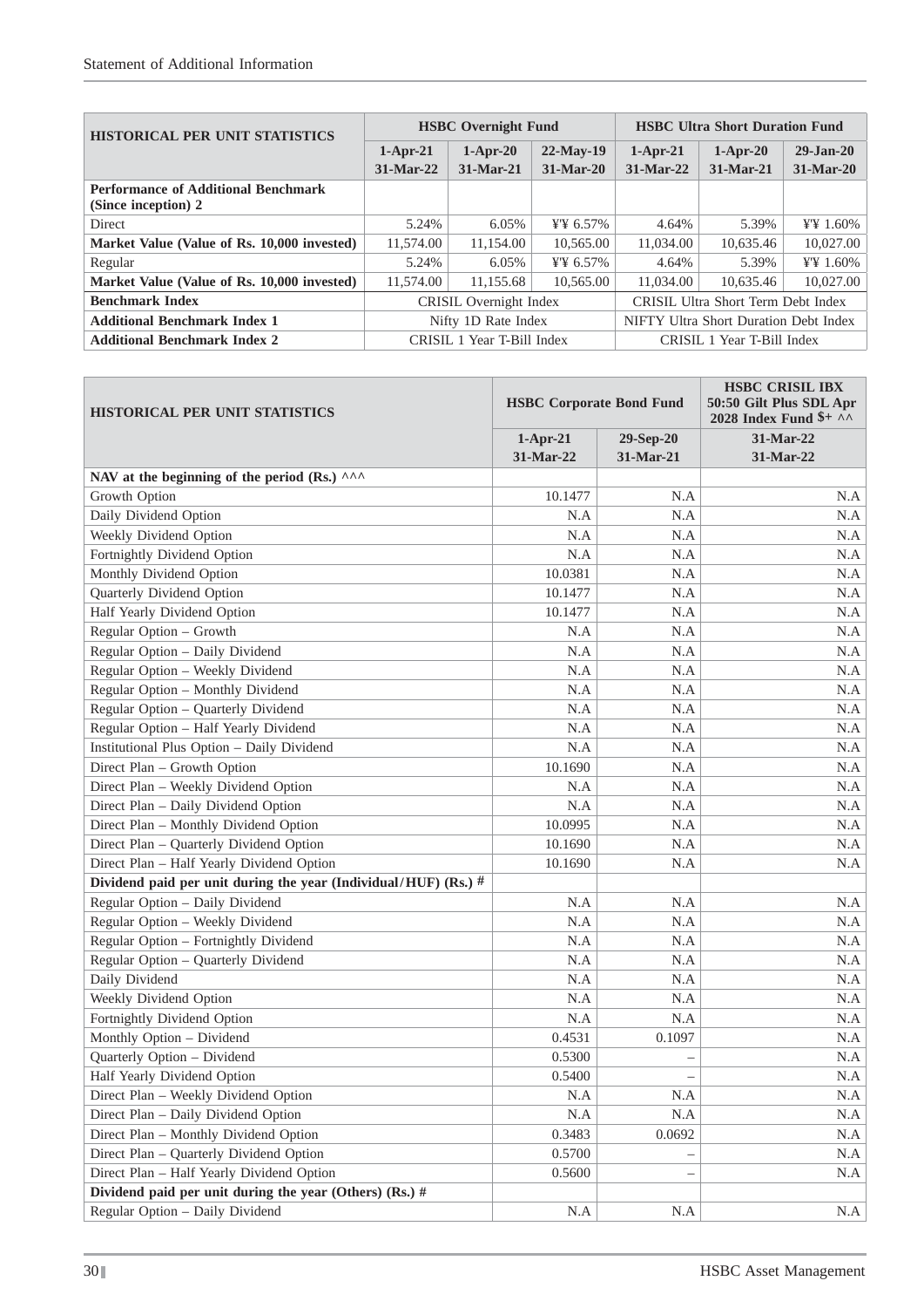| HISTORICAL PER UNIT STATISTICS | HSBC Overnight Fund | | | HSBC Ultra Short Duration Fund | | |
|---|---|---|---|---|---|---|
| | 1-Apr-21 31-Mar-22 | 1-Apr-20 31-Mar-21 | 22-May-19 31-Mar-20 | 1-Apr-21 31-Mar-22 | 1-Apr-20 31-Mar-21 | 29-Jan-20 31-Mar-20 |
| **Performance of Additional Benchmark (Since inception) 2** | | | | | | |
| Direct | 5.24% | 6.05% | ¥'¥ 6.57% | 4.64% | 5.39% | ¥'¥ 1.60% |
| **Market Value (Value of Rs. 10,000 invested)** | 11,574.00 | 11,154.00 | 10,565.00 | 11,034.00 | 10,635.46 | 10,027.00 |
| Regular | 5.24% | 6.05% | ¥'¥ 6.57% | 4.64% | 5.39% | ¥'¥ 1.60% |
| **Market Value (Value of Rs. 10,000 invested)** | 11,574.00 | 11,155.68 | 10,565.00 | 11,034.00 | 10,635.46 | 10,027.00 |
| **Benchmark Index** | CRISIL Overnight Index | | | CRISIL Ultra Short Term Debt Index | | |
| **Additional Benchmark Index 1** | Nifty 1D Rate Index | | | NIFTY Ultra Short Duration Debt Index | | |
| **Additional Benchmark Index 2** | CRISIL 1 Year T-Bill Index | | | CRISIL 1 Year T-Bill Index | | |

| HISTORICAL PER UNIT STATISTICS | HSBC Corporate Bond Fund | | HSBC CRISIL IBX 50:50 Gilt Plus SDL Apr 2028 Index Fund $+ ^^ |
|---|---|---|---|
| | 1-Apr-21 31-Mar-22 | 29-Sep-20 31-Mar-21 | 31-Mar-22 31-Mar-22 |
| **NAV at the beginning of the period (Rs.) ^^^** | | | |
| Growth Option | 10.1477 | N.A | N.A |
| Daily Dividend Option | N.A | N.A | N.A |
| Weekly Dividend Option | N.A | N.A | N.A |
| Fortnightly Dividend Option | N.A | N.A | N.A |
| Monthly Dividend Option | 10.0381 | N.A | N.A |
| Quarterly Dividend Option | 10.1477 | N.A | N.A |
| Half Yearly Dividend Option | 10.1477 | N.A | N.A |
| Regular Option – Growth | N.A | N.A | N.A |
| Regular Option – Daily Dividend | N.A | N.A | N.A |
| Regular Option – Weekly Dividend | N.A | N.A | N.A |
| Regular Option – Monthly Dividend | N.A | N.A | N.A |
| Regular Option – Quarterly Dividend | N.A | N.A | N.A |
| Regular Option – Half Yearly Dividend | N.A | N.A | N.A |
| Institutional Plus Option – Daily Dividend | N.A | N.A | N.A |
| Direct Plan – Growth Option | 10.1690 | N.A | N.A |
| Direct Plan – Weekly Dividend Option | N.A | N.A | N.A |
| Direct Plan – Daily Dividend Option | N.A | N.A | N.A |
| Direct Plan – Monthly Dividend Option | 10.0995 | N.A | N.A |
| Direct Plan – Quarterly Dividend Option | 10.1690 | N.A | N.A |
| Direct Plan – Half Yearly Dividend Option | 10.1690 | N.A | N.A |
| **Dividend paid per unit during the year (Individual/HUF) (Rs.) #** | | | |
| Regular Option – Daily Dividend | N.A | N.A | N.A |
| Regular Option – Weekly Dividend | N.A | N.A | N.A |
| Regular Option – Fortnightly Dividend | N.A | N.A | N.A |
| Regular Option – Quarterly Dividend | N.A | N.A | N.A |
| Daily Dividend | N.A | N.A | N.A |
| Weekly Dividend Option | N.A | N.A | N.A |
| Fortnightly Dividend Option | N.A | N.A | N.A |
| Monthly Option – Dividend | 0.4531 | 0.1097 | N.A |
| Quarterly Option – Dividend | 0.5300 | – | N.A |
| Half Yearly Dividend Option | 0.5400 | – | N.A |
| Direct Plan – Weekly Dividend Option | N.A | N.A | N.A |
| Direct Plan – Daily Dividend Option | N.A | N.A | N.A |
| Direct Plan – Monthly Dividend Option | 0.3483 | 0.0692 | N.A |
| Direct Plan – Quarterly Dividend Option | 0.5700 | – | N.A |
| Direct Plan – Half Yearly Dividend Option | 0.5600 | – | N.A |
| **Dividend paid per unit during the year (Others) (Rs.) #** | | | |
| Regular Option – Daily Dividend | N.A | N.A | N.A |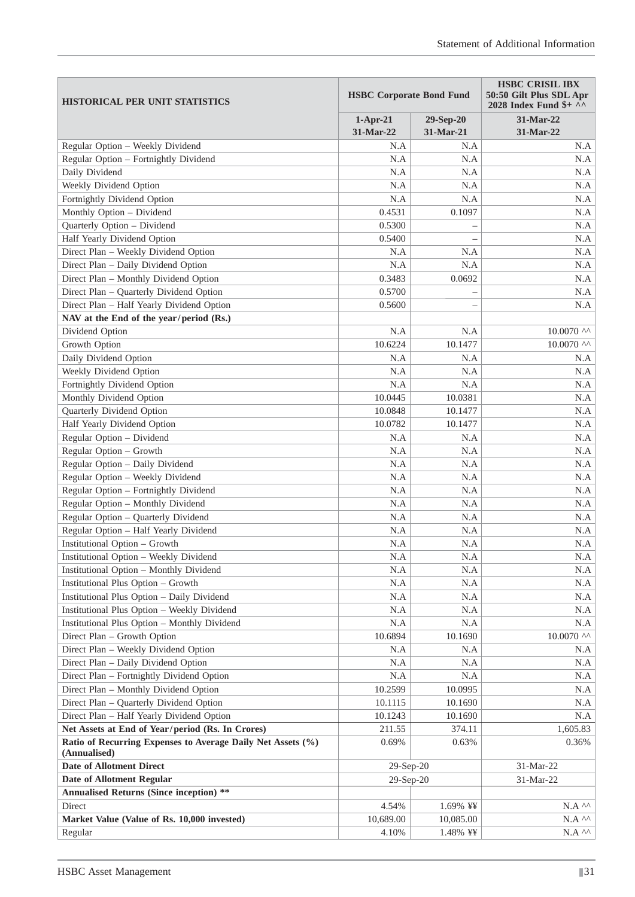| HISTORICAL PER UNIT STATISTICS | HSBC Corporate Bond Fund | | HSBC CRISIL IBX 50:50 Gilt Plus SDL Apr 2028 Index Fund $+ ^^ |
|---|---|---|---|
| | 1-Apr-21 31-Mar-22 | 29-Sep-20 31-Mar-21 | 31-Mar-22 31-Mar-22 |
| Regular Option – Weekly Dividend | N.A | N.A | N.A |
| Regular Option – Fortnightly Dividend | N.A | N.A | N.A |
| Daily Dividend | N.A | N.A | N.A |
| Weekly Dividend Option | N.A | N.A | N.A |
| Fortnightly Dividend Option | N.A | N.A | N.A |
| Monthly Option – Dividend | 0.4531 | 0.1097 | N.A |
| Quarterly Option – Dividend | 0.5300 | – | N.A |
| Half Yearly Dividend Option | 0.5400 | – | N.A |
| Direct Plan – Weekly Dividend Option | N.A | N.A | N.A |
| Direct Plan – Daily Dividend Option | N.A | N.A | N.A |
| Direct Plan – Monthly Dividend Option | 0.3483 | 0.0692 | N.A |
| Direct Plan – Quarterly Dividend Option | 0.5700 | – | N.A |
| Direct Plan – Half Yearly Dividend Option | 0.5600 | – | N.A |
| **NAV at the End of the year/period (Rs.)** | | | |
| Dividend Option | N.A | N.A | 10.0070 ^^ |
| Growth Option | 10.6224 | 10.1477 | 10.0070 ^^ |
| Daily Dividend Option | N.A | N.A | N.A |
| Weekly Dividend Option | N.A | N.A | N.A |
| Fortnightly Dividend Option | N.A | N.A | N.A |
| Monthly Dividend Option | 10.0445 | 10.0381 | N.A |
| Quarterly Dividend Option | 10.0848 | 10.1477 | N.A |
| Half Yearly Dividend Option | 10.0782 | 10.1477 | N.A |
| Regular Option – Dividend | N.A | N.A | N.A |
| Regular Option – Growth | N.A | N.A | N.A |
| Regular Option – Daily Dividend | N.A | N.A | N.A |
| Regular Option – Weekly Dividend | N.A | N.A | N.A |
| Regular Option – Fortnightly Dividend | N.A | N.A | N.A |
| Regular Option – Monthly Dividend | N.A | N.A | N.A |
| Regular Option – Quarterly Dividend | N.A | N.A | N.A |
| Regular Option – Half Yearly Dividend | N.A | N.A | N.A |
| Institutional Option – Growth | N.A | N.A | N.A |
| Institutional Option – Weekly Dividend | N.A | N.A | N.A |
| Institutional Option – Monthly Dividend | N.A | N.A | N.A |
| Institutional Plus Option – Growth | N.A | N.A | N.A |
| Institutional Plus Option – Daily Dividend | N.A | N.A | N.A |
| Institutional Plus Option – Weekly Dividend | N.A | N.A | N.A |
| Institutional Plus Option – Monthly Dividend | N.A | N.A | N.A |
| Direct Plan – Growth Option | 10.6894 | 10.1690 | 10.0070 ^^ |
| Direct Plan – Weekly Dividend Option | N.A | N.A | N.A |
| Direct Plan – Daily Dividend Option | N.A | N.A | N.A |
| Direct Plan – Fortnightly Dividend Option | N.A | N.A | N.A |
| Direct Plan – Monthly Dividend Option | 10.2599 | 10.0995 | N.A |
| Direct Plan – Quarterly Dividend Option | 10.1115 | 10.1690 | N.A |
| Direct Plan – Half Yearly Dividend Option | 10.1243 | 10.1690 | N.A |
| **Net Assets at End of Year/period (Rs. In Crores)** | 211.55 | 374.11 | 1,605.83 |
| **Ratio of Recurring Expenses to Average Daily Net Assets (%) (Annualised)** | 0.69% | 0.63% | 0.36% |
| **Date of Allotment Direct** | 29-Sep-20 | | 31-Mar-22 |
| **Date of Allotment Regular** | 29-Sep-20 | | 31-Mar-22 |
| **Annualised Returns (Since inception) \*\*** | | | |
| Direct | 4.54% | 1.69% ¥¥ | N.A ^^ |
| **Market Value (Value of Rs. 10,000 invested)** | 10,689.00 | 10,085.00 | N.A ^^ |
| Regular | 4.10% | 1.48% ¥¥ | N.A ^^ |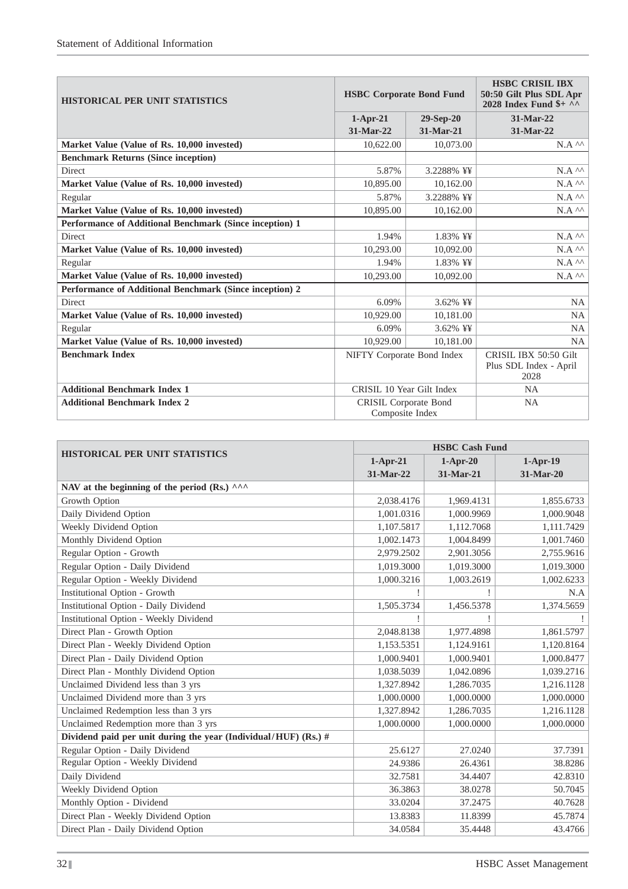| HISTORICAL PER UNIT STATISTICS | HSBC Corporate Bond Fund | | HSBC CRISIL IBX 50:50 Gilt Plus SDL Apr 2028 Index Fund $+ ^^ |
|---|---|---|---|
| | 1-Apr-21 31-Mar-22 | 29-Sep-20 31-Mar-21 | 31-Mar-22 31-Mar-22 |
| **Market Value (Value of Rs. 10,000 invested)** | 10,622.00 | 10,073.00 | N.A ^^ |
| **Benchmark Returns (Since inception)** | | | |
| Direct | 5.87% | 3.2288% ¥¥ | N.A ^^ |
| **Market Value (Value of Rs. 10,000 invested)** | 10,895.00 | 10,162.00 | N.A ^^ |
| Regular | 5.87% | 3.2288% ¥¥ | N.A ^^ |
| **Market Value (Value of Rs. 10,000 invested)** | 10,895.00 | 10,162.00 | N.A ^^ |
| **Performance of Additional Benchmark (Since inception) 1** | | | |
| Direct | 1.94% | 1.83% ¥¥ | N.A ^^ |
| **Market Value (Value of Rs. 10,000 invested)** | 10,293.00 | 10,092.00 | N.A ^^ |
| Regular | 1.94% | 1.83% ¥¥ | N.A ^^ |
| **Market Value (Value of Rs. 10,000 invested)** | 10,293.00 | 10,092.00 | N.A ^^ |
| **Performance of Additional Benchmark (Since inception) 2** | | | |
| Direct | 6.09% | 3.62% ¥¥ | NA |
| **Market Value (Value of Rs. 10,000 invested)** | 10,929.00 | 10,181.00 | NA |
| Regular | 6.09% | 3.62% ¥¥ | NA |
| **Market Value (Value of Rs. 10,000 invested)** | 10,929.00 | 10,181.00 | NA |
| **Benchmark Index** | NIFTY Corporate Bond Index | | CRISIL IBX 50:50 Gilt Plus SDL Index - April 2028 |
| **Additional Benchmark Index 1** | CRISIL 10 Year Gilt Index | | NA |
| **Additional Benchmark Index 2** | CRISIL Corporate Bond Composite Index | | NA |

| HISTORICAL PER UNIT STATISTICS | HSBC Cash Fund | | |
|---|---|---|---|
| | 1-Apr-21 31-Mar-22 | 1-Apr-20 31-Mar-21 | 1-Apr-19 31-Mar-20 |
| **NAV at the beginning of the period (Rs.) ^^^** | | | |
| Growth Option | 2,038.4176 | 1,969.4131 | 1,855.6733 |
| Daily Dividend Option | 1,001.0316 | 1,000.9969 | 1,000.9048 |
| Weekly Dividend Option | 1,107.5817 | 1,112.7068 | 1,111.7429 |
| Monthly Dividend Option | 1,002.1473 | 1,004.8499 | 1,001.7460 |
| Regular Option - Growth | 2,979.2502 | 2,901.3056 | 2,755.9616 |
| Regular Option - Daily Dividend | 1,019.3000 | 1,019.3000 | 1,019.3000 |
| Regular Option - Weekly Dividend | 1,000.3216 | 1,003.2619 | 1,002.6233 |
| Institutional Option - Growth | ! | ! | N.A |
| Institutional Option - Daily Dividend | 1,505.3734 | 1,456.5378 | 1,374.5659 |
| Institutional Option - Weekly Dividend | ! | ! | ! |
| Direct Plan - Growth Option | 2,048.8138 | 1,977.4898 | 1,861.5797 |
| Direct Plan - Weekly Dividend Option | 1,153.5351 | 1,124.9161 | 1,120.8164 |
| Direct Plan - Daily Dividend Option | 1,000.9401 | 1,000.9401 | 1,000.8477 |
| Direct Plan - Monthly Dividend Option | 1,038.5039 | 1,042.0896 | 1,039.2716 |
| Unclaimed Dividend less than 3 yrs | 1,327.8942 | 1,286.7035 | 1,216.1128 |
| Unclaimed Dividend more than 3 yrs | 1,000.0000 | 1,000.0000 | 1,000.0000 |
| Unclaimed Redemption less than 3 yrs | 1,327.8942 | 1,286.7035 | 1,216.1128 |
| Unclaimed Redemption more than 3 yrs | 1,000.0000 | 1,000.0000 | 1,000.0000 |
| **Dividend paid per unit during the year (Individual/HUF) (Rs.) #** | | | |
| Regular Option - Daily Dividend | 25.6127 | 27.0240 | 37.7391 |
| Regular Option - Weekly Dividend | 24.9386 | 26.4361 | 38.8286 |
| Daily Dividend | 32.7581 | 34.4407 | 42.8310 |
| Weekly Dividend Option | 36.3863 | 38.0278 | 50.7045 |
| Monthly Option - Dividend | 33.0204 | 37.2475 | 40.7628 |
| Direct Plan - Weekly Dividend Option | 13.8383 | 11.8399 | 45.7874 |
| Direct Plan - Daily Dividend Option | 34.0584 | 35.4448 | 43.4766 |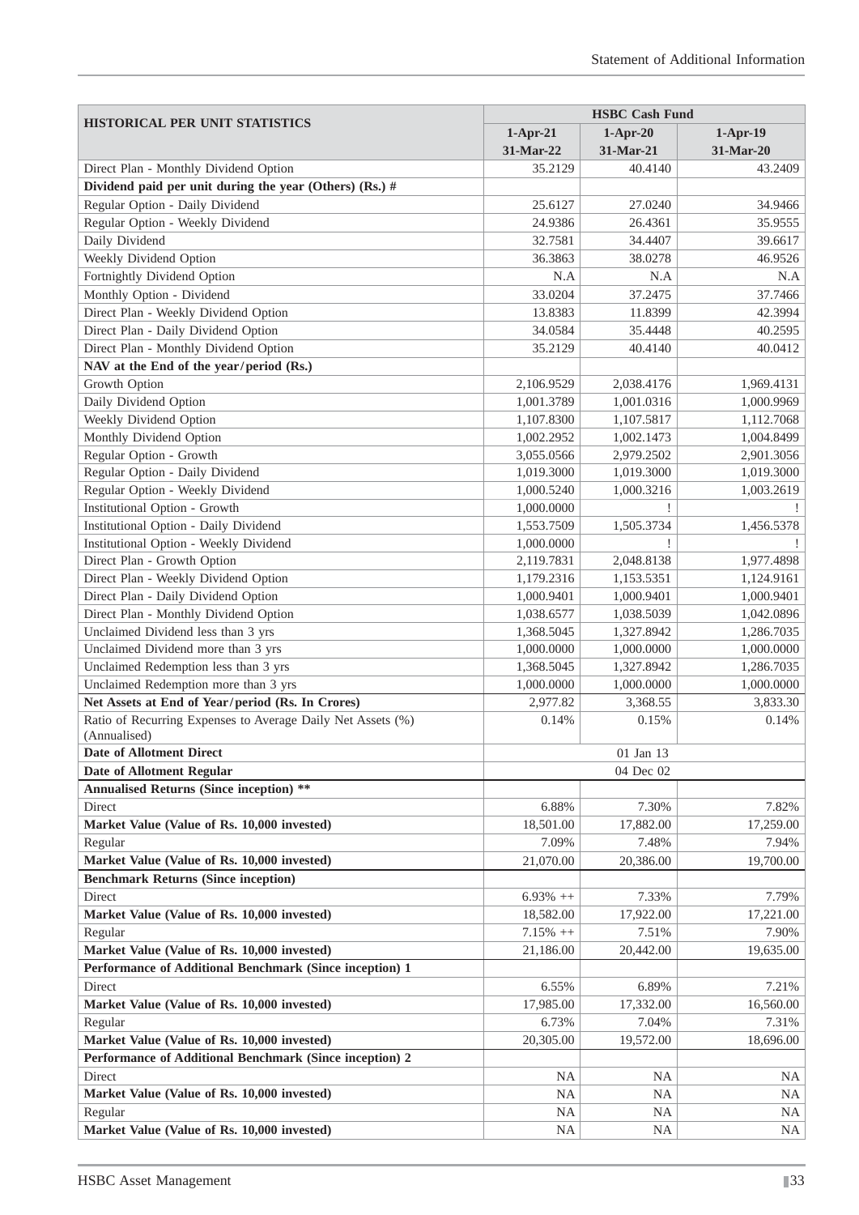| HISTORICAL PER UNIT STATISTICS | HSBC Cash Fund | | |
|---|---|---|---|
| | 1-Apr-21 31-Mar-22 | 1-Apr-20 31-Mar-21 | 1-Apr-19 31-Mar-20 |
| Direct Plan - Monthly Dividend Option | 35.2129 | 40.4140 | 43.2409 |
| **Dividend paid per unit during the year (Others) (Rs.) #** | | | |
| Regular Option - Daily Dividend | 25.6127 | 27.0240 | 34.9466 |
| Regular Option - Weekly Dividend | 24.9386 | 26.4361 | 35.9555 |
| Daily Dividend | 32.7581 | 34.4407 | 39.6617 |
| Weekly Dividend Option | 36.3863 | 38.0278 | 46.9526 |
| Fortnightly Dividend Option | N.A | N.A | N.A |
| Monthly Option - Dividend | 33.0204 | 37.2475 | 37.7466 |
| Direct Plan - Weekly Dividend Option | 13.8383 | 11.8399 | 42.3994 |
| Direct Plan - Daily Dividend Option | 34.0584 | 35.4448 | 40.2595 |
| Direct Plan - Monthly Dividend Option | 35.2129 | 40.4140 | 40.0412 |
| **NAV at the End of the year/period (Rs.)** | | | |
| Growth Option | 2,106.9529 | 2,038.4176 | 1,969.4131 |
| Daily Dividend Option | 1,001.3789 | 1,001.0316 | 1,000.9969 |
| Weekly Dividend Option | 1,107.8300 | 1,107.5817 | 1,112.7068 |
| Monthly Dividend Option | 1,002.2952 | 1,002.1473 | 1,004.8499 |
| Regular Option - Growth | 3,055.0566 | 2,979.2502 | 2,901.3056 |
| Regular Option - Daily Dividend | 1,019.3000 | 1,019.3000 | 1,019.3000 |
| Regular Option - Weekly Dividend | 1,000.5240 | 1,000.3216 | 1,003.2619 |
| Institutional Option - Growth | 1,000.0000 | ! | ! |
| Institutional Option - Daily Dividend | 1,553.7509 | 1,505.3734 | 1,456.5378 |
| Institutional Option - Weekly Dividend | 1,000.0000 | ! | ! |
| Direct Plan - Growth Option | 2,119.7831 | 2,048.8138 | 1,977.4898 |
| Direct Plan - Weekly Dividend Option | 1,179.2316 | 1,153.5351 | 1,124.9161 |
| Direct Plan - Daily Dividend Option | 1,000.9401 | 1,000.9401 | 1,000.9401 |
| Direct Plan - Monthly Dividend Option | 1,038.6577 | 1,038.5039 | 1,042.0896 |
| Unclaimed Dividend less than 3 yrs | 1,368.5045 | 1,327.8942 | 1,286.7035 |
| Unclaimed Dividend more than 3 yrs | 1,000.0000 | 1,000.0000 | 1,000.0000 |
| Unclaimed Redemption less than 3 yrs | 1,368.5045 | 1,327.8942 | 1,286.7035 |
| Unclaimed Redemption more than 3 yrs | 1,000.0000 | 1,000.0000 | 1,000.0000 |
| **Net Assets at End of Year/period (Rs. In Crores)** | 2,977.82 | 3,368.55 | 3,833.30 |
| Ratio of Recurring Expenses to Average Daily Net Assets (%) (Annualised) | 0.14% | 0.15% | 0.14% |
| **Date of Allotment Direct** | | 01 Jan 13 | |
| **Date of Allotment Regular** | | 04 Dec 02 | |
| **Annualised Returns (Since inception) \*\*** | | | |
| Direct | 6.88% | 7.30% | 7.82% |
| **Market Value (Value of Rs. 10,000 invested)** | 18,501.00 | 17,882.00 | 17,259.00 |
| Regular | 7.09% | 7.48% | 7.94% |
| **Market Value (Value of Rs. 10,000 invested)** | 21,070.00 | 20,386.00 | 19,700.00 |
| **Benchmark Returns (Since inception)** | | | |
| Direct | 6.93% ++ | 7.33% | 7.79% |
| **Market Value (Value of Rs. 10,000 invested)** | 18,582.00 | 17,922.00 | 17,221.00 |
| Regular | 7.15% ++ | 7.51% | 7.90% |
| **Market Value (Value of Rs. 10,000 invested)** | 21,186.00 | 20,442.00 | 19,635.00 |
| **Performance of Additional Benchmark (Since inception) 1** | | | |
| Direct | 6.55% | 6.89% | 7.21% |
| **Market Value (Value of Rs. 10,000 invested)** | 17,985.00 | 17,332.00 | 16,560.00 |
| Regular | 6.73% | 7.04% | 7.31% |
| **Market Value (Value of Rs. 10,000 invested)** | 20,305.00 | 19,572.00 | 18,696.00 |
| **Performance of Additional Benchmark (Since inception) 2** | | | |
| Direct | NA | NA | NA |
| **Market Value (Value of Rs. 10,000 invested)** | NA | NA | NA |
| Regular | NA | NA | NA |
| **Market Value (Value of Rs. 10,000 invested)** | NA | NA | NA |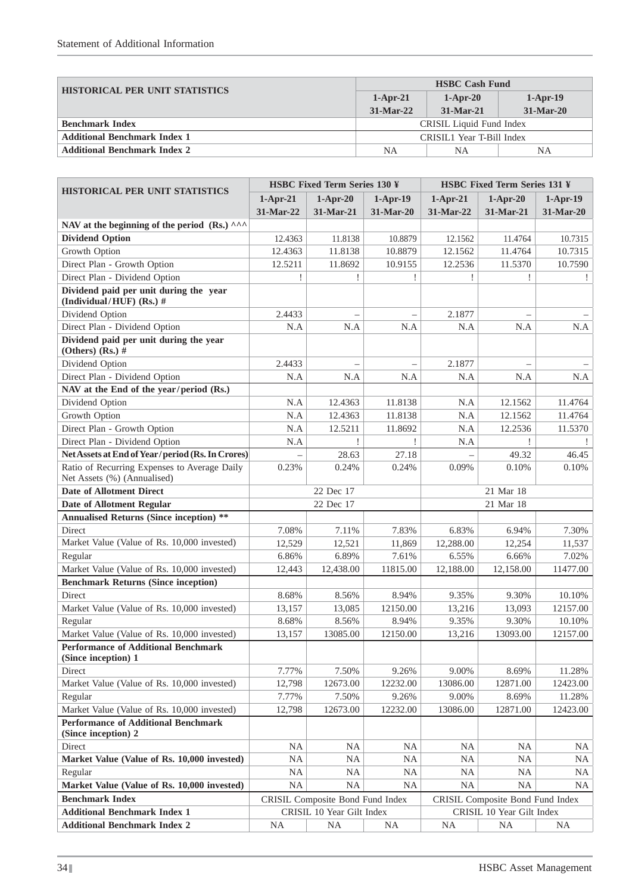| HISTORICAL PER UNIT STATISTICS | HSBC Cash Fund | | |
|---|---|---|---|
| | 1-Apr-21 31-Mar-22 | 1-Apr-20 31-Mar-21 | 1-Apr-19 31-Mar-20 |
| **Benchmark Index** | CRISIL Liquid Fund Index | | |
| **Additional Benchmark Index 1** | CRISIL1 Year T-Bill Index | | |
| **Additional Benchmark Index 2** | NA | NA | NA |

| HISTORICAL PER UNIT STATISTICS | HSBC Fixed Term Series 130 ¥ | | | HSBC Fixed Term Series 131 ¥ | | |
|---|---|---|---|---|---|---|
| | 1-Apr-21 31-Mar-22 | 1-Apr-20 31-Mar-21 | 1-Apr-19 31-Mar-20 | 1-Apr-21 31-Mar-22 | 1-Apr-20 31-Mar-21 | 1-Apr-19 31-Mar-20 |
| **NAV at the beginning of the period (Rs.) ^^^** | | | | | | |
| **Dividend Option** | 12.4363 | 11.8138 | 10.8879 | 12.1562 | 11.4764 | 10.7315 |
| Growth Option | 12.4363 | 11.8138 | 10.8879 | 12.1562 | 11.4764 | 10.7315 |
| Direct Plan - Growth Option | 12.5211 | 11.8692 | 10.9155 | 12.2536 | 11.5370 | 10.7590 |
| Direct Plan - Dividend Option | ! | ! | ! | ! | ! | ! |
| **Dividend paid per unit during the year (Individual/HUF) (Rs.) #** | | | | | | |
| Dividend Option | 2.4433 | – | – | 2.1877 | – | – |
| Direct Plan - Dividend Option | N.A | N.A | N.A | N.A | N.A | N.A |
| **Dividend paid per unit during the year (Others) (Rs.) #** | | | | | | |
| Dividend Option | 2.4433 | – | – | 2.1877 | – | – |
| Direct Plan - Dividend Option | N.A | N.A | N.A | N.A | N.A | N.A |
| **NAV at the End of the year/period (Rs.)** | | | | | | |
| Dividend Option | N.A | 12.4363 | 11.8138 | N.A | 12.1562 | 11.4764 |
| Growth Option | N.A | 12.4363 | 11.8138 | N.A | 12.1562 | 11.4764 |
| Direct Plan - Growth Option | N.A | 12.5211 | 11.8692 | N.A | 12.2536 | 11.5370 |
| Direct Plan - Dividend Option | N.A | ! | ! | N.A | ! | ! |
| **Net Assets at End of Year/period (Rs. In Crores)** | – | 28.63 | 27.18 | – | 49.32 | 46.45 |
| Ratio of Recurring Expenses to Average Daily Net Assets (%) (Annualised) | 0.23% | 0.24% | 0.24% | 0.09% | 0.10% | 0.10% |
| **Date of Allotment Direct** | 22 Dec 17 | | | 21 Mar 18 | | |
| **Date of Allotment Regular** | 22 Dec 17 | | | 21 Mar 18 | | |
| **Annualised Returns (Since inception) \*\*** | | | | | | |
| Direct | 7.08% | 7.11% | 7.83% | 6.83% | 6.94% | 7.30% |
| Market Value (Value of Rs. 10,000 invested) | 12,529 | 12,521 | 11,869 | 12,288.00 | 12,254 | 11,537 |
| Regular | 6.86% | 6.89% | 7.61% | 6.55% | 6.66% | 7.02% |
| Market Value (Value of Rs. 10,000 invested) | 12,443 | 12,438.00 | 11815.00 | 12,188.00 | 12,158.00 | 11477.00 |
| **Benchmark Returns (Since inception)** | | | | | | |
| Direct | 8.68% | 8.56% | 8.94% | 9.35% | 9.30% | 10.10% |
| Market Value (Value of Rs. 10,000 invested) | 13,157 | 13,085 | 12150.00 | 13,216 | 13,093 | 12157.00 |
| Regular | 8.68% | 8.56% | 8.94% | 9.35% | 9.30% | 10.10% |
| Market Value (Value of Rs. 10,000 invested) | 13,157 | 13085.00 | 12150.00 | 13,216 | 13093.00 | 12157.00 |
| **Performance of Additional Benchmark (Since inception) 1** | | | | | | |
| Direct | 7.77% | 7.50% | 9.26% | 9.00% | 8.69% | 11.28% |
| Market Value (Value of Rs. 10,000 invested) | 12,798 | 12673.00 | 12232.00 | 13086.00 | 12871.00 | 12423.00 |
| Regular | 7.77% | 7.50% | 9.26% | 9.00% | 8.69% | 11.28% |
| Market Value (Value of Rs. 10,000 invested) | 12,798 | 12673.00 | 12232.00 | 13086.00 | 12871.00 | 12423.00 |
| **Performance of Additional Benchmark (Since inception) 2** | | | | | | |
| Direct | NA | NA | NA | NA | NA | NA |
| **Market Value (Value of Rs. 10,000 invested)** | NA | NA | NA | NA | NA | NA |
| Regular | NA | NA | NA | NA | NA | NA |
| **Market Value (Value of Rs. 10,000 invested)** | NA | NA | NA | NA | NA | NA |
| **Benchmark Index** | CRISIL Composite Bond Fund Index | | | CRISIL Composite Bond Fund Index | | |
| **Additional Benchmark Index 1** | CRISIL 10 Year Gilt Index | | | CRISIL 10 Year Gilt Index | | |
| **Additional Benchmark Index 2** | NA | NA | NA | NA | NA | NA |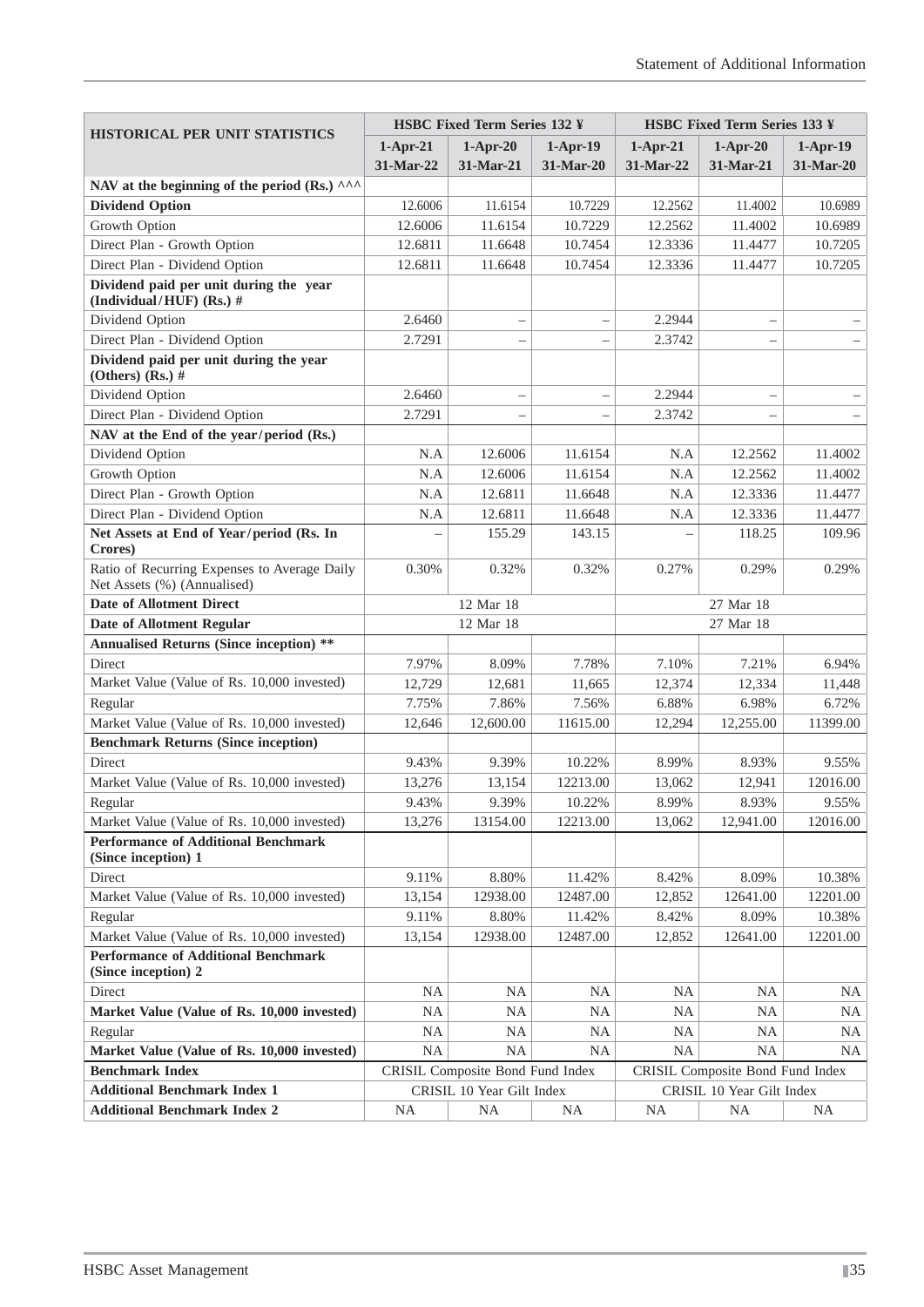| HISTORICAL PER UNIT STATISTICS | HSBC Fixed Term Series 132 ¥ | | | HSBC Fixed Term Series 133 ¥ | | |
|---|---|---|---|---|---|---|
| | 1-Apr-21 31-Mar-22 | 1-Apr-20 31-Mar-21 | 1-Apr-19 31-Mar-20 | 1-Apr-21 31-Mar-22 | 1-Apr-20 31-Mar-21 | 1-Apr-19 31-Mar-20 |
| **NAV at the beginning of the period (Rs.) ^^^** | | | | | | |
| **Dividend Option** | 12.6006 | 11.6154 | 10.7229 | 12.2562 | 11.4002 | 10.6989 |
| Growth Option | 12.6006 | 11.6154 | 10.7229 | 12.2562 | 11.4002 | 10.6989 |
| Direct Plan - Growth Option | 12.6811 | 11.6648 | 10.7454 | 12.3336 | 11.4477 | 10.7205 |
| Direct Plan - Dividend Option | 12.6811 | 11.6648 | 10.7454 | 12.3336 | 11.4477 | 10.7205 |
| **Dividend paid per unit during the year (Individual/HUF) (Rs.) #** | | | | | | |
| Dividend Option | 2.6460 | – | – | 2.2944 | – | – |
| Direct Plan - Dividend Option | 2.7291 | – | – | 2.3742 | – | – |
| **Dividend paid per unit during the year (Others) (Rs.) #** | | | | | | |
| Dividend Option | 2.6460 | – | – | 2.2944 | – | – |
| Direct Plan - Dividend Option | 2.7291 | – | – | 2.3742 | – | – |
| **NAV at the End of the year/period (Rs.)** | | | | | | |
| Dividend Option | N.A | 12.6006 | 11.6154 | N.A | 12.2562 | 11.4002 |
| Growth Option | N.A | 12.6006 | 11.6154 | N.A | 12.2562 | 11.4002 |
| Direct Plan - Growth Option | N.A | 12.6811 | 11.6648 | N.A | 12.3336 | 11.4477 |
| Direct Plan - Dividend Option | N.A | 12.6811 | 11.6648 | N.A | 12.3336 | 11.4477 |
| **Net Assets at End of Year/period (Rs. In Crores)** | – | 155.29 | 143.15 | – | 118.25 | 109.96 |
| Ratio of Recurring Expenses to Average Daily Net Assets (%) (Annualised) | 0.30% | 0.32% | 0.32% | 0.27% | 0.29% | 0.29% |
| **Date of Allotment Direct** | 12 Mar 18 | | | 27 Mar 18 | | |
| **Date of Allotment Regular** | 12 Mar 18 | | | 27 Mar 18 | | |
| **Annualised Returns (Since inception) \*\*** | | | | | | |
| Direct | 7.97% | 8.09% | 7.78% | 7.10% | 7.21% | 6.94% |
| Market Value (Value of Rs. 10,000 invested) | 12,729 | 12,681 | 11,665 | 12,374 | 12,334 | 11,448 |
| Regular | 7.75% | 7.86% | 7.56% | 6.88% | 6.98% | 6.72% |
| Market Value (Value of Rs. 10,000 invested) | 12,646 | 12,600.00 | 11615.00 | 12,294 | 12,255.00 | 11399.00 |
| **Benchmark Returns (Since inception)** | | | | | | |
| Direct | 9.43% | 9.39% | 10.22% | 8.99% | 8.93% | 9.55% |
| Market Value (Value of Rs. 10,000 invested) | 13,276 | 13,154 | 12213.00 | 13,062 | 12,941 | 12016.00 |
| Regular | 9.43% | 9.39% | 10.22% | 8.99% | 8.93% | 9.55% |
| Market Value (Value of Rs. 10,000 invested) | 13,276 | 13154.00 | 12213.00 | 13,062 | 12,941.00 | 12016.00 |
| **Performance of Additional Benchmark (Since inception) 1** | | | | | | |
| Direct | 9.11% | 8.80% | 11.42% | 8.42% | 8.09% | 10.38% |
| Market Value (Value of Rs. 10,000 invested) | 13,154 | 12938.00 | 12487.00 | 12,852 | 12641.00 | 12201.00 |
| Regular | 9.11% | 8.80% | 11.42% | 8.42% | 8.09% | 10.38% |
| Market Value (Value of Rs. 10,000 invested) | 13,154 | 12938.00 | 12487.00 | 12,852 | 12641.00 | 12201.00 |
| **Performance of Additional Benchmark (Since inception) 2** | | | | | | |
| Direct | NA | NA | NA | NA | NA | NA |
| **Market Value (Value of Rs. 10,000 invested)** | NA | NA | NA | NA | NA | NA |
| Regular | NA | NA | NA | NA | NA | NA |
| **Market Value (Value of Rs. 10,000 invested)** | NA | NA | NA | NA | NA | NA |
| **Benchmark Index** | CRISIL Composite Bond Fund Index | | | CRISIL Composite Bond Fund Index | | |
| **Additional Benchmark Index 1** | CRISIL 10 Year Gilt Index | | | CRISIL 10 Year Gilt Index | | |
| **Additional Benchmark Index 2** | NA | NA | NA | NA | NA | NA |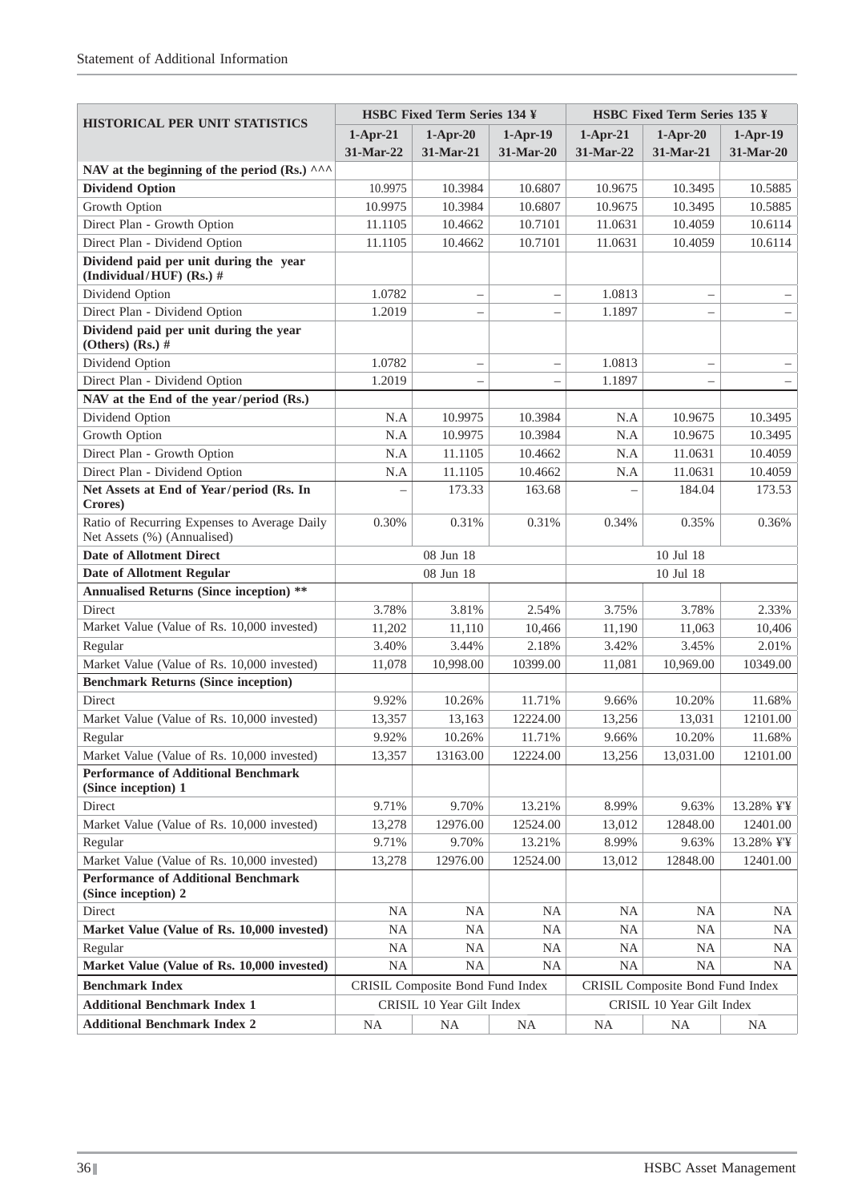| HISTORICAL PER UNIT STATISTICS | HSBC Fixed Term Series 134 ¥ | | | HSBC Fixed Term Series 135 ¥ | | |
|---|---|---|---|---|---|---|
| | 1-Apr-21 31-Mar-22 | 1-Apr-20 31-Mar-21 | 1-Apr-19 31-Mar-20 | 1-Apr-21 31-Mar-22 | 1-Apr-20 31-Mar-21 | 1-Apr-19 31-Mar-20 |
| **NAV at the beginning of the period (Rs.) ^^^** | | | | | | |
| **Dividend Option** | 10.9975 | 10.3984 | 10.6807 | 10.9675 | 10.3495 | 10.5885 |
| Growth Option | 10.9975 | 10.3984 | 10.6807 | 10.9675 | 10.3495 | 10.5885 |
| Direct Plan - Growth Option | 11.1105 | 10.4662 | 10.7101 | 11.0631 | 10.4059 | 10.6114 |
| Direct Plan - Dividend Option | 11.1105 | 10.4662 | 10.7101 | 11.0631 | 10.4059 | 10.6114 |
| **Dividend paid per unit during the year (Individual/HUF) (Rs.) #** | | | | | | |
| Dividend Option | 1.0782 | – | – | 1.0813 | – | – |
| Direct Plan - Dividend Option | 1.2019 | – | – | 1.1897 | – | – |
| **Dividend paid per unit during the year (Others) (Rs.) #** | | | | | | |
| Dividend Option | 1.0782 | – | – | 1.0813 | – | – |
| Direct Plan - Dividend Option | 1.2019 | – | – | 1.1897 | – | – |
| **NAV at the End of the year/period (Rs.)** | | | | | | |
| Dividend Option | N.A | 10.9975 | 10.3984 | N.A | 10.9675 | 10.3495 |
| Growth Option | N.A | 10.9975 | 10.3984 | N.A | 10.9675 | 10.3495 |
| Direct Plan - Growth Option | N.A | 11.1105 | 10.4662 | N.A | 11.0631 | 10.4059 |
| Direct Plan - Dividend Option | N.A | 11.1105 | 10.4662 | N.A | 11.0631 | 10.4059 |
| **Net Assets at End of Year/period (Rs. In Crores)** | – | 173.33 | 163.68 | – | 184.04 | 173.53 |
| Ratio of Recurring Expenses to Average Daily Net Assets (%) (Annualised) | 0.30% | 0.31% | 0.31% | 0.34% | 0.35% | 0.36% |
| **Date of Allotment Direct** | 08 Jun 18 | | | 10 Jul 18 | | |
| **Date of Allotment Regular** | 08 Jun 18 | | | 10 Jul 18 | | |
| **Annualised Returns (Since inception) \*\*** | | | | | | |
| Direct | 3.78% | 3.81% | 2.54% | 3.75% | 3.78% | 2.33% |
| Market Value (Value of Rs. 10,000 invested) | 11,202 | 11,110 | 10,466 | 11,190 | 11,063 | 10,406 |
| Regular | 3.40% | 3.44% | 2.18% | 3.42% | 3.45% | 2.01% |
| Market Value (Value of Rs. 10,000 invested) | 11,078 | 10,998.00 | 10399.00 | 11,081 | 10,969.00 | 10349.00 |
| **Benchmark Returns (Since inception)** | | | | | | |
| Direct | 9.92% | 10.26% | 11.71% | 9.66% | 10.20% | 11.68% |
| Market Value (Value of Rs. 10,000 invested) | 13,357 | 13,163 | 12224.00 | 13,256 | 13,031 | 12101.00 |
| Regular | 9.92% | 10.26% | 11.71% | 9.66% | 10.20% | 11.68% |
| Market Value (Value of Rs. 10,000 invested) | 13,357 | 13163.00 | 12224.00 | 13,256 | 13,031.00 | 12101.00 |
| **Performance of Additional Benchmark (Since inception) 1** | | | | | | |
| Direct | 9.71% | 9.70% | 13.21% | 8.99% | 9.63% | 13.28% ¥¥ |
| Market Value (Value of Rs. 10,000 invested) | 13,278 | 12976.00 | 12524.00 | 13,012 | 12848.00 | 12401.00 |
| Regular | 9.71% | 9.70% | 13.21% | 8.99% | 9.63% | 13.28% ¥¥ |
| Market Value (Value of Rs. 10,000 invested) | 13,278 | 12976.00 | 12524.00 | 13,012 | 12848.00 | 12401.00 |
| **Performance of Additional Benchmark (Since inception) 2** | | | | | | |
| Direct | NA | NA | NA | NA | NA | NA |
| **Market Value (Value of Rs. 10,000 invested)** | NA | NA | NA | NA | NA | NA |
| Regular | NA | NA | NA | NA | NA | NA |
| **Market Value (Value of Rs. 10,000 invested)** | NA | NA | NA | NA | NA | NA |
| **Benchmark Index** | CRISIL Composite Bond Fund Index | | | CRISIL Composite Bond Fund Index | | |
| **Additional Benchmark Index 1** | CRISIL 10 Year Gilt Index | | | CRISIL 10 Year Gilt Index | | |
| **Additional Benchmark Index 2** | NA | NA | NA | NA | NA | NA |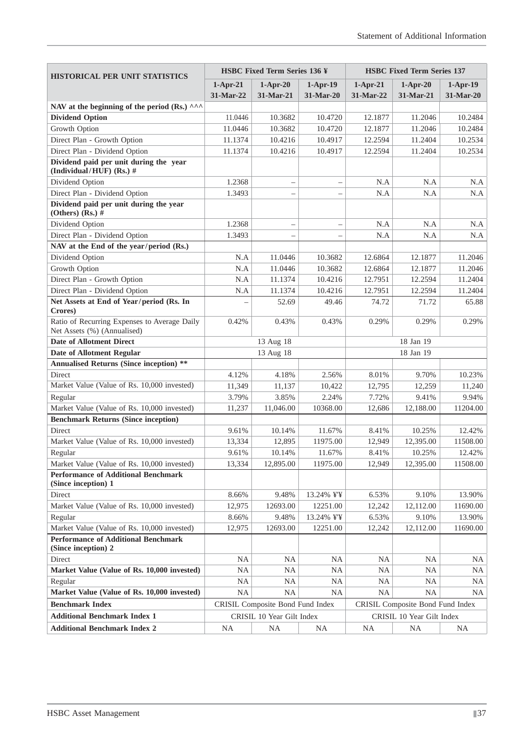| HISTORICAL PER UNIT STATISTICS | HSBC Fixed Term Series 136 ¥ | | | HSBC Fixed Term Series 137 | | |
|---|---|---|---|---|---|---|
| | 1-Apr-21 31-Mar-22 | 1-Apr-20 31-Mar-21 | 1-Apr-19 31-Mar-20 | 1-Apr-21 31-Mar-22 | 1-Apr-20 31-Mar-21 | 1-Apr-19 31-Mar-20 |
| **NAV at the beginning of the period (Rs.) ^^^** | | | | | | |
| **Dividend Option** | 11.0446 | 10.3682 | 10.4720 | 12.1877 | 11.2046 | 10.2484 |
| Growth Option | 11.0446 | 10.3682 | 10.4720 | 12.1877 | 11.2046 | 10.2484 |
| Direct Plan - Growth Option | 11.1374 | 10.4216 | 10.4917 | 12.2594 | 11.2404 | 10.2534 |
| Direct Plan - Dividend Option | 11.1374 | 10.4216 | 10.4917 | 12.2594 | 11.2404 | 10.2534 |
| **Dividend paid per unit during the year (Individual/HUF) (Rs.) #** | | | | | | |
| Dividend Option | 1.2368 | – | – | N.A | N.A | N.A |
| Direct Plan - Dividend Option | 1.3493 | – | – | N.A | N.A | N.A |
| **Dividend paid per unit during the year (Others) (Rs.) #** | | | | | | |
| Dividend Option | 1.2368 | – | – | N.A | N.A | N.A |
| Direct Plan - Dividend Option | 1.3493 | – | – | N.A | N.A | N.A |
| **NAV at the End of the year/period (Rs.)** | | | | | | |
| Dividend Option | N.A | 11.0446 | 10.3682 | 12.6864 | 12.1877 | 11.2046 |
| Growth Option | N.A | 11.0446 | 10.3682 | 12.6864 | 12.1877 | 11.2046 |
| Direct Plan - Growth Option | N.A | 11.1374 | 10.4216 | 12.7951 | 12.2594 | 11.2404 |
| Direct Plan - Dividend Option | N.A | 11.1374 | 10.4216 | 12.7951 | 12.2594 | 11.2404 |
| **Net Assets at End of Year/period (Rs. In Crores)** | – | 52.69 | 49.46 | 74.72 | 71.72 | 65.88 |
| Ratio of Recurring Expenses to Average Daily Net Assets (%) (Annualised) | 0.42% | 0.43% | 0.43% | 0.29% | 0.29% | 0.29% |
| **Date of Allotment Direct** | 13 Aug 18 | | | 18 Jan 19 | | |
| **Date of Allotment Regular** | 13 Aug 18 | | | 18 Jan 19 | | |
| **Annualised Returns (Since inception) \*\*** | | | | | | |
| Direct | 4.12% | 4.18% | 2.56% | 8.01% | 9.70% | 10.23% |
| Market Value (Value of Rs. 10,000 invested) | 11,349 | 11,137 | 10,422 | 12,795 | 12,259 | 11,240 |
| Regular | 3.79% | 3.85% | 2.24% | 7.72% | 9.41% | 9.94% |
| Market Value (Value of Rs. 10,000 invested) | 11,237 | 11,046.00 | 10368.00 | 12,686 | 12,188.00 | 11204.00 |
| **Benchmark Returns (Since inception)** | | | | | | |
| Direct | 9.61% | 10.14% | 11.67% | 8.41% | 10.25% | 12.42% |
| Market Value (Value of Rs. 10,000 invested) | 13,334 | 12,895 | 11975.00 | 12,949 | 12,395.00 | 11508.00 |
| Regular | 9.61% | 10.14% | 11.67% | 8.41% | 10.25% | 12.42% |
| Market Value (Value of Rs. 10,000 invested) | 13,334 | 12,895.00 | 11975.00 | 12,949 | 12,395.00 | 11508.00 |
| **Performance of Additional Benchmark (Since inception) 1** | | | | | | |
| Direct | 8.66% | 9.48% | 13.24% ¥¥ | 6.53% | 9.10% | 13.90% |
| Market Value (Value of Rs. 10,000 invested) | 12,975 | 12693.00 | 12251.00 | 12,242 | 12,112.00 | 11690.00 |
| Regular | 8.66% | 9.48% | 13.24% ¥¥ | 6.53% | 9.10% | 13.90% |
| Market Value (Value of Rs. 10,000 invested) | 12,975 | 12693.00 | 12251.00 | 12,242 | 12,112.00 | 11690.00 |
| **Performance of Additional Benchmark (Since inception) 2** | | | | | | |
| Direct | NA | NA | NA | NA | NA | NA |
| **Market Value (Value of Rs. 10,000 invested)** | NA | NA | NA | NA | NA | NA |
| Regular | NA | NA | NA | NA | NA | NA |
| **Market Value (Value of Rs. 10,000 invested)** | NA | NA | NA | NA | NA | NA |
| **Benchmark Index** | CRISIL Composite Bond Fund Index | | | CRISIL Composite Bond Fund Index | | |
| **Additional Benchmark Index 1** | CRISIL 10 Year Gilt Index | | | CRISIL 10 Year Gilt Index | | |
| **Additional Benchmark Index 2** | NA | NA | NA | NA | NA | NA |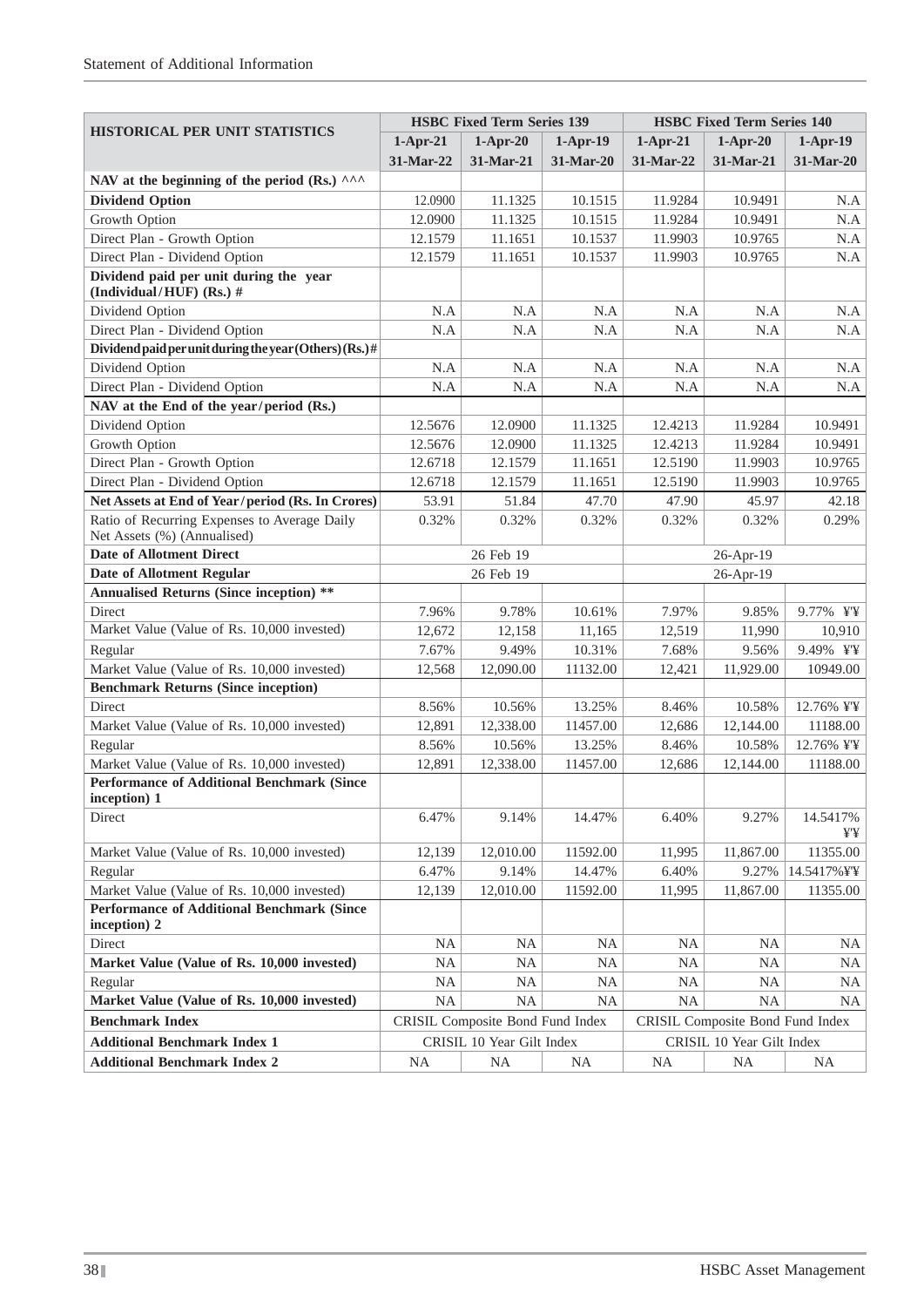| HISTORICAL PER UNIT STATISTICS | HSBC Fixed Term Series 139 | | | HSBC Fixed Term Series 140 | | |
|---|---|---|---|---|---|---|
| | 1-Apr-21 31-Mar-22 | 1-Apr-20 31-Mar-21 | 1-Apr-19 31-Mar-20 | 1-Apr-21 31-Mar-22 | 1-Apr-20 31-Mar-21 | 1-Apr-19 31-Mar-20 |
| **NAV at the beginning of the period (Rs.) ^^^** | | | | | | |
| **Dividend Option** | 12.0900 | 11.1325 | 10.1515 | 11.9284 | 10.9491 | N.A |
| Growth Option | 12.0900 | 11.1325 | 10.1515 | 11.9284 | 10.9491 | N.A |
| Direct Plan - Growth Option | 12.1579 | 11.1651 | 10.1537 | 11.9903 | 10.9765 | N.A |
| Direct Plan - Dividend Option | 12.1579 | 11.1651 | 10.1537 | 11.9903 | 10.9765 | N.A |
| **Dividend paid per unit during the year (Individual/HUF) (Rs.) #** | | | | | | |
| Dividend Option | N.A | N.A | N.A | N.A | N.A | N.A |
| Direct Plan - Dividend Option | N.A | N.A | N.A | N.A | N.A | N.A |
| **Dividend paid per unit during the year (Others) (Rs.) #** | | | | | | |
| Dividend Option | N.A | N.A | N.A | N.A | N.A | N.A |
| Direct Plan - Dividend Option | N.A | N.A | N.A | N.A | N.A | N.A |
| **NAV at the End of the year/period (Rs.)** | | | | | | |
| Dividend Option | 12.5676 | 12.0900 | 11.1325 | 12.4213 | 11.9284 | 10.9491 |
| Growth Option | 12.5676 | 12.0900 | 11.1325 | 12.4213 | 11.9284 | 10.9491 |
| Direct Plan - Growth Option | 12.6718 | 12.1579 | 11.1651 | 12.5190 | 11.9903 | 10.9765 |
| Direct Plan - Dividend Option | 12.6718 | 12.1579 | 11.1651 | 12.5190 | 11.9903 | 10.9765 |
| **Net Assets at End of Year/period (Rs. In Crores)** | 53.91 | 51.84 | 47.70 | 47.90 | 45.97 | 42.18 |
| Ratio of Recurring Expenses to Average Daily Net Assets (%) (Annualised) | 0.32% | 0.32% | 0.32% | 0.32% | 0.32% | 0.29% |
| **Date of Allotment Direct** | 26 Feb 19 | | | 26-Apr-19 | | |
| **Date of Allotment Regular** | 26 Feb 19 | | | 26-Apr-19 | | |
| **Annualised Returns (Since inception) \*\*** | | | | | | |
| Direct | 7.96% | 9.78% | 10.61% | 7.97% | 9.85% | 9.77% ¥¥ |
| Market Value (Value of Rs. 10,000 invested) | 12,672 | 12,158 | 11,165 | 12,519 | 11,990 | 10,910 |
| Regular | 7.67% | 9.49% | 10.31% | 7.68% | 9.56% | 9.49% ¥¥ |
| Market Value (Value of Rs. 10,000 invested) | 12,568 | 12,090.00 | 11132.00 | 12,421 | 11,929.00 | 10949.00 |
| **Benchmark Returns (Since inception)** | | | | | | |
| Direct | 8.56% | 10.56% | 13.25% | 8.46% | 10.58% | 12.76% ¥¥ |
| Market Value (Value of Rs. 10,000 invested) | 12,891 | 12,338.00 | 11457.00 | 12,686 | 12,144.00 | 11188.00 |
| Regular | 8.56% | 10.56% | 13.25% | 8.46% | 10.58% | 12.76% ¥¥ |
| Market Value (Value of Rs. 10,000 invested) | 12,891 | 12,338.00 | 11457.00 | 12,686 | 12,144.00 | 11188.00 |
| **Performance of Additional Benchmark (Since inception) 1** | | | | | | |
| Direct | 6.47% | 9.14% | 14.47% | 6.40% | 9.27% | 14.5417% ¥¥ |
| Market Value (Value of Rs. 10,000 invested) | 12,139 | 12,010.00 | 11592.00 | 11,995 | 11,867.00 | 11355.00 |
| Regular | 6.47% | 9.14% | 14.47% | 6.40% | 9.27% | 14.5417%¥¥ |
| Market Value (Value of Rs. 10,000 invested) | 12,139 | 12,010.00 | 11592.00 | 11,995 | 11,867.00 | 11355.00 |
| **Performance of Additional Benchmark (Since inception) 2** | | | | | | |
| Direct | NA | NA | NA | NA | NA | NA |
| **Market Value (Value of Rs. 10,000 invested)** | NA | NA | NA | NA | NA | NA |
| Regular | NA | NA | NA | NA | NA | NA |
| **Market Value (Value of Rs. 10,000 invested)** | NA | NA | NA | NA | NA | NA |
| **Benchmark Index** | CRISIL Composite Bond Fund Index | | | CRISIL Composite Bond Fund Index | | |
| **Additional Benchmark Index 1** | CRISIL 10 Year Gilt Index | | | CRISIL 10 Year Gilt Index | | |
| **Additional Benchmark Index 2** | NA | NA | NA | NA | NA | NA |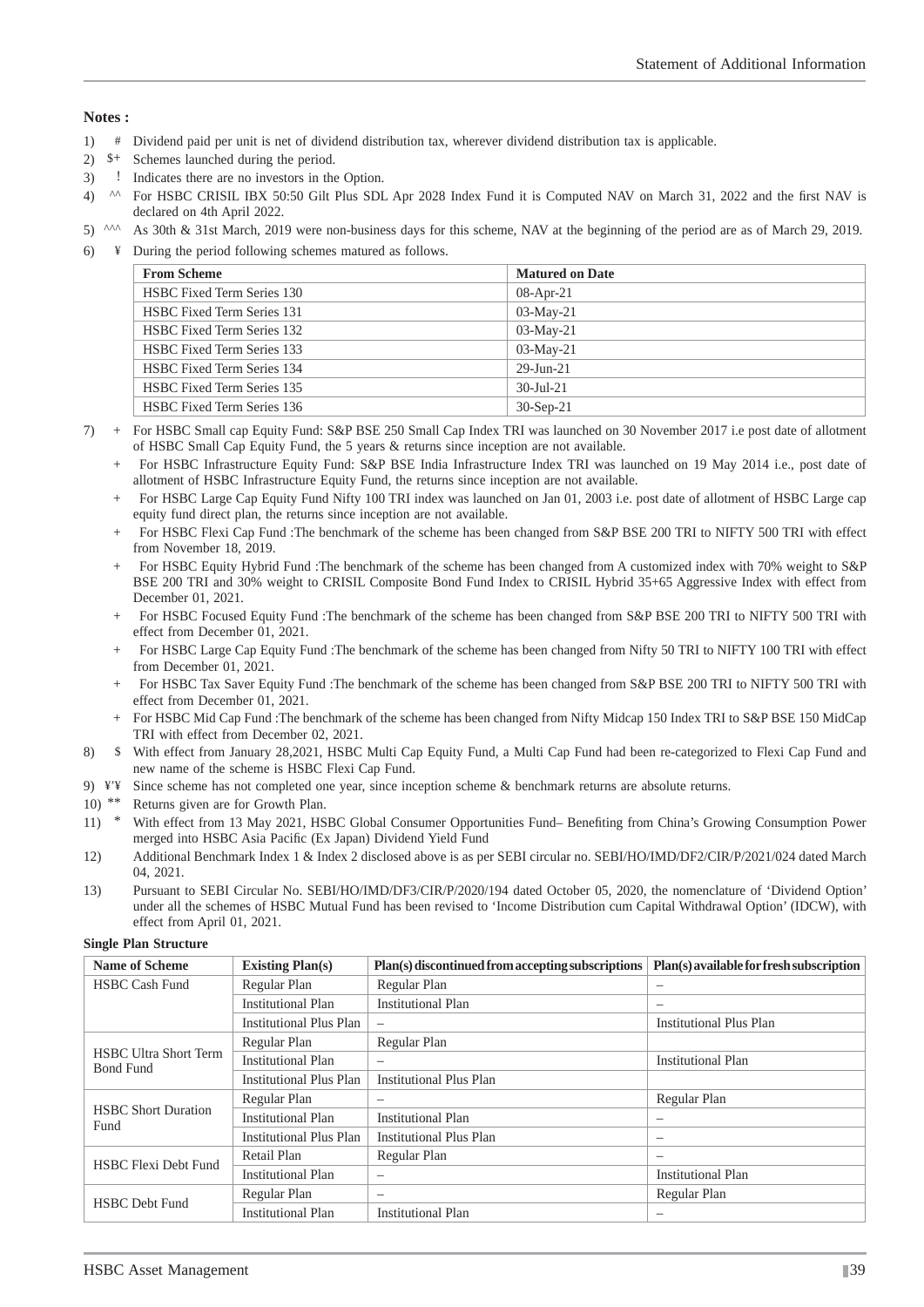**Notes :**

1) # Dividend paid per unit is net of dividend distribution tax, wherever dividend distribution tax is applicable.
2) $+ Schemes launched during the period.
3) ! Indicates there are no investors in the Option.
4) ^^ For HSBC CRISIL IBX 50:50 Gilt Plus SDL Apr 2028 Index Fund it is Computed NAV on March 31, 2022 and the first NAV is declared on 4th April 2022.
5) ^^^ As 30th & 31st March, 2019 were non-business days for this scheme, NAV at the beginning of the period are as of March 29, 2019.
6) ¥ During the period following schemes matured as follows.

| From Scheme | Matured on Date |
|---|---|
| HSBC Fixed Term Series 130 | 08-Apr-21 |
| HSBC Fixed Term Series 131 | 03-May-21 |
| HSBC Fixed Term Series 132 | 03-May-21 |
| HSBC Fixed Term Series 133 | 03-May-21 |
| HSBC Fixed Term Series 134 | 29-Jun-21 |
| HSBC Fixed Term Series 135 | 30-Jul-21 |
| HSBC Fixed Term Series 136 | 30-Sep-21 |

7) + For HSBC Small cap Equity Fund: S&P BSE 250 Small Cap Index TRI was launched on 30 November 2017 i.e post date of allotment of HSBC Small Cap Equity Fund, the 5 years & returns since inception are not available.
   + For HSBC Infrastructure Equity Fund: S&P BSE India Infrastructure Index TRI was launched on 19 May 2014 i.e., post date of allotment of HSBC Infrastructure Equity Fund, the returns since inception are not available.
   + For HSBC Large Cap Equity Fund Nifty 100 TRI index was launched on Jan 01, 2003 i.e. post date of allotment of HSBC Large cap equity fund direct plan, the returns since inception are not available.
   + For HSBC Flexi Cap Fund :The benchmark of the scheme has been changed from S&P BSE 200 TRI to NIFTY 500 TRI with effect from November 18, 2019.
   + For HSBC Equity Hybrid Fund :The benchmark of the scheme has been changed from A customized index with 70% weight to S&P BSE 200 TRI and 30% weight to CRISIL Composite Bond Fund Index to CRISIL Hybrid 35+65 Aggressive Index with effect from December 01, 2021.
   + For HSBC Focused Equity Fund :The benchmark of the scheme has been changed from S&P BSE 200 TRI to NIFTY 500 TRI with effect from December 01, 2021.
   + For HSBC Large Cap Equity Fund :The benchmark of the scheme has been changed from Nifty 50 TRI to NIFTY 100 TRI with effect from December 01, 2021.
   + For HSBC Tax Saver Equity Fund :The benchmark of the scheme has been changed from S&P BSE 200 TRI to NIFTY 500 TRI with effect from December 01, 2021.
   + For HSBC Mid Cap Fund :The benchmark of the scheme has been changed from Nifty Midcap 150 Index TRI to S&P BSE 150 MidCap TRI with effect from December 02, 2021.
8) $ With effect from January 28,2021, HSBC Multi Cap Equity Fund, a Multi Cap Fund had been re-categorized to Flexi Cap Fund and new name of the scheme is HSBC Flexi Cap Fund.
9) ¥'¥ Since scheme has not completed one year, since inception scheme & benchmark returns are absolute returns.
10) ** Returns given are for Growth Plan.
11) * With effect from 13 May 2021, HSBC Global Consumer Opportunities Fund– Benefiting from China's Growing Consumption Power merged into HSBC Asia Pacific (Ex Japan) Dividend Yield Fund
12) Additional Benchmark Index 1 & Index 2 disclosed above is as per SEBI circular no. SEBI/HO/IMD/DF2/CIR/P/2021/024 dated March 04, 2021.
13) Pursuant to SEBI Circular No. SEBI/HO/IMD/DF3/CIR/P/2020/194 dated October 05, 2020, the nomenclature of 'Dividend Option' under all the schemes of HSBC Mutual Fund has been revised to 'Income Distribution cum Capital Withdrawal Option' (IDCW), with effect from April 01, 2021.

**Single Plan Structure**

| Name of Scheme | Existing Plan(s) | Plan(s) discontinued from accepting subscriptions | Plan(s) available for fresh subscription |
|---|---|---|---|
| HSBC Cash Fund | Regular Plan | Regular Plan | – |
| | Institutional Plan | Institutional Plan | – |
| | Institutional Plus Plan | – | Institutional Plus Plan |
| HSBC Ultra Short Term Bond Fund | Regular Plan | Regular Plan | |
| | Institutional Plan | – | Institutional Plan |
| | Institutional Plus Plan | Institutional Plus Plan | |
| HSBC Short Duration Fund | Regular Plan | – | Regular Plan |
| | Institutional Plan | Institutional Plan | – |
| | Institutional Plus Plan | Institutional Plus Plan | – |
| HSBC Flexi Debt Fund | Retail Plan | Regular Plan | – |
| | Institutional Plan | – | Institutional Plan |
| HSBC Debt Fund | Regular Plan | – | Regular Plan |
| | Institutional Plan | Institutional Plan | – |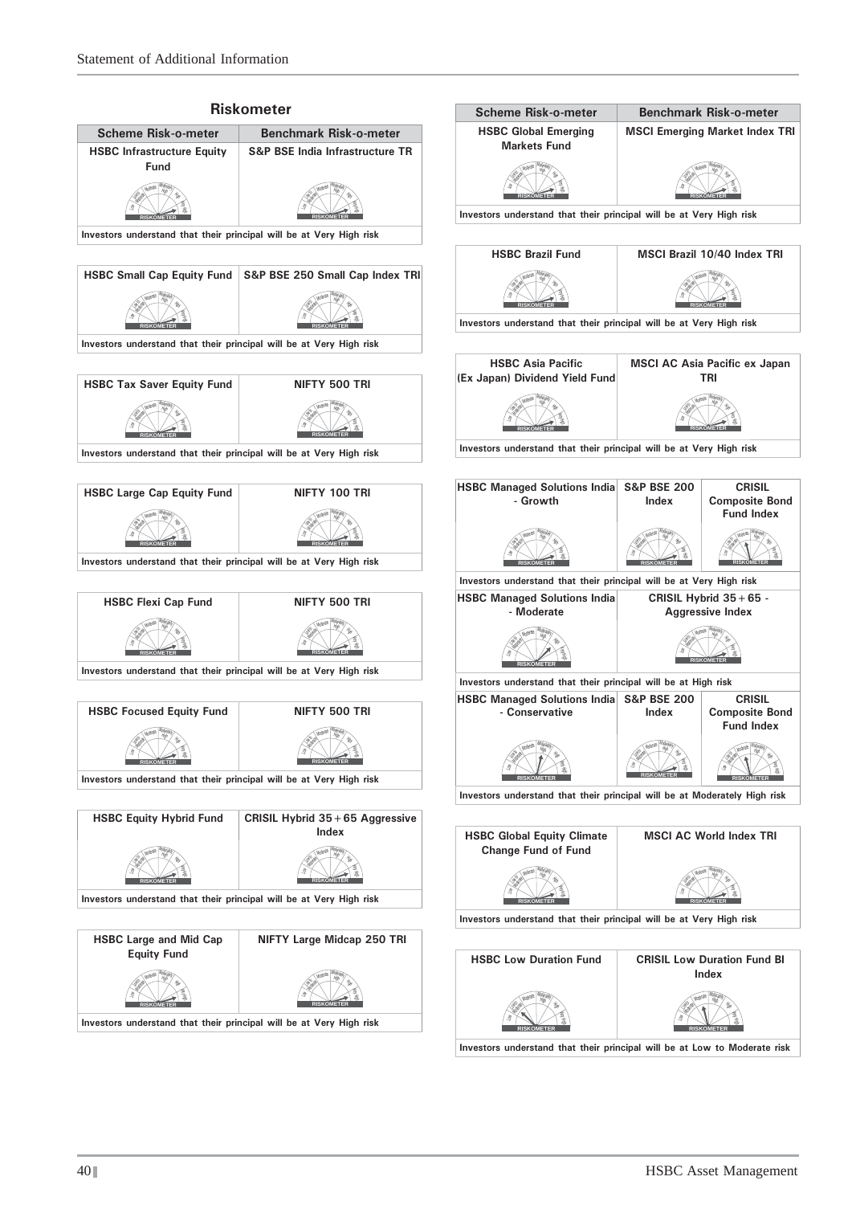## Riskometer

| Scheme Risk-o-meter | Benchmark Risk-o-meter |
|---|---|
| HSBC Infrastructure Equity Fund | S&P BSE India Infrastructure TR |
| Investors understand that their principal will be at Very High risk | |

| Scheme Risk-o-meter | Benchmark Risk-o-meter |
|---|---|
| HSBC Small Cap Equity Fund | S&P BSE 250 Small Cap Index TRI |
| Investors understand that their principal will be at Very High risk | |

| Scheme Risk-o-meter | Benchmark Risk-o-meter |
|---|---|
| HSBC Tax Saver Equity Fund | NIFTY 500 TRI |
| Investors understand that their principal will be at Very High risk | |

| Scheme Risk-o-meter | Benchmark Risk-o-meter |
|---|---|
| HSBC Large Cap Equity Fund | NIFTY 100 TRI |
| Investors understand that their principal will be at Very High risk | |

| Scheme Risk-o-meter | Benchmark Risk-o-meter |
|---|---|
| HSBC Flexi Cap Fund | NIFTY 500 TRI |
| Investors understand that their principal will be at Very High risk | |

| Scheme Risk-o-meter | Benchmark Risk-o-meter |
|---|---|
| HSBC Focused Equity Fund | NIFTY 500 TRI |
| Investors understand that their principal will be at Very High risk | |

| Scheme Risk-o-meter | Benchmark Risk-o-meter |
|---|---|
| HSBC Equity Hybrid Fund | CRISIL Hybrid 35+65 Aggressive Index |
| Investors understand that their principal will be at Very High risk | |

| Scheme Risk-o-meter | Benchmark Risk-o-meter |
|---|---|
| HSBC Large and Mid Cap Equity Fund | NIFTY Large Midcap 250 TRI |
| Investors understand that their principal will be at Very High risk | |

| Scheme Risk-o-meter | Benchmark Risk-o-meter |
|---|---|
| HSBC Global Emerging Markets Fund | MSCI Emerging Market Index TRI |
| Investors understand that their principal will be at Very High risk | |

| Scheme Risk-o-meter | Benchmark Risk-o-meter |
|---|---|
| HSBC Brazil Fund | MSCI Brazil 10/40 Index TRI |
| Investors understand that their principal will be at Very High risk | |

| Scheme Risk-o-meter | Benchmark Risk-o-meter |
|---|---|
| HSBC Asia Pacific (Ex Japan) Dividend Yield Fund | MSCI AC Asia Pacific ex Japan TRI |
| Investors understand that their principal will be at Very High risk | |

| Scheme Risk-o-meter | Benchmark Risk-o-meter | |
|---|---|---|
| HSBC Managed Solutions India - Growth | S&P BSE 200 Index | CRISIL Composite Bond Fund Index |
| Investors understand that their principal will be at Very High risk | | |
| HSBC Managed Solutions India - Moderate | CRISIL Hybrid 35+65 - Aggressive Index | |
| Investors understand that their principal will be at High risk | | |
| HSBC Managed Solutions India - Conservative | S&P BSE 200 Index | CRISIL Composite Bond Fund Index |
| Investors understand that their principal will be at Moderately High risk | | |

| Scheme Risk-o-meter | Benchmark Risk-o-meter |
|---|---|
| HSBC Global Equity Climate Change Fund of Fund | MSCI AC World Index TRI |
| Investors understand that their principal will be at Very High risk | |

| Scheme Risk-o-meter | Benchmark Risk-o-meter |
|---|---|
| HSBC Low Duration Fund | CRISIL Low Duration Fund BI Index |
| Investors understand that their principal will be at Low to Moderate risk | |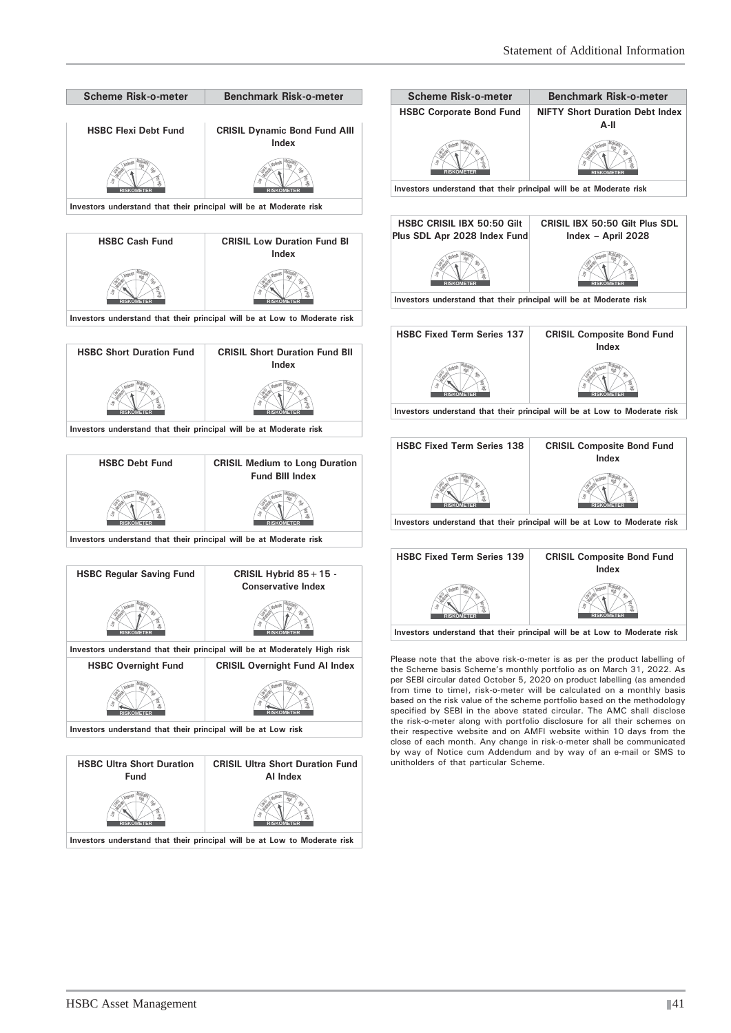| Scheme Risk-o-meter | Benchmark Risk-o-meter |
|---|---|
| HSBC Flexi Debt Fund | CRISIL Dynamic Bond Fund AIII Index |
| Investors understand that their principal will be at Moderate risk | |
| HSBC Cash Fund | CRISIL Low Duration Fund BI Index |
| Investors understand that their principal will be at Low to Moderate risk | |
| HSBC Short Duration Fund | CRISIL Short Duration Fund BII Index |
| Investors understand that their principal will be at Moderate risk | |
| HSBC Debt Fund | CRISIL Medium to Long Duration Fund BIII Index |
| Investors understand that their principal will be at Moderate risk | |
| HSBC Regular Saving Fund | CRISIL Hybrid 85+15 - Conservative Index |
| Investors understand that their principal will be at Moderately High risk | |
| HSBC Overnight Fund | CRISIL Overnight Fund AI Index |
| Investors understand that their principal will be at Low risk | |
| HSBC Ultra Short Duration Fund | CRISIL Ultra Short Duration Fund AI Index |
| Investors understand that their principal will be at Low to Moderate risk | |

| Scheme Risk-o-meter | Benchmark Risk-o-meter |
|---|---|
| HSBC Corporate Bond Fund | NIFTY Short Duration Debt Index A-II |
| Investors understand that their principal will be at Moderate risk | |
| HSBC CRISIL IBX 50:50 Gilt Plus SDL Apr 2028 Index Fund | CRISIL IBX 50:50 Gilt Plus SDL Index – April 2028 |
| Investors understand that their principal will be at Moderate risk | |
| HSBC Fixed Term Series 137 | CRISIL Composite Bond Fund Index |
| Investors understand that their principal will be at Low to Moderate risk | |
| HSBC Fixed Term Series 138 | CRISIL Composite Bond Fund Index |
| Investors understand that their principal will be at Low to Moderate risk | |
| HSBC Fixed Term Series 139 | CRISIL Composite Bond Fund Index |
| Investors understand that their principal will be at Low to Moderate risk | |

Please note that the above risk-o-meter is as per the product labelling of the Scheme basis Scheme's monthly portfolio as on March 31, 2022. As per SEBI circular dated October 5, 2020 on product labelling (as amended from time to time), risk-o-meter will be calculated on a monthly basis based on the risk value of the scheme portfolio based on the methodology specified by SEBI in the above stated circular. The AMC shall disclose the risk-o-meter along with portfolio disclosure for all their schemes on their respective website and on AMFI website within 10 days from the close of each month. Any change in risk-o-meter shall be communicated by way of Notice cum Addendum and by way of an e-mail or SMS to unitholders of that particular Scheme.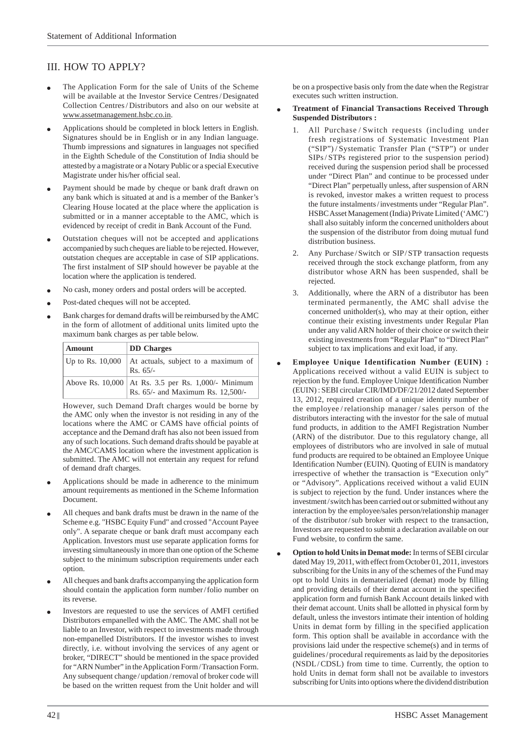## III. HOW TO APPLY?

- The Application Form for the sale of Units of the Scheme will be available at the Investor Service Centres / Designated Collection Centres / Distributors and also on our website at www.assetmanagement.hsbc.co.in.
- Applications should be completed in block letters in English. Signatures should be in English or in any Indian language. Thumb impressions and signatures in languages not specified in the Eighth Schedule of the Constitution of India should be attested by a magistrate or a Notary Public or a special Executive Magistrate under his/her official seal.
- Payment should be made by cheque or bank draft drawn on any bank which is situated at and is a member of the Banker's Clearing House located at the place where the application is submitted or in a manner acceptable to the AMC, which is evidenced by receipt of credit in Bank Account of the Fund.
- Outstation cheques will not be accepted and applications accompanied by such cheques are liable to be rejected. However, outstation cheques are acceptable in case of SIP applications. The first instalment of SIP should however be payable at the location where the application is tendered.
- No cash, money orders and postal orders will be accepted.
- Post-dated cheques will not be accepted.
- Bank charges for demand drafts will be reimbursed by the AMC in the form of allotment of additional units limited upto the maximum bank charges as per table below.

| Amount | DD Charges |
|---|---|
| Up to Rs. 10,000 | At actuals, subject to a maximum of Rs. 65/- |
| Above Rs. 10,000 | At Rs. 3.5 per Rs. 1,000/- Minimum Rs. 65/- and Maximum Rs. 12,500/- |

However, such Demand Draft charges would be borne by the AMC only when the investor is not residing in any of the locations where the AMC or CAMS have official points of acceptance and the Demand draft has also not been issued from any of such locations. Such demand drafts should be payable at the AMC/CAMS location where the investment application is submitted. The AMC will not entertain any request for refund of demand draft charges.

- Applications should be made in adherence to the minimum amount requirements as mentioned in the Scheme Information Document.
- All cheques and bank drafts must be drawn in the name of the Scheme e.g. "HSBC Equity Fund" and crossed "Account Payee only". A separate cheque or bank draft must accompany each Application. Investors must use separate application forms for investing simultaneously in more than one option of the Scheme subject to the minimum subscription requirements under each option.
- All cheques and bank drafts accompanying the application form should contain the application form number / folio number on its reverse.
- Investors are requested to use the services of AMFI certified Distributors empanelled with the AMC. The AMC shall not be liable to an Investor, with respect to investments made through non-empanelled Distributors. If the investor wishes to invest directly, i.e. without involving the services of any agent or broker, "DIRECT" should be mentioned in the space provided for "ARN Number" in the Application Form / Transaction Form. Any subsequent change / updation / removal of broker code will be based on the written request from the Unit holder and will be on a prospective basis only from the date when the Registrar executes such written instruction.
- **Treatment of Financial Transactions Received Through Suspended Distributors :**
  1. All Purchase / Switch requests (including under fresh registrations of Systematic Investment Plan ("SIP") / Systematic Transfer Plan ("STP") or under SIPs / STPs registered prior to the suspension period) received during the suspension period shall be processed under "Direct Plan" and continue to be processed under "Direct Plan" perpetually unless, after suspension of ARN is revoked, investor makes a written request to process the future instalments / investments under "Regular Plan". HSBC Asset Management (India) Private Limited ('AMC') shall also suitably inform the concerned unitholders about the suspension of the distributor from doing mutual fund distribution business.
  2. Any Purchase / Switch or SIP / STP transaction requests received through the stock exchange platform, from any distributor whose ARN has been suspended, shall be rejected.
  3. Additionally, where the ARN of a distributor has been terminated permanently, the AMC shall advise the concerned unitholder(s), who may at their option, either continue their existing investments under Regular Plan under any valid ARN holder of their choice or switch their existing investments from "Regular Plan" to "Direct Plan" subject to tax implications and exit load, if any.
- **Employee Unique Identification Number (EUIN) :** Applications received without a valid EUIN is subject to rejection by the fund. Employee Unique Identification Number (EUIN) : SEBI circular CIR/IMD/DF/21/2012 dated September 13, 2012, required creation of a unique identity number of the employee / relationship manager / sales person of the distributors interacting with the investor for the sale of mutual fund products, in addition to the AMFI Registration Number (ARN) of the distributor. Due to this regulatory change, all employees of distributors who are involved in sale of mutual fund products are required to be obtained an Employee Unique Identification Number (EUIN). Quoting of EUIN is mandatory irrespective of whether the transaction is "Execution only" or "Advisory". Applications received without a valid EUIN is subject to rejection by the fund. Under instances where the investment / switch has been carried out or submitted without any interaction by the employee/sales person/relationship manager of the distributor / sub broker with respect to the transaction, Investors are requested to submit a declaration available on our Fund website, to confirm the same.
- **Option to hold Units in Demat mode:** In terms of SEBI circular dated May 19, 2011, with effect from October 01, 2011, investors subscribing for the Units in any of the schemes of the Fund may opt to hold Units in dematerialized (demat) mode by filling and providing details of their demat account in the specified application form and furnish Bank Account details linked with their demat account. Units shall be allotted in physical form by default, unless the investors intimate their intention of holding Units in demat form by filling in the specified application form. This option shall be available in accordance with the provisions laid under the respective scheme(s) and in terms of guidelines / procedural requirements as laid by the depositories (NSDL / CDSL) from time to time. Currently, the option to hold Units in demat form shall not be available to investors subscribing for Units into options where the dividend distribution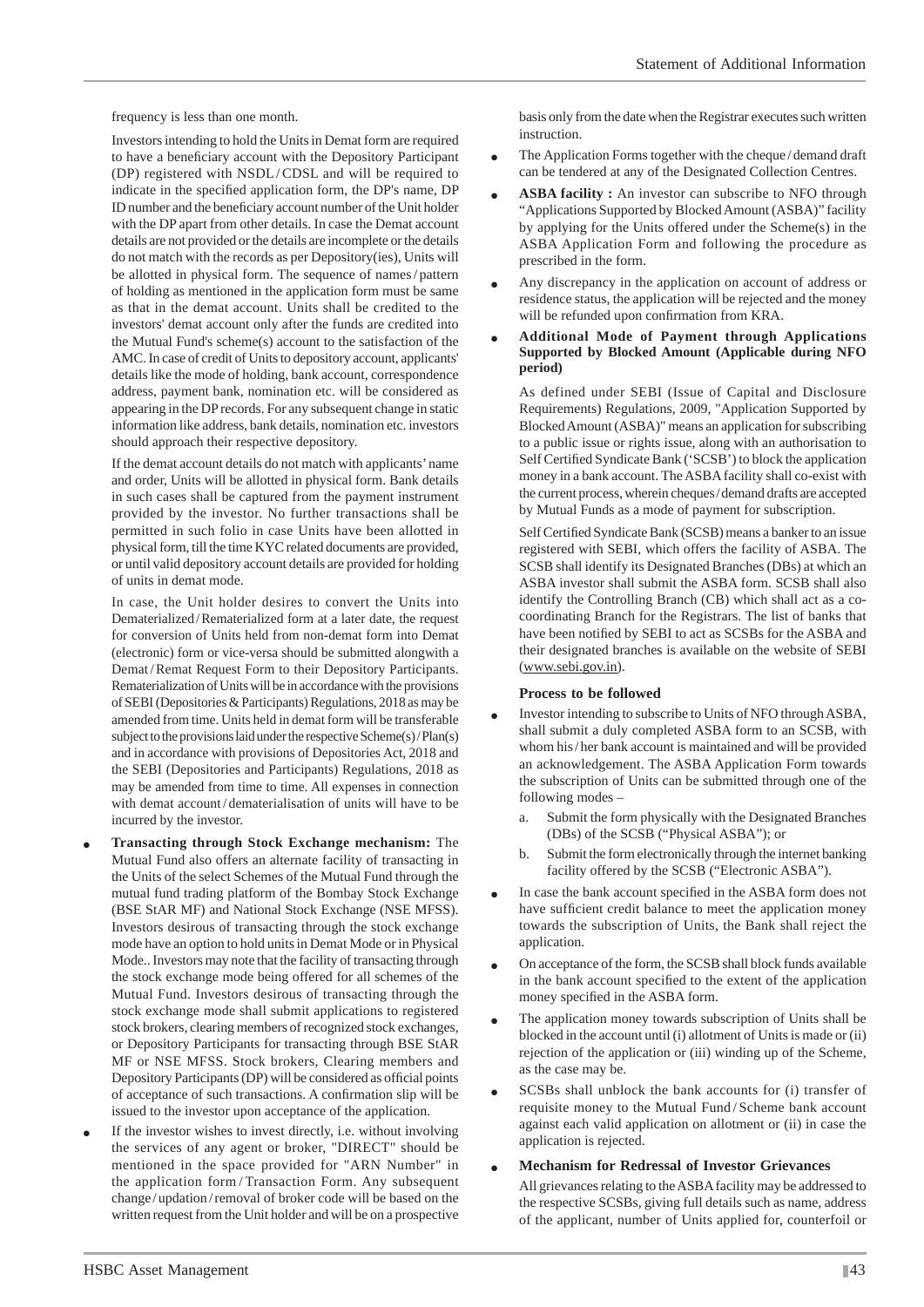frequency is less than one month.

Investors intending to hold the Units in Demat form are required to have a beneficiary account with the Depository Participant (DP) registered with NSDL / CDSL and will be required to indicate in the specified application form, the DP's name, DP ID number and the beneficiary account number of the Unit holder with the DP apart from other details. In case the Demat account details are not provided or the details are incomplete or the details do not match with the records as per Depository(ies), Units will be allotted in physical form. The sequence of names / pattern of holding as mentioned in the application form must be same as that in the demat account. Units shall be credited to the investors' demat account only after the funds are credited into the Mutual Fund's scheme(s) account to the satisfaction of the AMC. In case of credit of Units to depository account, applicants' details like the mode of holding, bank account, correspondence address, payment bank, nomination etc. will be considered as appearing in the DP records. For any subsequent change in static information like address, bank details, nomination etc. investors should approach their respective depository.

If the demat account details do not match with applicants' name and order, Units will be allotted in physical form. Bank details in such cases shall be captured from the payment instrument provided by the investor. No further transactions shall be permitted in such folio in case Units have been allotted in physical form, till the time KYC related documents are provided, or until valid depository account details are provided for holding of units in demat mode.

In case, the Unit holder desires to convert the Units into Dematerialized / Rematerialized form at a later date, the request for conversion of Units held from non-demat form into Demat (electronic) form or vice-versa should be submitted alongwith a Demat / Remat Request Form to their Depository Participants. Rematerialization of Units will be in accordance with the provisions of SEBI (Depositories & Participants) Regulations, 2018 as may be amended from time. Units held in demat form will be transferable subject to the provisions laid under the respective Scheme(s) / Plan(s) and in accordance with provisions of Depositories Act, 2018 and the SEBI (Depositories and Participants) Regulations, 2018 as may be amended from time to time. All expenses in connection with demat account / dematerialisation of units will have to be incurred by the investor.

- **Transacting through Stock Exchange mechanism:** The Mutual Fund also offers an alternate facility of transacting in the Units of the select Schemes of the Mutual Fund through the mutual fund trading platform of the Bombay Stock Exchange (BSE StAR MF) and National Stock Exchange (NSE MFSS). Investors desirous of transacting through the stock exchange mode have an option to hold units in Demat Mode or in Physical Mode.. Investors may note that the facility of transacting through the stock exchange mode being offered for all schemes of the Mutual Fund. Investors desirous of transacting through the stock exchange mode shall submit applications to registered stock brokers, clearing members of recognized stock exchanges, or Depository Participants for transacting through BSE StAR MF or NSE MFSS. Stock brokers, Clearing members and Depository Participants (DP) will be considered as official points of acceptance of such transactions. A confirmation slip will be issued to the investor upon acceptance of the application.
- If the investor wishes to invest directly, i.e. without involving the services of any agent or broker, "DIRECT" should be mentioned in the space provided for "ARN Number" in the application form / Transaction Form. Any subsequent change / updation / removal of broker code will be based on the written request from the Unit holder and will be on a prospective basis only from the date when the Registrar executes such written instruction.
- The Application Forms together with the cheque / demand draft can be tendered at any of the Designated Collection Centres.
- **ASBA facility :** An investor can subscribe to NFO through "Applications Supported by Blocked Amount (ASBA)" facility by applying for the Units offered under the Scheme(s) in the ASBA Application Form and following the procedure as prescribed in the form.
- Any discrepancy in the application on account of address or residence status, the application will be rejected and the money will be refunded upon confirmation from KRA.
- **Additional Mode of Payment through Applications Supported by Blocked Amount (Applicable during NFO period)**

  As defined under SEBI (Issue of Capital and Disclosure Requirements) Regulations, 2009, "Application Supported by Blocked Amount (ASBA)" means an application for subscribing to a public issue or rights issue, along with an authorisation to Self Certified Syndicate Bank ('SCSB') to block the application money in a bank account. The ASBA facility shall co-exist with the current process, wherein cheques / demand drafts are accepted by Mutual Funds as a mode of payment for subscription.

  Self Certified Syndicate Bank (SCSB) means a banker to an issue registered with SEBI, which offers the facility of ASBA. The SCSB shall identify its Designated Branches (DBs) at which an ASBA investor shall submit the ASBA form. SCSB shall also identify the Controlling Branch (CB) which shall act as a co-coordinating Branch for the Registrars. The list of banks that have been notified by SEBI to act as SCSBs for the ASBA and their designated branches is available on the website of SEBI (www.sebi.gov.in).

  **Process to be followed**

- Investor intending to subscribe to Units of NFO through ASBA, shall submit a duly completed ASBA form to an SCSB, with whom his / her bank account is maintained and will be provided an acknowledgement. The ASBA Application Form towards the subscription of Units can be submitted through one of the following modes –
  a. Submit the form physically with the Designated Branches (DBs) of the SCSB ("Physical ASBA"); or
  b. Submit the form electronically through the internet banking facility offered by the SCSB ("Electronic ASBA").
- In case the bank account specified in the ASBA form does not have sufficient credit balance to meet the application money towards the subscription of Units, the Bank shall reject the application.
- On acceptance of the form, the SCSB shall block funds available in the bank account specified to the extent of the application money specified in the ASBA form.
- The application money towards subscription of Units shall be blocked in the account until (i) allotment of Units is made or (ii) rejection of the application or (iii) winding up of the Scheme, as the case may be.
- SCSBs shall unblock the bank accounts for (i) transfer of requisite money to the Mutual Fund / Scheme bank account against each valid application on allotment or (ii) in case the application is rejected.
- **Mechanism for Redressal of Investor Grievances**

  All grievances relating to the ASBA facility may be addressed to the respective SCSBs, giving full details such as name, address of the applicant, number of Units applied for, counterfoil or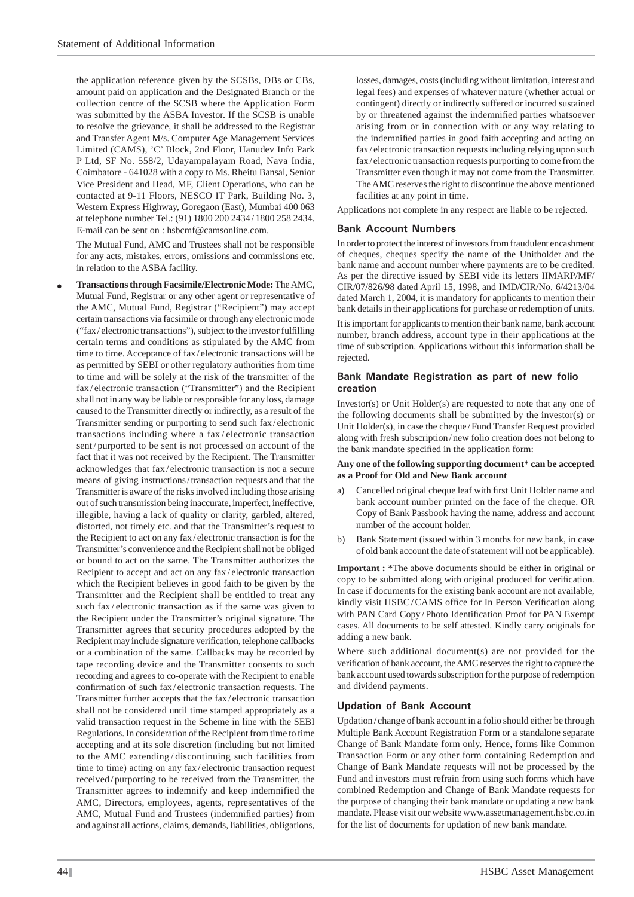the application reference given by the SCSBs, DBs or CBs, amount paid on application and the Designated Branch or the collection centre of the SCSB where the Application Form was submitted by the ASBA Investor. If the SCSB is unable to resolve the grievance, it shall be addressed to the Registrar and Transfer Agent M/s. Computer Age Management Services Limited (CAMS), 'C' Block, 2nd Floor, Hanudev Info Park P Ltd, SF No. 558/2, Udayampalayam Road, Nava India, Coimbatore - 641028 with a copy to Ms. Rheitu Bansal, Senior Vice President and Head, MF, Client Operations, who can be contacted at 9-11 Floors, NESCO IT Park, Building No. 3, Western Express Highway, Goregaon (East), Mumbai 400 063 at telephone number Tel.: (91) 1800 200 2434 / 1800 258 2434. E-mail can be sent on : hsbcmf@camsonline.com.

The Mutual Fund, AMC and Trustees shall not be responsible for any acts, mistakes, errors, omissions and commissions etc. in relation to the ASBA facility.

- **Transactions through Facsimile/Electronic Mode:** The AMC, Mutual Fund, Registrar or any other agent or representative of the AMC, Mutual Fund, Registrar ("Recipient") may accept certain transactions via facsimile or through any electronic mode ("fax / electronic transactions"), subject to the investor fulfilling certain terms and conditions as stipulated by the AMC from time to time. Acceptance of fax / electronic transactions will be as permitted by SEBI or other regulatory authorities from time to time and will be solely at the risk of the transmitter of the fax / electronic transaction ("Transmitter") and the Recipient shall not in any way be liable or responsible for any loss, damage caused to the Transmitter directly or indirectly, as a result of the Transmitter sending or purporting to send such fax / electronic transactions including where a fax / electronic transaction sent / purported to be sent is not processed on account of the fact that it was not received by the Recipient. The Transmitter acknowledges that fax / electronic transaction is not a secure means of giving instructions / transaction requests and that the Transmitter is aware of the risks involved including those arising out of such transmission being inaccurate, imperfect, ineffective, illegible, having a lack of quality or clarity, garbled, altered, distorted, not timely etc. and that the Transmitter's request to the Recipient to act on any fax / electronic transaction is for the Transmitter's convenience and the Recipient shall not be obliged or bound to act on the same. The Transmitter authorizes the Recipient to accept and act on any fax / electronic transaction which the Recipient believes in good faith to be given by the Transmitter and the Recipient shall be entitled to treat any such fax / electronic transaction as if the same was given to the Recipient under the Transmitter's original signature. The Transmitter agrees that security procedures adopted by the Recipient may include signature verification, telephone callbacks or a combination of the same. Callbacks may be recorded by tape recording device and the Transmitter consents to such recording and agrees to co-operate with the Recipient to enable confirmation of such fax / electronic transaction requests. The Transmitter further accepts that the fax / electronic transaction shall not be considered until time stamped appropriately as a valid transaction request in the Scheme in line with the SEBI Regulations. In consideration of the Recipient from time to time accepting and at its sole discretion (including but not limited to the AMC extending / discontinuing such facilities from time to time) acting on any fax / electronic transaction request received / purporting to be received from the Transmitter, the Transmitter agrees to indemnify and keep indemnified the AMC, Directors, employees, agents, representatives of the AMC, Mutual Fund and Trustees (indemnified parties) from and against all actions, claims, demands, liabilities, obligations, losses, damages, costs (including without limitation, interest and legal fees) and expenses of whatever nature (whether actual or contingent) directly or indirectly suffered or incurred sustained by or threatened against the indemnified parties whatsoever arising from or in connection with or any way relating to the indemnified parties in good faith accepting and acting on fax / electronic transaction requests including relying upon such fax / electronic transaction requests purporting to come from the Transmitter even though it may not come from the Transmitter. The AMC reserves the right to discontinue the above mentioned facilities at any point in time.

Applications not complete in any respect are liable to be rejected.

### Bank Account Numbers

In order to protect the interest of investors from fraudulent encashment of cheques, cheques specify the name of the Unitholder and the bank name and account number where payments are to be credited. As per the directive issued by SEBI vide its letters IIMARP/MF/CIR/07/826/98 dated April 15, 1998, and IMD/CIR/No. 6/4213/04 dated March 1, 2004, it is mandatory for applicants to mention their bank details in their applications for purchase or redemption of units.

It is important for applicants to mention their bank name, bank account number, branch address, account type in their applications at the time of subscription. Applications without this information shall be rejected.

### Bank Mandate Registration as part of new folio creation

Investor(s) or Unit Holder(s) are requested to note that any one of the following documents shall be submitted by the investor(s) or Unit Holder(s), in case the cheque / Fund Transfer Request provided along with fresh subscription / new folio creation does not belong to the bank mandate specified in the application form:

**Any one of the following supporting document* can be accepted as a Proof for Old and New Bank account**

a) Cancelled original cheque leaf with first Unit Holder name and bank account number printed on the face of the cheque. OR Copy of Bank Passbook having the name, address and account number of the account holder.

b) Bank Statement (issued within 3 months for new bank, in case of old bank account the date of statement will not be applicable).

**Important :** *The above documents should be either in original or copy to be submitted along with original produced for verification. In case if documents for the existing bank account are not available, kindly visit HSBC / CAMS office for In Person Verification along with PAN Card Copy / Photo Identification Proof for PAN Exempt cases. All documents to be self attested. Kindly carry originals for adding a new bank.

Where such additional document(s) are not provided for the verification of bank account, the AMC reserves the right to capture the bank account used towards subscription for the purpose of redemption and dividend payments.

### Updation of Bank Account

Updation / change of bank account in a folio should either be through Multiple Bank Account Registration Form or a standalone separate Change of Bank Mandate form only. Hence, forms like Common Transaction Form or any other form containing Redemption and Change of Bank Mandate requests will not be processed by the Fund and investors must refrain from using such forms which have combined Redemption and Change of Bank Mandate requests for the purpose of changing their bank mandate or updating a new bank mandate. Please visit our website www.assetmanagement.hsbc.co.in for the list of documents for updation of new bank mandate.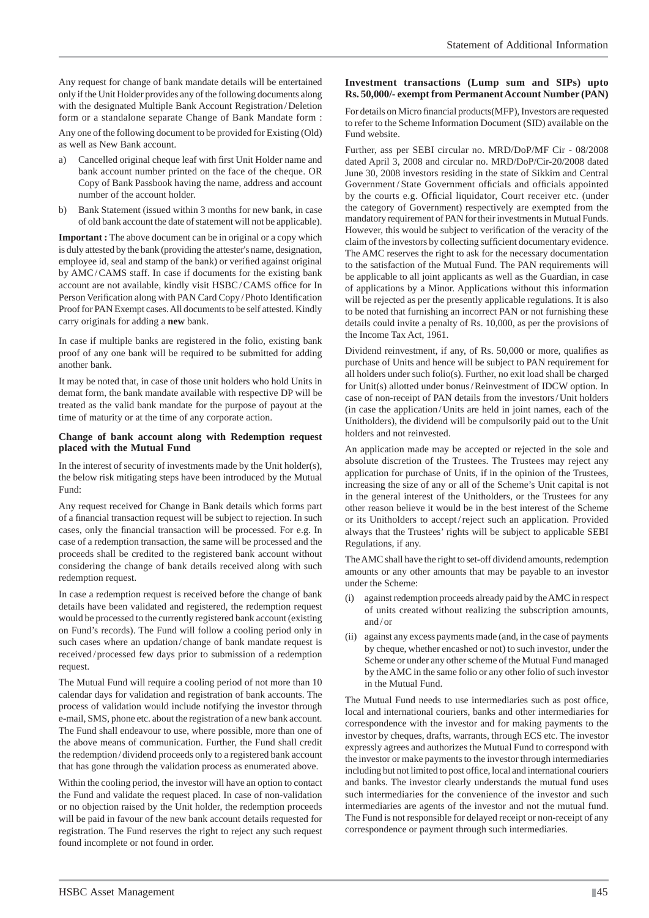Any request for change of bank mandate details will be entertained only if the Unit Holder provides any of the following documents along with the designated Multiple Bank Account Registration / Deletion form or a standalone separate Change of Bank Mandate form :

Any one of the following document to be provided for Existing (Old) as well as New Bank account.

a) Cancelled original cheque leaf with first Unit Holder name and bank account number printed on the face of the cheque. OR Copy of Bank Passbook having the name, address and account number of the account holder.

b) Bank Statement (issued within 3 months for new bank, in case of old bank account the date of statement will not be applicable).

**Important :** The above document can be in original or a copy which is duly attested by the bank (providing the attester's name, designation, employee id, seal and stamp of the bank) or verified against original by AMC / CAMS staff. In case if documents for the existing bank account are not available, kindly visit HSBC / CAMS office for In Person Verification along with PAN Card Copy / Photo Identification Proof for PAN Exempt cases. All documents to be self attested. Kindly carry originals for adding a **new** bank.

In case if multiple banks are registered in the folio, existing bank proof of any one bank will be required to be submitted for adding another bank.

It may be noted that, in case of those unit holders who hold Units in demat form, the bank mandate available with respective DP will be treated as the valid bank mandate for the purpose of payout at the time of maturity or at the time of any corporate action.

**Change of bank account along with Redemption request placed with the Mutual Fund**

In the interest of security of investments made by the Unit holder(s), the below risk mitigating steps have been introduced by the Mutual Fund:

Any request received for Change in Bank details which forms part of a financial transaction request will be subject to rejection. In such cases, only the financial transaction will be processed. For e.g. In case of a redemption transaction, the same will be processed and the proceeds shall be credited to the registered bank account without considering the change of bank details received along with such redemption request.

In case a redemption request is received before the change of bank details have been validated and registered, the redemption request would be processed to the currently registered bank account (existing on Fund's records). The Fund will follow a cooling period only in such cases where an updation / change of bank mandate request is received / processed few days prior to submission of a redemption request.

The Mutual Fund will require a cooling period of not more than 10 calendar days for validation and registration of bank accounts. The process of validation would include notifying the investor through e-mail, SMS, phone etc. about the registration of a new bank account. The Fund shall endeavour to use, where possible, more than one of the above means of communication. Further, the Fund shall credit the redemption / dividend proceeds only to a registered bank account that has gone through the validation process as enumerated above.

Within the cooling period, the investor will have an option to contact the Fund and validate the request placed. In case of non-validation or no objection raised by the Unit holder, the redemption proceeds will be paid in favour of the new bank account details requested for registration. The Fund reserves the right to reject any such request found incomplete or not found in order.

**Investment transactions (Lump sum and SIPs) upto Rs. 50,000/- exempt from Permanent Account Number (PAN)**

For details on Micro financial products(MFP), Investors are requested to refer to the Scheme Information Document (SID) available on the Fund website.

Further, ass per SEBI circular no. MRD/DoP/MF Cir - 08/2008 dated April 3, 2008 and circular no. MRD/DoP/Cir-20/2008 dated June 30, 2008 investors residing in the state of Sikkim and Central Government / State Government officials and officials appointed by the courts e.g. Official liquidator, Court receiver etc. (under the category of Government) respectively are exempted from the mandatory requirement of PAN for their investments in Mutual Funds. However, this would be subject to verification of the veracity of the claim of the investors by collecting sufficient documentary evidence. The AMC reserves the right to ask for the necessary documentation to the satisfaction of the Mutual Fund. The PAN requirements will be applicable to all joint applicants as well as the Guardian, in case of applications by a Minor. Applications without this information will be rejected as per the presently applicable regulations. It is also to be noted that furnishing an incorrect PAN or not furnishing these details could invite a penalty of Rs. 10,000, as per the provisions of the Income Tax Act, 1961.

Dividend reinvestment, if any, of Rs. 50,000 or more, qualifies as purchase of Units and hence will be subject to PAN requirement for all holders under such folio(s). Further, no exit load shall be charged for Unit(s) allotted under bonus / Reinvestment of IDCW option. In case of non-receipt of PAN details from the investors / Unit holders (in case the application / Units are held in joint names, each of the Unitholders), the dividend will be compulsorily paid out to the Unit holders and not reinvested.

An application made may be accepted or rejected in the sole and absolute discretion of the Trustees. The Trustees may reject any application for purchase of Units, if in the opinion of the Trustees, increasing the size of any or all of the Scheme's Unit capital is not in the general interest of the Unitholders, or the Trustees for any other reason believe it would be in the best interest of the Scheme or its Unitholders to accept / reject such an application. Provided always that the Trustees' rights will be subject to applicable SEBI Regulations, if any.

The AMC shall have the right to set-off dividend amounts, redemption amounts or any other amounts that may be payable to an investor under the Scheme:

(i) against redemption proceeds already paid by the AMC in respect of units created without realizing the subscription amounts, and / or

(ii) against any excess payments made (and, in the case of payments by cheque, whether encashed or not) to such investor, under the Scheme or under any other scheme of the Mutual Fund managed by the AMC in the same folio or any other folio of such investor in the Mutual Fund.

The Mutual Fund needs to use intermediaries such as post office, local and international couriers, banks and other intermediaries for correspondence with the investor and for making payments to the investor by cheques, drafts, warrants, through ECS etc. The investor expressly agrees and authorizes the Mutual Fund to correspond with the investor or make payments to the investor through intermediaries including but not limited to post office, local and international couriers and banks. The investor clearly understands the mutual fund uses such intermediaries for the convenience of the investor and such intermediaries are agents of the investor and not the mutual fund. The Fund is not responsible for delayed receipt or non-receipt of any correspondence or payment through such intermediaries.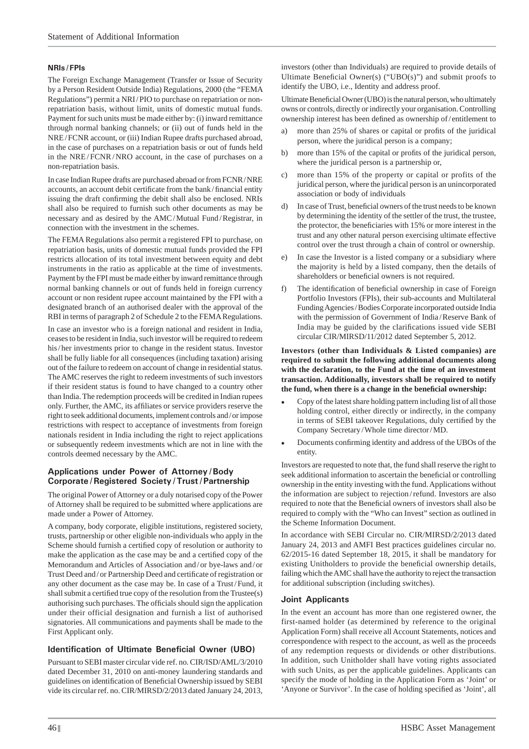### NRIs / FPIs

The Foreign Exchange Management (Transfer or Issue of Security by a Person Resident Outside India) Regulations, 2000 (the "FEMA Regulations") permit a NRI / PIO to purchase on repatriation or non-repatriation basis, without limit, units of domestic mutual funds. Payment for such units must be made either by: (i) inward remittance through normal banking channels; or (ii) out of funds held in the NRE / FCNR account, or (iii) Indian Rupee drafts purchased abroad, in the case of purchases on a repatriation basis or out of funds held in the NRE / FCNR / NRO account, in the case of purchases on a non-repatriation basis.

In case Indian Rupee drafts are purchased abroad or from FCNR / NRE accounts, an account debit certificate from the bank / financial entity issuing the draft confirming the debit shall also be enclosed. NRIs shall also be required to furnish such other documents as may be necessary and as desired by the AMC / Mutual Fund / Registrar, in connection with the investment in the schemes.

The FEMA Regulations also permit a registered FPI to purchase, on repatriation basis, units of domestic mutual funds provided the FPI restricts allocation of its total investment between equity and debt instruments in the ratio as applicable at the time of investments. Payment by the FPI must be made either by inward remittance through normal banking channels or out of funds held in foreign currency account or non resident rupee account maintained by the FPI with a designated branch of an authorised dealer with the approval of the RBI in terms of paragraph 2 of Schedule 2 to the FEMA Regulations.

In case an investor who is a foreign national and resident in India, ceases to be resident in India, such investor will be required to redeem his / her investments prior to change in the resident status. Investor shall be fully liable for all consequences (including taxation) arising out of the failure to redeem on account of change in residential status. The AMC reserves the right to redeem investments of such investors if their resident status is found to have changed to a country other than India. The redemption proceeds will be credited in Indian rupees only. Further, the AMC, its affiliates or service providers reserve the right to seek additional documents, implement controls and / or impose restrictions with respect to acceptance of investments from foreign nationals resident in India including the right to reject applications or subsequently redeem investments which are not in line with the controls deemed necessary by the AMC.

### Applications under Power of Attorney / Body Corporate / Registered Society / Trust / Partnership

The original Power of Attorney or a duly notarised copy of the Power of Attorney shall be required to be submitted where applications are made under a Power of Attorney.

A company, body corporate, eligible institutions, registered society, trusts, partnership or other eligible non-individuals who apply in the Scheme should furnish a certified copy of resolution or authority to make the application as the case may be and a certified copy of the Memorandum and Articles of Association and / or bye-laws and / or Trust Deed and / or Partnership Deed and certificate of registration or any other document as the case may be. In case of a Trust / Fund, it shall submit a certified true copy of the resolution from the Trustee(s) authorising such purchases. The officials should sign the application under their official designation and furnish a list of authorised signatories. All communications and payments shall be made to the First Applicant only.

### Identification of Ultimate Beneficial Owner (UBO)

Pursuant to SEBI master circular vide ref. no. CIR/ISD/AML/3/2010 dated December 31, 2010 on anti-money laundering standards and guidelines on identification of Beneficial Ownership issued by SEBI vide its circular ref. no. CIR/MIRSD/2/2013 dated January 24, 2013, investors (other than Individuals) are required to provide details of Ultimate Beneficial Owner(s) ("UBO(s)") and submit proofs to identify the UBO, i.e., Identity and address proof.

Ultimate Beneficial Owner (UBO) is the natural person, who ultimately owns or controls, directly or indirectly your organisation. Controlling ownership interest has been defined as ownership of / entitlement to

a) more than 25% of shares or capital or profits of the juridical person, where the juridical person is a company;
b) more than 15% of the capital or profits of the juridical person, where the juridical person is a partnership or,
c) more than 15% of the property or capital or profits of the juridical person, where the juridical person is an unincorporated association or body of individuals
d) In case of Trust, beneficial owners of the trust needs to be known by determining the identity of the settler of the trust, the trustee, the protector, the beneficiaries with 15% or more interest in the trust and any other natural person exercising ultimate effective control over the trust through a chain of control or ownership.
e) In case the Investor is a listed company or a subsidiary where the majority is held by a listed company, then the details of shareholders or beneficial owners is not required.
f) The identification of beneficial ownership in case of Foreign Portfolio Investors (FPIs), their sub-accounts and Multilateral Funding Agencies / Bodies Corporate incorporated outside India with the permission of Government of India / Reserve Bank of India may be guided by the clarifications issued vide SEBI circular CIR/MIRSD/11/2012 dated September 5, 2012.

**Investors (other than Individuals & Listed companies) are required to submit the following additional documents along with the declaration, to the Fund at the time of an investment transaction. Additionally, investors shall be required to notify the fund, when there is a change in the beneficial ownership:**

- Copy of the latest share holding pattern including list of all those holding control, either directly or indirectly, in the company in terms of SEBI takeover Regulations, duly certified by the Company Secretary / Whole time director / MD.
- Documents confirming identity and address of the UBOs of the entity.

Investors are requested to note that, the fund shall reserve the right to seek additional information to ascertain the beneficial or controlling ownership in the entity investing with the fund. Applications without the information are subject to rejection / refund. Investors are also required to note that the Beneficial owners of investors shall also be required to comply with the "Who can Invest" section as outlined in the Scheme Information Document.

In accordance with SEBI Circular no. CIR/MIRSD/2/2013 dated January 24, 2013 and AMFI Best practices guidelines circular no. 62/2015-16 dated September 18, 2015, it shall be mandatory for existing Unitholders to provide the beneficial ownership details, failing which the AMC shall have the authority to reject the transaction for additional subscription (including switches).

### Joint Applicants

In the event an account has more than one registered owner, the first-named holder (as determined by reference to the original Application Form) shall receive all Account Statements, notices and correspondence with respect to the account, as well as the proceeds of any redemption requests or dividends or other distributions. In addition, such Unitholder shall have voting rights associated with such Units, as per the applicable guidelines. Applicants can specify the mode of holding in the Application Form as 'Joint' or 'Anyone or Survivor'. In the case of holding specified as 'Joint', all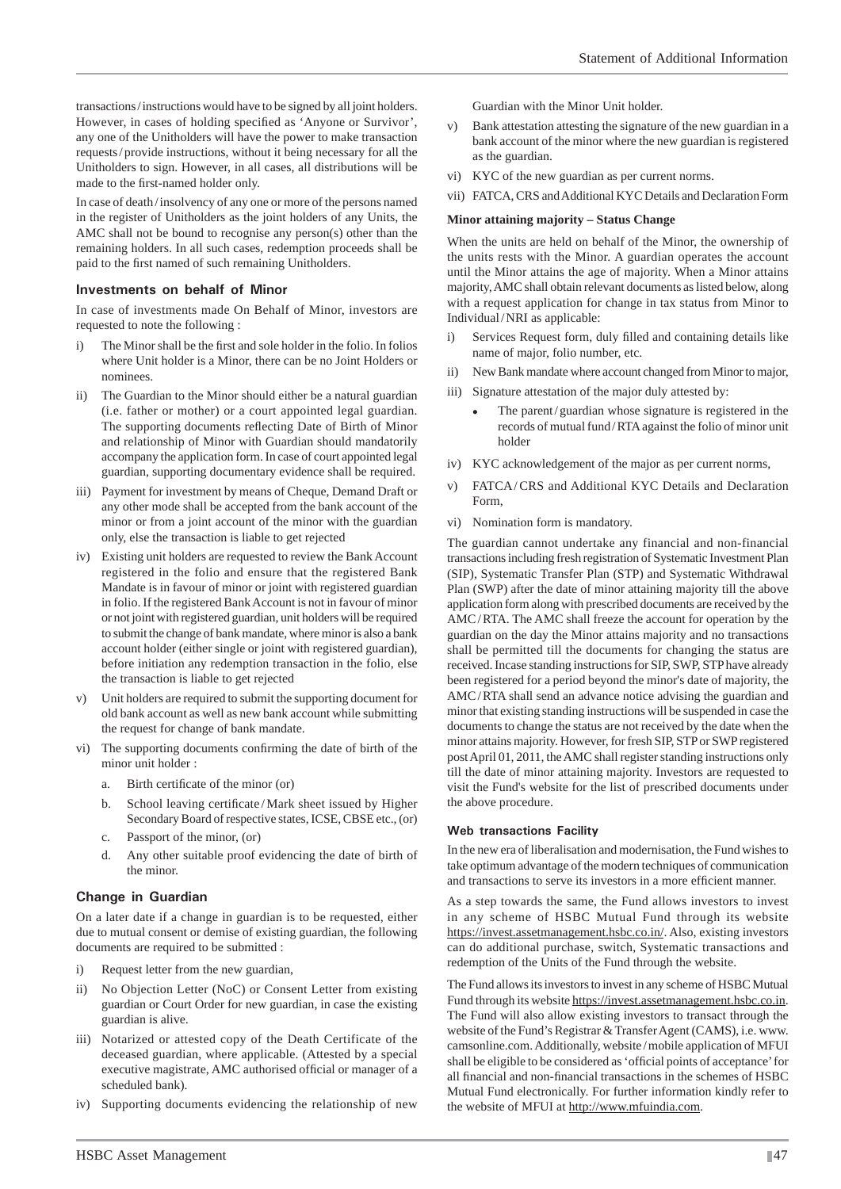transactions / instructions would have to be signed by all joint holders. However, in cases of holding specified as 'Anyone or Survivor', any one of the Unitholders will have the power to make transaction requests / provide instructions, without it being necessary for all the Unitholders to sign. However, in all cases, all distributions will be made to the first-named holder only.

In case of death / insolvency of any one or more of the persons named in the register of Unitholders as the joint holders of any Units, the AMC shall not be bound to recognise any person(s) other than the remaining holders. In all such cases, redemption proceeds shall be paid to the first named of such remaining Unitholders.

### Investments on behalf of Minor

In case of investments made On Behalf of Minor, investors are requested to note the following :

i) The Minor shall be the first and sole holder in the folio. In folios where Unit holder is a Minor, there can be no Joint Holders or nominees.

ii) The Guardian to the Minor should either be a natural guardian (i.e. father or mother) or a court appointed legal guardian. The supporting documents reflecting Date of Birth of Minor and relationship of Minor with Guardian should mandatorily accompany the application form. In case of court appointed legal guardian, supporting documentary evidence shall be required.

iii) Payment for investment by means of Cheque, Demand Draft or any other mode shall be accepted from the bank account of the minor or from a joint account of the minor with the guardian only, else the transaction is liable to get rejected

iv) Existing unit holders are requested to review the Bank Account registered in the folio and ensure that the registered Bank Mandate is in favour of minor or joint with registered guardian in folio. If the registered Bank Account is not in favour of minor or not joint with registered guardian, unit holders will be required to submit the change of bank mandate, where minor is also a bank account holder (either single or joint with registered guardian), before initiation any redemption transaction in the folio, else the transaction is liable to get rejected

v) Unit holders are required to submit the supporting document for old bank account as well as new bank account while submitting the request for change of bank mandate.

vi) The supporting documents confirming the date of birth of the minor unit holder :

   a. Birth certificate of the minor (or)

   b. School leaving certificate / Mark sheet issued by Higher Secondary Board of respective states, ICSE, CBSE etc., (or)

   c. Passport of the minor, (or)

   d. Any other suitable proof evidencing the date of birth of the minor.

### Change in Guardian

On a later date if a change in guardian is to be requested, either due to mutual consent or demise of existing guardian, the following documents are required to be submitted :

i) Request letter from the new guardian,

ii) No Objection Letter (NoC) or Consent Letter from existing guardian or Court Order for new guardian, in case the existing guardian is alive.

iii) Notarized or attested copy of the Death Certificate of the deceased guardian, where applicable. (Attested by a special executive magistrate, AMC authorised official or manager of a scheduled bank).

iv) Supporting documents evidencing the relationship of new Guardian with the Minor Unit holder.

v) Bank attestation attesting the signature of the new guardian in a bank account of the minor where the new guardian is registered as the guardian.

vi) KYC of the new guardian as per current norms.

vii) FATCA, CRS and Additional KYC Details and Declaration Form

**Minor attaining majority – Status Change**

When the units are held on behalf of the Minor, the ownership of the units rests with the Minor. A guardian operates the account until the Minor attains the age of majority. When a Minor attains majority, AMC shall obtain relevant documents as listed below, along with a request application for change in tax status from Minor to Individual / NRI as applicable:

i) Services Request form, duly filled and containing details like name of major, folio number, etc.

ii) New Bank mandate where account changed from Minor to major,

iii) Signature attestation of the major duly attested by:

   - The parent / guardian whose signature is registered in the records of mutual fund / RTA against the folio of minor unit holder

iv) KYC acknowledgement of the major as per current norms,

v) FATCA / CRS and Additional KYC Details and Declaration Form,

vi) Nomination form is mandatory.

The guardian cannot undertake any financial and non-financial transactions including fresh registration of Systematic Investment Plan (SIP), Systematic Transfer Plan (STP) and Systematic Withdrawal Plan (SWP) after the date of minor attaining majority till the above application form along with prescribed documents are received by the AMC / RTA. The AMC shall freeze the account for operation by the guardian on the day the Minor attains majority and no transactions shall be permitted till the documents for changing the status are received. Incase standing instructions for SIP, SWP, STP have already been registered for a period beyond the minor's date of majority, the AMC / RTA shall send an advance notice advising the guardian and minor that existing standing instructions will be suspended in case the documents to change the status are not received by the date when the minor attains majority. However, for fresh SIP, STP or SWP registered post April 01, 2011, the AMC shall register standing instructions only till the date of minor attaining majority. Investors are requested to visit the Fund's website for the list of prescribed documents under the above procedure.

### Web transactions Facility

In the new era of liberalisation and modernisation, the Fund wishes to take optimum advantage of the modern techniques of communication and transactions to serve its investors in a more efficient manner.

As a step towards the same, the Fund allows investors to invest in any scheme of HSBC Mutual Fund through its website https://invest.assetmanagement.hsbc.co.in/. Also, existing investors can do additional purchase, switch, Systematic transactions and redemption of the Units of the Fund through the website.

The Fund allows its investors to invest in any scheme of HSBC Mutual Fund through its website https://invest.assetmanagement.hsbc.co.in. The Fund will also allow existing investors to transact through the website of the Fund's Registrar & Transfer Agent (CAMS), i.e. www.camsonline.com. Additionally, website / mobile application of MFUI shall be eligible to be considered as 'official points of acceptance' for all financial and non-financial transactions in the schemes of HSBC Mutual Fund electronically. For further information kindly refer to the website of MFUI at http://www.mfuindia.com.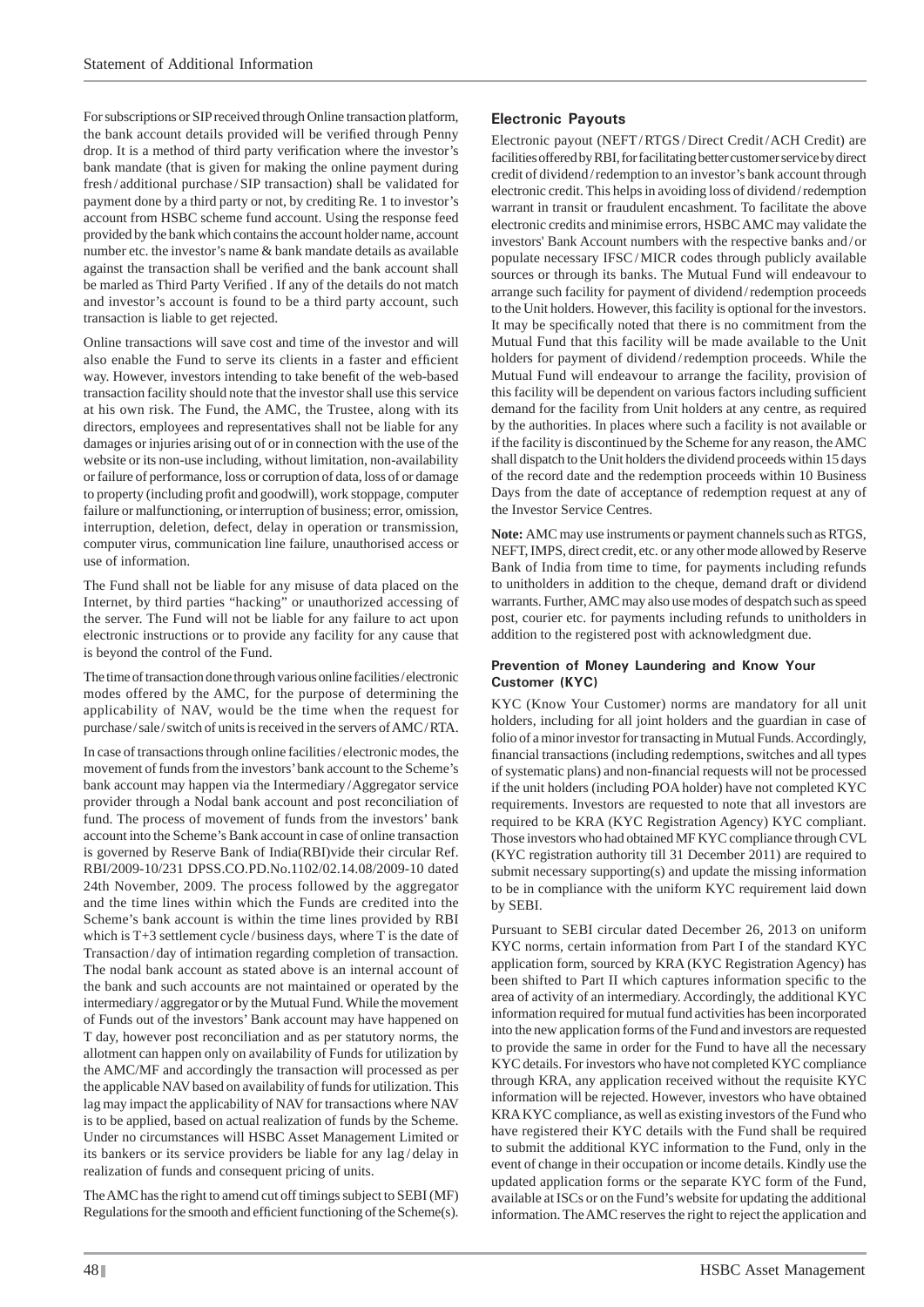For subscriptions or SIP received through Online transaction platform, the bank account details provided will be verified through Penny drop. It is a method of third party verification where the investor's bank mandate (that is given for making the online payment during fresh / additional purchase / SIP transaction) shall be validated for payment done by a third party or not, by crediting Re. 1 to investor's account from HSBC scheme fund account. Using the response feed provided by the bank which contains the account holder name, account number etc. the investor's name & bank mandate details as available against the transaction shall be verified and the bank account shall be marled as Third Party Verified . If any of the details do not match and investor's account is found to be a third party account, such transaction is liable to get rejected.

Online transactions will save cost and time of the investor and will also enable the Fund to serve its clients in a faster and efficient way. However, investors intending to take benefit of the web-based transaction facility should note that the investor shall use this service at his own risk. The Fund, the AMC, the Trustee, along with its directors, employees and representatives shall not be liable for any damages or injuries arising out of or in connection with the use of the website or its non-use including, without limitation, non-availability or failure of performance, loss or corruption of data, loss of or damage to property (including profit and goodwill), work stoppage, computer failure or malfunctioning, or interruption of business; error, omission, interruption, deletion, defect, delay in operation or transmission, computer virus, communication line failure, unauthorised access or use of information.

The Fund shall not be liable for any misuse of data placed on the Internet, by third parties "hacking" or unauthorized accessing of the server. The Fund will not be liable for any failure to act upon electronic instructions or to provide any facility for any cause that is beyond the control of the Fund.

The time of transaction done through various online facilities / electronic modes offered by the AMC, for the purpose of determining the applicability of NAV, would be the time when the request for purchase / sale / switch of units is received in the servers of AMC / RTA.

In case of transactions through online facilities / electronic modes, the movement of funds from the investors' bank account to the Scheme's bank account may happen via the Intermediary / Aggregator service provider through a Nodal bank account and post reconciliation of fund. The process of movement of funds from the investors' bank account into the Scheme's Bank account in case of online transaction is governed by Reserve Bank of India(RBI)vide their circular Ref. RBI/2009-10/231 DPSS.CO.PD.No.1102/02.14.08/2009-10 dated 24th November, 2009. The process followed by the aggregator and the time lines within which the Funds are credited into the Scheme's bank account is within the time lines provided by RBI which is T+3 settlement cycle / business days, where T is the date of Transaction / day of intimation regarding completion of transaction. The nodal bank account as stated above is an internal account of the bank and such accounts are not maintained or operated by the intermediary / aggregator or by the Mutual Fund. While the movement of Funds out of the investors' Bank account may have happened on T day, however post reconciliation and as per statutory norms, the allotment can happen only on availability of Funds for utilization by the AMC/MF and accordingly the transaction will processed as per the applicable NAV based on availability of funds for utilization. This lag may impact the applicability of NAV for transactions where NAV is to be applied, based on actual realization of funds by the Scheme. Under no circumstances will HSBC Asset Management Limited or its bankers or its service providers be liable for any lag / delay in realization of funds and consequent pricing of units.

The AMC has the right to amend cut off timings subject to SEBI (MF) Regulations for the smooth and efficient functioning of the Scheme(s).

### Electronic Payouts

Electronic payout (NEFT / RTGS / Direct Credit / ACH Credit) are facilities offered by RBI, for facilitating better customer service by direct credit of dividend / redemption to an investor's bank account through electronic credit. This helps in avoiding loss of dividend / redemption warrant in transit or fraudulent encashment. To facilitate the above electronic credits and minimise errors, HSBC AMC may validate the investors' Bank Account numbers with the respective banks and / or populate necessary IFSC / MICR codes through publicly available sources or through its banks. The Mutual Fund will endeavour to arrange such facility for payment of dividend / redemption proceeds to the Unit holders. However, this facility is optional for the investors. It may be specifically noted that there is no commitment from the Mutual Fund that this facility will be made available to the Unit holders for payment of dividend / redemption proceeds. While the Mutual Fund will endeavour to arrange the facility, provision of this facility will be dependent on various factors including sufficient demand for the facility from Unit holders at any centre, as required by the authorities. In places where such a facility is not available or if the facility is discontinued by the Scheme for any reason, the AMC shall dispatch to the Unit holders the dividend proceeds within 15 days of the record date and the redemption proceeds within 10 Business Days from the date of acceptance of redemption request at any of the Investor Service Centres.

**Note:** AMC may use instruments or payment channels such as RTGS, NEFT, IMPS, direct credit, etc. or any other mode allowed by Reserve Bank of India from time to time, for payments including refunds to unitholders in addition to the cheque, demand draft or dividend warrants. Further, AMC may also use modes of despatch such as speed post, courier etc. for payments including refunds to unitholders in addition to the registered post with acknowledgment due.

#### Prevention of Money Laundering and Know Your Customer (KYC)

KYC (Know Your Customer) norms are mandatory for all unit holders, including for all joint holders and the guardian in case of folio of a minor investor for transacting in Mutual Funds. Accordingly, financial transactions (including redemptions, switches and all types of systematic plans) and non-financial requests will not be processed if the unit holders (including POA holder) have not completed KYC requirements. Investors are requested to note that all investors are required to be KRA (KYC Registration Agency) KYC compliant. Those investors who had obtained MF KYC compliance through CVL (KYC registration authority till 31 December 2011) are required to submit necessary supporting(s) and update the missing information to be in compliance with the uniform KYC requirement laid down by SEBI.

Pursuant to SEBI circular dated December 26, 2013 on uniform KYC norms, certain information from Part I of the standard KYC application form, sourced by KRA (KYC Registration Agency) has been shifted to Part II which captures information specific to the area of activity of an intermediary. Accordingly, the additional KYC information required for mutual fund activities has been incorporated into the new application forms of the Fund and investors are requested to provide the same in order for the Fund to have all the necessary KYC details. For investors who have not completed KYC compliance through KRA, any application received without the requisite KYC information will be rejected. However, investors who have obtained KRA KYC compliance, as well as existing investors of the Fund who have registered their KYC details with the Fund shall be required to submit the additional KYC information to the Fund, only in the event of change in their occupation or income details. Kindly use the updated application forms or the separate KYC form of the Fund, available at ISCs or on the Fund's website for updating the additional information. The AMC reserves the right to reject the application and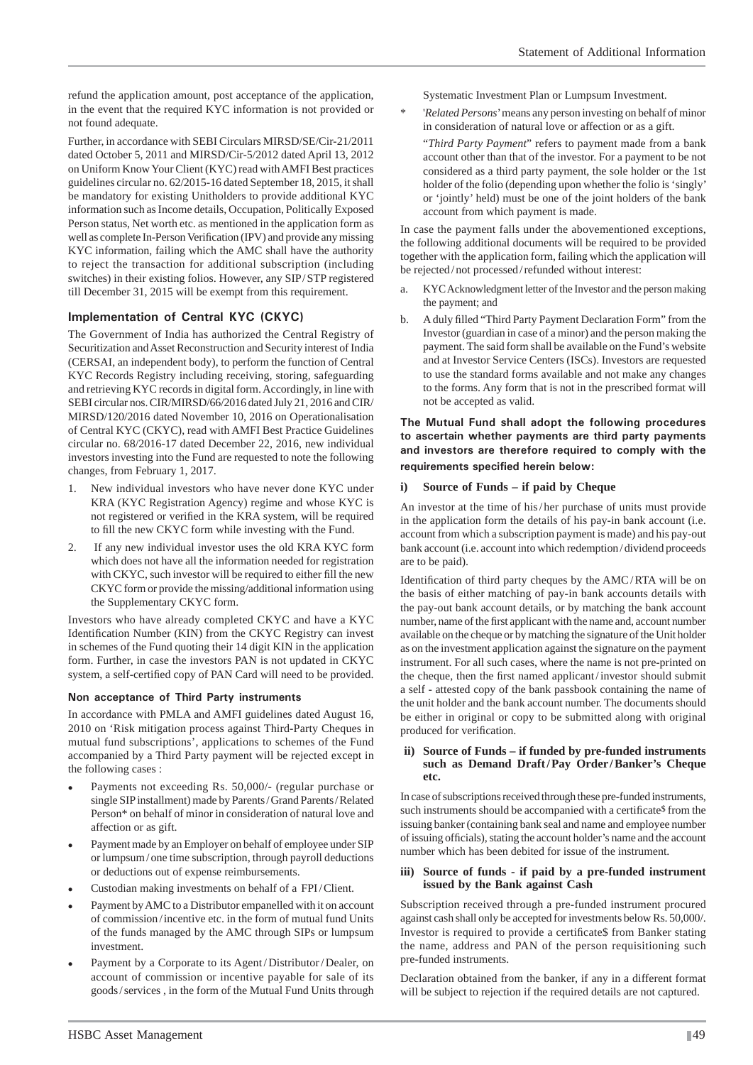refund the application amount, post acceptance of the application, in the event that the required KYC information is not provided or not found adequate.

Further, in accordance with SEBI Circulars MIRSD/SE/Cir-21/2011 dated October 5, 2011 and MIRSD/Cir-5/2012 dated April 13, 2012 on Uniform Know Your Client (KYC) read with AMFI Best practices guidelines circular no. 62/2015-16 dated September 18, 2015, it shall be mandatory for existing Unitholders to provide additional KYC information such as Income details, Occupation, Politically Exposed Person status, Net worth etc. as mentioned in the application form as well as complete In-Person Verification (IPV) and provide any missing KYC information, failing which the AMC shall have the authority to reject the transaction for additional subscription (including switches) in their existing folios. However, any SIP/STP registered till December 31, 2015 will be exempt from this requirement.

### Implementation of Central KYC (CKYC)

The Government of India has authorized the Central Registry of Securitization and Asset Reconstruction and Security interest of India (CERSAI, an independent body), to perform the function of Central KYC Records Registry including receiving, storing, safeguarding and retrieving KYC records in digital form. Accordingly, in line with SEBI circular nos. CIR/MIRSD/66/2016 dated July 21, 2016 and CIR/MIRSD/120/2016 dated November 10, 2016 on Operationalisation of Central KYC (CKYC), read with AMFI Best Practice Guidelines circular no. 68/2016-17 dated December 22, 2016, new individual investors investing into the Fund are requested to note the following changes, from February 1, 2017.

1. New individual investors who have never done KYC under KRA (KYC Registration Agency) regime and whose KYC is not registered or verified in the KRA system, will be required to fill the new CKYC form while investing with the Fund.
2. If any new individual investor uses the old KRA KYC form which does not have all the information needed for registration with CKYC, such investor will be required to either fill the new CKYC form or provide the missing/additional information using the Supplementary CKYC form.

Investors who have already completed CKYC and have a KYC Identification Number (KIN) from the CKYC Registry can invest in schemes of the Fund quoting their 14 digit KIN in the application form. Further, in case the investors PAN is not updated in CKYC system, a self-certified copy of PAN Card will need to be provided.

#### Non acceptance of Third Party instruments

In accordance with PMLA and AMFI guidelines dated August 16, 2010 on 'Risk mitigation process against Third-Party Cheques in mutual fund subscriptions', applications to schemes of the Fund accompanied by a Third Party payment will be rejected except in the following cases :

- Payments not exceeding Rs. 50,000/- (regular purchase or single SIP installment) made by Parents/Grand Parents/Related Person* on behalf of minor in consideration of natural love and affection or as gift.
- Payment made by an Employer on behalf of employee under SIP or lumpsum/one time subscription, through payroll deductions or deductions out of expense reimbursements.
- Custodian making investments on behalf of a FPI/Client.
- Payment by AMC to a Distributor empanelled with it on account of commission/incentive etc. in the form of mutual fund Units of the funds managed by the AMC through SIPs or lumpsum investment.
- Payment by a Corporate to its Agent/Distributor/Dealer, on account of commission or incentive payable for sale of its goods/services , in the form of the Mutual Fund Units through Systematic Investment Plan or Lumpsum Investment.

\* '*Related Persons*' means any person investing on behalf of minor in consideration of natural love or affection or as a gift.

"*Third Party Payment*" refers to payment made from a bank account other than that of the investor. For a payment to be not considered as a third party payment, the sole holder or the 1st holder of the folio (depending upon whether the folio is 'singly' or 'jointly' held) must be one of the joint holders of the bank account from which payment is made.

In case the payment falls under the abovementioned exceptions, the following additional documents will be required to be provided together with the application form, failing which the application will be rejected/not processed/refunded without interest:

a. KYC Acknowledgment letter of the Investor and the person making the payment; and
b. A duly filled "Third Party Payment Declaration Form" from the Investor (guardian in case of a minor) and the person making the payment. The said form shall be available on the Fund's website and at Investor Service Centers (ISCs). Investors are requested to use the standard forms available and not make any changes to the forms. Any form that is not in the prescribed format will not be accepted as valid.

**The Mutual Fund shall adopt the following procedures to ascertain whether payments are third party payments and investors are therefore required to comply with the requirements specified herein below:**

**i) Source of Funds – if paid by Cheque**

An investor at the time of his/her purchase of units must provide in the application form the details of his pay-in bank account (i.e. account from which a subscription payment is made) and his pay-out bank account (i.e. account into which redemption/dividend proceeds are to be paid).

Identification of third party cheques by the AMC/RTA will be on the basis of either matching of pay-in bank accounts details with the pay-out bank account details, or by matching the bank account number, name of the first applicant with the name and, account number available on the cheque or by matching the signature of the Unit holder as on the investment application against the signature on the payment instrument. For all such cases, where the name is not pre-printed on the cheque, then the first named applicant/investor should submit a self - attested copy of the bank passbook containing the name of the unit holder and the bank account number. The documents should be either in original or copy to be submitted along with original produced for verification.

**ii) Source of Funds – if funded by pre-funded instruments such as Demand Draft/Pay Order/Banker's Cheque etc.**

In case of subscriptions received through these pre-funded instruments, such instruments should be accompanied with a certificate$ from the issuing banker (containing bank seal and name and employee number of issuing officials), stating the account holder's name and the account number which has been debited for issue of the instrument.

**iii) Source of funds - if paid by a pre-funded instrument issued by the Bank against Cash**

Subscription received through a pre-funded instrument procured against cash shall only be accepted for investments below Rs. 50,000/. Investor is required to provide a certificate$ from Banker stating the name, address and PAN of the person requisitioning such pre-funded instruments.

Declaration obtained from the banker, if any in a different format will be subject to rejection if the required details are not captured.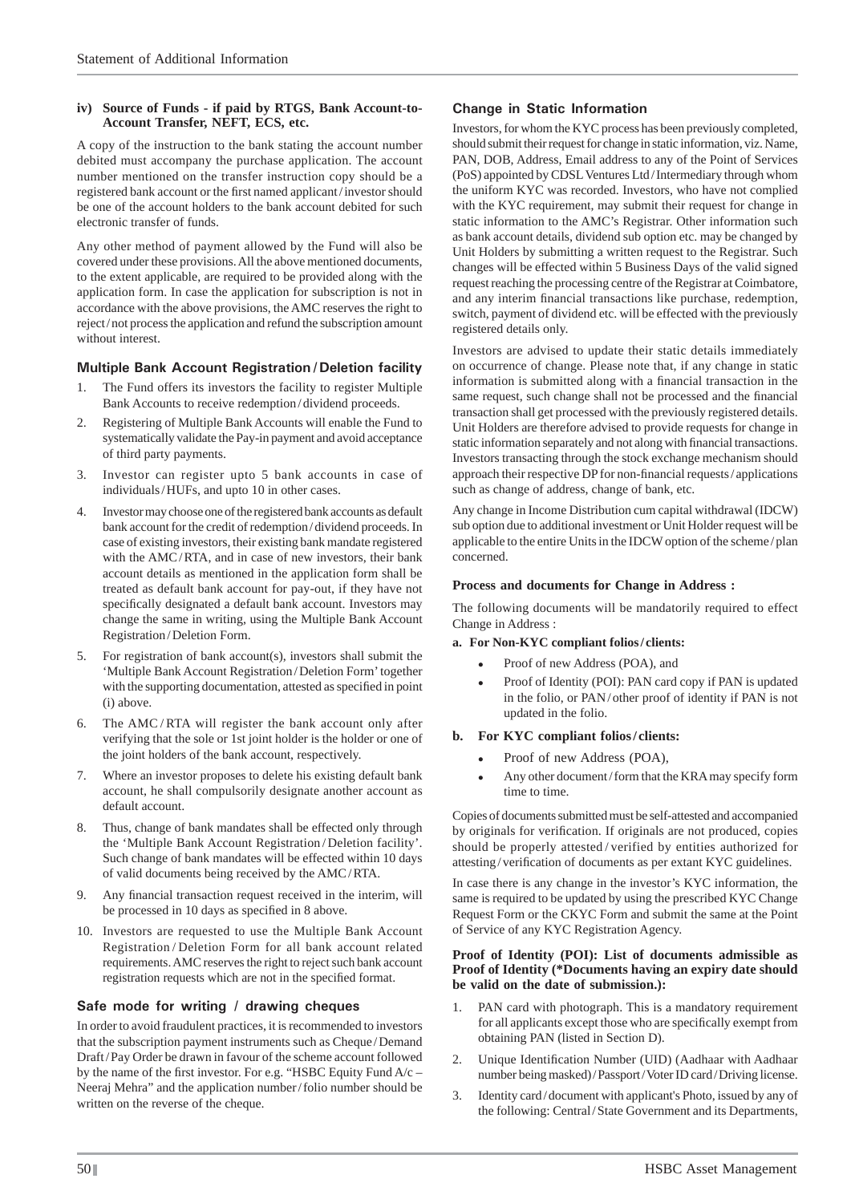#### iv) Source of Funds - if paid by RTGS, Bank Account-to-Account Transfer, NEFT, ECS, etc.

A copy of the instruction to the bank stating the account number debited must accompany the purchase application. The account number mentioned on the transfer instruction copy should be a registered bank account or the first named applicant / investor should be one of the account holders to the bank account debited for such electronic transfer of funds.

Any other method of payment allowed by the Fund will also be covered under these provisions. All the above mentioned documents, to the extent applicable, are required to be provided along with the application form. In case the application for subscription is not in accordance with the above provisions, the AMC reserves the right to reject / not process the application and refund the subscription amount without interest.

### Multiple Bank Account Registration / Deletion facility

1. The Fund offers its investors the facility to register Multiple Bank Accounts to receive redemption / dividend proceeds.
2. Registering of Multiple Bank Accounts will enable the Fund to systematically validate the Pay-in payment and avoid acceptance of third party payments.
3. Investor can register upto 5 bank accounts in case of individuals / HUFs, and upto 10 in other cases.
4. Investor may choose one of the registered bank accounts as default bank account for the credit of redemption / dividend proceeds. In case of existing investors, their existing bank mandate registered with the AMC / RTA, and in case of new investors, their bank account details as mentioned in the application form shall be treated as default bank account for pay-out, if they have not specifically designated a default bank account. Investors may change the same in writing, using the Multiple Bank Account Registration / Deletion Form.
5. For registration of bank account(s), investors shall submit the 'Multiple Bank Account Registration / Deletion Form' together with the supporting documentation, attested as specified in point (i) above.
6. The AMC / RTA will register the bank account only after verifying that the sole or 1st joint holder is the holder or one of the joint holders of the bank account, respectively.
7. Where an investor proposes to delete his existing default bank account, he shall compulsorily designate another account as default account.
8. Thus, change of bank mandates shall be effected only through the 'Multiple Bank Account Registration / Deletion facility'. Such change of bank mandates will be effected within 10 days of valid documents being received by the AMC / RTA.
9. Any financial transaction request received in the interim, will be processed in 10 days as specified in 8 above.
10. Investors are requested to use the Multiple Bank Account Registration / Deletion Form for all bank account related requirements. AMC reserves the right to reject such bank account registration requests which are not in the specified format.

### Safe mode for writing / drawing cheques

In order to avoid fraudulent practices, it is recommended to investors that the subscription payment instruments such as Cheque / Demand Draft / Pay Order be drawn in favour of the scheme account followed by the name of the first investor. For e.g. "HSBC Equity Fund A/c – Neeraj Mehra" and the application number / folio number should be written on the reverse of the cheque.

### Change in Static Information

Investors, for whom the KYC process has been previously completed, should submit their request for change in static information, viz. Name, PAN, DOB, Address, Email address to any of the Point of Services (PoS) appointed by CDSL Ventures Ltd / Intermediary through whom the uniform KYC was recorded. Investors, who have not complied with the KYC requirement, may submit their request for change in static information to the AMC's Registrar. Other information such as bank account details, dividend sub option etc. may be changed by Unit Holders by submitting a written request to the Registrar. Such changes will be effected within 5 Business Days of the valid signed request reaching the processing centre of the Registrar at Coimbatore, and any interim financial transactions like purchase, redemption, switch, payment of dividend etc. will be effected with the previously registered details only.

Investors are advised to update their static details immediately on occurrence of change. Please note that, if any change in static information is submitted along with a financial transaction in the same request, such change shall not be processed and the financial transaction shall get processed with the previously registered details. Unit Holders are therefore advised to provide requests for change in static information separately and not along with financial transactions. Investors transacting through the stock exchange mechanism should approach their respective DP for non-financial requests / applications such as change of address, change of bank, etc.

Any change in Income Distribution cum capital withdrawal (IDCW) sub option due to additional investment or Unit Holder request will be applicable to the entire Units in the IDCW option of the scheme / plan concerned.

#### Process and documents for Change in Address :

The following documents will be mandatorily required to effect Change in Address :

**a. For Non-KYC compliant folios / clients:**

- Proof of new Address (POA), and
- Proof of Identity (POI): PAN card copy if PAN is updated in the folio, or PAN / other proof of identity if PAN is not updated in the folio.

**b. For KYC compliant folios / clients:**

- Proof of new Address (POA),
- Any other document / form that the KRA may specify form time to time.

Copies of documents submitted must be self-attested and accompanied by originals for verification. If originals are not produced, copies should be properly attested / verified by entities authorized for attesting / verification of documents as per extant KYC guidelines.

In case there is any change in the investor's KYC information, the same is required to be updated by using the prescribed KYC Change Request Form or the CKYC Form and submit the same at the Point of Service of any KYC Registration Agency.

#### Proof of Identity (POI): List of documents admissible as Proof of Identity (*Documents having an expiry date should be valid on the date of submission.):

1. PAN card with photograph. This is a mandatory requirement for all applicants except those who are specifically exempt from obtaining PAN (listed in Section D).
2. Unique Identification Number (UID) (Aadhaar with Aadhaar number being masked) / Passport / Voter ID card / Driving license.
3. Identity card / document with applicant's Photo, issued by any of the following: Central / State Government and its Departments,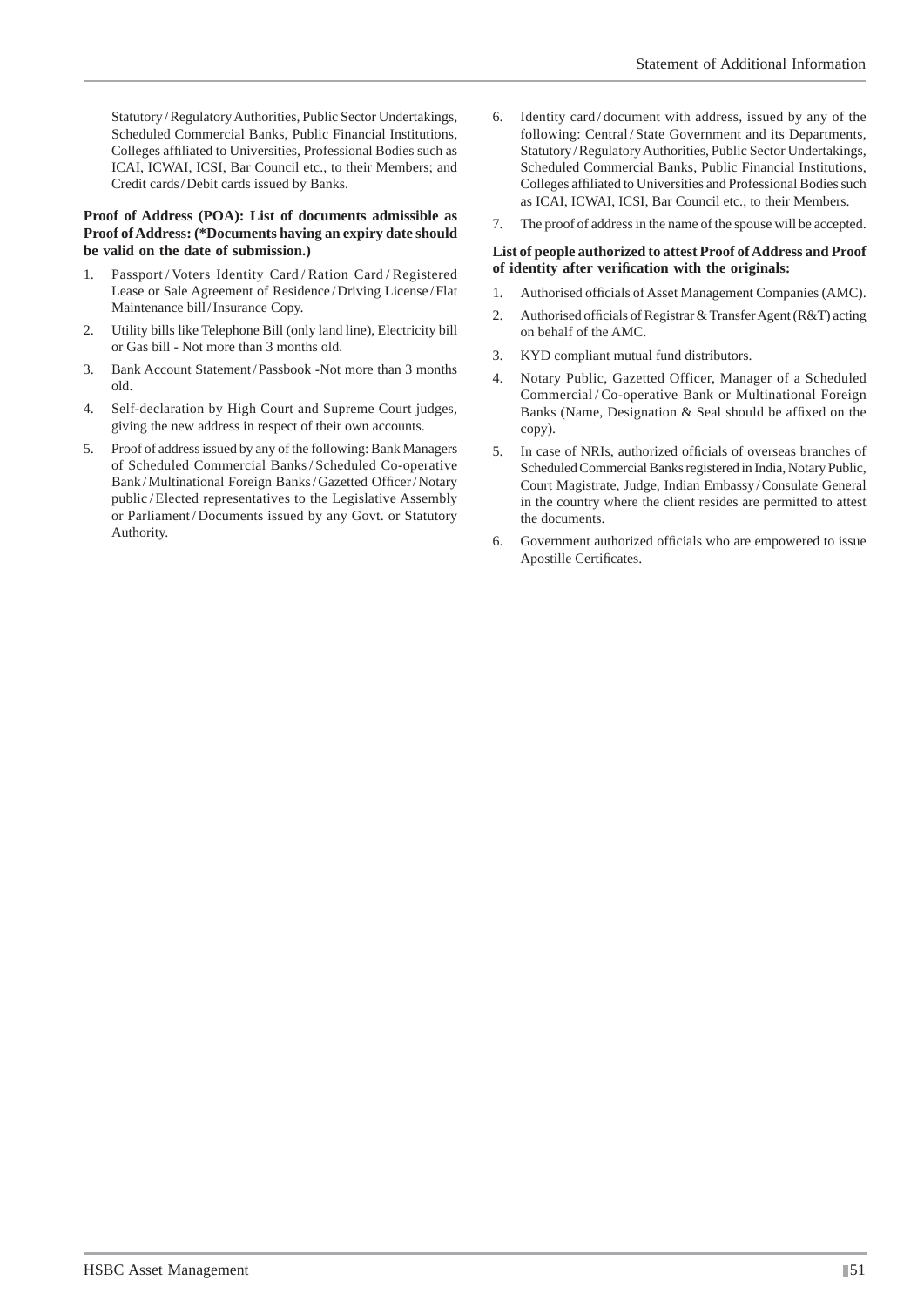Statutory / Regulatory Authorities, Public Sector Undertakings, Scheduled Commercial Banks, Public Financial Institutions, Colleges affiliated to Universities, Professional Bodies such as ICAI, ICWAI, ICSI, Bar Council etc., to their Members; and Credit cards / Debit cards issued by Banks.

**Proof of Address (POA): List of documents admissible as Proof of Address: (*Documents having an expiry date should be valid on the date of submission.)**

1. Passport / Voters Identity Card / Ration Card / Registered Lease or Sale Agreement of Residence / Driving License / Flat Maintenance bill / Insurance Copy.
2. Utility bills like Telephone Bill (only land line), Electricity bill or Gas bill - Not more than 3 months old.
3. Bank Account Statement / Passbook -Not more than 3 months old.
4. Self-declaration by High Court and Supreme Court judges, giving the new address in respect of their own accounts.
5. Proof of address issued by any of the following: Bank Managers of Scheduled Commercial Banks / Scheduled Co-operative Bank / Multinational Foreign Banks / Gazetted Officer / Notary public / Elected representatives to the Legislative Assembly or Parliament / Documents issued by any Govt. or Statutory Authority.
6. Identity card / document with address, issued by any of the following: Central / State Government and its Departments, Statutory / Regulatory Authorities, Public Sector Undertakings, Scheduled Commercial Banks, Public Financial Institutions, Colleges affiliated to Universities and Professional Bodies such as ICAI, ICWAI, ICSI, Bar Council etc., to their Members.
7. The proof of address in the name of the spouse will be accepted.

**List of people authorized to attest Proof of Address and Proof of identity after verification with the originals:**

1. Authorised officials of Asset Management Companies (AMC).
2. Authorised officials of Registrar & Transfer Agent (R&T) acting on behalf of the AMC.
3. KYD compliant mutual fund distributors.
4. Notary Public, Gazetted Officer, Manager of a Scheduled Commercial / Co-operative Bank or Multinational Foreign Banks (Name, Designation & Seal should be affixed on the copy).
5. In case of NRIs, authorized officials of overseas branches of Scheduled Commercial Banks registered in India, Notary Public, Court Magistrate, Judge, Indian Embassy / Consulate General in the country where the client resides are permitted to attest the documents.
6. Government authorized officials who are empowered to issue Apostille Certificates.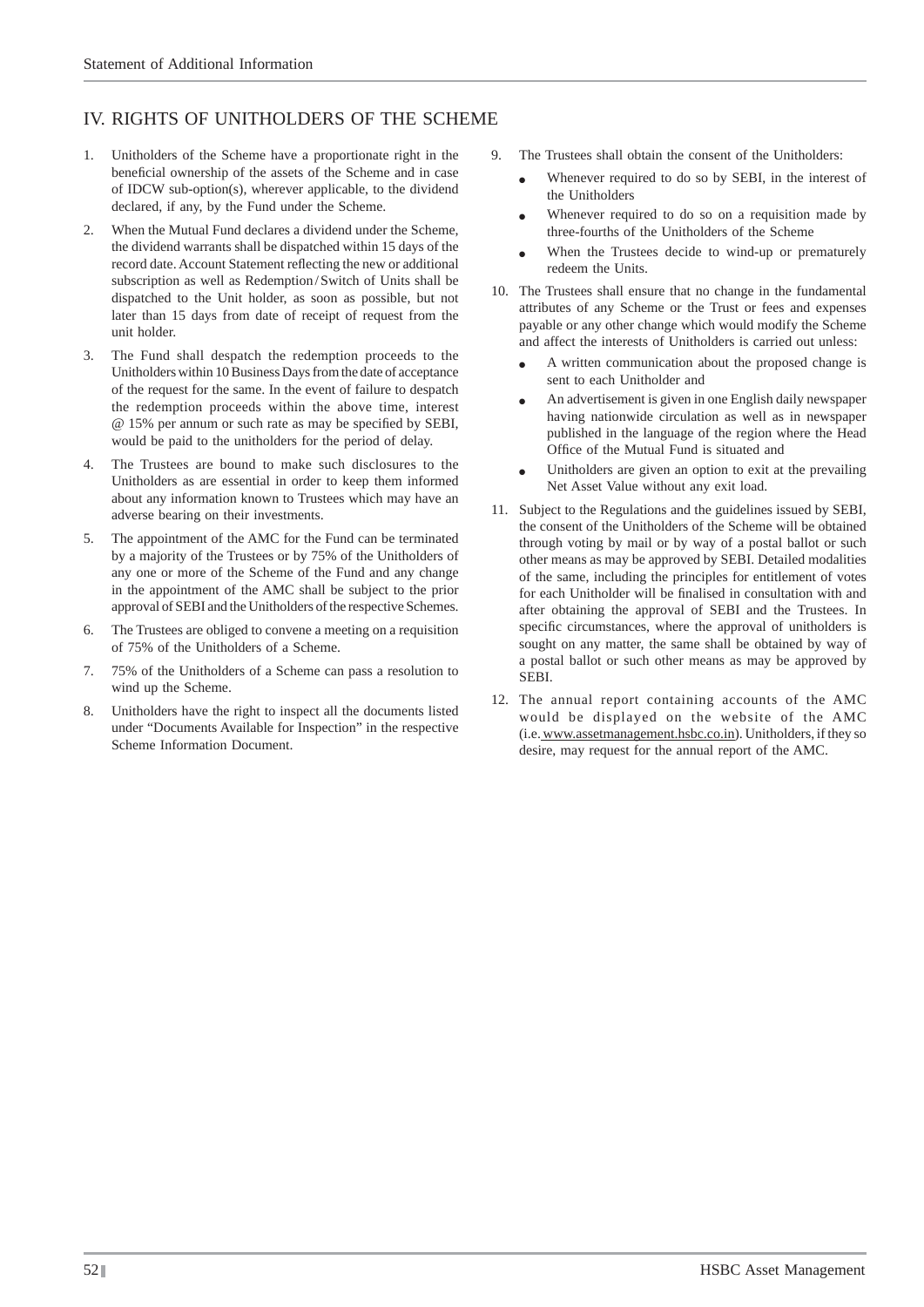## IV. RIGHTS OF UNITHOLDERS OF THE SCHEME

1. Unitholders of the Scheme have a proportionate right in the beneficial ownership of the assets of the Scheme and in case of IDCW sub-option(s), wherever applicable, to the dividend declared, if any, by the Fund under the Scheme.
2. When the Mutual Fund declares a dividend under the Scheme, the dividend warrants shall be dispatched within 15 days of the record date. Account Statement reflecting the new or additional subscription as well as Redemption / Switch of Units shall be dispatched to the Unit holder, as soon as possible, but not later than 15 days from date of receipt of request from the unit holder.
3. The Fund shall despatch the redemption proceeds to the Unitholders within 10 Business Days from the date of acceptance of the request for the same. In the event of failure to despatch the redemption proceeds within the above time, interest @ 15% per annum or such rate as may be specified by SEBI, would be paid to the unitholders for the period of delay.
4. The Trustees are bound to make such disclosures to the Unitholders as are essential in order to keep them informed about any information known to Trustees which may have an adverse bearing on their investments.
5. The appointment of the AMC for the Fund can be terminated by a majority of the Trustees or by 75% of the Unitholders of any one or more of the Scheme of the Fund and any change in the appointment of the AMC shall be subject to the prior approval of SEBI and the Unitholders of the respective Schemes.
6. The Trustees are obliged to convene a meeting on a requisition of 75% of the Unitholders of a Scheme.
7. 75% of the Unitholders of a Scheme can pass a resolution to wind up the Scheme.
8. Unitholders have the right to inspect all the documents listed under "Documents Available for Inspection" in the respective Scheme Information Document.
9. The Trustees shall obtain the consent of the Unitholders:
   - Whenever required to do so by SEBI, in the interest of the Unitholders
   - Whenever required to do so on a requisition made by three-fourths of the Unitholders of the Scheme
   - When the Trustees decide to wind-up or prematurely redeem the Units.
10. The Trustees shall ensure that no change in the fundamental attributes of any Scheme or the Trust or fees and expenses payable or any other change which would modify the Scheme and affect the interests of Unitholders is carried out unless:
    - A written communication about the proposed change is sent to each Unitholder and
    - An advertisement is given in one English daily newspaper having nationwide circulation as well as in newspaper published in the language of the region where the Head Office of the Mutual Fund is situated and
    - Unitholders are given an option to exit at the prevailing Net Asset Value without any exit load.
11. Subject to the Regulations and the guidelines issued by SEBI, the consent of the Unitholders of the Scheme will be obtained through voting by mail or by way of a postal ballot or such other means as may be approved by SEBI. Detailed modalities of the same, including the principles for entitlement of votes for each Unitholder will be finalised in consultation with and after obtaining the approval of SEBI and the Trustees. In specific circumstances, where the approval of unitholders is sought on any matter, the same shall be obtained by way of a postal ballot or such other means as may be approved by SEBI.
12. The annual report containing accounts of the AMC would be displayed on the website of the AMC (i.e. www.assetmanagement.hsbc.co.in). Unitholders, if they so desire, may request for the annual report of the AMC.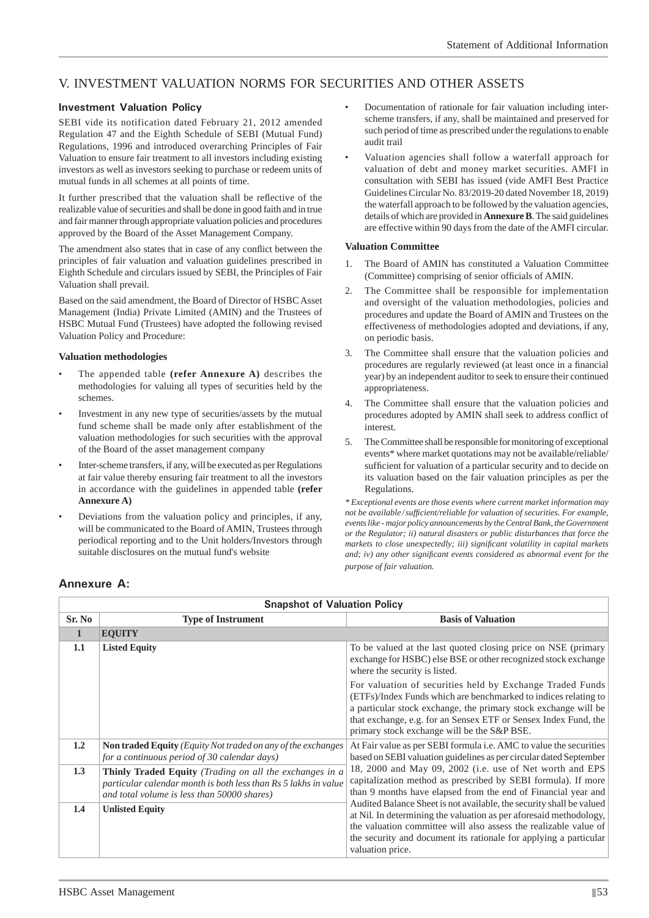# V. INVESTMENT VALUATION NORMS FOR SECURITIES AND OTHER ASSETS

### Investment Valuation Policy

SEBI vide its notification dated February 21, 2012 amended Regulation 47 and the Eighth Schedule of SEBI (Mutual Fund) Regulations, 1996 and introduced overarching Principles of Fair Valuation to ensure fair treatment to all investors including existing investors as well as investors seeking to purchase or redeem units of mutual funds in all schemes at all points of time.

It further prescribed that the valuation shall be reflective of the realizable value of securities and shall be done in good faith and in true and fair manner through appropriate valuation policies and procedures approved by the Board of the Asset Management Company.

The amendment also states that in case of any conflict between the principles of fair valuation and valuation guidelines prescribed in Eighth Schedule and circulars issued by SEBI, the Principles of Fair Valuation shall prevail.

Based on the said amendment, the Board of Director of HSBC Asset Management (India) Private Limited (AMIN) and the Trustees of HSBC Mutual Fund (Trustees) have adopted the following revised Valuation Policy and Procedure:

**Valuation methodologies**

- The appended table **(refer Annexure A)** describes the methodologies for valuing all types of securities held by the schemes.
- Investment in any new type of securities/assets by the mutual fund scheme shall be made only after establishment of the valuation methodologies for such securities with the approval of the Board of the asset management company
- Inter-scheme transfers, if any, will be executed as per Regulations at fair value thereby ensuring fair treatment to all the investors in accordance with the guidelines in appended table **(refer Annexure A)**
- Deviations from the valuation policy and principles, if any, will be communicated to the Board of AMIN, Trustees through periodical reporting and to the Unit holders/Investors through suitable disclosures on the mutual fund's website
- Documentation of rationale for fair valuation including inter-scheme transfers, if any, shall be maintained and preserved for such period of time as prescribed under the regulations to enable audit trail
- Valuation agencies shall follow a waterfall approach for valuation of debt and money market securities. AMFI in consultation with SEBI has issued (vide AMFI Best Practice Guidelines Circular No. 83/2019-20 dated November 18, 2019) the waterfall approach to be followed by the valuation agencies, details of which are provided in **Annexure B**. The said guidelines are effective within 90 days from the date of the AMFI circular.

**Valuation Committee**

1. The Board of AMIN has constituted a Valuation Committee (Committee) comprising of senior officials of AMIN.
2. The Committee shall be responsible for implementation and oversight of the valuation methodologies, policies and procedures and update the Board of AMIN and Trustees on the effectiveness of methodologies adopted and deviations, if any, on periodic basis.
3. The Committee shall ensure that the valuation policies and procedures are regularly reviewed (at least once in a financial year) by an independent auditor to seek to ensure their continued appropriateness.
4. The Committee shall ensure that the valuation policies and procedures adopted by AMIN shall seek to address conflict of interest.
5. The Committee shall be responsible for monitoring of exceptional events* where market quotations may not be available/reliable/sufficient for valuation of a particular security and to decide on its valuation based on the fair valuation principles as per the Regulations.

*\* Exceptional events are those events where current market information may not be available/sufficient/reliable for valuation of securities. For example, events like - major policy announcements by the Central Bank, the Government or the Regulator; ii) natural disasters or public disturbances that force the markets to close unexpectedly; iii) significant volatility in capital markets and; iv) any other significant events considered as abnormal event for the purpose of fair valuation.*

## Annexure A:

| Snapshot of Valuation Policy | | |
|---|---|---|
| **Sr. No** | **Type of Instrument** | **Basis of Valuation** |
| **1** | **EQUITY** | |
| **1.1** | **Listed Equity** | To be valued at the last quoted closing price on NSE (primary exchange for HSBC) else BSE or other recognized stock exchange where the security is listed.<br>For valuation of securities held by Exchange Traded Funds (ETFs)/Index Funds which are benchmarked to indices relating to a particular stock exchange, the primary stock exchange will be that exchange, e.g. for an Sensex ETF or Sensex Index Fund, the primary stock exchange will be the S&P BSE. |
| **1.2** | **Non traded Equity** *(Equity Not traded on any of the exchanges for a continuous period of 30 calendar days)* | At Fair value as per SEBI formula i.e. AMC to value the securities based on SEBI valuation guidelines as per circular dated September 18, 2000 and May 09, 2002 (i.e. use of Net worth and EPS capitalization method as prescribed by SEBI formula). If more than 9 months have elapsed from the end of Financial year and Audited Balance Sheet is not available, the security shall be valued at Nil. In determining the valuation as per aforesaid methodology, the valuation committee will also assess the realizable value of the security and document its rationale for applying a particular valuation price. |
| **1.3** | **Thinly Traded Equity** *(Trading on all the exchanges in a particular calendar month is both less than Rs 5 lakhs in value and total volume is less than 50000 shares)* | |
| **1.4** | **Unlisted Equity** | |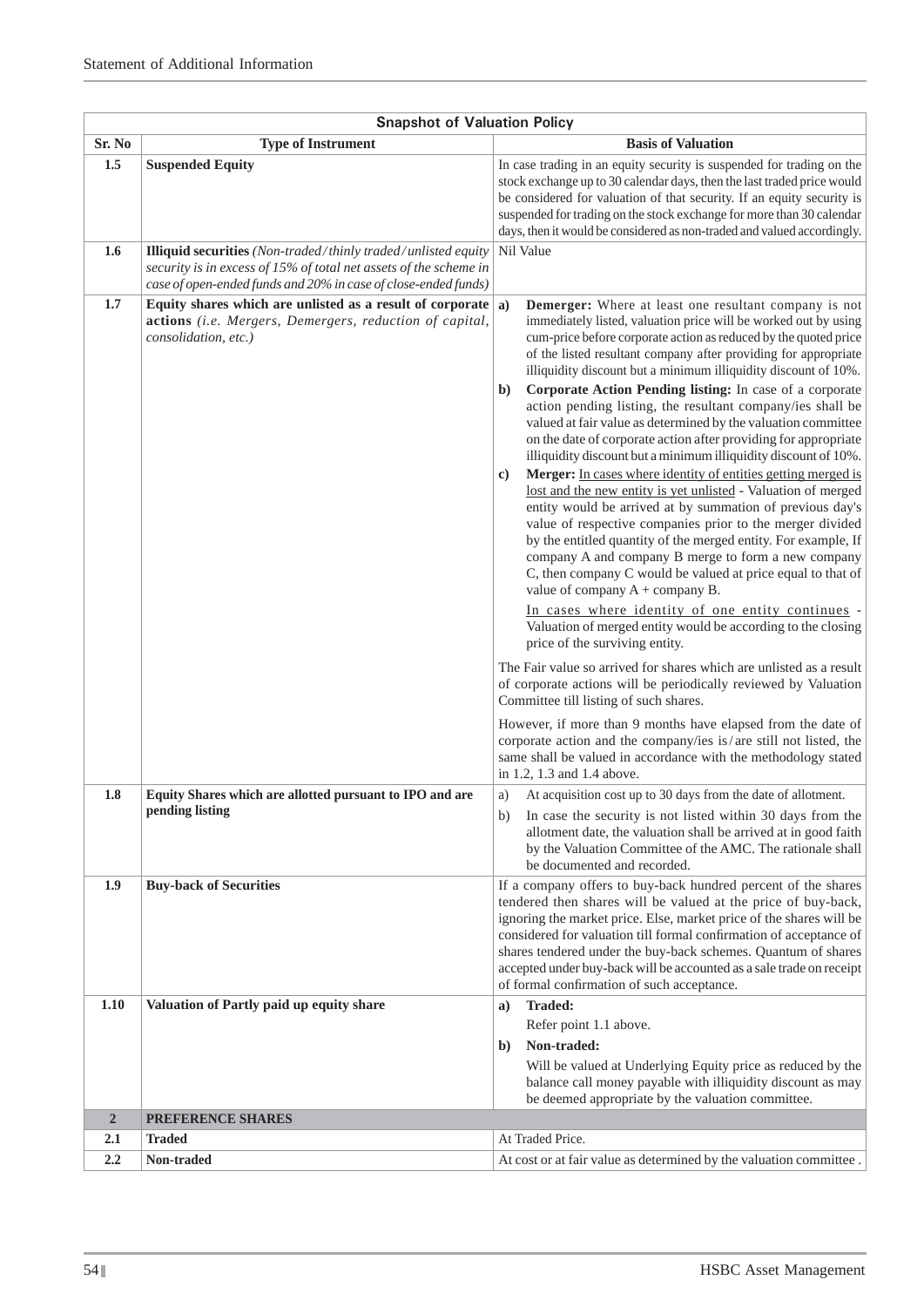| Snapshot of Valuation Policy | | |
|---|---|---|
| **Sr. No** | **Type of Instrument** | **Basis of Valuation** |
| **1.5** | **Suspended Equity** | In case trading in an equity security is suspended for trading on the stock exchange up to 30 calendar days, then the last traded price would be considered for valuation of that security. If an equity security is suspended for trading on the stock exchange for more than 30 calendar days, then it would be considered as non-traded and valued accordingly. |
| **1.6** | **Illiquid securities** *(Non-traded/thinly traded/unlisted equity security is in excess of 15% of total net assets of the scheme in case of open-ended funds and 20% in case of close-ended funds)* | Nil Value |
| **1.7** | **Equity shares which are unlisted as a result of corporate actions** *(i.e. Mergers, Demergers, reduction of capital, consolidation, etc.)* | **a) Demerger:** Where at least one resultant company is not immediately listed, valuation price will be worked out by using cum-price before corporate action as reduced by the quoted price of the listed resultant company after providing for appropriate illiquidity discount but a minimum illiquidity discount of 10%.<br>**b) Corporate Action Pending listing:** In case of a corporate action pending listing, the resultant company/ies shall be valued at fair value as determined by the valuation committee on the date of corporate action after providing for appropriate illiquidity discount but a minimum illiquidity discount of 10%.<br>**c) Merger:** In cases where identity of entities getting merged is lost and the new entity is yet unlisted - Valuation of merged entity would be arrived at by summation of previous day's value of respective companies prior to the merger divided by the entitled quantity of the merged entity. For example, If company A and company B merge to form a new company C, then company C would be valued at price equal to that of value of company A + company B.<br>In cases where identity of one entity continues - Valuation of merged entity would be according to the closing price of the surviving entity.<br>The Fair value so arrived for shares which are unlisted as a result of corporate actions will be periodically reviewed by Valuation Committee till listing of such shares.<br>However, if more than 9 months have elapsed from the date of corporate action and the company/ies is/are still not listed, the same shall be valued in accordance with the methodology stated in 1.2, 1.3 and 1.4 above. |
| **1.8** | **Equity Shares which are allotted pursuant to IPO and are pending listing** | a) At acquisition cost up to 30 days from the date of allotment.<br>b) In case the security is not listed within 30 days from the allotment date, the valuation shall be arrived at in good faith by the Valuation Committee of the AMC. The rationale shall be documented and recorded. |
| **1.9** | **Buy-back of Securities** | If a company offers to buy-back hundred percent of the shares tendered then shares will be valued at the price of buy-back, ignoring the market price. Else, market price of the shares will be considered for valuation till formal confirmation of acceptance of shares tendered under the buy-back schemes. Quantum of shares accepted under buy-back will be accounted as a sale trade on receipt of formal confirmation of such acceptance. |
| **1.10** | **Valuation of Partly paid up equity share** | **a) Traded:**<br>Refer point 1.1 above.<br>**b) Non-traded:**<br>Will be valued at Underlying Equity price as reduced by the balance call money payable with illiquidity discount as may be deemed appropriate by the valuation committee. |
| **2** | **PREFERENCE SHARES** | |
| **2.1** | **Traded** | At Traded Price. |
| **2.2** | **Non-traded** | At cost or at fair value as determined by the valuation committee . |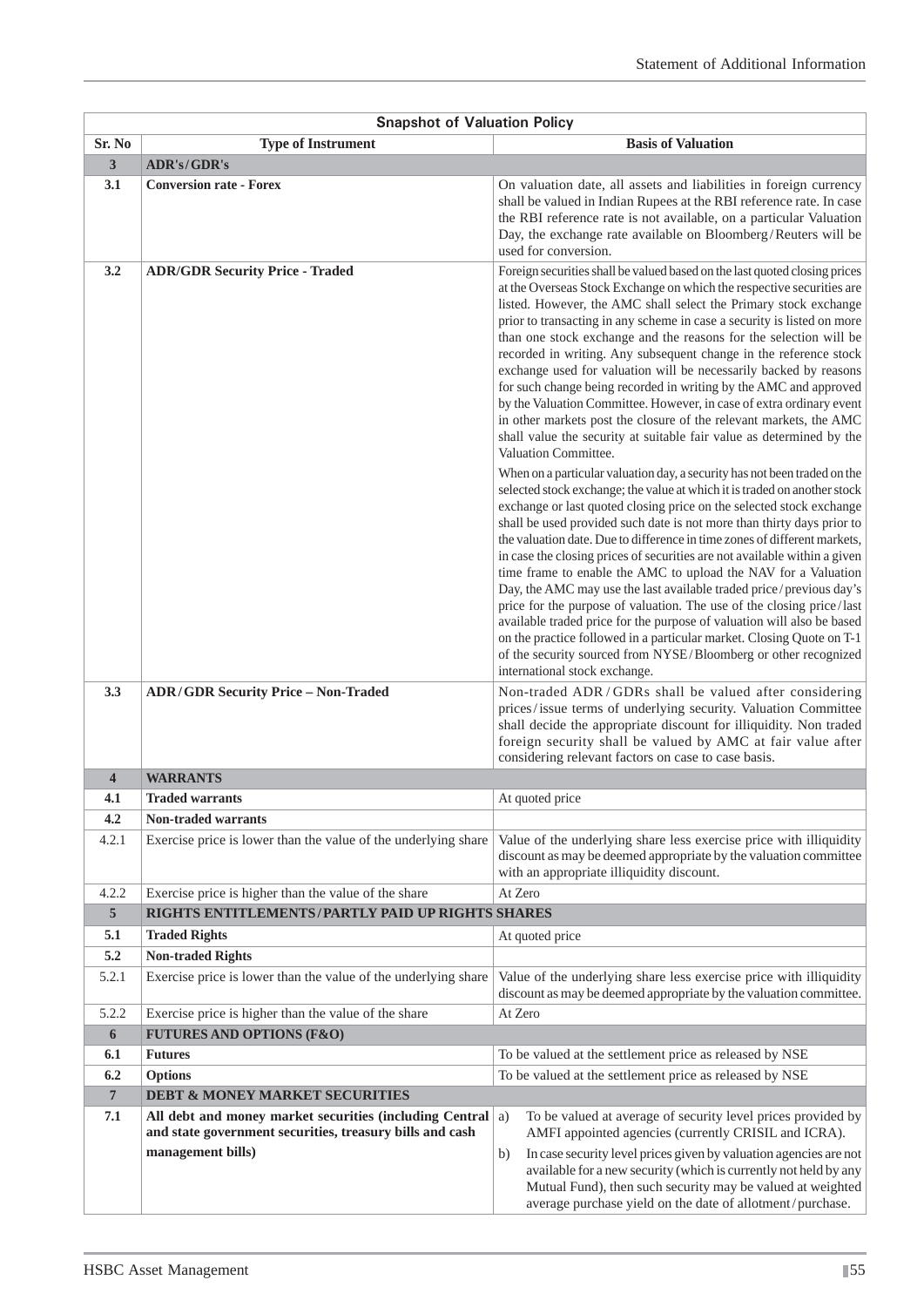| Snapshot of Valuation Policy | | |
|---|---|---|
| **Sr. No** | **Type of Instrument** | **Basis of Valuation** |
| **3** | **ADR's/GDR's** | |
| **3.1** | **Conversion rate - Forex** | On valuation date, all assets and liabilities in foreign currency shall be valued in Indian Rupees at the RBI reference rate. In case the RBI reference rate is not available, on a particular Valuation Day, the exchange rate available on Bloomberg/Reuters will be used for conversion. |
| **3.2** | **ADR/GDR Security Price - Traded** | Foreign securities shall be valued based on the last quoted closing prices at the Overseas Stock Exchange on which the respective securities are listed. However, the AMC shall select the Primary stock exchange prior to transacting in any scheme in case a security is listed on more than one stock exchange and the reasons for the selection will be recorded in writing. Any subsequent change in the reference stock exchange used for valuation will be necessarily backed by reasons for such change being recorded in writing by the AMC and approved by the Valuation Committee. However, in case of extra ordinary event in other markets post the closure of the relevant markets, the AMC shall value the security at suitable fair value as determined by the Valuation Committee.<br><br>When on a particular valuation day, a security has not been traded on the selected stock exchange; the value at which it is traded on another stock exchange or last quoted closing price on the selected stock exchange shall be used provided such date is not more than thirty days prior to the valuation date. Due to difference in time zones of different markets, in case the closing prices of securities are not available within a given time frame to enable the AMC to upload the NAV for a Valuation Day, the AMC may use the last available traded price/previous day's price for the purpose of valuation. The use of the closing price/last available traded price for the purpose of valuation will also be based on the practice followed in a particular market. Closing Quote on T-1 of the security sourced from NYSE/Bloomberg or other recognized international stock exchange. |
| **3.3** | **ADR/GDR Security Price – Non-Traded** | Non-traded ADR/GDRs shall be valued after considering prices/issue terms of underlying security. Valuation Committee shall decide the appropriate discount for illiquidity. Non traded foreign security shall be valued by AMC at fair value after considering relevant factors on case to case basis. |
| **4** | **WARRANTS** | |
| **4.1** | **Traded warrants** | At quoted price |
| **4.2** | **Non-traded warrants** | |
| 4.2.1 | Exercise price is lower than the value of the underlying share | Value of the underlying share less exercise price with illiquidity discount as may be deemed appropriate by the valuation committee with an appropriate illiquidity discount. |
| 4.2.2 | Exercise price is higher than the value of the share | At Zero |
| **5** | **RIGHTS ENTITLEMENTS/PARTLY PAID UP RIGHTS SHARES** | |
| **5.1** | **Traded Rights** | At quoted price |
| **5.2** | **Non-traded Rights** | |
| 5.2.1 | Exercise price is lower than the value of the underlying share | Value of the underlying share less exercise price with illiquidity discount as may be deemed appropriate by the valuation committee. |
| 5.2.2 | Exercise price is higher than the value of the share | At Zero |
| **6** | **FUTURES AND OPTIONS (F&O)** | |
| **6.1** | **Futures** | To be valued at the settlement price as released by NSE |
| **6.2** | **Options** | To be valued at the settlement price as released by NSE |
| **7** | **DEBT & MONEY MARKET SECURITIES** | |
| **7.1** | **All debt and money market securities (including Central and state government securities, treasury bills and cash management bills)** | a) To be valued at average of security level prices provided by AMFI appointed agencies (currently CRISIL and ICRA).<br>b) In case security level prices given by valuation agencies are not available for a new security (which is currently not held by any Mutual Fund), then such security may be valued at weighted average purchase yield on the date of allotment/purchase. |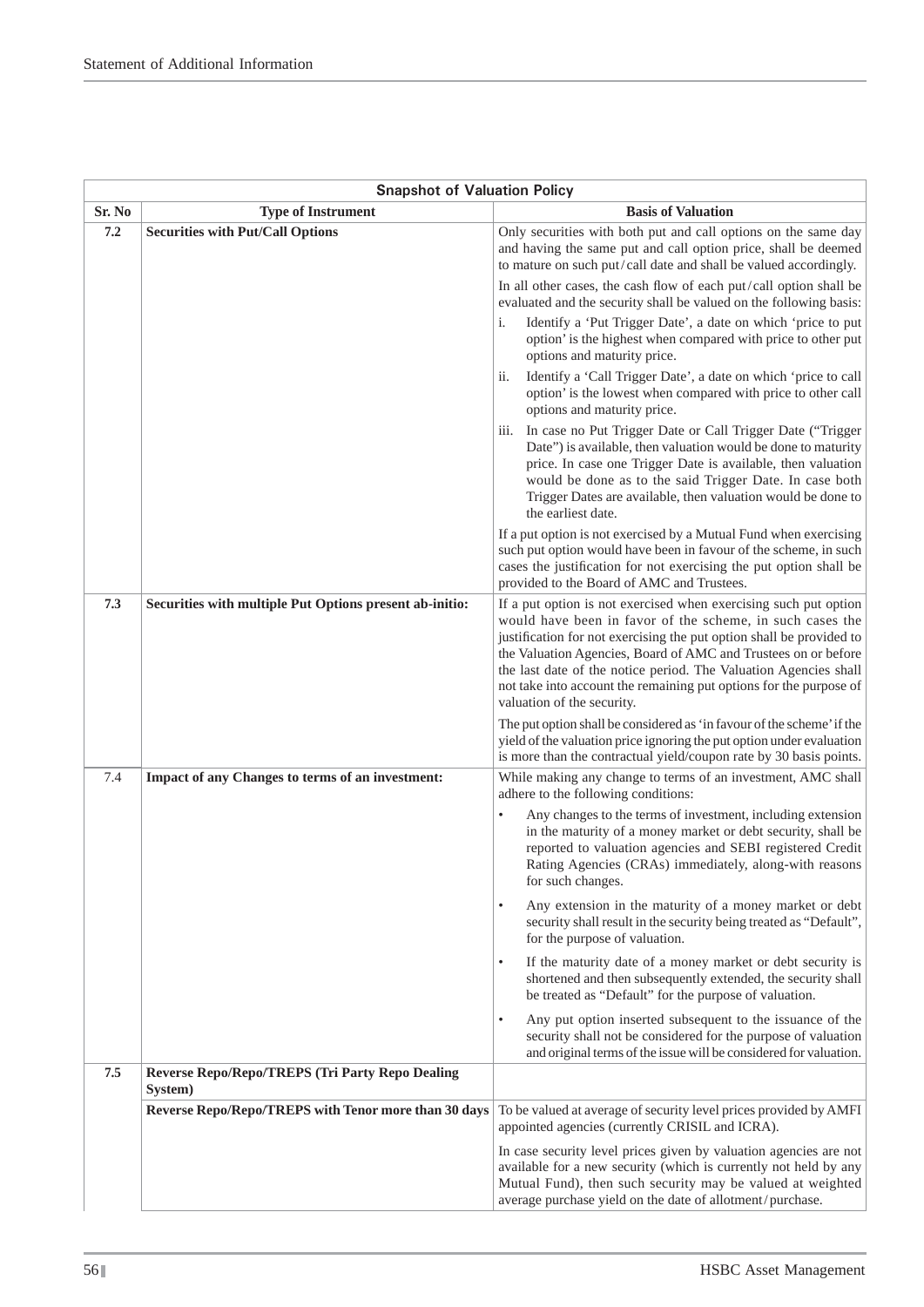| Snapshot of Valuation Policy | | |
|---|---|---|
| **Sr. No** | **Type of Instrument** | **Basis of Valuation** |
| **7.2** | **Securities with Put/Call Options** | Only securities with both put and call options on the same day and having the same put and call option price, shall be deemed to mature on such put/call date and shall be valued accordingly.<br><br>In all other cases, the cash flow of each put/call option shall be evaluated and the security shall be valued on the following basis:<br><br>i. Identify a 'Put Trigger Date', a date on which 'price to put option' is the highest when compared with price to other put options and maturity price.<br><br>ii. Identify a 'Call Trigger Date', a date on which 'price to call option' is the lowest when compared with price to other call options and maturity price.<br><br>iii. In case no Put Trigger Date or Call Trigger Date ("Trigger Date") is available, then valuation would be done to maturity price. In case one Trigger Date is available, then valuation would be done as to the said Trigger Date. In case both Trigger Dates are available, then valuation would be done to the earliest date.<br><br>If a put option is not exercised by a Mutual Fund when exercising such put option would have been in favour of the scheme, in such cases the justification for not exercising the put option shall be provided to the Board of AMC and Trustees. |
| **7.3** | **Securities with multiple Put Options present ab-initio:** | If a put option is not exercised when exercising such put option would have been in favor of the scheme, in such cases the justification for not exercising the put option shall be provided to the Valuation Agencies, Board of AMC and Trustees on or before the last date of the notice period. The Valuation Agencies shall not take into account the remaining put options for the purpose of valuation of the security.<br><br>The put option shall be considered as 'in favour of the scheme' if the yield of the valuation price ignoring the put option under evaluation is more than the contractual yield/coupon rate by 30 basis points. |
| 7.4 | **Impact of any Changes to terms of an investment:** | While making any change to terms of an investment, AMC shall adhere to the following conditions:<br><br>• Any changes to the terms of investment, including extension in the maturity of a money market or debt security, shall be reported to valuation agencies and SEBI registered Credit Rating Agencies (CRAs) immediately, along-with reasons for such changes.<br><br>• Any extension in the maturity of a money market or debt security shall result in the security being treated as "Default", for the purpose of valuation.<br><br>• If the maturity date of a money market or debt security is shortened and then subsequently extended, the security shall be treated as "Default" for the purpose of valuation.<br><br>• Any put option inserted subsequent to the issuance of the security shall not be considered for the purpose of valuation and original terms of the issue will be considered for valuation. |
| **7.5** | **Reverse Repo/Repo/TREPS (Tri Party Repo Dealing System)** | |
| | **Reverse Repo/Repo/TREPS with Tenor more than 30 days** | To be valued at average of security level prices provided by AMFI appointed agencies (currently CRISIL and ICRA).<br><br>In case security level prices given by valuation agencies are not available for a new security (which is currently not held by any Mutual Fund), then such security may be valued at weighted average purchase yield on the date of allotment/purchase. |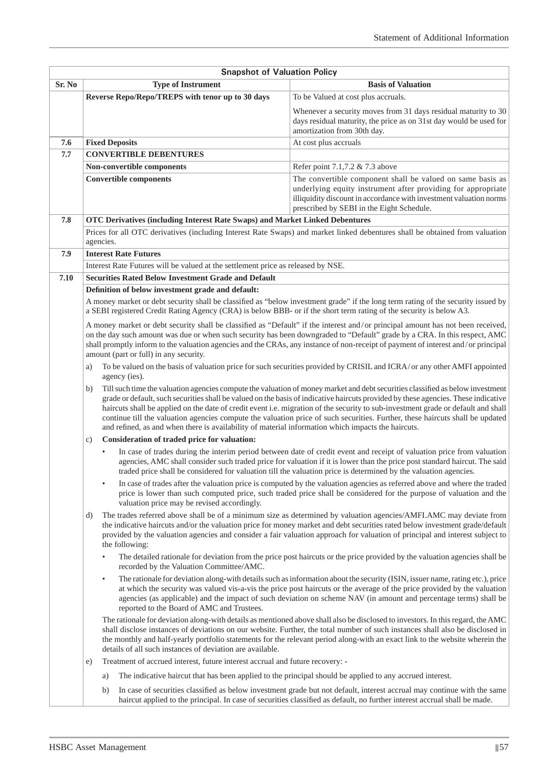| Snapshot of Valuation Policy | | |
|---|---|---|
| **Sr. No** | **Type of Instrument** | **Basis of Valuation** |
| | **Reverse Repo/Repo/TREPS with tenor up to 30 days** | To be Valued at cost plus accruals.<br><br>Whenever a security moves from 31 days residual maturity to 30 days residual maturity, the price as on 31st day would be used for amortization from 30th day. |
| **7.6** | **Fixed Deposits** | At cost plus accruals |
| **7.7** | **CONVERTIBLE DEBENTURES** | |
| | **Non-convertible components** | Refer point 7.1,7.2 & 7.3 above |
| | **Convertible components** | The convertible component shall be valued on same basis as underlying equity instrument after providing for appropriate illiquidity discount in accordance with investment valuation norms prescribed by SEBI in the Eight Schedule. |
| **7.8** | **OTC Derivatives (including Interest Rate Swaps) and Market Linked Debentures** | |
| | Prices for all OTC derivatives (including Interest Rate Swaps) and market linked debentures shall be obtained from valuation agencies. | |
| **7.9** | **Interest Rate Futures** | |
| | Interest Rate Futures will be valued at the settlement price as released by NSE. | |
| **7.10** | **Securities Rated Below Investment Grade and Default** | |

**Definition of below investment grade and default:**

A money market or debt security shall be classified as "below investment grade" if the long term rating of the security issued by a SEBI registered Credit Rating Agency (CRA) is below BBB- or if the short term rating of the security is below A3.

A money market or debt security shall be classified as "Default" if the interest and/or principal amount has not been received, on the day such amount was due or when such security has been downgraded to "Default" grade by a CRA. In this respect, AMC shall promptly inform to the valuation agencies and the CRAs, any instance of non-receipt of payment of interest and/or principal amount (part or full) in any security.

a) To be valued on the basis of valuation price for such securities provided by CRISIL and ICRA/or any other AMFI appointed agency (ies).

b) Till such time the valuation agencies compute the valuation of money market and debt securities classified as below investment grade or default, such securities shall be valued on the basis of indicative haircuts provided by these agencies. These indicative haircuts shall be applied on the date of credit event i.e. migration of the security to sub-investment grade or default and shall continue till the valuation agencies compute the valuation price of such securities. Further, these haircuts shall be updated and refined, as and when there is availability of material information which impacts the haircuts.

c) **Consideration of traded price for valuation:**

- In case of trades during the interim period between date of credit event and receipt of valuation price from valuation agencies, AMC shall consider such traded price for valuation if it is lower than the price post standard haircut. The said traded price shall be considered for valuation till the valuation price is determined by the valuation agencies.
- In case of trades after the valuation price is computed by the valuation agencies as referred above and where the traded price is lower than such computed price, such traded price shall be considered for the purpose of valuation and the valuation price may be revised accordingly.

d) The trades referred above shall be of a minimum size as determined by valuation agencies/AMFI.AMC may deviate from the indicative haircuts and/or the valuation price for money market and debt securities rated below investment grade/default provided by the valuation agencies and consider a fair valuation approach for valuation of principal and interest subject to the following:

- The detailed rationale for deviation from the price post haircuts or the price provided by the valuation agencies shall be recorded by the Valuation Committee/AMC.
- The rationale for deviation along-with details such as information about the security (ISIN, issuer name, rating etc.), price at which the security was valued vis-a-vis the price post haircuts or the average of the price provided by the valuation agencies (as applicable) and the impact of such deviation on scheme NAV (in amount and percentage terms) shall be reported to the Board of AMC and Trustees.

The rationale for deviation along-with details as mentioned above shall also be disclosed to investors. In this regard, the AMC shall disclose instances of deviations on our website. Further, the total number of such instances shall also be disclosed in the monthly and half-yearly portfolio statements for the relevant period along-with an exact link to the website wherein the details of all such instances of deviation are available.

e) Treatment of accrued interest, future interest accrual and future recovery: -

   a) The indicative haircut that has been applied to the principal should be applied to any accrued interest.

   b) In case of securities classified as below investment grade but not default, interest accrual may continue with the same haircut applied to the principal. In case of securities classified as default, no further interest accrual shall be made.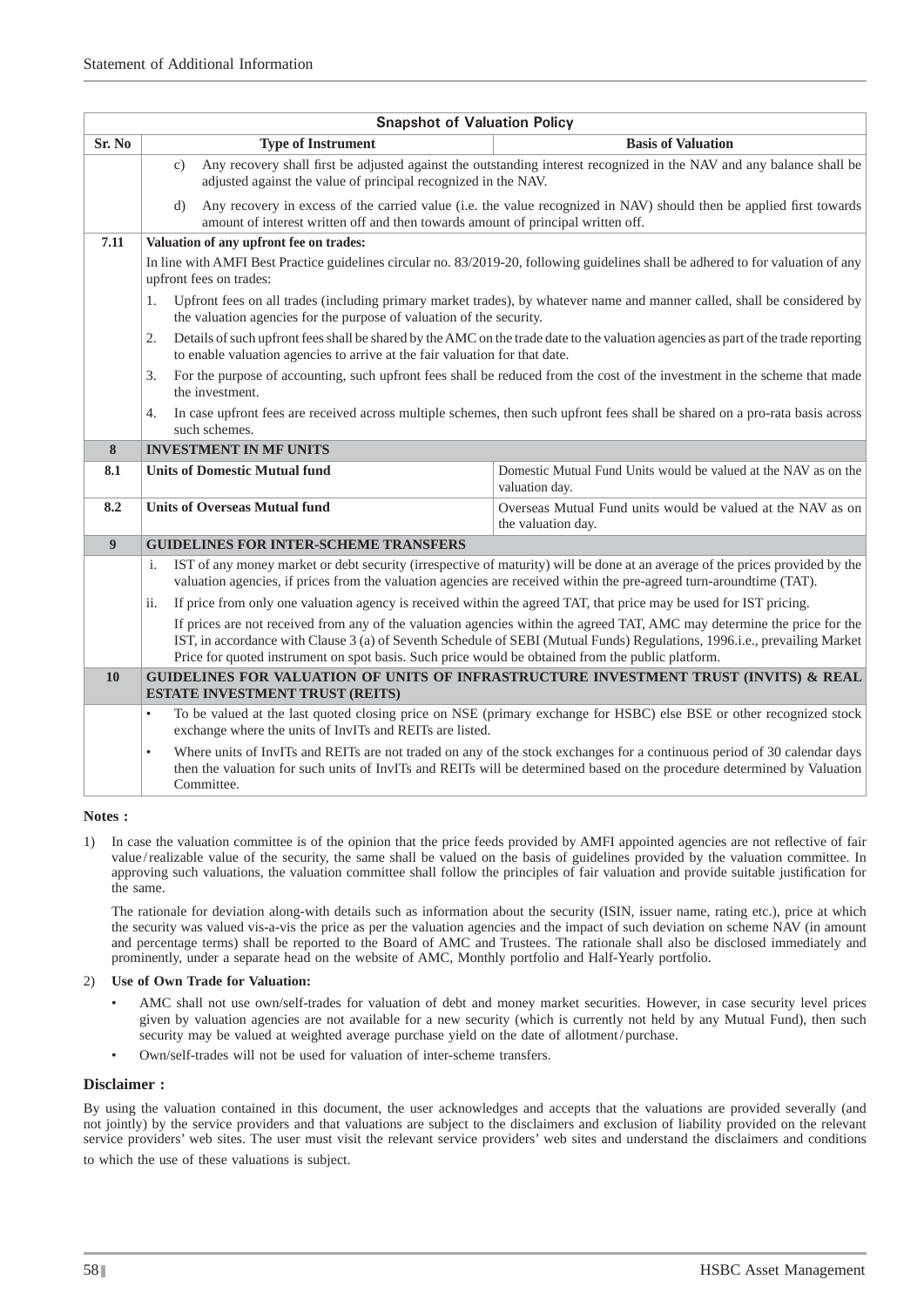| Snapshot of Valuation Policy | | |
|---|---|---|
| **Sr. No** | **Type of Instrument** | **Basis of Valuation** |
| | c) Any recovery shall first be adjusted against the outstanding interest recognized in the NAV and any balance shall be adjusted against the value of principal recognized in the NAV.<br>d) Any recovery in excess of the carried value (i.e. the value recognized in NAV) should then be applied first towards amount of interest written off and then towards amount of principal written off. | |
| **7.11** | **Valuation of any upfront fee on trades:**<br>In line with AMFI Best Practice guidelines circular no. 83/2019-20, following guidelines shall be adhered to for valuation of any upfront fees on trades:<br>1. Upfront fees on all trades (including primary market trades), by whatever name and manner called, shall be considered by the valuation agencies for the purpose of valuation of the security.<br>2. Details of such upfront fees shall be shared by the AMC on the trade date to the valuation agencies as part of the trade reporting to enable valuation agencies to arrive at the fair valuation for that date.<br>3. For the purpose of accounting, such upfront fees shall be reduced from the cost of the investment in the scheme that made the investment.<br>4. In case upfront fees are received across multiple schemes, then such upfront fees shall be shared on a pro-rata basis across such schemes. | |
| **8** | **INVESTMENT IN MF UNITS** | |
| **8.1** | **Units of Domestic Mutual fund** | Domestic Mutual Fund Units would be valued at the NAV as on the valuation day. |
| **8.2** | **Units of Overseas Mutual fund** | Overseas Mutual Fund units would be valued at the NAV as on the valuation day. |
| **9** | **GUIDELINES FOR INTER-SCHEME TRANSFERS** | |
| | i. IST of any money market or debt security (irrespective of maturity) will be done at an average of the prices provided by the valuation agencies, if prices from the valuation agencies are received within the pre-agreed turn-aroundtime (TAT).<br>ii. If price from only one valuation agency is received within the agreed TAT, that price may be used for IST pricing.<br>If prices are not received from any of the valuation agencies within the agreed TAT, AMC may determine the price for the IST, in accordance with Clause 3 (a) of Seventh Schedule of SEBI (Mutual Funds) Regulations, 1996.i.e., prevailing Market Price for quoted instrument on spot basis. Such price would be obtained from the public platform. | |
| **10** | **GUIDELINES FOR VALUATION OF UNITS OF INFRASTRUCTURE INVESTMENT TRUST (INVITS) & REAL ESTATE INVESTMENT TRUST (REITS)** | |
| | • To be valued at the last quoted closing price on NSE (primary exchange for HSBC) else BSE or other recognized stock exchange where the units of InvITs and REITs are listed.<br>• Where units of InvITs and REITs are not traded on any of the stock exchanges for a continuous period of 30 calendar days then the valuation for such units of InvITs and REITs will be determined based on the procedure determined by Valuation Committee. | |

**Notes :**

1) In case the valuation committee is of the opinion that the price feeds provided by AMFI appointed agencies are not reflective of fair value/realizable value of the security, the same shall be valued on the basis of guidelines provided by the valuation committee. In approving such valuations, the valuation committee shall follow the principles of fair valuation and provide suitable justification for the same.

   The rationale for deviation along-with details such as information about the security (ISIN, issuer name, rating etc.), price at which the security was valued vis-a-vis the price as per the valuation agencies and the impact of such deviation on scheme NAV (in amount and percentage terms) shall be reported to the Board of AMC and Trustees. The rationale shall also be disclosed immediately and prominently, under a separate head on the website of AMC, Monthly portfolio and Half-Yearly portfolio.

2) **Use of Own Trade for Valuation:**

   - AMC shall not use own/self-trades for valuation of debt and money market securities. However, in case security level prices given by valuation agencies are not available for a new security (which is currently not held by any Mutual Fund), then such security may be valued at weighted average purchase yield on the date of allotment/purchase.
   - Own/self-trades will not be used for valuation of inter-scheme transfers.

**Disclaimer :**

By using the valuation contained in this document, the user acknowledges and accepts that the valuations are provided severally (and not jointly) by the service providers and that valuations are subject to the disclaimers and exclusion of liability provided on the relevant service providers' web sites. The user must visit the relevant service providers' web sites and understand the disclaimers and conditions to which the use of these valuations is subject.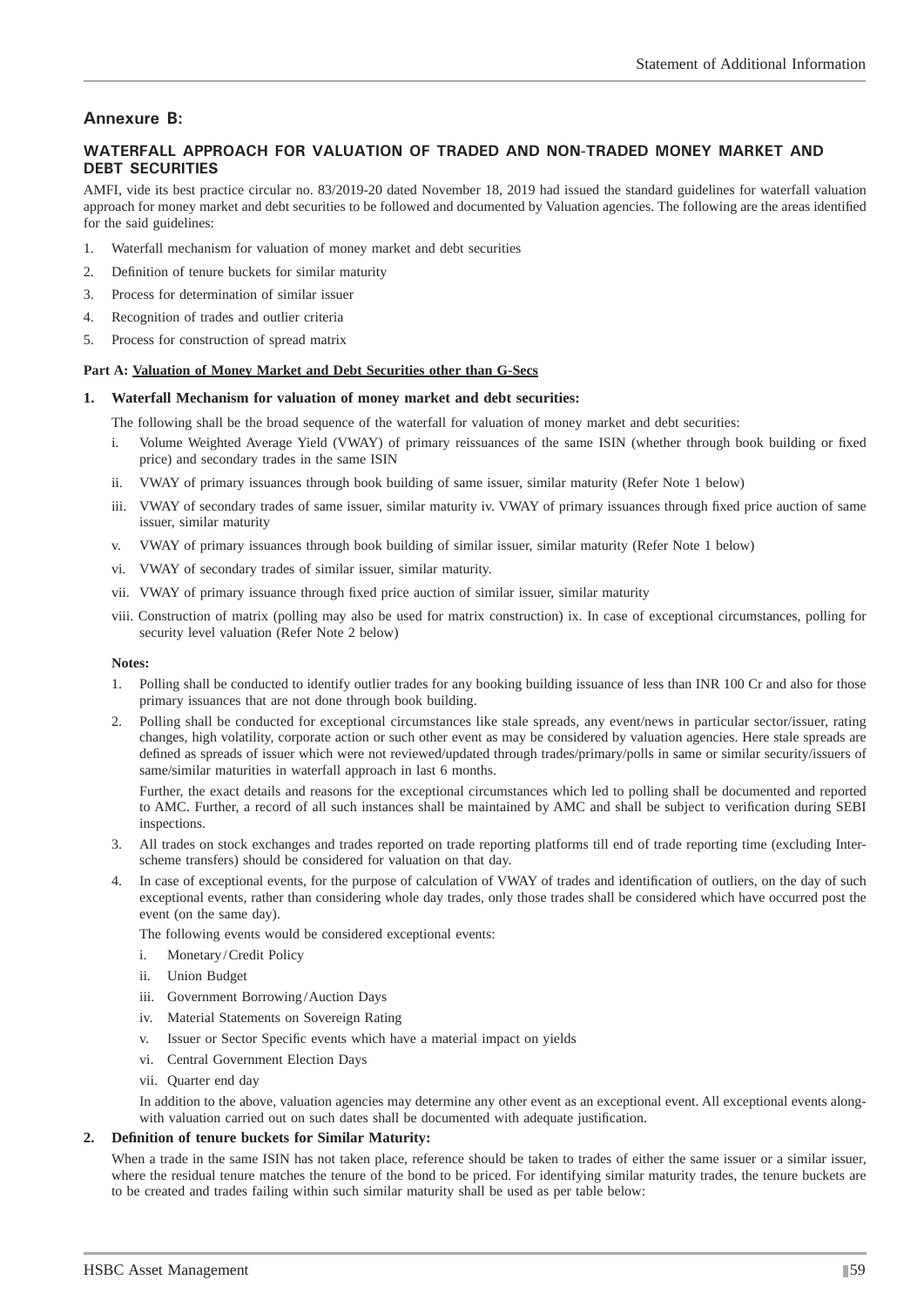## Annexure B:

### WATERFALL APPROACH FOR VALUATION OF TRADED AND NON-TRADED MONEY MARKET AND DEBT SECURITIES

AMFI, vide its best practice circular no. 83/2019-20 dated November 18, 2019 had issued the standard guidelines for waterfall valuation approach for money market and debt securities to be followed and documented by Valuation agencies. The following are the areas identified for the said guidelines:

1. Waterfall mechanism for valuation of money market and debt securities
2. Definition of tenure buckets for similar maturity
3. Process for determination of similar issuer
4. Recognition of trades and outlier criteria
5. Process for construction of spread matrix

**Part A: Valuation of Money Market and Debt Securities other than G-Secs**

**1. Waterfall Mechanism for valuation of money market and debt securities:**

The following shall be the broad sequence of the waterfall for valuation of money market and debt securities:

i. Volume Weighted Average Yield (VWAY) of primary reissuances of the same ISIN (whether through book building or fixed price) and secondary trades in the same ISIN

ii. VWAY of primary issuances through book building of same issuer, similar maturity (Refer Note 1 below)

iii. VWAY of secondary trades of same issuer, similar maturity iv. VWAY of primary issuances through fixed price auction of same issuer, similar maturity

v. VWAY of primary issuances through book building of similar issuer, similar maturity (Refer Note 1 below)

vi. VWAY of secondary trades of similar issuer, similar maturity.

vii. VWAY of primary issuance through fixed price auction of similar issuer, similar maturity

viii. Construction of matrix (polling may also be used for matrix construction) ix. In case of exceptional circumstances, polling for security level valuation (Refer Note 2 below)

**Notes:**

1. Polling shall be conducted to identify outlier trades for any booking building issuance of less than INR 100 Cr and also for those primary issuances that are not done through book building.
2. Polling shall be conducted for exceptional circumstances like stale spreads, any event/news in particular sector/issuer, rating changes, high volatility, corporate action or such other event as may be considered by valuation agencies. Here stale spreads are defined as spreads of issuer which were not reviewed/updated through trades/primary/polls in same or similar security/issuers of same/similar maturities in waterfall approach in last 6 months.

   Further, the exact details and reasons for the exceptional circumstances which led to polling shall be documented and reported to AMC. Further, a record of all such instances shall be maintained by AMC and shall be subject to verification during SEBI inspections.
3. All trades on stock exchanges and trades reported on trade reporting platforms till end of trade reporting time (excluding Inter-scheme transfers) should be considered for valuation on that day.
4. In case of exceptional events, for the purpose of calculation of VWAY of trades and identification of outliers, on the day of such exceptional events, rather than considering whole day trades, only those trades shall be considered which have occurred post the event (on the same day).

   The following events would be considered exceptional events:

   i. Monetary/Credit Policy

   ii. Union Budget

   iii. Government Borrowing/Auction Days

   iv. Material Statements on Sovereign Rating

   v. Issuer or Sector Specific events which have a material impact on yields

   vi. Central Government Election Days

   vii. Quarter end day

   In addition to the above, valuation agencies may determine any other event as an exceptional event. All exceptional events along-with valuation carried out on such dates shall be documented with adequate justification.

**2. Definition of tenure buckets for Similar Maturity:**

When a trade in the same ISIN has not taken place, reference should be taken to trades of either the same issuer or a similar issuer, where the residual tenure matches the tenure of the bond to be priced. For identifying similar maturity trades, the tenure buckets are to be created and trades failing within such similar maturity shall be used as per table below: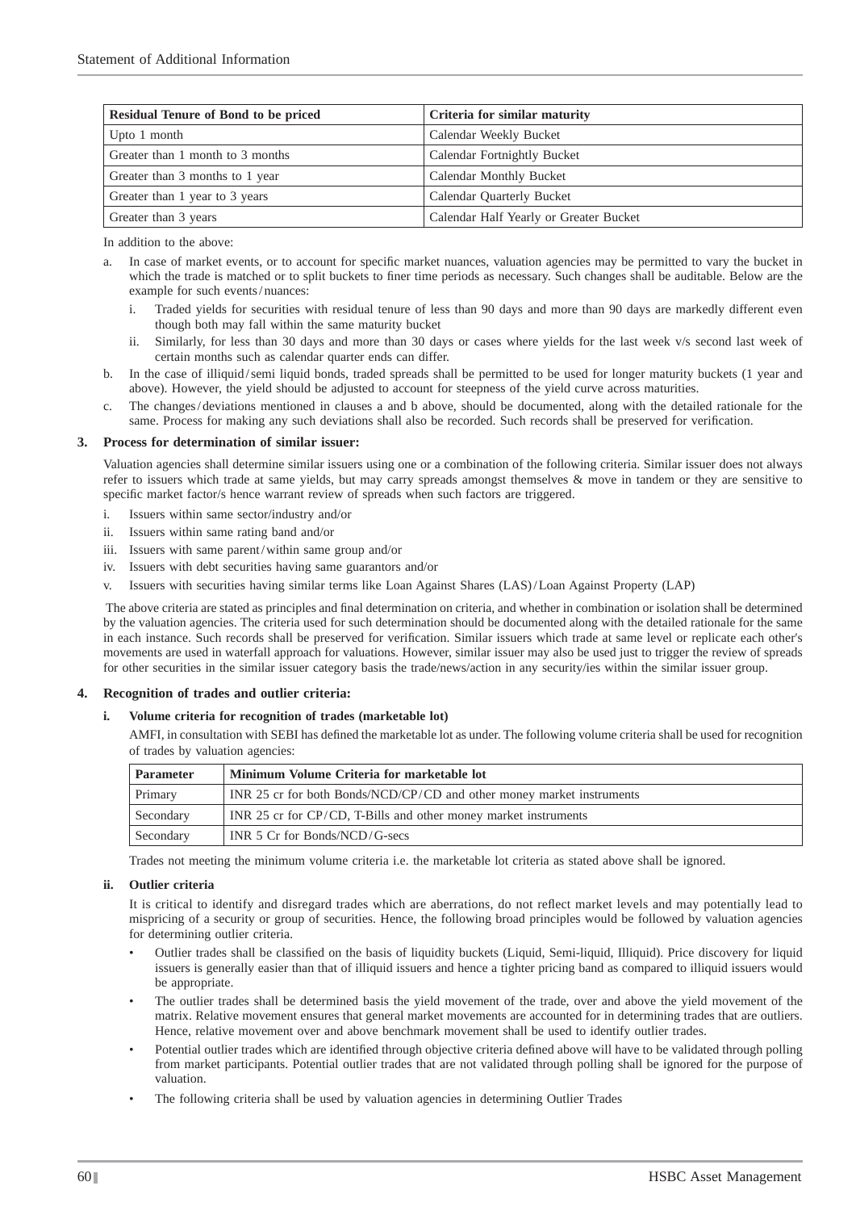| Residual Tenure of Bond to be priced | Criteria for similar maturity |
|---|---|
| Upto 1 month | Calendar Weekly Bucket |
| Greater than 1 month to 3 months | Calendar Fortnightly Bucket |
| Greater than 3 months to 1 year | Calendar Monthly Bucket |
| Greater than 1 year to 3 years | Calendar Quarterly Bucket |
| Greater than 3 years | Calendar Half Yearly or Greater Bucket |

In addition to the above:

a. In case of market events, or to account for specific market nuances, valuation agencies may be permitted to vary the bucket in which the trade is matched or to split buckets to finer time periods as necessary. Such changes shall be auditable. Below are the example for such events/nuances:

   i. Traded yields for securities with residual tenure of less than 90 days and more than 90 days are markedly different even though both may fall within the same maturity bucket

   ii. Similarly, for less than 30 days and more than 30 days or cases where yields for the last week v/s second last week of certain months such as calendar quarter ends can differ.

b. In the case of illiquid/semi liquid bonds, traded spreads shall be permitted to be used for longer maturity buckets (1 year and above). However, the yield should be adjusted to account for steepness of the yield curve across maturities.

c. The changes/deviations mentioned in clauses a and b above, should be documented, along with the detailed rationale for the same. Process for making any such deviations shall also be recorded. Such records shall be preserved for verification.

**3. Process for determination of similar issuer:**

Valuation agencies shall determine similar issuers using one or a combination of the following criteria. Similar issuer does not always refer to issuers which trade at same yields, but may carry spreads amongst themselves & move in tandem or they are sensitive to specific market factor/s hence warrant review of spreads when such factors are triggered.

i. Issuers within same sector/industry and/or

ii. Issuers within same rating band and/or

iii. Issuers with same parent/within same group and/or

iv. Issuers with debt securities having same guarantors and/or

v. Issuers with securities having similar terms like Loan Against Shares (LAS)/Loan Against Property (LAP)

The above criteria are stated as principles and final determination on criteria, and whether in combination or isolation shall be determined by the valuation agencies. The criteria used for such determination should be documented along with the detailed rationale for the same in each instance. Such records shall be preserved for verification. Similar issuers which trade at same level or replicate each other's movements are used in waterfall approach for valuations. However, similar issuer may also be used just to trigger the review of spreads for other securities in the similar issuer category basis the trade/news/action in any security/ies within the similar issuer group.

**4. Recognition of trades and outlier criteria:**

**i. Volume criteria for recognition of trades (marketable lot)**

AMFI, in consultation with SEBI has defined the marketable lot as under. The following volume criteria shall be used for recognition of trades by valuation agencies:

| Parameter | Minimum Volume Criteria for marketable lot |
|---|---|
| Primary | INR 25 cr for both Bonds/NCD/CP/CD and other money market instruments |
| Secondary | INR 25 cr for CP/CD, T-Bills and other money market instruments |
| Secondary | INR 5 Cr for Bonds/NCD/G-secs |

Trades not meeting the minimum volume criteria i.e. the marketable lot criteria as stated above shall be ignored.

**ii. Outlier criteria**

It is critical to identify and disregard trades which are aberrations, do not reflect market levels and may potentially lead to mispricing of a security or group of securities. Hence, the following broad principles would be followed by valuation agencies for determining outlier criteria.

- Outlier trades shall be classified on the basis of liquidity buckets (Liquid, Semi-liquid, Illiquid). Price discovery for liquid issuers is generally easier than that of illiquid issuers and hence a tighter pricing band as compared to illiquid issuers would be appropriate.
- The outlier trades shall be determined basis the yield movement of the trade, over and above the yield movement of the matrix. Relative movement ensures that general market movements are accounted for in determining trades that are outliers. Hence, relative movement over and above benchmark movement shall be used to identify outlier trades.
- Potential outlier trades which are identified through objective criteria defined above will have to be validated through polling from market participants. Potential outlier trades that are not validated through polling shall be ignored for the purpose of valuation.
- The following criteria shall be used by valuation agencies in determining Outlier Trades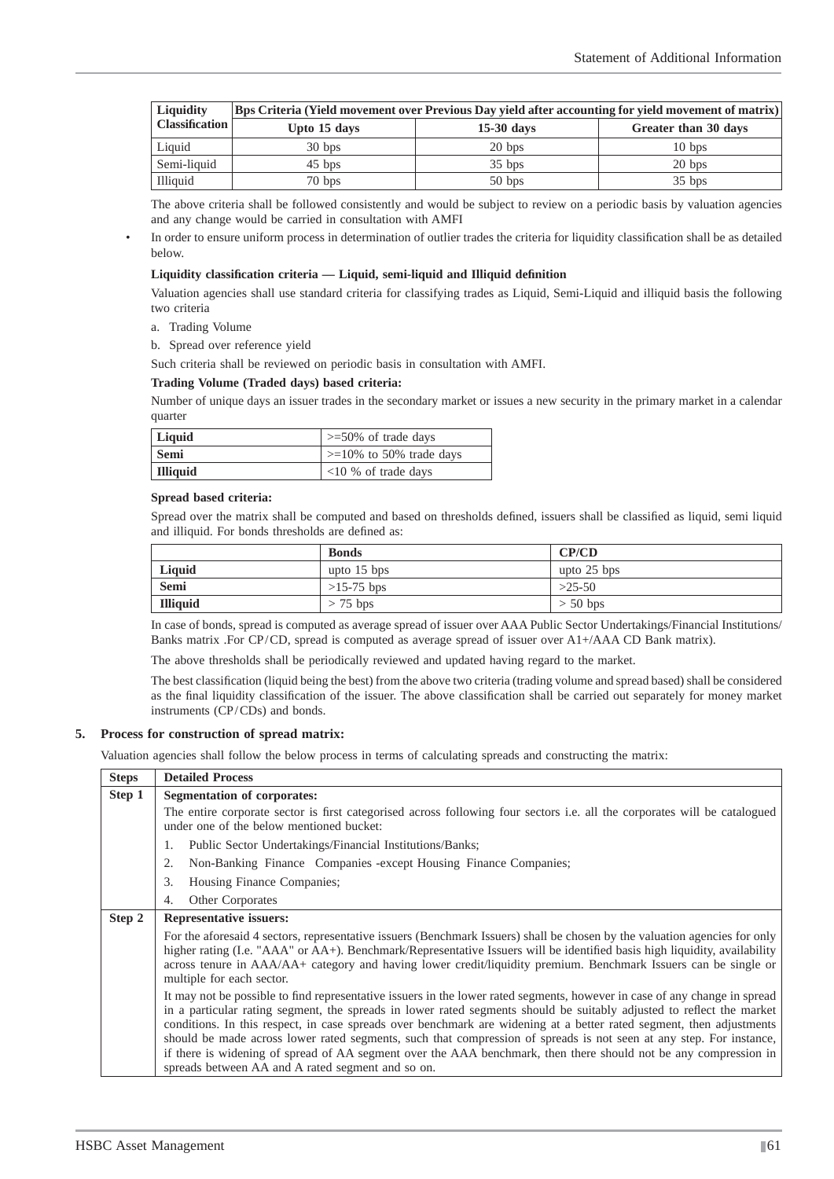| Liquidity Classification | Bps Criteria (Yield movement over Previous Day yield after accounting for yield movement of matrix) | | |
|---|---|---|---|
| | Upto 15 days | 15-30 days | Greater than 30 days |
| Liquid | 30 bps | 20 bps | 10 bps |
| Semi-liquid | 45 bps | 35 bps | 20 bps |
| Illiquid | 70 bps | 50 bps | 35 bps |

The above criteria shall be followed consistently and would be subject to review on a periodic basis by valuation agencies and any change would be carried in consultation with AMFI

- In order to ensure uniform process in determination of outlier trades the criteria for liquidity classification shall be as detailed below.

**Liquidity classification criteria — Liquid, semi-liquid and Illiquid definition**

Valuation agencies shall use standard criteria for classifying trades as Liquid, Semi-Liquid and illiquid basis the following two criteria

a. Trading Volume

b. Spread over reference yield

Such criteria shall be reviewed on periodic basis in consultation with AMFI.

**Trading Volume (Traded days) based criteria:**

Number of unique days an issuer trades in the secondary market or issues a new security in the primary market in a calendar quarter

| | |
|---|---|
| **Liquid** | >=50% of trade days |
| **Semi** | >=10% to 50% trade days |
| **Illiquid** | <10 % of trade days |

**Spread based criteria:**

Spread over the matrix shall be computed and based on thresholds defined, issuers shall be classified as liquid, semi liquid and illiquid. For bonds thresholds are defined as:

| | Bonds | CP/CD |
|---|---|---|
| **Liquid** | upto 15 bps | upto 25 bps |
| **Semi** | >15-75 bps | >25-50 |
| **Illiquid** | > 75 bps | > 50 bps |

In case of bonds, spread is computed as average spread of issuer over AAA Public Sector Undertakings/Financial Institutions/ Banks matrix .For CP/CD, spread is computed as average spread of issuer over A1+/AAA CD Bank matrix).

The above thresholds shall be periodically reviewed and updated having regard to the market.

The best classification (liquid being the best) from the above two criteria (trading volume and spread based) shall be considered as the final liquidity classification of the issuer. The above classification shall be carried out separately for money market instruments (CP/CDs) and bonds.

**5. Process for construction of spread matrix:**

Valuation agencies shall follow the below process in terms of calculating spreads and constructing the matrix:

| Steps | Detailed Process |
|---|---|
| **Step 1** | **Segmentation of corporates:** The entire corporate sector is first categorised across following four sectors i.e. all the corporates will be catalogued under one of the below mentioned bucket: 1. Public Sector Undertakings/Financial Institutions/Banks; 2. Non-Banking Finance Companies -except Housing Finance Companies; 3. Housing Finance Companies; 4. Other Corporates |
| **Step 2** | **Representative issuers:** For the aforesaid 4 sectors, representative issuers (Benchmark Issuers) shall be chosen by the valuation agencies for only higher rating (I.e. "AAA" or AA+). Benchmark/Representative Issuers will be identified basis high liquidity, availability across tenure in AAA/AA+ category and having lower credit/liquidity premium. Benchmark Issuers can be single or multiple for each sector. It may not be possible to find representative issuers in the lower rated segments, however in case of any change in spread in a particular rating segment, the spreads in lower rated segments should be suitably adjusted to reflect the market conditions. In this respect, in case spreads over benchmark are widening at a better rated segment, then adjustments should be made across lower rated segments, such that compression of spreads is not seen at any step. For instance, if there is widening of spread of AA segment over the AAA benchmark, then there should not be any compression in spreads between AA and A rated segment and so on. |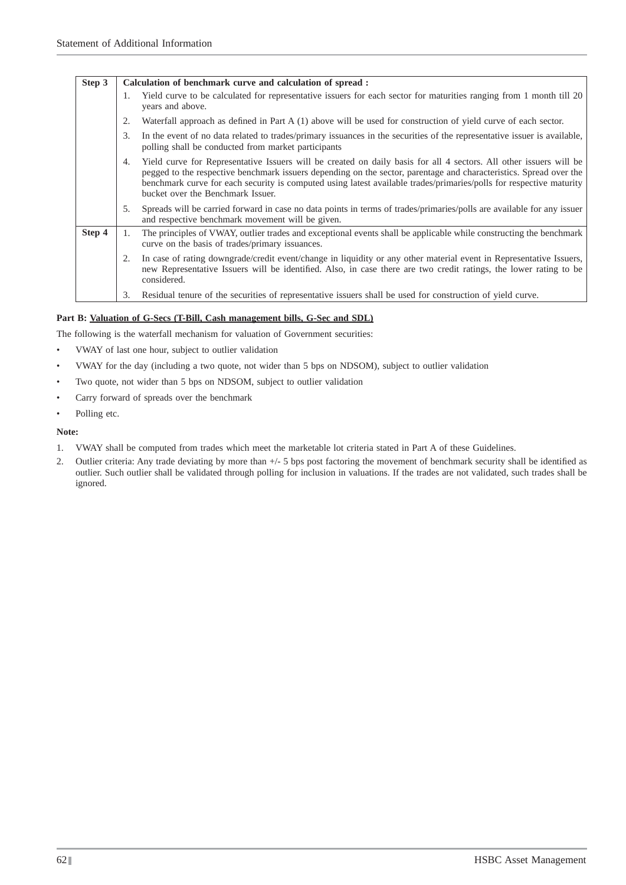| Step | Details |
|---|---|
| **Step 3** | **Calculation of benchmark curve and calculation of spread :** |
| | 1. Yield curve to be calculated for representative issuers for each sector for maturities ranging from 1 month till 20 years and above. |
| | 2. Waterfall approach as defined in Part A (1) above will be used for construction of yield curve of each sector. |
| | 3. In the event of no data related to trades/primary issuances in the securities of the representative issuer is available, polling shall be conducted from market participants |
| | 4. Yield curve for Representative Issuers will be created on daily basis for all 4 sectors. All other issuers will be pegged to the respective benchmark issuers depending on the sector, parentage and characteristics. Spread over the benchmark curve for each security is computed using latest available trades/primaries/polls for respective maturity bucket over the Benchmark Issuer. |
| | 5. Spreads will be carried forward in case no data points in terms of trades/primaries/polls are available for any issuer and respective benchmark movement will be given. |
| **Step 4** | 1. The principles of VWAY, outlier trades and exceptional events shall be applicable while constructing the benchmark curve on the basis of trades/primary issuances. |
| | 2. In case of rating downgrade/credit event/change in liquidity or any other material event in Representative Issuers, new Representative Issuers will be identified. Also, in case there are two credit ratings, the lower rating to be considered. |
| | 3. Residual tenure of the securities of representative issuers shall be used for construction of yield curve. |

**Part B: Valuation of G-Secs (T-Bill, Cash management bills, G-Sec and SDL)**

The following is the waterfall mechanism for valuation of Government securities:

- VWAY of last one hour, subject to outlier validation
- VWAY for the day (including a two quote, not wider than 5 bps on NDSOM), subject to outlier validation
- Two quote, not wider than 5 bps on NDSOM, subject to outlier validation
- Carry forward of spreads over the benchmark
- Polling etc.

**Note:**

1. VWAY shall be computed from trades which meet the marketable lot criteria stated in Part A of these Guidelines.
2. Outlier criteria: Any trade deviating by more than +/- 5 bps post factoring the movement of benchmark security shall be identified as outlier. Such outlier shall be validated through polling for inclusion in valuations. If the trades are not validated, such trades shall be ignored.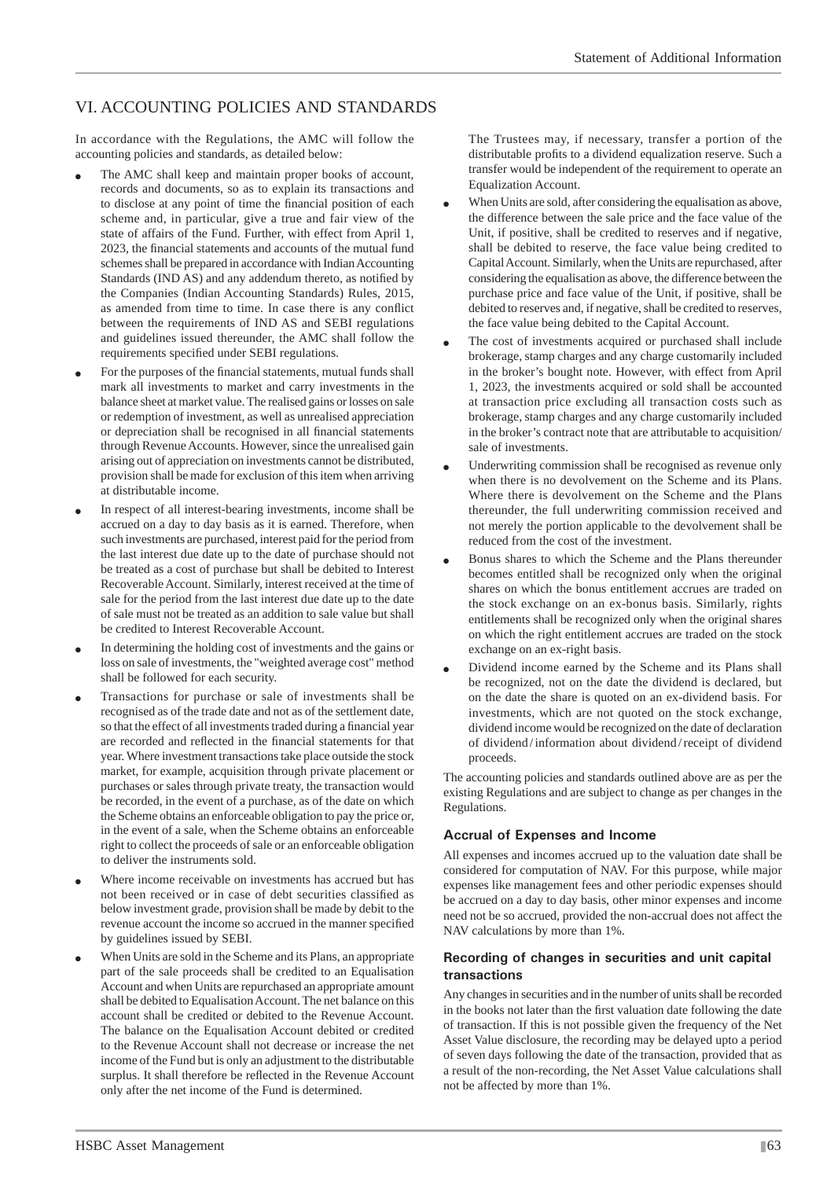# VI. ACCOUNTING POLICIES AND STANDARDS

In accordance with the Regulations, the AMC will follow the accounting policies and standards, as detailed below:

- The AMC shall keep and maintain proper books of account, records and documents, so as to explain its transactions and to disclose at any point of time the financial position of each scheme and, in particular, give a true and fair view of the state of affairs of the Fund. Further, with effect from April 1, 2023, the financial statements and accounts of the mutual fund schemes shall be prepared in accordance with Indian Accounting Standards (IND AS) and any addendum thereto, as notified by the Companies (Indian Accounting Standards) Rules, 2015, as amended from time to time. In case there is any conflict between the requirements of IND AS and SEBI regulations and guidelines issued thereunder, the AMC shall follow the requirements specified under SEBI regulations.
- For the purposes of the financial statements, mutual funds shall mark all investments to market and carry investments in the balance sheet at market value. The realised gains or losses on sale or redemption of investment, as well as unrealised appreciation or depreciation shall be recognised in all financial statements through Revenue Accounts. However, since the unrealised gain arising out of appreciation on investments cannot be distributed, provision shall be made for exclusion of this item when arriving at distributable income.
- In respect of all interest-bearing investments, income shall be accrued on a day to day basis as it is earned. Therefore, when such investments are purchased, interest paid for the period from the last interest due date up to the date of purchase should not be treated as a cost of purchase but shall be debited to Interest Recoverable Account. Similarly, interest received at the time of sale for the period from the last interest due date up to the date of sale must not be treated as an addition to sale value but shall be credited to Interest Recoverable Account.
- In determining the holding cost of investments and the gains or loss on sale of investments, the "weighted average cost" method shall be followed for each security.
- Transactions for purchase or sale of investments shall be recognised as of the trade date and not as of the settlement date, so that the effect of all investments traded during a financial year are recorded and reflected in the financial statements for that year. Where investment transactions take place outside the stock market, for example, acquisition through private placement or purchases or sales through private treaty, the transaction would be recorded, in the event of a purchase, as of the date on which the Scheme obtains an enforceable obligation to pay the price or, in the event of a sale, when the Scheme obtains an enforceable right to collect the proceeds of sale or an enforceable obligation to deliver the instruments sold.
- Where income receivable on investments has accrued but has not been received or in case of debt securities classified as below investment grade, provision shall be made by debit to the revenue account the income so accrued in the manner specified by guidelines issued by SEBI.
- When Units are sold in the Scheme and its Plans, an appropriate part of the sale proceeds shall be credited to an Equalisation Account and when Units are repurchased an appropriate amount shall be debited to Equalisation Account. The net balance on this account shall be credited or debited to the Revenue Account. The balance on the Equalisation Account debited or credited to the Revenue Account shall not decrease or increase the net income of the Fund but is only an adjustment to the distributable surplus. It shall therefore be reflected in the Revenue Account only after the net income of the Fund is determined.

  The Trustees may, if necessary, transfer a portion of the distributable profits to a dividend equalization reserve. Such a transfer would be independent of the requirement to operate an Equalization Account.
- When Units are sold, after considering the equalisation as above, the difference between the sale price and the face value of the Unit, if positive, shall be credited to reserves and if negative, shall be debited to reserve, the face value being credited to Capital Account. Similarly, when the Units are repurchased, after considering the equalisation as above, the difference between the purchase price and face value of the Unit, if positive, shall be debited to reserves and, if negative, shall be credited to reserves, the face value being debited to the Capital Account.
- The cost of investments acquired or purchased shall include brokerage, stamp charges and any charge customarily included in the broker's bought note. However, with effect from April 1, 2023, the investments acquired or sold shall be accounted at transaction price excluding all transaction costs such as brokerage, stamp charges and any charge customarily included in the broker's contract note that are attributable to acquisition/ sale of investments.
- Underwriting commission shall be recognised as revenue only when there is no devolvement on the Scheme and its Plans. Where there is devolvement on the Scheme and the Plans thereunder, the full underwriting commission received and not merely the portion applicable to the devolvement shall be reduced from the cost of the investment.
- Bonus shares to which the Scheme and the Plans thereunder becomes entitled shall be recognized only when the original shares on which the bonus entitlement accrues are traded on the stock exchange on an ex-bonus basis. Similarly, rights entitlements shall be recognized only when the original shares on which the right entitlement accrues are traded on the stock exchange on an ex-right basis.
- Dividend income earned by the Scheme and its Plans shall be recognized, not on the date the dividend is declared, but on the date the share is quoted on an ex-dividend basis. For investments, which are not quoted on the stock exchange, dividend income would be recognized on the date of declaration of dividend / information about dividend / receipt of dividend proceeds.

The accounting policies and standards outlined above are as per the existing Regulations and are subject to change as per changes in the Regulations.

### Accrual of Expenses and Income

All expenses and incomes accrued up to the valuation date shall be considered for computation of NAV. For this purpose, while major expenses like management fees and other periodic expenses should be accrued on a day to day basis, other minor expenses and income need not be so accrued, provided the non-accrual does not affect the NAV calculations by more than 1%.

### Recording of changes in securities and unit capital transactions

Any changes in securities and in the number of units shall be recorded in the books not later than the first valuation date following the date of transaction. If this is not possible given the frequency of the Net Asset Value disclosure, the recording may be delayed upto a period of seven days following the date of the transaction, provided that as a result of the non-recording, the Net Asset Value calculations shall not be affected by more than 1%.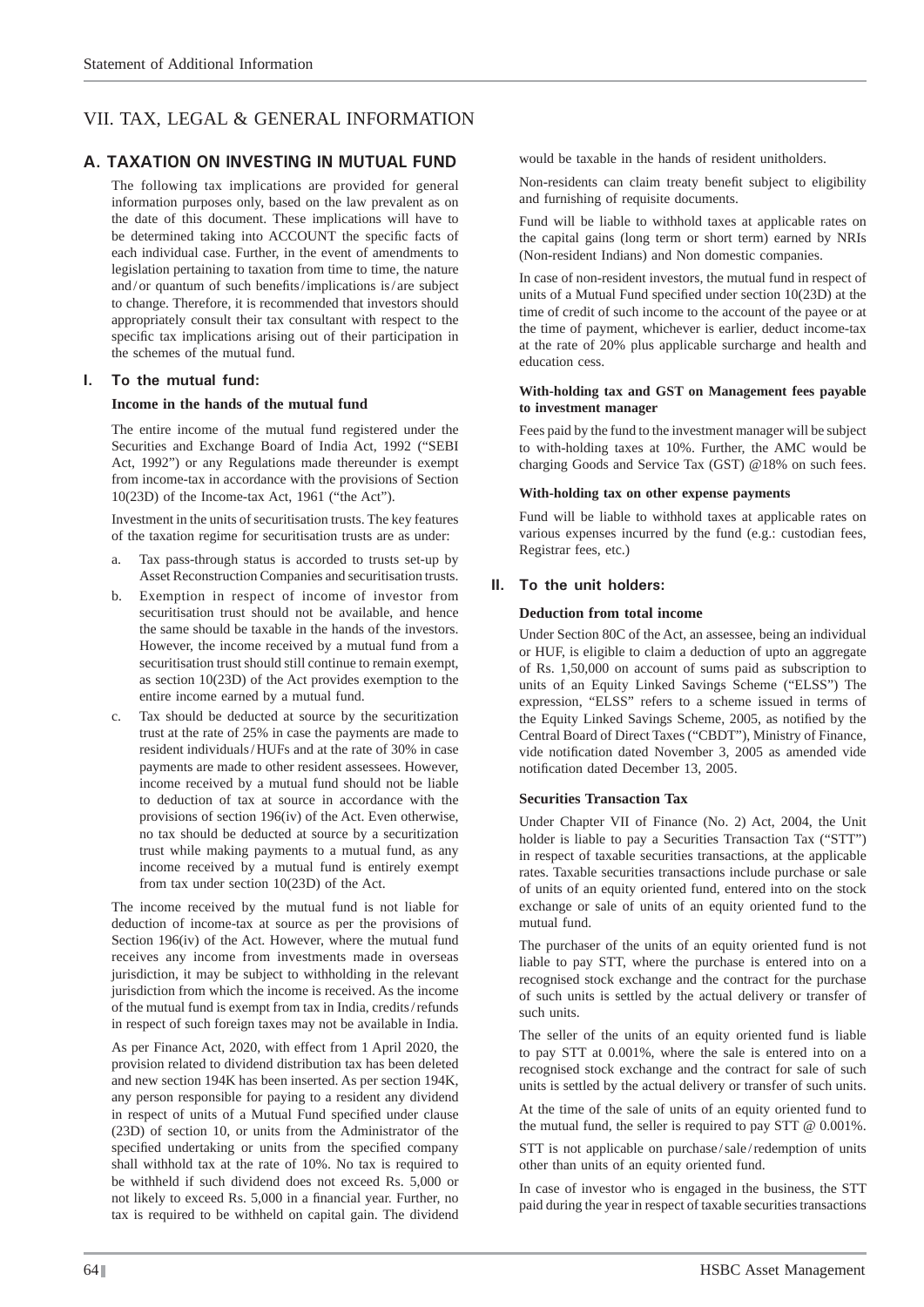# VII. TAX, LEGAL & GENERAL INFORMATION

## A. TAXATION ON INVESTING IN MUTUAL FUND

The following tax implications are provided for general information purposes only, based on the law prevalent as on the date of this document. These implications will have to be determined taking into ACCOUNT the specific facts of each individual case. Further, in the event of amendments to legislation pertaining to taxation from time to time, the nature and/or quantum of such benefits/implications is/are subject to change. Therefore, it is recommended that investors should appropriately consult their tax consultant with respect to the specific tax implications arising out of their participation in the schemes of the mutual fund.

### I. To the mutual fund:

**Income in the hands of the mutual fund**

The entire income of the mutual fund registered under the Securities and Exchange Board of India Act, 1992 ("SEBI Act, 1992") or any Regulations made thereunder is exempt from income-tax in accordance with the provisions of Section 10(23D) of the Income-tax Act, 1961 ("the Act").

Investment in the units of securitisation trusts. The key features of the taxation regime for securitisation trusts are as under:

a. Tax pass-through status is accorded to trusts set-up by Asset Reconstruction Companies and securitisation trusts.

b. Exemption in respect of income of investor from securitisation trust should not be available, and hence the same should be taxable in the hands of the investors. However, the income received by a mutual fund from a securitisation trust should still continue to remain exempt, as section 10(23D) of the Act provides exemption to the entire income earned by a mutual fund.

c. Tax should be deducted at source by the securitization trust at the rate of 25% in case the payments are made to resident individuals/HUFs and at the rate of 30% in case payments are made to other resident assessees. However, income received by a mutual fund should not be liable to deduction of tax at source in accordance with the provisions of section 196(iv) of the Act. Even otherwise, no tax should be deducted at source by a securitization trust while making payments to a mutual fund, as any income received by a mutual fund is entirely exempt from tax under section 10(23D) of the Act.

The income received by the mutual fund is not liable for deduction of income-tax at source as per the provisions of Section 196(iv) of the Act. However, where the mutual fund receives any income from investments made in overseas jurisdiction, it may be subject to withholding in the relevant jurisdiction from which the income is received. As the income of the mutual fund is exempt from tax in India, credits/refunds in respect of such foreign taxes may not be available in India.

As per Finance Act, 2020, with effect from 1 April 2020, the provision related to dividend distribution tax has been deleted and new section 194K has been inserted. As per section 194K, any person responsible for paying to a resident any dividend in respect of units of a Mutual Fund specified under clause (23D) of section 10, or units from the Administrator of the specified undertaking or units from the specified company shall withhold tax at the rate of 10%. No tax is required to be withheld if such dividend does not exceed Rs. 5,000 or not likely to exceed Rs. 5,000 in a financial year. Further, no tax is required to be withheld on capital gain. The dividend would be taxable in the hands of resident unitholders.

Non-residents can claim treaty benefit subject to eligibility and furnishing of requisite documents.

Fund will be liable to withhold taxes at applicable rates on the capital gains (long term or short term) earned by NRIs (Non-resident Indians) and Non domestic companies.

In case of non-resident investors, the mutual fund in respect of units of a Mutual Fund specified under section 10(23D) at the time of credit of such income to the account of the payee or at the time of payment, whichever is earlier, deduct income-tax at the rate of 20% plus applicable surcharge and health and education cess.

**With-holding tax and GST on Management fees payable to investment manager**

Fees paid by the fund to the investment manager will be subject to with-holding taxes at 10%. Further, the AMC would be charging Goods and Service Tax (GST) @18% on such fees.

**With-holding tax on other expense payments**

Fund will be liable to withhold taxes at applicable rates on various expenses incurred by the fund (e.g.: custodian fees, Registrar fees, etc.)

### II. To the unit holders:

**Deduction from total income**

Under Section 80C of the Act, an assessee, being an individual or HUF, is eligible to claim a deduction of upto an aggregate of Rs. 1,50,000 on account of sums paid as subscription to units of an Equity Linked Savings Scheme ("ELSS") The expression, "ELSS" refers to a scheme issued in terms of the Equity Linked Savings Scheme, 2005, as notified by the Central Board of Direct Taxes ("CBDT"), Ministry of Finance, vide notification dated November 3, 2005 as amended vide notification dated December 13, 2005.

**Securities Transaction Tax**

Under Chapter VII of Finance (No. 2) Act, 2004, the Unit holder is liable to pay a Securities Transaction Tax ("STT") in respect of taxable securities transactions, at the applicable rates. Taxable securities transactions include purchase or sale of units of an equity oriented fund, entered into on the stock exchange or sale of units of an equity oriented fund to the mutual fund.

The purchaser of the units of an equity oriented fund is not liable to pay STT, where the purchase is entered into on a recognised stock exchange and the contract for the purchase of such units is settled by the actual delivery or transfer of such units.

The seller of the units of an equity oriented fund is liable to pay STT at 0.001%, where the sale is entered into on a recognised stock exchange and the contract for sale of such units is settled by the actual delivery or transfer of such units.

At the time of the sale of units of an equity oriented fund to the mutual fund, the seller is required to pay STT @ 0.001%.

STT is not applicable on purchase/sale/redemption of units other than units of an equity oriented fund.

In case of investor who is engaged in the business, the STT paid during the year in respect of taxable securities transactions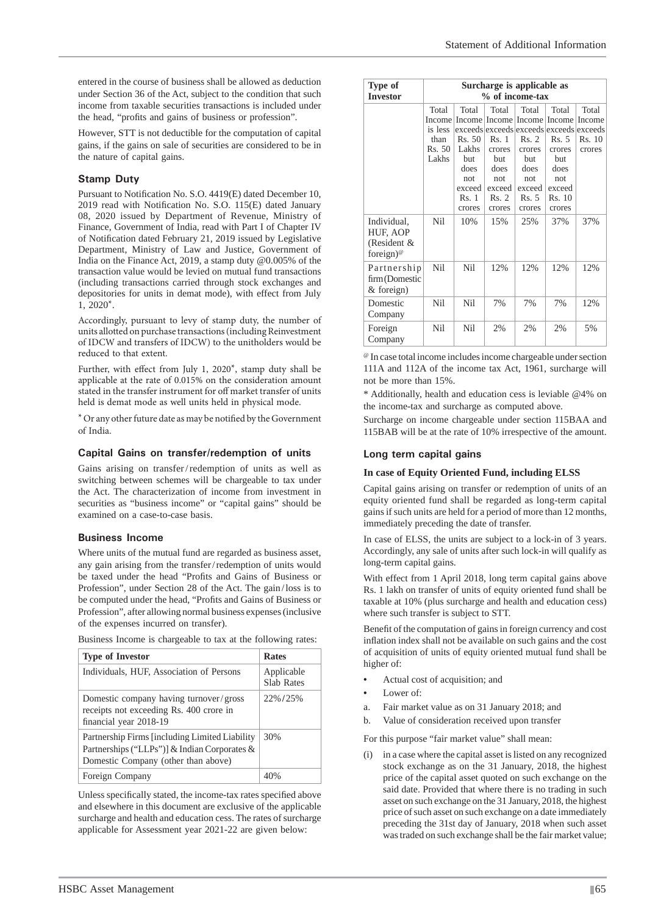entered in the course of business shall be allowed as deduction under Section 36 of the Act, subject to the condition that such income from taxable securities transactions is included under the head, "profits and gains of business or profession".

However, STT is not deductible for the computation of capital gains, if the gains on sale of securities are considered to be in the nature of capital gains.

### Stamp Duty

Pursuant to Notification No. S.O. 4419(E) dated December 10, 2019 read with Notification No. S.O. 115(E) dated January 08, 2020 issued by Department of Revenue, Ministry of Finance, Government of India, read with Part I of Chapter IV of Notification dated February 21, 2019 issued by Legislative Department, Ministry of Law and Justice, Government of India on the Finance Act, 2019, a stamp duty @0.005% of the transaction value would be levied on mutual fund transactions (including transactions carried through stock exchanges and depositories for units in demat mode), with effect from July 1, 2020*.

Accordingly, pursuant to levy of stamp duty, the number of units allotted on purchase transactions (including Reinvestment of IDCW and transfers of IDCW) to the unitholders would be reduced to that extent.

Further, with effect from July 1, 2020*, stamp duty shall be applicable at the rate of 0.015% on the consideration amount stated in the transfer instrument for off market transfer of units held is demat mode as well units held in physical mode.

* Or any other future date as may be notified by the Government of India.

### Capital Gains on transfer/redemption of units

Gains arising on transfer/redemption of units as well as switching between schemes will be chargeable to tax under the Act. The characterization of income from investment in securities as "business income" or "capital gains" should be examined on a case-to-case basis.

### Business Income

Where units of the mutual fund are regarded as business asset, any gain arising from the transfer/redemption of units would be taxed under the head "Profits and Gains of Business or Profession", under Section 28 of the Act. The gain/loss is to be computed under the head, "Profits and Gains of Business or Profession", after allowing normal business expenses (inclusive of the expenses incurred on transfer).

Business Income is chargeable to tax at the following rates:

| Type of Investor | Rates |
|---|---|
| Individuals, HUF, Association of Persons | Applicable Slab Rates |
| Domestic company having turnover/gross receipts not exceeding Rs. 400 crore in financial year 2018-19 | 22%/25% |
| Partnership Firms [including Limited Liability Partnerships ("LLPs")] & Indian Corporates & Domestic Company (other than above) | 30% |
| Foreign Company | 40% |

Unless specifically stated, the income-tax rates specified above and elsewhere in this document are exclusive of the applicable surcharge and health and education cess. The rates of surcharge applicable for Assessment year 2021-22 are given below:

| Type of Investor | Surcharge is applicable as % of income-tax | | | | | |
|---|---|---|---|---|---|---|
| | Total Income is less than Rs. 50 Lakhs | Total Income exceeds Rs. 50 Lakhs but does not exceed Rs. 1 crores | Total Income exceeds Rs. 1 crores but does not exceed Rs. 2 crores | Total Income exceeds Rs. 2 crores but does not exceed Rs. 5 crores | Total Income exceeds Rs. 5 crores but does not exceed Rs. 10 crores | Total Income exceeds Rs. 10 crores |
| Individual, HUF, AOP (Resident & foreign)@ | Nil | 10% | 15% | 25% | 37% | 37% |
| Partnership firm (Domestic & foreign) | Nil | Nil | 12% | 12% | 12% | 12% |
| Domestic Company | Nil | Nil | 7% | 7% | 7% | 12% |
| Foreign Company | Nil | Nil | 2% | 2% | 2% | 5% |

@ In case total income includes income chargeable under section 111A and 112A of the income tax Act, 1961, surcharge will not be more than 15%.

* Additionally, health and education cess is leviable @4% on the income-tax and surcharge as computed above.

Surcharge on income chargeable under section 115BAA and 115BAB will be at the rate of 10% irrespective of the amount.

### Long term capital gains

**In case of Equity Oriented Fund, including ELSS**

Capital gains arising on transfer or redemption of units of an equity oriented fund shall be regarded as long-term capital gains if such units are held for a period of more than 12 months, immediately preceding the date of transfer.

In case of ELSS, the units are subject to a lock-in of 3 years. Accordingly, any sale of units after such lock-in will qualify as long-term capital gains.

With effect from 1 April 2018, long term capital gains above Rs. 1 lakh on transfer of units of equity oriented fund shall be taxable at 10% (plus surcharge and health and education cess) where such transfer is subject to STT.

Benefit of the computation of gains in foreign currency and cost inflation index shall not be available on such gains and the cost of acquisition of units of equity oriented mutual fund shall be higher of:

- Actual cost of acquisition; and
- Lower of:

a. Fair market value as on 31 January 2018; and
b. Value of consideration received upon transfer

For this purpose "fair market value" shall mean:

(i) in a case where the capital asset is listed on any recognized stock exchange as on the 31 January, 2018, the highest price of the capital asset quoted on such exchange on the said date. Provided that where there is no trading in such asset on such exchange on the 31 January, 2018, the highest price of such asset on such exchange on a date immediately preceding the 31st day of January, 2018 when such asset was traded on such exchange shall be the fair market value;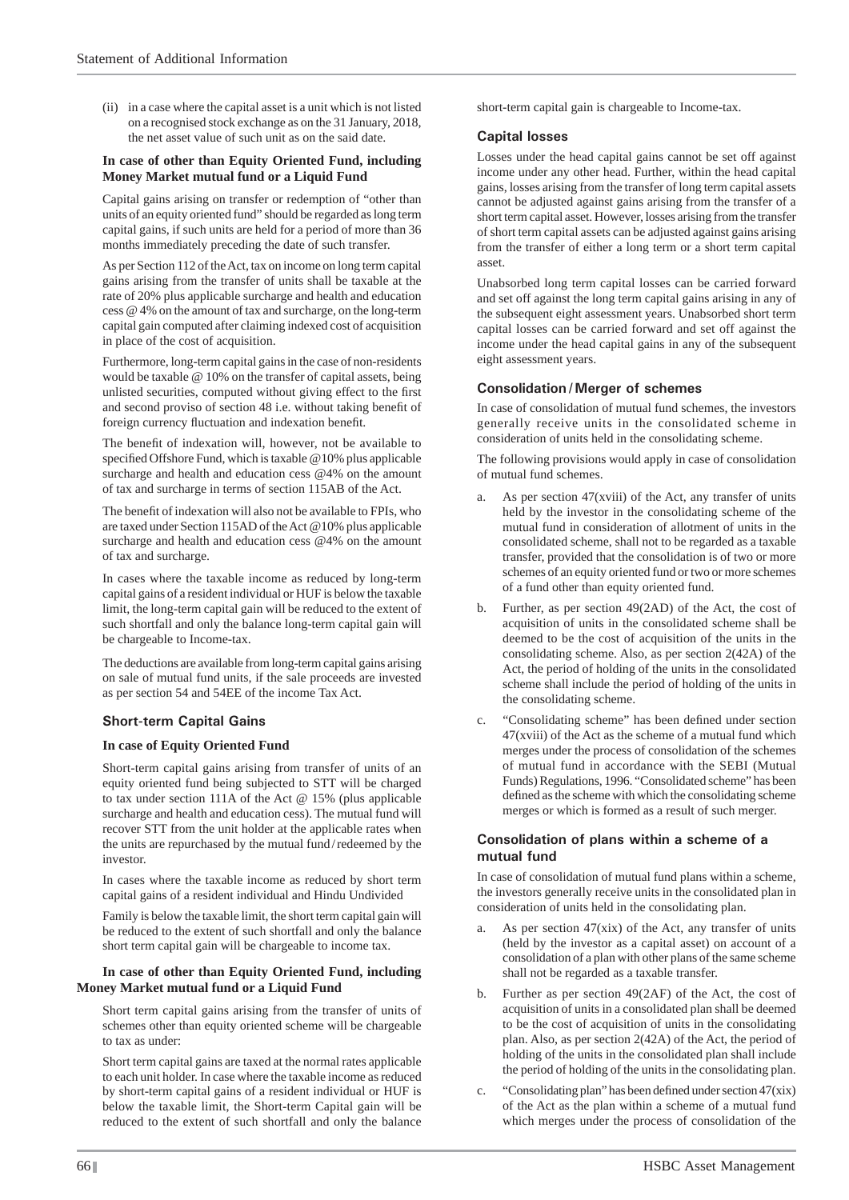(ii) in a case where the capital asset is a unit which is not listed on a recognised stock exchange as on the 31 January, 2018, the net asset value of such unit as on the said date.

**In case of other than Equity Oriented Fund, including Money Market mutual fund or a Liquid Fund**

Capital gains arising on transfer or redemption of "other than units of an equity oriented fund" should be regarded as long term capital gains, if such units are held for a period of more than 36 months immediately preceding the date of such transfer.

As per Section 112 of the Act, tax on income on long term capital gains arising from the transfer of units shall be taxable at the rate of 20% plus applicable surcharge and health and education cess @ 4% on the amount of tax and surcharge, on the long-term capital gain computed after claiming indexed cost of acquisition in place of the cost of acquisition.

Furthermore, long-term capital gains in the case of non-residents would be taxable @ 10% on the transfer of capital assets, being unlisted securities, computed without giving effect to the first and second proviso of section 48 i.e. without taking benefit of foreign currency fluctuation and indexation benefit.

The benefit of indexation will, however, not be available to specified Offshore Fund, which is taxable @10% plus applicable surcharge and health and education cess @4% on the amount of tax and surcharge in terms of section 115AB of the Act.

The benefit of indexation will also not be available to FPIs, who are taxed under Section 115AD of the Act @10% plus applicable surcharge and health and education cess @4% on the amount of tax and surcharge.

In cases where the taxable income as reduced by long-term capital gains of a resident individual or HUF is below the taxable limit, the long-term capital gain will be reduced to the extent of such shortfall and only the balance long-term capital gain will be chargeable to Income-tax.

The deductions are available from long-term capital gains arising on sale of mutual fund units, if the sale proceeds are invested as per section 54 and 54EE of the income Tax Act.

### Short-term Capital Gains

**In case of Equity Oriented Fund**

Short-term capital gains arising from transfer of units of an equity oriented fund being subjected to STT will be charged to tax under section 111A of the Act @ 15% (plus applicable surcharge and health and education cess). The mutual fund will recover STT from the unit holder at the applicable rates when the units are repurchased by the mutual fund / redeemed by the investor.

In cases where the taxable income as reduced by short term capital gains of a resident individual and Hindu Undivided Family is below the taxable limit, the short term capital gain will be reduced to the extent of such shortfall and only the balance short term capital gain will be chargeable to income tax.

**In case of other than Equity Oriented Fund, including Money Market mutual fund or a Liquid Fund**

Short term capital gains arising from the transfer of units of schemes other than equity oriented scheme will be chargeable to tax as under:

Short term capital gains are taxed at the normal rates applicable to each unit holder. In case where the taxable income as reduced by short-term capital gains of a resident individual or HUF is below the taxable limit, the Short-term Capital gain will be reduced to the extent of such shortfall and only the balance short-term capital gain is chargeable to Income-tax.

### Capital losses

Losses under the head capital gains cannot be set off against income under any other head. Further, within the head capital gains, losses arising from the transfer of long term capital assets cannot be adjusted against gains arising from the transfer of a short term capital asset. However, losses arising from the transfer of short term capital assets can be adjusted against gains arising from the transfer of either a long term or a short term capital asset.

Unabsorbed long term capital losses can be carried forward and set off against the long term capital gains arising in any of the subsequent eight assessment years. Unabsorbed short term capital losses can be carried forward and set off against the income under the head capital gains in any of the subsequent eight assessment years.

### Consolidation / Merger of schemes

In case of consolidation of mutual fund schemes, the investors generally receive units in the consolidated scheme in consideration of units held in the consolidating scheme.

The following provisions would apply in case of consolidation of mutual fund schemes.

a. As per section 47(xviii) of the Act, any transfer of units held by the investor in the consolidating scheme of the mutual fund in consideration of allotment of units in the consolidated scheme, shall not to be regarded as a taxable transfer, provided that the consolidation is of two or more schemes of an equity oriented fund or two or more schemes of a fund other than equity oriented fund.

b. Further, as per section 49(2AD) of the Act, the cost of acquisition of units in the consolidated scheme shall be deemed to be the cost of acquisition of the units in the consolidating scheme. Also, as per section 2(42A) of the Act, the period of holding of the units in the consolidated scheme shall include the period of holding of the units in the consolidating scheme.

c. "Consolidating scheme" has been defined under section 47(xviii) of the Act as the scheme of a mutual fund which merges under the process of consolidation of the schemes of mutual fund in accordance with the SEBI (Mutual Funds) Regulations, 1996. "Consolidated scheme" has been defined as the scheme with which the consolidating scheme merges or which is formed as a result of such merger.

### Consolidation of plans within a scheme of a mutual fund

In case of consolidation of mutual fund plans within a scheme, the investors generally receive units in the consolidated plan in consideration of units held in the consolidating plan.

a. As per section 47(xix) of the Act, any transfer of units (held by the investor as a capital asset) on account of a consolidation of a plan with other plans of the same scheme shall not be regarded as a taxable transfer.

b. Further as per section 49(2AF) of the Act, the cost of acquisition of units in a consolidated plan shall be deemed to be the cost of acquisition of units in the consolidating plan. Also, as per section 2(42A) of the Act, the period of holding of the units in the consolidated plan shall include the period of holding of the units in the consolidating plan.

c. "Consolidating plan" has been defined under section 47(xix) of the Act as the plan within a scheme of a mutual fund which merges under the process of consolidation of the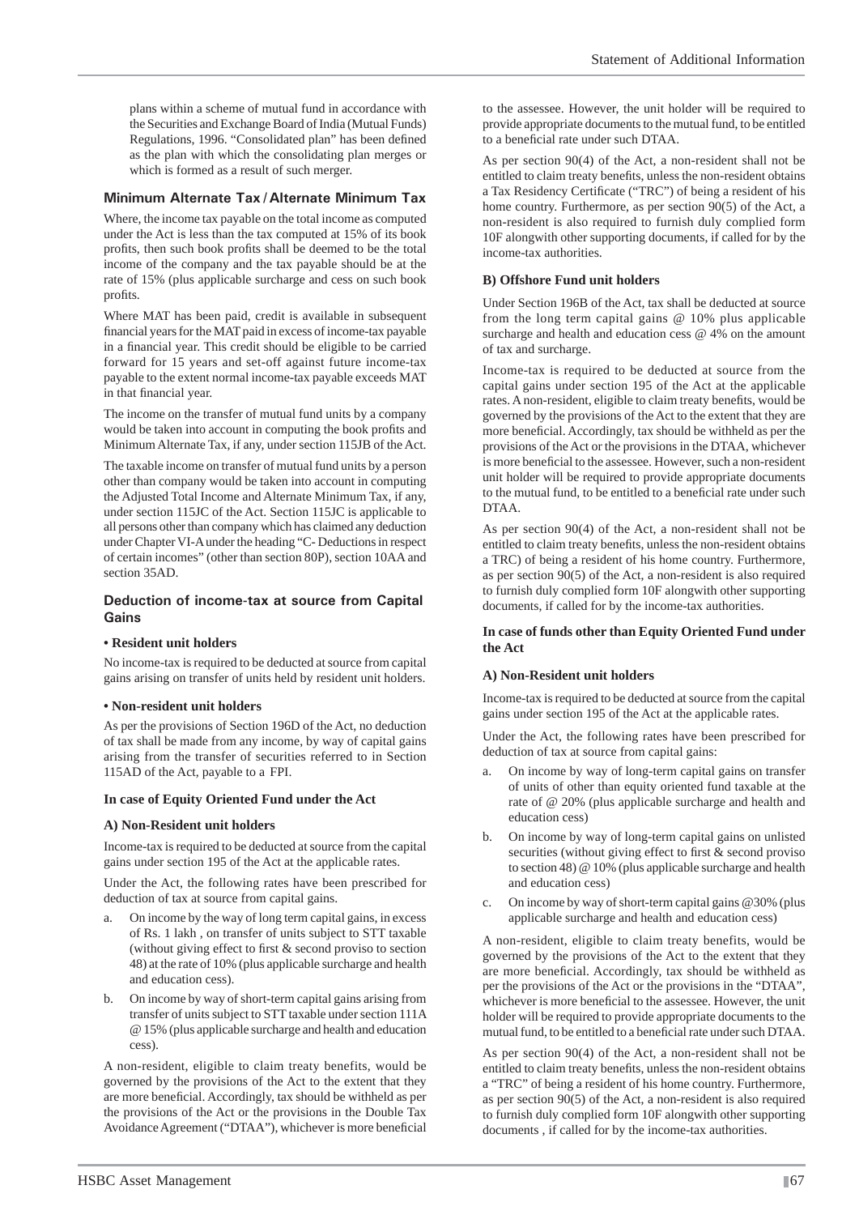plans within a scheme of mutual fund in accordance with the Securities and Exchange Board of India (Mutual Funds) Regulations, 1996. "Consolidated plan" has been defined as the plan with which the consolidating plan merges or which is formed as a result of such merger.

### Minimum Alternate Tax / Alternate Minimum Tax

Where, the income tax payable on the total income as computed under the Act is less than the tax computed at 15% of its book profits, then such book profits shall be deemed to be the total income of the company and the tax payable should be at the rate of 15% (plus applicable surcharge and cess on such book profits.

Where MAT has been paid, credit is available in subsequent financial years for the MAT paid in excess of income-tax payable in a financial year. This credit should be eligible to be carried forward for 15 years and set-off against future income-tax payable to the extent normal income-tax payable exceeds MAT in that financial year.

The income on the transfer of mutual fund units by a company would be taken into account in computing the book profits and Minimum Alternate Tax, if any, under section 115JB of the Act.

The taxable income on transfer of mutual fund units by a person other than company would be taken into account in computing the Adjusted Total Income and Alternate Minimum Tax, if any, under section 115JC of the Act. Section 115JC is applicable to all persons other than company which has claimed any deduction under Chapter VI-A under the heading "C- Deductions in respect of certain incomes" (other than section 80P), section 10AA and section 35AD.

### Deduction of income-tax at source from Capital Gains

**• Resident unit holders**

No income-tax is required to be deducted at source from capital gains arising on transfer of units held by resident unit holders.

**• Non-resident unit holders**

As per the provisions of Section 196D of the Act, no deduction of tax shall be made from any income, by way of capital gains arising from the transfer of securities referred to in Section 115AD of the Act, payable to a FPI.

**In case of Equity Oriented Fund under the Act**

**A) Non-Resident unit holders**

Income-tax is required to be deducted at source from the capital gains under section 195 of the Act at the applicable rates.

Under the Act, the following rates have been prescribed for deduction of tax at source from capital gains.

a. On income by the way of long term capital gains, in excess of Rs. 1 lakh , on transfer of units subject to STT taxable (without giving effect to first & second proviso to section 48) at the rate of 10% (plus applicable surcharge and health and education cess).

b. On income by way of short-term capital gains arising from transfer of units subject to STT taxable under section 111A @ 15% (plus applicable surcharge and health and education cess).

A non-resident, eligible to claim treaty benefits, would be governed by the provisions of the Act to the extent that they are more beneficial. Accordingly, tax should be withheld as per the provisions of the Act or the provisions in the Double Tax Avoidance Agreement ("DTAA"), whichever is more beneficial to the assessee. However, the unit holder will be required to provide appropriate documents to the mutual fund, to be entitled to a beneficial rate under such DTAA.

As per section 90(4) of the Act, a non-resident shall not be entitled to claim treaty benefits, unless the non-resident obtains a Tax Residency Certificate ("TRC") of being a resident of his home country. Furthermore, as per section 90(5) of the Act, a non-resident is also required to furnish duly complied form 10F alongwith other supporting documents, if called for by the income-tax authorities.

**B) Offshore Fund unit holders**

Under Section 196B of the Act, tax shall be deducted at source from the long term capital gains @ 10% plus applicable surcharge and health and education cess @ 4% on the amount of tax and surcharge.

Income-tax is required to be deducted at source from the capital gains under section 195 of the Act at the applicable rates. A non-resident, eligible to claim treaty benefits, would be governed by the provisions of the Act to the extent that they are more beneficial. Accordingly, tax should be withheld as per the provisions of the Act or the provisions in the DTAA, whichever is more beneficial to the assessee. However, such a non-resident unit holder will be required to provide appropriate documents to the mutual fund, to be entitled to a beneficial rate under such DTAA.

As per section 90(4) of the Act, a non-resident shall not be entitled to claim treaty benefits, unless the non-resident obtains a TRC) of being a resident of his home country. Furthermore, as per section 90(5) of the Act, a non-resident is also required to furnish duly complied form 10F alongwith other supporting documents, if called for by the income-tax authorities.

**In case of funds other than Equity Oriented Fund under the Act**

**A) Non-Resident unit holders**

Income-tax is required to be deducted at source from the capital gains under section 195 of the Act at the applicable rates.

Under the Act, the following rates have been prescribed for deduction of tax at source from capital gains:

a. On income by way of long-term capital gains on transfer of units of other than equity oriented fund taxable at the rate of @ 20% (plus applicable surcharge and health and education cess)

b. On income by way of long-term capital gains on unlisted securities (without giving effect to first & second proviso to section 48) @ 10% (plus applicable surcharge and health and education cess)

c. On income by way of short-term capital gains @30% (plus applicable surcharge and health and education cess)

A non-resident, eligible to claim treaty benefits, would be governed by the provisions of the Act to the extent that they are more beneficial. Accordingly, tax should be withheld as per the provisions of the Act or the provisions in the "DTAA", whichever is more beneficial to the assessee. However, the unit holder will be required to provide appropriate documents to the mutual fund, to be entitled to a beneficial rate under such DTAA.

As per section 90(4) of the Act, a non-resident shall not be entitled to claim treaty benefits, unless the non-resident obtains a "TRC" of being a resident of his home country. Furthermore, as per section 90(5) of the Act, a non-resident is also required to furnish duly complied form 10F alongwith other supporting documents , if called for by the income-tax authorities.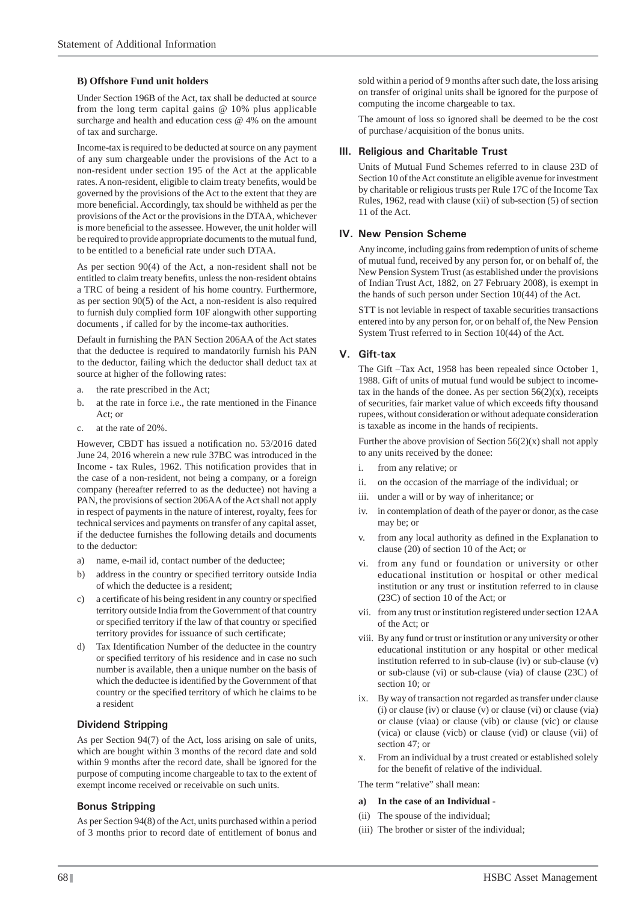### B) Offshore Fund unit holders

Under Section 196B of the Act, tax shall be deducted at source from the long term capital gains @ 10% plus applicable surcharge and health and education cess @ 4% on the amount of tax and surcharge.

Income-tax is required to be deducted at source on any payment of any sum chargeable under the provisions of the Act to a non-resident under section 195 of the Act at the applicable rates. A non-resident, eligible to claim treaty benefits, would be governed by the provisions of the Act to the extent that they are more beneficial. Accordingly, tax should be withheld as per the provisions of the Act or the provisions in the DTAA, whichever is more beneficial to the assessee. However, the unit holder will be required to provide appropriate documents to the mutual fund, to be entitled to a beneficial rate under such DTAA.

As per section 90(4) of the Act, a non-resident shall not be entitled to claim treaty benefits, unless the non-resident obtains a TRC of being a resident of his home country. Furthermore, as per section 90(5) of the Act, a non-resident is also required to furnish duly complied form 10F alongwith other supporting documents , if called for by the income-tax authorities.

Default in furnishing the PAN Section 206AA of the Act states that the deductee is required to mandatorily furnish his PAN to the deductor, failing which the deductor shall deduct tax at source at higher of the following rates:

a. the rate prescribed in the Act;
b. at the rate in force i.e., the rate mentioned in the Finance Act; or
c. at the rate of 20%.

However, CBDT has issued a notification no. 53/2016 dated June 24, 2016 wherein a new rule 37BC was introduced in the Income - tax Rules, 1962. This notification provides that in the case of a non-resident, not being a company, or a foreign company (hereafter referred to as the deductee) not having a PAN, the provisions of section 206AA of the Act shall not apply in respect of payments in the nature of interest, royalty, fees for technical services and payments on transfer of any capital asset, if the deductee furnishes the following details and documents to the deductor:

a) name, e-mail id, contact number of the deductee;
b) address in the country or specified territory outside India of which the deductee is a resident;
c) a certificate of his being resident in any country or specified territory outside India from the Government of that country or specified territory if the law of that country or specified territory provides for issuance of such certificate;
d) Tax Identification Number of the deductee in the country or specified territory of his residence and in case no such number is available, then a unique number on the basis of which the deductee is identified by the Government of that country or the specified territory of which he claims to be a resident

### Dividend Stripping

As per Section 94(7) of the Act, loss arising on sale of units, which are bought within 3 months of the record date and sold within 9 months after the record date, shall be ignored for the purpose of computing income chargeable to tax to the extent of exempt income received or receivable on such units.

### Bonus Stripping

As per Section 94(8) of the Act, units purchased within a period of 3 months prior to record date of entitlement of bonus and sold within a period of 9 months after such date, the loss arising on transfer of original units shall be ignored for the purpose of computing the income chargeable to tax.

The amount of loss so ignored shall be deemed to be the cost of purchase / acquisition of the bonus units.

## III. Religious and Charitable Trust

Units of Mutual Fund Schemes referred to in clause 23D of Section 10 of the Act constitute an eligible avenue for investment by charitable or religious trusts per Rule 17C of the Income Tax Rules, 1962, read with clause (xii) of sub-section (5) of section 11 of the Act.

## IV. New Pension Scheme

Any income, including gains from redemption of units of scheme of mutual fund, received by any person for, or on behalf of, the New Pension System Trust (as established under the provisions of Indian Trust Act, 1882, on 27 February 2008), is exempt in the hands of such person under Section 10(44) of the Act.

STT is not leviable in respect of taxable securities transactions entered into by any person for, or on behalf of, the New Pension System Trust referred to in Section 10(44) of the Act.

## V. Gift-tax

The Gift –Tax Act, 1958 has been repealed since October 1, 1988. Gift of units of mutual fund would be subject to income-tax in the hands of the donee. As per section 56(2)(x), receipts of securities, fair market value of which exceeds fifty thousand rupees, without consideration or without adequate consideration is taxable as income in the hands of recipients.

Further the above provision of Section 56(2)(x) shall not apply to any units received by the donee:

i. from any relative; or
ii. on the occasion of the marriage of the individual; or
iii. under a will or by way of inheritance; or
iv. in contemplation of death of the payer or donor, as the case may be; or
v. from any local authority as defined in the Explanation to clause (20) of section 10 of the Act; or
vi. from any fund or foundation or university or other educational institution or hospital or other medical institution or any trust or institution referred to in clause (23C) of section 10 of the Act; or
vii. from any trust or institution registered under section 12AA of the Act; or
viii. By any fund or trust or institution or any university or other educational institution or any hospital or other medical institution referred to in sub-clause (iv) or sub-clause (v) or sub-clause (vi) or sub-clause (via) of clause (23C) of section 10; or
ix. By way of transaction not regarded as transfer under clause (i) or clause (iv) or clause (v) or clause (vi) or clause (via) or clause (viaa) or clause (vib) or clause (vic) or clause (vica) or clause (vicb) or clause (vid) or clause (vii) of section 47; or
x. From an individual by a trust created or established solely for the benefit of relative of the individual.

The term "relative" shall mean:

**a) In the case of an Individual -**

(ii) The spouse of the individual;
(iii) The brother or sister of the individual;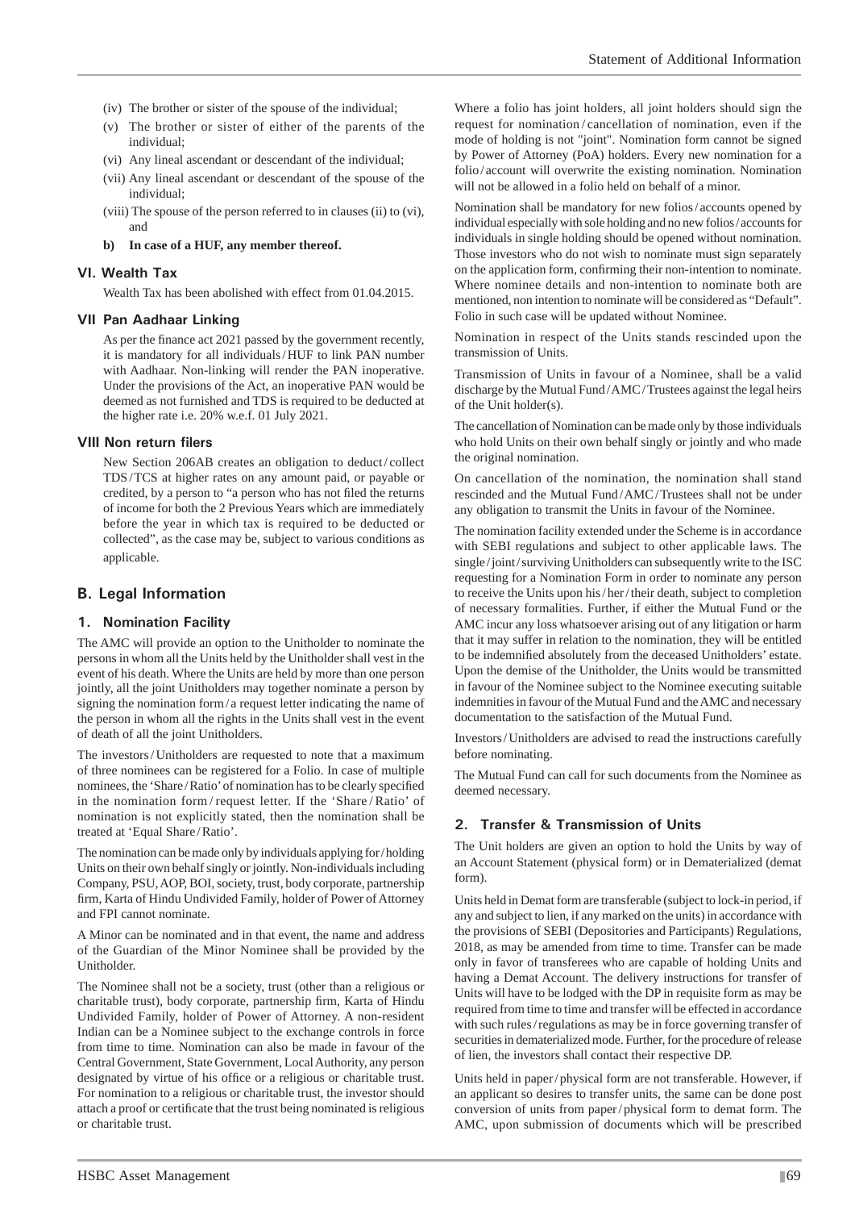(iv) The brother or sister of the spouse of the individual;

(v) The brother or sister of either of the parents of the individual;

(vi) Any lineal ascendant or descendant of the individual;

(vii) Any lineal ascendant or descendant of the spouse of the individual;

(viii) The spouse of the person referred to in clauses (ii) to (vi), and

**b) In case of a HUF, any member thereof.**

### VI. Wealth Tax

Wealth Tax has been abolished with effect from 01.04.2015.

### VII Pan Aadhaar Linking

As per the finance act 2021 passed by the government recently, it is mandatory for all individuals/HUF to link PAN number with Aadhaar. Non-linking will render the PAN inoperative. Under the provisions of the Act, an inoperative PAN would be deemed as not furnished and TDS is required to be deducted at the higher rate i.e. 20% w.e.f. 01 July 2021.

### VIII Non return filers

New Section 206AB creates an obligation to deduct/collect TDS/TCS at higher rates on any amount paid, or payable or credited, by a person to "a person who has not filed the returns of income for both the 2 Previous Years which are immediately before the year in which tax is required to be deducted or collected", as the case may be, subject to various conditions as applicable.

## B. Legal Information

### 1. Nomination Facility

The AMC will provide an option to the Unitholder to nominate the persons in whom all the Units held by the Unitholder shall vest in the event of his death. Where the Units are held by more than one person jointly, all the joint Unitholders may together nominate a person by signing the nomination form/a request letter indicating the name of the person in whom all the rights in the Units shall vest in the event of death of all the joint Unitholders.

The investors/Unitholders are requested to note that a maximum of three nominees can be registered for a Folio. In case of multiple nominees, the 'Share/Ratio' of nomination has to be clearly specified in the nomination form/request letter. If the 'Share/Ratio' of nomination is not explicitly stated, then the nomination shall be treated at 'Equal Share/Ratio'.

The nomination can be made only by individuals applying for/holding Units on their own behalf singly or jointly. Non-individuals including Company, PSU, AOP, BOI, society, trust, body corporate, partnership firm, Karta of Hindu Undivided Family, holder of Power of Attorney and FPI cannot nominate.

A Minor can be nominated and in that event, the name and address of the Guardian of the Minor Nominee shall be provided by the Unitholder.

The Nominee shall not be a society, trust (other than a religious or charitable trust), body corporate, partnership firm, Karta of Hindu Undivided Family, holder of Power of Attorney. A non-resident Indian can be a Nominee subject to the exchange controls in force from time to time. Nomination can also be made in favour of the Central Government, State Government, Local Authority, any person designated by virtue of his office or a religious or charitable trust. For nomination to a religious or charitable trust, the investor should attach a proof or certificate that the trust being nominated is religious or charitable trust.

Where a folio has joint holders, all joint holders should sign the request for nomination/cancellation of nomination, even if the mode of holding is not "joint". Nomination form cannot be signed by Power of Attorney (PoA) holders. Every new nomination for a folio/account will overwrite the existing nomination. Nomination will not be allowed in a folio held on behalf of a minor.

Nomination shall be mandatory for new folios/accounts opened by individual especially with sole holding and no new folios/accounts for individuals in single holding should be opened without nomination. Those investors who do not wish to nominate must sign separately on the application form, confirming their non-intention to nominate. Where nominee details and non-intention to nominate both are mentioned, non intention to nominate will be considered as "Default". Folio in such case will be updated without Nominee.

Nomination in respect of the Units stands rescinded upon the transmission of Units.

Transmission of Units in favour of a Nominee, shall be a valid discharge by the Mutual Fund/AMC/Trustees against the legal heirs of the Unit holder(s).

The cancellation of Nomination can be made only by those individuals who hold Units on their own behalf singly or jointly and who made the original nomination.

On cancellation of the nomination, the nomination shall stand rescinded and the Mutual Fund/AMC/Trustees shall not be under any obligation to transmit the Units in favour of the Nominee.

The nomination facility extended under the Scheme is in accordance with SEBI regulations and subject to other applicable laws. The single/joint/surviving Unitholders can subsequently write to the ISC requesting for a Nomination Form in order to nominate any person to receive the Units upon his/her/their death, subject to completion of necessary formalities. Further, if either the Mutual Fund or the AMC incur any loss whatsoever arising out of any litigation or harm that it may suffer in relation to the nomination, they will be entitled to be indemnified absolutely from the deceased Unitholders' estate. Upon the demise of the Unitholder, the Units would be transmitted in favour of the Nominee subject to the Nominee executing suitable indemnities in favour of the Mutual Fund and the AMC and necessary documentation to the satisfaction of the Mutual Fund.

Investors/Unitholders are advised to read the instructions carefully before nominating.

The Mutual Fund can call for such documents from the Nominee as deemed necessary.

### 2. Transfer & Transmission of Units

The Unit holders are given an option to hold the Units by way of an Account Statement (physical form) or in Dematerialized (demat form).

Units held in Demat form are transferable (subject to lock-in period, if any and subject to lien, if any marked on the units) in accordance with the provisions of SEBI (Depositories and Participants) Regulations, 2018, as may be amended from time to time. Transfer can be made only in favor of transferees who are capable of holding Units and having a Demat Account. The delivery instructions for transfer of Units will have to be lodged with the DP in requisite form as may be required from time to time and transfer will be effected in accordance with such rules/regulations as may be in force governing transfer of securities in dematerialized mode. Further, for the procedure of release of lien, the investors shall contact their respective DP.

Units held in paper/physical form are not transferable. However, if an applicant so desires to transfer units, the same can be done post conversion of units from paper/physical form to demat form. The AMC, upon submission of documents which will be prescribed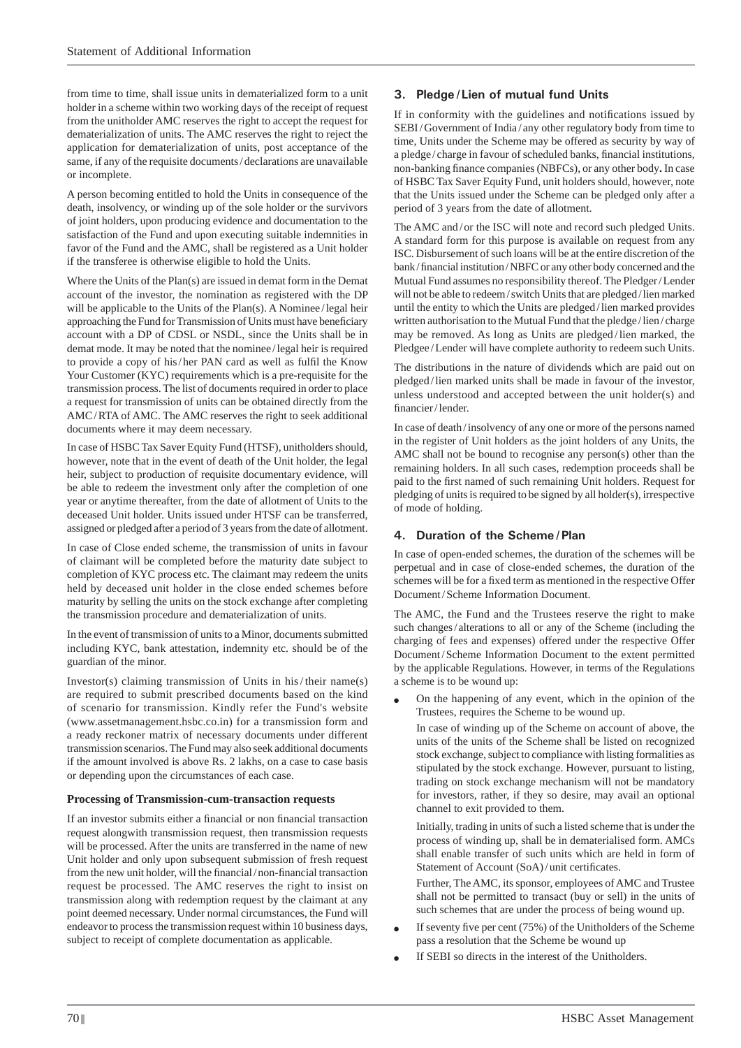from time to time, shall issue units in dematerialized form to a unit holder in a scheme within two working days of the receipt of request from the unitholder AMC reserves the right to accept the request for dematerialization of units. The AMC reserves the right to reject the application for dematerialization of units, post acceptance of the same, if any of the requisite documents / declarations are unavailable or incomplete.

A person becoming entitled to hold the Units in consequence of the death, insolvency, or winding up of the sole holder or the survivors of joint holders, upon producing evidence and documentation to the satisfaction of the Fund and upon executing suitable indemnities in favor of the Fund and the AMC, shall be registered as a Unit holder if the transferee is otherwise eligible to hold the Units.

Where the Units of the Plan(s) are issued in demat form in the Demat account of the investor, the nomination as registered with the DP will be applicable to the Units of the Plan(s). A Nominee / legal heir approaching the Fund for Transmission of Units must have beneficiary account with a DP of CDSL or NSDL, since the Units shall be in demat mode. It may be noted that the nominee / legal heir is required to provide a copy of his / her PAN card as well as fulfil the Know Your Customer (KYC) requirements which is a pre-requisite for the transmission process. The list of documents required in order to place a request for transmission of units can be obtained directly from the AMC / RTA of AMC. The AMC reserves the right to seek additional documents where it may deem necessary.

In case of HSBC Tax Saver Equity Fund (HTSF), unitholders should, however, note that in the event of death of the Unit holder, the legal heir, subject to production of requisite documentary evidence, will be able to redeem the investment only after the completion of one year or anytime thereafter, from the date of allotment of Units to the deceased Unit holder. Units issued under HTSF can be transferred, assigned or pledged after a period of 3 years from the date of allotment.

In case of Close ended scheme, the transmission of units in favour of claimant will be completed before the maturity date subject to completion of KYC process etc. The claimant may redeem the units held by deceased unit holder in the close ended schemes before maturity by selling the units on the stock exchange after completing the transmission procedure and dematerialization of units.

In the event of transmission of units to a Minor, documents submitted including KYC, bank attestation, indemnity etc. should be of the guardian of the minor.

Investor(s) claiming transmission of Units in his / their name(s) are required to submit prescribed documents based on the kind of scenario for transmission. Kindly refer the Fund's website (www.assetmanagement.hsbc.co.in) for a transmission form and a ready reckoner matrix of necessary documents under different transmission scenarios. The Fund may also seek additional documents if the amount involved is above Rs. 2 lakhs, on a case to case basis or depending upon the circumstances of each case.

**Processing of Transmission-cum-transaction requests**

If an investor submits either a financial or non financial transaction request alongwith transmission request, then transmission requests will be processed. After the units are transferred in the name of new Unit holder and only upon subsequent submission of fresh request from the new unit holder, will the financial / non-financial transaction request be processed. The AMC reserves the right to insist on transmission along with redemption request by the claimant at any point deemed necessary. Under normal circumstances, the Fund will endeavor to process the transmission request within 10 business days, subject to receipt of complete documentation as applicable.

### 3. Pledge / Lien of mutual fund Units

If in conformity with the guidelines and notifications issued by SEBI / Government of India / any other regulatory body from time to time, Units under the Scheme may be offered as security by way of a pledge / charge in favour of scheduled banks, financial institutions, non-banking finance companies (NBFCs), or any other body**.** In case of HSBC Tax Saver Equity Fund, unit holders should, however, note that the Units issued under the Scheme can be pledged only after a period of 3 years from the date of allotment.

The AMC and / or the ISC will note and record such pledged Units. A standard form for this purpose is available on request from any ISC. Disbursement of such loans will be at the entire discretion of the bank / financial institution / NBFC or any other body concerned and the Mutual Fund assumes no responsibility thereof. The Pledger / Lender will not be able to redeem / switch Units that are pledged / lien marked until the entity to which the Units are pledged / lien marked provides written authorisation to the Mutual Fund that the pledge / lien / charge may be removed. As long as Units are pledged / lien marked, the Pledgee / Lender will have complete authority to redeem such Units.

The distributions in the nature of dividends which are paid out on pledged / lien marked units shall be made in favour of the investor, unless understood and accepted between the unit holder(s) and financier / lender.

In case of death / insolvency of any one or more of the persons named in the register of Unit holders as the joint holders of any Units, the AMC shall not be bound to recognise any person(s) other than the remaining holders. In all such cases, redemption proceeds shall be paid to the first named of such remaining Unit holders. Request for pledging of units is required to be signed by all holder(s), irrespective of mode of holding.

### 4. Duration of the Scheme / Plan

In case of open-ended schemes, the duration of the schemes will be perpetual and in case of close-ended schemes, the duration of the schemes will be for a fixed term as mentioned in the respective Offer Document / Scheme Information Document.

The AMC, the Fund and the Trustees reserve the right to make such changes / alterations to all or any of the Scheme (including the charging of fees and expenses) offered under the respective Offer Document / Scheme Information Document to the extent permitted by the applicable Regulations. However, in terms of the Regulations a scheme is to be wound up:

- On the happening of any event, which in the opinion of the Trustees, requires the Scheme to be wound up.

  In case of winding up of the Scheme on account of above, the units of the units of the Scheme shall be listed on recognized stock exchange, subject to compliance with listing formalities as stipulated by the stock exchange. However, pursuant to listing, trading on stock exchange mechanism will not be mandatory for investors, rather, if they so desire, may avail an optional channel to exit provided to them.

  Initially, trading in units of such a listed scheme that is under the process of winding up, shall be in dematerialised form. AMCs shall enable transfer of such units which are held in form of Statement of Account (SoA) / unit certificates.

  Further, The AMC, its sponsor, employees of AMC and Trustee shall not be permitted to transact (buy or sell) in the units of such schemes that are under the process of being wound up.

- If seventy five per cent (75%) of the Unitholders of the Scheme pass a resolution that the Scheme be wound up
- If SEBI so directs in the interest of the Unitholders.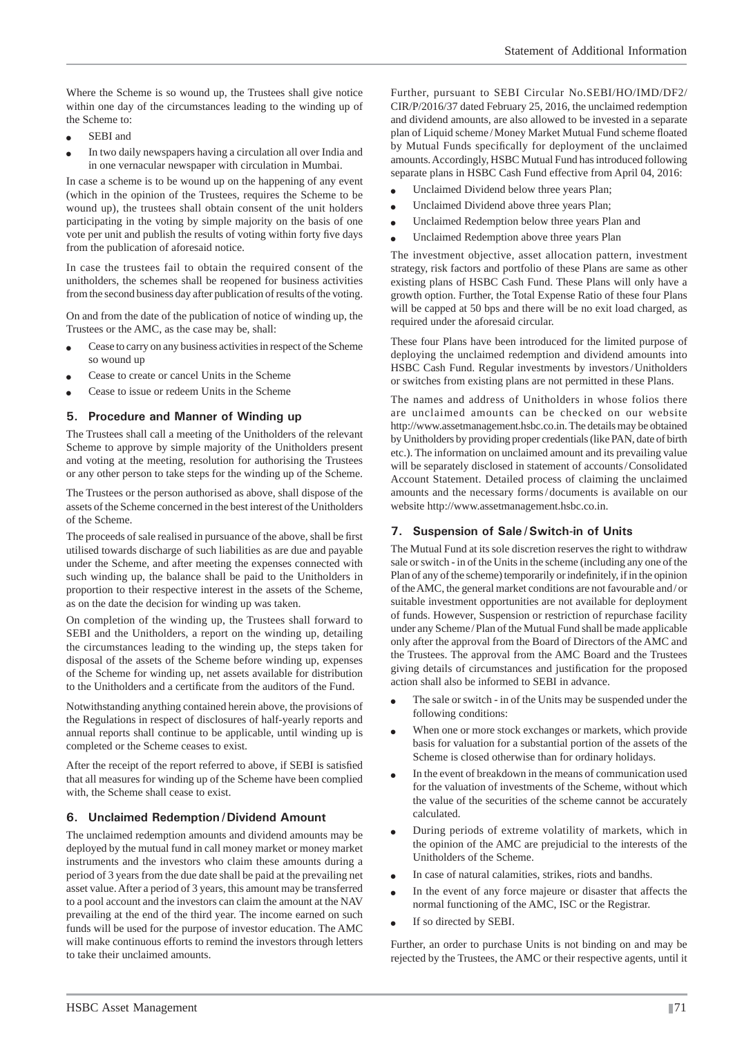Where the Scheme is so wound up, the Trustees shall give notice within one day of the circumstances leading to the winding up of the Scheme to:

- SEBI and
- In two daily newspapers having a circulation all over India and in one vernacular newspaper with circulation in Mumbai.

In case a scheme is to be wound up on the happening of any event (which in the opinion of the Trustees, requires the Scheme to be wound up), the trustees shall obtain consent of the unit holders participating in the voting by simple majority on the basis of one vote per unit and publish the results of voting within forty five days from the publication of aforesaid notice.

In case the trustees fail to obtain the required consent of the unitholders, the schemes shall be reopened for business activities from the second business day after publication of results of the voting.

On and from the date of the publication of notice of winding up, the Trustees or the AMC, as the case may be, shall:

- Cease to carry on any business activities in respect of the Scheme so wound up
- Cease to create or cancel Units in the Scheme
- Cease to issue or redeem Units in the Scheme

## 5. Procedure and Manner of Winding up

The Trustees shall call a meeting of the Unitholders of the relevant Scheme to approve by simple majority of the Unitholders present and voting at the meeting, resolution for authorising the Trustees or any other person to take steps for the winding up of the Scheme.

The Trustees or the person authorised as above, shall dispose of the assets of the Scheme concerned in the best interest of the Unitholders of the Scheme.

The proceeds of sale realised in pursuance of the above, shall be first utilised towards discharge of such liabilities as are due and payable under the Scheme, and after meeting the expenses connected with such winding up, the balance shall be paid to the Unitholders in proportion to their respective interest in the assets of the Scheme, as on the date the decision for winding up was taken.

On completion of the winding up, the Trustees shall forward to SEBI and the Unitholders, a report on the winding up, detailing the circumstances leading to the winding up, the steps taken for disposal of the assets of the Scheme before winding up, expenses of the Scheme for winding up, net assets available for distribution to the Unitholders and a certificate from the auditors of the Fund.

Notwithstanding anything contained herein above, the provisions of the Regulations in respect of disclosures of half-yearly reports and annual reports shall continue to be applicable, until winding up is completed or the Scheme ceases to exist.

After the receipt of the report referred to above, if SEBI is satisfied that all measures for winding up of the Scheme have been complied with, the Scheme shall cease to exist.

## 6. Unclaimed Redemption / Dividend Amount

The unclaimed redemption amounts and dividend amounts may be deployed by the mutual fund in call money market or money market instruments and the investors who claim these amounts during a period of 3 years from the due date shall be paid at the prevailing net asset value. After a period of 3 years, this amount may be transferred to a pool account and the investors can claim the amount at the NAV prevailing at the end of the third year. The income earned on such funds will be used for the purpose of investor education. The AMC will make continuous efforts to remind the investors through letters to take their unclaimed amounts.

Further, pursuant to SEBI Circular No.SEBI/HO/IMD/DF2/CIR/P/2016/37 dated February 25, 2016, the unclaimed redemption and dividend amounts, are also allowed to be invested in a separate plan of Liquid scheme / Money Market Mutual Fund scheme floated by Mutual Funds specifically for deployment of the unclaimed amounts. Accordingly, HSBC Mutual Fund has introduced following separate plans in HSBC Cash Fund effective from April 04, 2016:

- Unclaimed Dividend below three years Plan;
- Unclaimed Dividend above three years Plan;
- Unclaimed Redemption below three years Plan and
- Unclaimed Redemption above three years Plan

The investment objective, asset allocation pattern, investment strategy, risk factors and portfolio of these Plans are same as other existing plans of HSBC Cash Fund. These Plans will only have a growth option. Further, the Total Expense Ratio of these four Plans will be capped at 50 bps and there will be no exit load charged, as required under the aforesaid circular.

These four Plans have been introduced for the limited purpose of deploying the unclaimed redemption and dividend amounts into HSBC Cash Fund. Regular investments by investors / Unitholders or switches from existing plans are not permitted in these Plans.

The names and address of Unitholders in whose folios there are unclaimed amounts can be checked on our website http://www.assetmanagement.hsbc.co.in. The details may be obtained by Unitholders by providing proper credentials (like PAN, date of birth etc.). The information on unclaimed amount and its prevailing value will be separately disclosed in statement of accounts / Consolidated Account Statement. Detailed process of claiming the unclaimed amounts and the necessary forms / documents is available on our website http://www.assetmanagement.hsbc.co.in.

## 7. Suspension of Sale / Switch-in of Units

The Mutual Fund at its sole discretion reserves the right to withdraw sale or switch - in of the Units in the scheme (including any one of the Plan of any of the scheme) temporarily or indefinitely, if in the opinion of the AMC, the general market conditions are not favourable and / or suitable investment opportunities are not available for deployment of funds. However, Suspension or restriction of repurchase facility under any Scheme / Plan of the Mutual Fund shall be made applicable only after the approval from the Board of Directors of the AMC and the Trustees. The approval from the AMC Board and the Trustees giving details of circumstances and justification for the proposed action shall also be informed to SEBI in advance.

- The sale or switch - in of the Units may be suspended under the following conditions:
- When one or more stock exchanges or markets, which provide basis for valuation for a substantial portion of the assets of the Scheme is closed otherwise than for ordinary holidays.
- In the event of breakdown in the means of communication used for the valuation of investments of the Scheme, without which the value of the securities of the scheme cannot be accurately calculated.
- During periods of extreme volatility of markets, which in the opinion of the AMC are prejudicial to the interests of the Unitholders of the Scheme.
- In case of natural calamities, strikes, riots and bandhs.
- In the event of any force majeure or disaster that affects the normal functioning of the AMC, ISC or the Registrar.
- If so directed by SEBI.

Further, an order to purchase Units is not binding on and may be rejected by the Trustees, the AMC or their respective agents, until it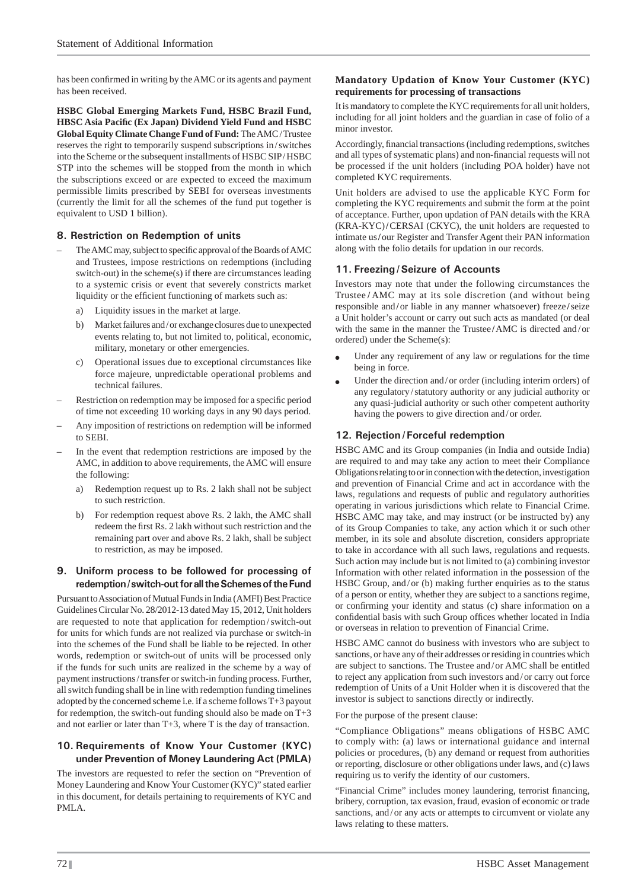has been confirmed in writing by the AMC or its agents and payment has been received.

**HSBC Global Emerging Markets Fund, HSBC Brazil Fund, HBSC Asia Pacific (Ex Japan) Dividend Yield Fund and HSBC Global Equity Climate Change Fund of Fund:** The AMC / Trustee reserves the right to temporarily suspend subscriptions in / switches into the Scheme or the subsequent installments of HSBC SIP / HSBC STP into the schemes will be stopped from the month in which the subscriptions exceed or are expected to exceed the maximum permissible limits prescribed by SEBI for overseas investments (currently the limit for all the schemes of the fund put together is equivalent to USD 1 billion).

## 8. Restriction on Redemption of units

- The AMC may, subject to specific approval of the Boards of AMC and Trustees, impose restrictions on redemptions (including switch-out) in the scheme(s) if there are circumstances leading to a systemic crisis or event that severely constricts market liquidity or the efficient functioning of markets such as:
  - a) Liquidity issues in the market at large.
  - b) Market failures and / or exchange closures due to unexpected events relating to, but not limited to, political, economic, military, monetary or other emergencies.
  - c) Operational issues due to exceptional circumstances like force majeure, unpredictable operational problems and technical failures.
- Restriction on redemption may be imposed for a specific period of time not exceeding 10 working days in any 90 days period.
- Any imposition of restrictions on redemption will be informed to SEBI.
- In the event that redemption restrictions are imposed by the AMC, in addition to above requirements, the AMC will ensure the following:
  - a) Redemption request up to Rs. 2 lakh shall not be subject to such restriction.
  - b) For redemption request above Rs. 2 lakh, the AMC shall redeem the first Rs. 2 lakh without such restriction and the remaining part over and above Rs. 2 lakh, shall be subject to restriction, as may be imposed.

## 9. Uniform process to be followed for processing of redemption / switch-out for all the Schemes of the Fund

Pursuant to Association of Mutual Funds in India (AMFI) Best Practice Guidelines Circular No. 28/2012-13 dated May 15, 2012, Unit holders are requested to note that application for redemption / switch-out for units for which funds are not realized via purchase or switch-in into the schemes of the Fund shall be liable to be rejected. In other words, redemption or switch-out of units will be processed only if the funds for such units are realized in the scheme by a way of payment instructions / transfer or switch-in funding process. Further, all switch funding shall be in line with redemption funding timelines adopted by the concerned scheme i.e. if a scheme follows T+3 payout for redemption, the switch-out funding should also be made on T+3 and not earlier or later than T+3, where T is the day of transaction.

## 10. Requirements of Know Your Customer (KYC) under Prevention of Money Laundering Act (PMLA)

The investors are requested to refer the section on "Prevention of Money Laundering and Know Your Customer (KYC)" stated earlier in this document, for details pertaining to requirements of KYC and PMLA.

**Mandatory Updation of Know Your Customer (KYC) requirements for processing of transactions**

It is mandatory to complete the KYC requirements for all unit holders, including for all joint holders and the guardian in case of folio of a minor investor.

Accordingly, financial transactions (including redemptions, switches and all types of systematic plans) and non-financial requests will not be processed if the unit holders (including POA holder) have not completed KYC requirements.

Unit holders are advised to use the applicable KYC Form for completing the KYC requirements and submit the form at the point of acceptance. Further, upon updation of PAN details with the KRA (KRA-KYC) / CERSAI (CKYC), the unit holders are requested to intimate us / our Register and Transfer Agent their PAN information along with the folio details for updation in our records.

## 11. Freezing / Seizure of Accounts

Investors may note that under the following circumstances the Trustee / AMC may at its sole discretion (and without being responsible and / or liable in any manner whatsoever) freeze / seize a Unit holder's account or carry out such acts as mandated (or deal with the same in the manner the Trustee / AMC is directed and / or ordered) under the Scheme(s):

- Under any requirement of any law or regulations for the time being in force.
- Under the direction and / or order (including interim orders) of any regulatory / statutory authority or any judicial authority or any quasi-judicial authority or such other competent authority having the powers to give direction and / or order.

## 12. Rejection / Forceful redemption

HSBC AMC and its Group companies (in India and outside India) are required to and may take any action to meet their Compliance Obligations relating to or in connection with the detection, investigation and prevention of Financial Crime and act in accordance with the laws, regulations and requests of public and regulatory authorities operating in various jurisdictions which relate to Financial Crime. HSBC AMC may take, and may instruct (or be instructed by) any of its Group Companies to take, any action which it or such other member, in its sole and absolute discretion, considers appropriate to take in accordance with all such laws, regulations and requests. Such action may include but is not limited to (a) combining investor Information with other related information in the possession of the HSBC Group, and / or (b) making further enquiries as to the status of a person or entity, whether they are subject to a sanctions regime, or confirming your identity and status (c) share information on a confidential basis with such Group offices whether located in India or overseas in relation to prevention of Financial Crime.

HSBC AMC cannot do business with investors who are subject to sanctions, or have any of their addresses or residing in countries which are subject to sanctions. The Trustee and / or AMC shall be entitled to reject any application from such investors and / or carry out force redemption of Units of a Unit Holder when it is discovered that the investor is subject to sanctions directly or indirectly.

For the purpose of the present clause:

"Compliance Obligations" means obligations of HSBC AMC to comply with: (a) laws or international guidance and internal policies or procedures, (b) any demand or request from authorities or reporting, disclosure or other obligations under laws, and (c) laws requiring us to verify the identity of our customers.

"Financial Crime" includes money laundering, terrorist financing, bribery, corruption, tax evasion, fraud, evasion of economic or trade sanctions, and / or any acts or attempts to circumvent or violate any laws relating to these matters.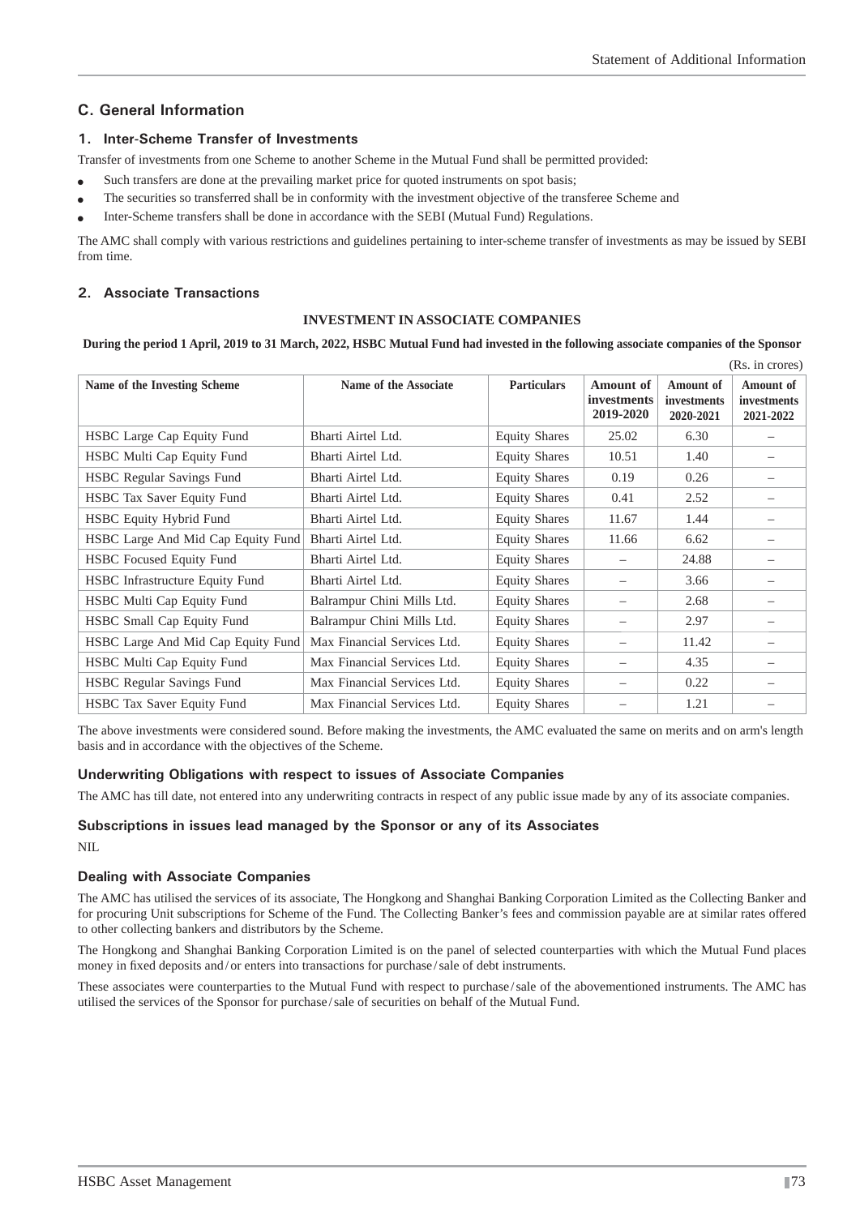## C. General Information

### 1. Inter-Scheme Transfer of Investments

Transfer of investments from one Scheme to another Scheme in the Mutual Fund shall be permitted provided:

- Such transfers are done at the prevailing market price for quoted instruments on spot basis;
- The securities so transferred shall be in conformity with the investment objective of the transferee Scheme and
- Inter-Scheme transfers shall be done in accordance with the SEBI (Mutual Fund) Regulations.

The AMC shall comply with various restrictions and guidelines pertaining to inter-scheme transfer of investments as may be issued by SEBI from time.

### 2. Associate Transactions

**INVESTMENT IN ASSOCIATE COMPANIES**

**During the period 1 April, 2019 to 31 March, 2022, HSBC Mutual Fund had invested in the following associate companies of the Sponsor**

(Rs. in crores)

| Name of the Investing Scheme | Name of the Associate | Particulars | Amount of investments 2019-2020 | Amount of investments 2020-2021 | Amount of investments 2021-2022 |
|---|---|---|---|---|---|
| HSBC Large Cap Equity Fund | Bharti Airtel Ltd. | Equity Shares | 25.02 | 6.30 | – |
| HSBC Multi Cap Equity Fund | Bharti Airtel Ltd. | Equity Shares | 10.51 | 1.40 | – |
| HSBC Regular Savings Fund | Bharti Airtel Ltd. | Equity Shares | 0.19 | 0.26 | – |
| HSBC Tax Saver Equity Fund | Bharti Airtel Ltd. | Equity Shares | 0.41 | 2.52 | – |
| HSBC Equity Hybrid Fund | Bharti Airtel Ltd. | Equity Shares | 11.67 | 1.44 | – |
| HSBC Large And Mid Cap Equity Fund | Bharti Airtel Ltd. | Equity Shares | 11.66 | 6.62 | – |
| HSBC Focused Equity Fund | Bharti Airtel Ltd. | Equity Shares | – | 24.88 | – |
| HSBC Infrastructure Equity Fund | Bharti Airtel Ltd. | Equity Shares | – | 3.66 | – |
| HSBC Multi Cap Equity Fund | Balrampur Chini Mills Ltd. | Equity Shares | – | 2.68 | – |
| HSBC Small Cap Equity Fund | Balrampur Chini Mills Ltd. | Equity Shares | – | 2.97 | – |
| HSBC Large And Mid Cap Equity Fund | Max Financial Services Ltd. | Equity Shares | – | 11.42 | – |
| HSBC Multi Cap Equity Fund | Max Financial Services Ltd. | Equity Shares | – | 4.35 | – |
| HSBC Regular Savings Fund | Max Financial Services Ltd. | Equity Shares | – | 0.22 | – |
| HSBC Tax Saver Equity Fund | Max Financial Services Ltd. | Equity Shares | – | 1.21 | – |

The above investments were considered sound. Before making the investments, the AMC evaluated the same on merits and on arm's length basis and in accordance with the objectives of the Scheme.

#### Underwriting Obligations with respect to issues of Associate Companies

The AMC has till date, not entered into any underwriting contracts in respect of any public issue made by any of its associate companies.

#### Subscriptions in issues lead managed by the Sponsor or any of its Associates

NIL

#### Dealing with Associate Companies

The AMC has utilised the services of its associate, The Hongkong and Shanghai Banking Corporation Limited as the Collecting Banker and for procuring Unit subscriptions for Scheme of the Fund. The Collecting Banker's fees and commission payable are at similar rates offered to other collecting bankers and distributors by the Scheme.

The Hongkong and Shanghai Banking Corporation Limited is on the panel of selected counterparties with which the Mutual Fund places money in fixed deposits and/or enters into transactions for purchase/sale of debt instruments.

These associates were counterparties to the Mutual Fund with respect to purchase/sale of the abovementioned instruments. The AMC has utilised the services of the Sponsor for purchase/sale of securities on behalf of the Mutual Fund.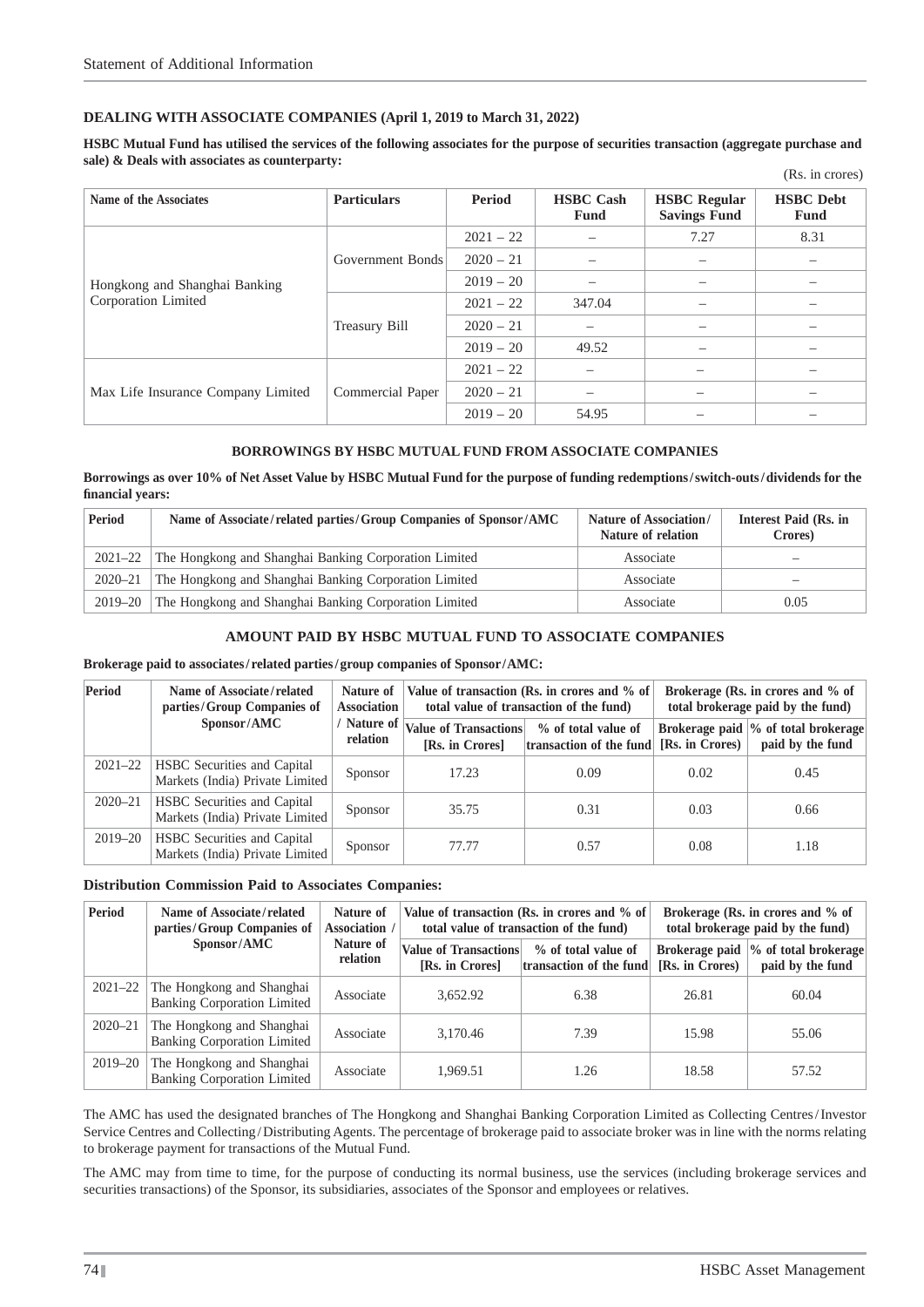## DEALING WITH ASSOCIATE COMPANIES (April 1, 2019 to March 31, 2022)

**HSBC Mutual Fund has utilised the services of the following associates for the purpose of securities transaction (aggregate purchase and sale) & Deals with associates as counterparty:**

(Rs. in crores)

| Name of the Associates | Particulars | Period | HSBC Cash Fund | HSBC Regular Savings Fund | HSBC Debt Fund |
|---|---|---|---|---|---|
| Hongkong and Shanghai Banking Corporation Limited | Government Bonds | 2021 – 22 | – | 7.27 | 8.31 |
| | | 2020 – 21 | – | – | – |
| | | 2019 – 20 | – | – | – |
| | Treasury Bill | 2021 – 22 | 347.04 | – | – |
| | | 2020 – 21 | – | – | – |
| | | 2019 – 20 | 49.52 | – | – |
| Max Life Insurance Company Limited | Commercial Paper | 2021 – 22 | – | – | – |
| | | 2020 – 21 | – | – | – |
| | | 2019 – 20 | 54.95 | – | – |

### BORROWINGS BY HSBC MUTUAL FUND FROM ASSOCIATE COMPANIES

**Borrowings as over 10% of Net Asset Value by HSBC Mutual Fund for the purpose of funding redemptions/switch-outs/dividends for the financial years:**

| Period | Name of Associate/related parties/Group Companies of Sponsor/AMC | Nature of Association/ Nature of relation | Interest Paid (Rs. in Crores) |
|---|---|---|---|
| 2021–22 | The Hongkong and Shanghai Banking Corporation Limited | Associate | – |
| 2020–21 | The Hongkong and Shanghai Banking Corporation Limited | Associate | – |
| 2019–20 | The Hongkong and Shanghai Banking Corporation Limited | Associate | 0.05 |

### AMOUNT PAID BY HSBC MUTUAL FUND TO ASSOCIATE COMPANIES

**Brokerage paid to associates/related parties/group companies of Sponsor/AMC:**

| Period | Name of Associate/related parties/Group Companies of Sponsor/AMC | Nature of Association / Nature of relation | Value of transaction (Rs. in crores and % of total value of transaction of the fund) | | Brokerage (Rs. in crores and % of total brokerage paid by the fund) | |
|---|---|---|---|---|---|---|
| | | | Value of Transactions [Rs. in Crores] | % of total value of transaction of the fund | Brokerage paid [Rs. in Crores) | % of total brokerage paid by the fund |
| 2021–22 | HSBC Securities and Capital Markets (India) Private Limited | Sponsor | 17.23 | 0.09 | 0.02 | 0.45 |
| 2020–21 | HSBC Securities and Capital Markets (India) Private Limited | Sponsor | 35.75 | 0.31 | 0.03 | 0.66 |
| 2019–20 | HSBC Securities and Capital Markets (India) Private Limited | Sponsor | 77.77 | 0.57 | 0.08 | 1.18 |

**Distribution Commission Paid to Associates Companies:**

| Period | Name of Associate/related parties/Group Companies of Sponsor/AMC | Nature of Association / Nature of relation | Value of transaction (Rs. in crores and % of total value of transaction of the fund) | | Brokerage (Rs. in crores and % of total brokerage paid by the fund) | |
|---|---|---|---|---|---|---|
| | | | Value of Transactions [Rs. in Crores] | % of total value of transaction of the fund | Brokerage paid [Rs. in Crores) | % of total brokerage paid by the fund |
| 2021–22 | The Hongkong and Shanghai Banking Corporation Limited | Associate | 3,652.92 | 6.38 | 26.81 | 60.04 |
| 2020–21 | The Hongkong and Shanghai Banking Corporation Limited | Associate | 3,170.46 | 7.39 | 15.98 | 55.06 |
| 2019–20 | The Hongkong and Shanghai Banking Corporation Limited | Associate | 1,969.51 | 1.26 | 18.58 | 57.52 |

The AMC has used the designated branches of The Hongkong and Shanghai Banking Corporation Limited as Collecting Centres/Investor Service Centres and Collecting/Distributing Agents. The percentage of brokerage paid to associate broker was in line with the norms relating to brokerage payment for transactions of the Mutual Fund.

The AMC may from time to time, for the purpose of conducting its normal business, use the services (including brokerage services and securities transactions) of the Sponsor, its subsidiaries, associates of the Sponsor and employees or relatives.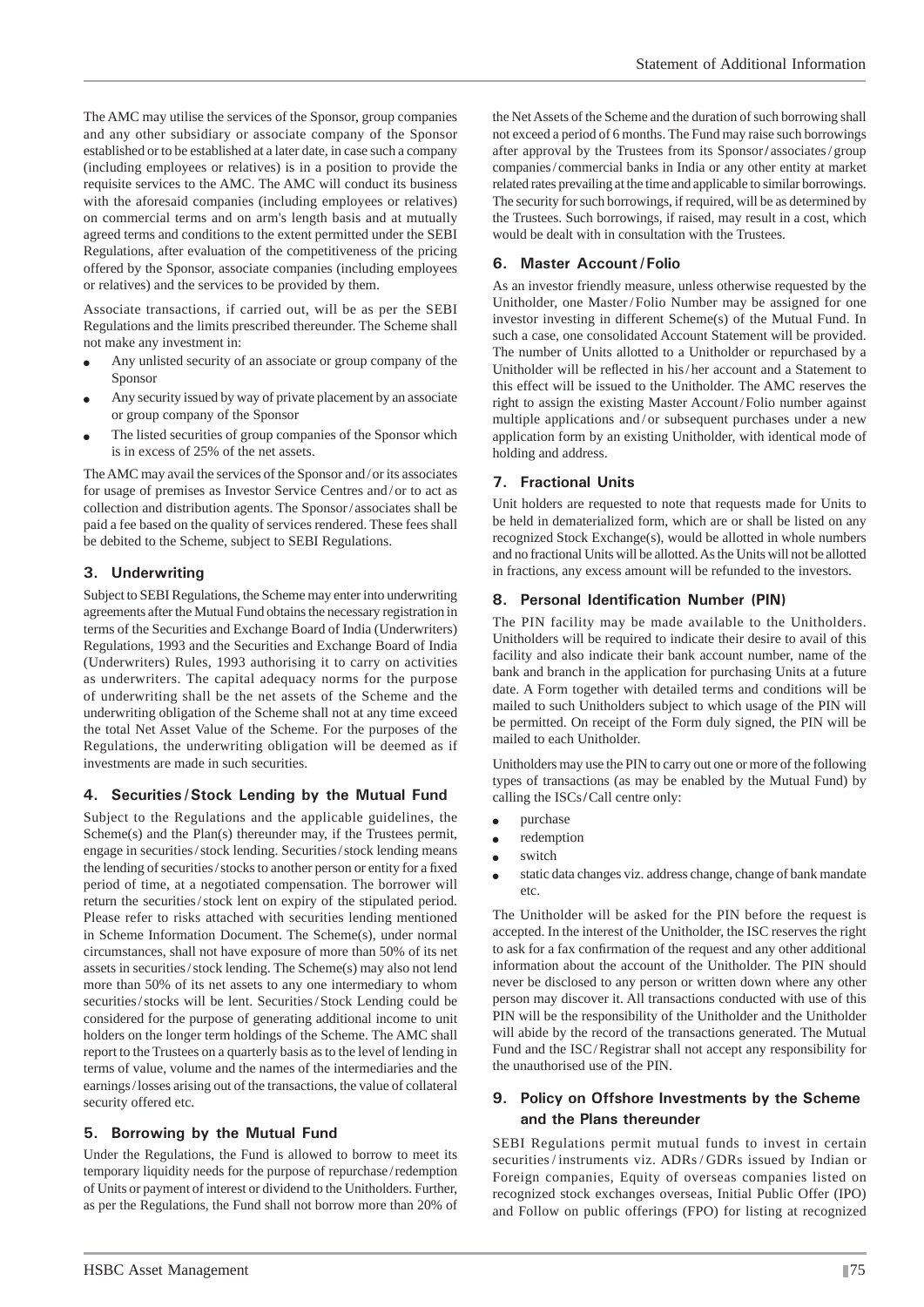The AMC may utilise the services of the Sponsor, group companies and any other subsidiary or associate company of the Sponsor established or to be established at a later date, in case such a company (including employees or relatives) is in a position to provide the requisite services to the AMC. The AMC will conduct its business with the aforesaid companies (including employees or relatives) on commercial terms and on arm's length basis and at mutually agreed terms and conditions to the extent permitted under the SEBI Regulations, after evaluation of the competitiveness of the pricing offered by the Sponsor, associate companies (including employees or relatives) and the services to be provided by them.

Associate transactions, if carried out, will be as per the SEBI Regulations and the limits prescribed thereunder. The Scheme shall not make any investment in:

- Any unlisted security of an associate or group company of the Sponsor
- Any security issued by way of private placement by an associate or group company of the Sponsor
- The listed securities of group companies of the Sponsor which is in excess of 25% of the net assets.

The AMC may avail the services of the Sponsor and / or its associates for usage of premises as Investor Service Centres and / or to act as collection and distribution agents. The Sponsor / associates shall be paid a fee based on the quality of services rendered. These fees shall be debited to the Scheme, subject to SEBI Regulations.

## 3. Underwriting

Subject to SEBI Regulations, the Scheme may enter into underwriting agreements after the Mutual Fund obtains the necessary registration in terms of the Securities and Exchange Board of India (Underwriters) Regulations, 1993 and the Securities and Exchange Board of India (Underwriters) Rules, 1993 authorising it to carry on activities as underwriters. The capital adequacy norms for the purpose of underwriting shall be the net assets of the Scheme and the underwriting obligation of the Scheme shall not at any time exceed the total Net Asset Value of the Scheme. For the purposes of the Regulations, the underwriting obligation will be deemed as if investments are made in such securities.

## 4. Securities / Stock Lending by the Mutual Fund

Subject to the Regulations and the applicable guidelines, the Scheme(s) and the Plan(s) thereunder may, if the Trustees permit, engage in securities / stock lending. Securities / stock lending means the lending of securities / stocks to another person or entity for a fixed period of time, at a negotiated compensation. The borrower will return the securities / stock lent on expiry of the stipulated period. Please refer to risks attached with securities lending mentioned in Scheme Information Document. The Scheme(s), under normal circumstances, shall not have exposure of more than 50% of its net assets in securities / stock lending. The Scheme(s) may also not lend more than 50% of its net assets to any one intermediary to whom securities / stocks will be lent. Securities / Stock Lending could be considered for the purpose of generating additional income to unit holders on the longer term holdings of the Scheme. The AMC shall report to the Trustees on a quarterly basis as to the level of lending in terms of value, volume and the names of the intermediaries and the earnings / losses arising out of the transactions, the value of collateral security offered etc.

## 5. Borrowing by the Mutual Fund

Under the Regulations, the Fund is allowed to borrow to meet its temporary liquidity needs for the purpose of repurchase / redemption of Units or payment of interest or dividend to the Unitholders. Further, as per the Regulations, the Fund shall not borrow more than 20% of the Net Assets of the Scheme and the duration of such borrowing shall not exceed a period of 6 months. The Fund may raise such borrowings after approval by the Trustees from its Sponsor / associates / group companies / commercial banks in India or any other entity at market related rates prevailing at the time and applicable to similar borrowings. The security for such borrowings, if required, will be as determined by the Trustees. Such borrowings, if raised, may result in a cost, which would be dealt with in consultation with the Trustees.

## 6. Master Account / Folio

As an investor friendly measure, unless otherwise requested by the Unitholder, one Master / Folio Number may be assigned for one investor investing in different Scheme(s) of the Mutual Fund. In such a case, one consolidated Account Statement will be provided. The number of Units allotted to a Unitholder or repurchased by a Unitholder will be reflected in his / her account and a Statement to this effect will be issued to the Unitholder. The AMC reserves the right to assign the existing Master Account / Folio number against multiple applications and / or subsequent purchases under a new application form by an existing Unitholder, with identical mode of holding and address.

## 7. Fractional Units

Unit holders are requested to note that requests made for Units to be held in dematerialized form, which are or shall be listed on any recognized Stock Exchange(s), would be allotted in whole numbers and no fractional Units will be allotted. As the Units will not be allotted in fractions, any excess amount will be refunded to the investors.

## 8. Personal Identification Number (PIN)

The PIN facility may be made available to the Unitholders. Unitholders will be required to indicate their desire to avail of this facility and also indicate their bank account number, name of the bank and branch in the application for purchasing Units at a future date. A Form together with detailed terms and conditions will be mailed to such Unitholders subject to which usage of the PIN will be permitted. On receipt of the Form duly signed, the PIN will be mailed to each Unitholder.

Unitholders may use the PIN to carry out one or more of the following types of transactions (as may be enabled by the Mutual Fund) by calling the ISCs / Call centre only:

- purchase
- redemption
- switch
- static data changes viz. address change, change of bank mandate etc.

The Unitholder will be asked for the PIN before the request is accepted. In the interest of the Unitholder, the ISC reserves the right to ask for a fax confirmation of the request and any other additional information about the account of the Unitholder. The PIN should never be disclosed to any person or written down where any other person may discover it. All transactions conducted with use of this PIN will be the responsibility of the Unitholder and the Unitholder will abide by the record of the transactions generated. The Mutual Fund and the ISC / Registrar shall not accept any responsibility for the unauthorised use of the PIN.

## 9. Policy on Offshore Investments by the Scheme and the Plans thereunder

SEBI Regulations permit mutual funds to invest in certain securities / instruments viz. ADRs / GDRs issued by Indian or Foreign companies, Equity of overseas companies listed on recognized stock exchanges overseas, Initial Public Offer (IPO) and Follow on public offerings (FPO) for listing at recognized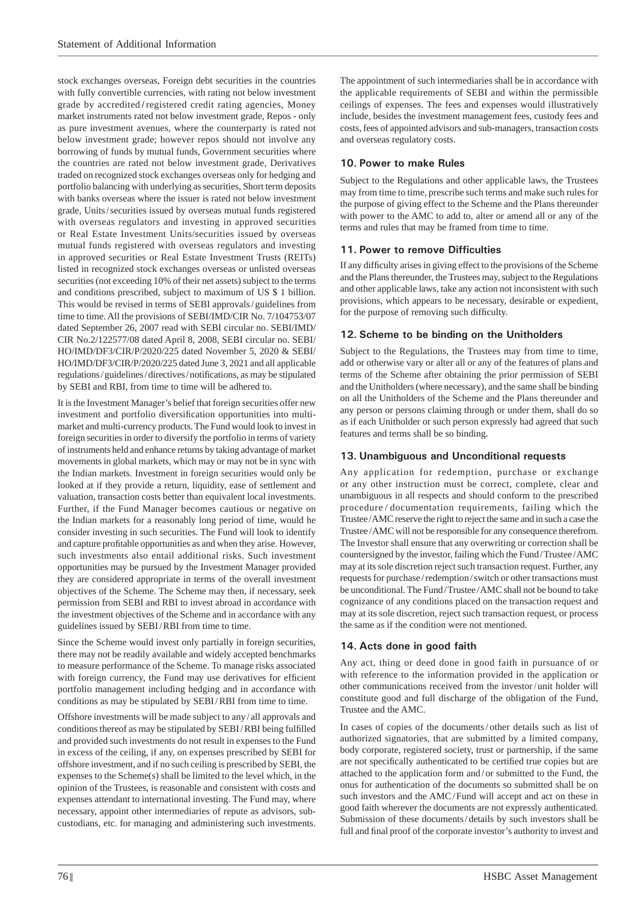stock exchanges overseas, Foreign debt securities in the countries with fully convertible currencies, with rating not below investment grade by accredited/registered credit rating agencies, Money market instruments rated not below investment grade, Repos - only as pure investment avenues, where the counterparty is rated not below investment grade; however repos should not involve any borrowing of funds by mutual funds, Government securities where the countries are rated not below investment grade, Derivatives traded on recognized stock exchanges overseas only for hedging and portfolio balancing with underlying as securities, Short term deposits with banks overseas where the issuer is rated not below investment grade, Units/securities issued by overseas mutual funds registered with overseas regulators and investing in approved securities or Real Estate Investment Units/securities issued by overseas mutual funds registered with overseas regulators and investing in approved securities or Real Estate Investment Trusts (REITs) listed in recognized stock exchanges overseas or unlisted overseas securities (not exceeding 10% of their net assets) subject to the terms and conditions prescribed, subject to maximum of US $ 1 billion. This would be revised in terms of SEBI approvals/guidelines from time to time. All the provisions of SEBI/IMD/CIR No. 7/104753/07 dated September 26, 2007 read with SEBI circular no. SEBI/IMD/CIR No.2/122577/08 dated April 8, 2008, SEBI circular no. SEBI/HO/IMD/DF3/CIR/P/2020/225 dated November 5, 2020 & SEBI/HO/IMD/DF3/CIR/P/2020/225 dated June 3, 2021 and all applicable regulations/guidelines/directives/notifications, as may be stipulated by SEBI and RBI, from time to time will be adhered to.

It is the Investment Manager's belief that foreign securities offer new investment and portfolio diversification opportunities into multi-market and multi-currency products. The Fund would look to invest in foreign securities in order to diversify the portfolio in terms of variety of instruments held and enhance returns by taking advantage of market movements in global markets, which may or may not be in sync with the Indian markets. Investment in foreign securities would only be looked at if they provide a return, liquidity, ease of settlement and valuation, transaction costs better than equivalent local investments. Further, if the Fund Manager becomes cautious or negative on the Indian markets for a reasonably long period of time, would he consider investing in such securities. The Fund will look to identify and capture profitable opportunities as and when they arise. However, such investments also entail additional risks. Such investment opportunities may be pursued by the Investment Manager provided they are considered appropriate in terms of the overall investment objectives of the Scheme. The Scheme may then, if necessary, seek permission from SEBI and RBI to invest abroad in accordance with the investment objectives of the Scheme and in accordance with any guidelines issued by SEBI/RBI from time to time.

Since the Scheme would invest only partially in foreign securities, there may not be readily available and widely accepted benchmarks to measure performance of the Scheme. To manage risks associated with foreign currency, the Fund may use derivatives for efficient portfolio management including hedging and in accordance with conditions as may be stipulated by SEBI/RBI from time to time.

Offshore investments will be made subject to any/all approvals and conditions thereof as may be stipulated by SEBI/RBI being fulfilled and provided such investments do not result in expenses to the Fund in excess of the ceiling, if any, on expenses prescribed by SEBI for offshore investment, and if no such ceiling is prescribed by SEBI, the expenses to the Scheme(s) shall be limited to the level which, in the opinion of the Trustees, is reasonable and consistent with costs and expenses attendant to international investing. The Fund may, where necessary, appoint other intermediaries of repute as advisors, sub-custodians, etc. for managing and administering such investments. The appointment of such intermediaries shall be in accordance with the applicable requirements of SEBI and within the permissible ceilings of expenses. The fees and expenses would illustratively include, besides the investment management fees, custody fees and costs, fees of appointed advisors and sub-managers, transaction costs and overseas regulatory costs.

## 10. Power to make Rules

Subject to the Regulations and other applicable laws, the Trustees may from time to time, prescribe such terms and make such rules for the purpose of giving effect to the Scheme and the Plans thereunder with power to the AMC to add to, alter or amend all or any of the terms and rules that may be framed from time to time.

## 11. Power to remove Difficulties

If any difficulty arises in giving effect to the provisions of the Scheme and the Plans thereunder, the Trustees may, subject to the Regulations and other applicable laws, take any action not inconsistent with such provisions, which appears to be necessary, desirable or expedient, for the purpose of removing such difficulty.

## 12. Scheme to be binding on the Unitholders

Subject to the Regulations, the Trustees may from time to time, add or otherwise vary or alter all or any of the features of plans and terms of the Scheme after obtaining the prior permission of SEBI and the Unitholders (where necessary), and the same shall be binding on all the Unitholders of the Scheme and the Plans thereunder and any person or persons claiming through or under them, shall do so as if each Unitholder or such person expressly had agreed that such features and terms shall be so binding.

## 13. Unambiguous and Unconditional requests

Any application for redemption, purchase or exchange or any other instruction must be correct, complete, clear and unambiguous in all respects and should conform to the prescribed procedure/documentation requirements, failing which the Trustee/AMC reserve the right to reject the same and in such a case the Trustee/AMC will not be responsible for any consequence therefrom. The Investor shall ensure that any overwriting or correction shall be countersigned by the investor, failing which the Fund/Trustee/AMC may at its sole discretion reject such transaction request. Further, any requests for purchase/redemption/switch or other transactions must be unconditional. The Fund/Trustee/AMC shall not be bound to take cognizance of any conditions placed on the transaction request and may at its sole discretion, reject such transaction request, or process the same as if the condition were not mentioned.

## 14. Acts done in good faith

Any act, thing or deed done in good faith in pursuance of or with reference to the information provided in the application or other communications received from the investor/unit holder will constitute good and full discharge of the obligation of the Fund, Trustee and the AMC.

In cases of copies of the documents/other details such as list of authorized signatories, that are submitted by a limited company, body corporate, registered society, trust or partnership, if the same are not specifically authenticated to be certified true copies but are attached to the application form and/or submitted to the Fund, the onus for authentication of the documents so submitted shall be on such investors and the AMC/Fund will accept and act on these in good faith wherever the documents are not expressly authenticated. Submission of these documents/details by such investors shall be full and final proof of the corporate investor's authority to invest and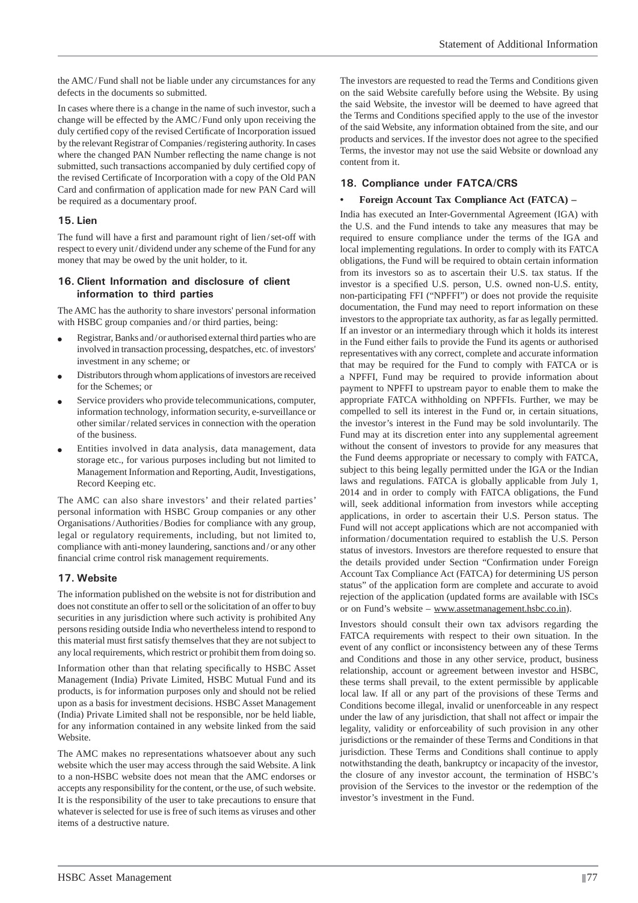the AMC / Fund shall not be liable under any circumstances for any defects in the documents so submitted.

In cases where there is a change in the name of such investor, such a change will be effected by the AMC / Fund only upon receiving the duly certified copy of the revised Certificate of Incorporation issued by the relevant Registrar of Companies / registering authority. In cases where the changed PAN Number reflecting the name change is not submitted, such transactions accompanied by duly certified copy of the revised Certificate of Incorporation with a copy of the Old PAN Card and confirmation of application made for new PAN Card will be required as a documentary proof.

## 15. Lien

The fund will have a first and paramount right of lien / set-off with respect to every unit / dividend under any scheme of the Fund for any money that may be owed by the unit holder, to it.

## 16. Client Information and disclosure of client information to third parties

The AMC has the authority to share investors' personal information with HSBC group companies and / or third parties, being:

- Registrar, Banks and / or authorised external third parties who are involved in transaction processing, despatches, etc. of investors' investment in any scheme; or
- Distributors through whom applications of investors are received for the Schemes; or
- Service providers who provide telecommunications, computer, information technology, information security, e-surveillance or other similar / related services in connection with the operation of the business.
- Entities involved in data analysis, data management, data storage etc., for various purposes including but not limited to Management Information and Reporting, Audit, Investigations, Record Keeping etc.

The AMC can also share investors' and their related parties' personal information with HSBC Group companies or any other Organisations / Authorities / Bodies for compliance with any group, legal or regulatory requirements, including, but not limited to, compliance with anti-money laundering, sanctions and / or any other financial crime control risk management requirements.

## 17. Website

The information published on the website is not for distribution and does not constitute an offer to sell or the solicitation of an offer to buy securities in any jurisdiction where such activity is prohibited Any persons residing outside India who nevertheless intend to respond to this material must first satisfy themselves that they are not subject to any local requirements, which restrict or prohibit them from doing so.

Information other than that relating specifically to HSBC Asset Management (India) Private Limited, HSBC Mutual Fund and its products, is for information purposes only and should not be relied upon as a basis for investment decisions. HSBC Asset Management (India) Private Limited shall not be responsible, nor be held liable, for any information contained in any website linked from the said Website.

The AMC makes no representations whatsoever about any such website which the user may access through the said Website. A link to a non-HSBC website does not mean that the AMC endorses or accepts any responsibility for the content, or the use, of such website. It is the responsibility of the user to take precautions to ensure that whatever is selected for use is free of such items as viruses and other items of a destructive nature.

The investors are requested to read the Terms and Conditions given on the said Website carefully before using the Website. By using the said Website, the investor will be deemed to have agreed that the Terms and Conditions specified apply to the use of the investor of the said Website, any information obtained from the site, and our products and services. If the investor does not agree to the specified Terms, the investor may not use the said Website or download any content from it.

## 18. Compliance under FATCA/CRS

- **Foreign Account Tax Compliance Act (FATCA) –**

India has executed an Inter-Governmental Agreement (IGA) with the U.S. and the Fund intends to take any measures that may be required to ensure compliance under the terms of the IGA and local implementing regulations. In order to comply with its FATCA obligations, the Fund will be required to obtain certain information from its investors so as to ascertain their U.S. tax status. If the investor is a specified U.S. person, U.S. owned non-U.S. entity, non-participating FFI ("NPFFI") or does not provide the requisite documentation, the Fund may need to report information on these investors to the appropriate tax authority, as far as legally permitted. If an investor or an intermediary through which it holds its interest in the Fund either fails to provide the Fund its agents or authorised representatives with any correct, complete and accurate information that may be required for the Fund to comply with FATCA or is a NPFFI, Fund may be required to provide information about payment to NPFFI to upstream payor to enable them to make the appropriate FATCA withholding on NPFFIs. Further, we may be compelled to sell its interest in the Fund or, in certain situations, the investor's interest in the Fund may be sold involuntarily. The Fund may at its discretion enter into any supplemental agreement without the consent of investors to provide for any measures that the Fund deems appropriate or necessary to comply with FATCA, subject to this being legally permitted under the IGA or the Indian laws and regulations. FATCA is globally applicable from July 1, 2014 and in order to comply with FATCA obligations, the Fund will, seek additional information from investors while accepting applications, in order to ascertain their U.S. Person status. The Fund will not accept applications which are not accompanied with information / documentation required to establish the U.S. Person status of investors. Investors are therefore requested to ensure that the details provided under Section "Confirmation under Foreign Account Tax Compliance Act (FATCA) for determining US person status" of the application form are complete and accurate to avoid rejection of the application (updated forms are available with ISCs or on Fund's website – www.assetmanagement.hsbc.co.in).

Investors should consult their own tax advisors regarding the FATCA requirements with respect to their own situation. In the event of any conflict or inconsistency between any of these Terms and Conditions and those in any other service, product, business relationship, account or agreement between investor and HSBC, these terms shall prevail, to the extent permissible by applicable local law. If all or any part of the provisions of these Terms and Conditions become illegal, invalid or unenforceable in any respect under the law of any jurisdiction, that shall not affect or impair the legality, validity or enforceability of such provision in any other jurisdictions or the remainder of these Terms and Conditions in that jurisdiction. These Terms and Conditions shall continue to apply notwithstanding the death, bankruptcy or incapacity of the investor, the closure of any investor account, the termination of HSBC's provision of the Services to the investor or the redemption of the investor's investment in the Fund.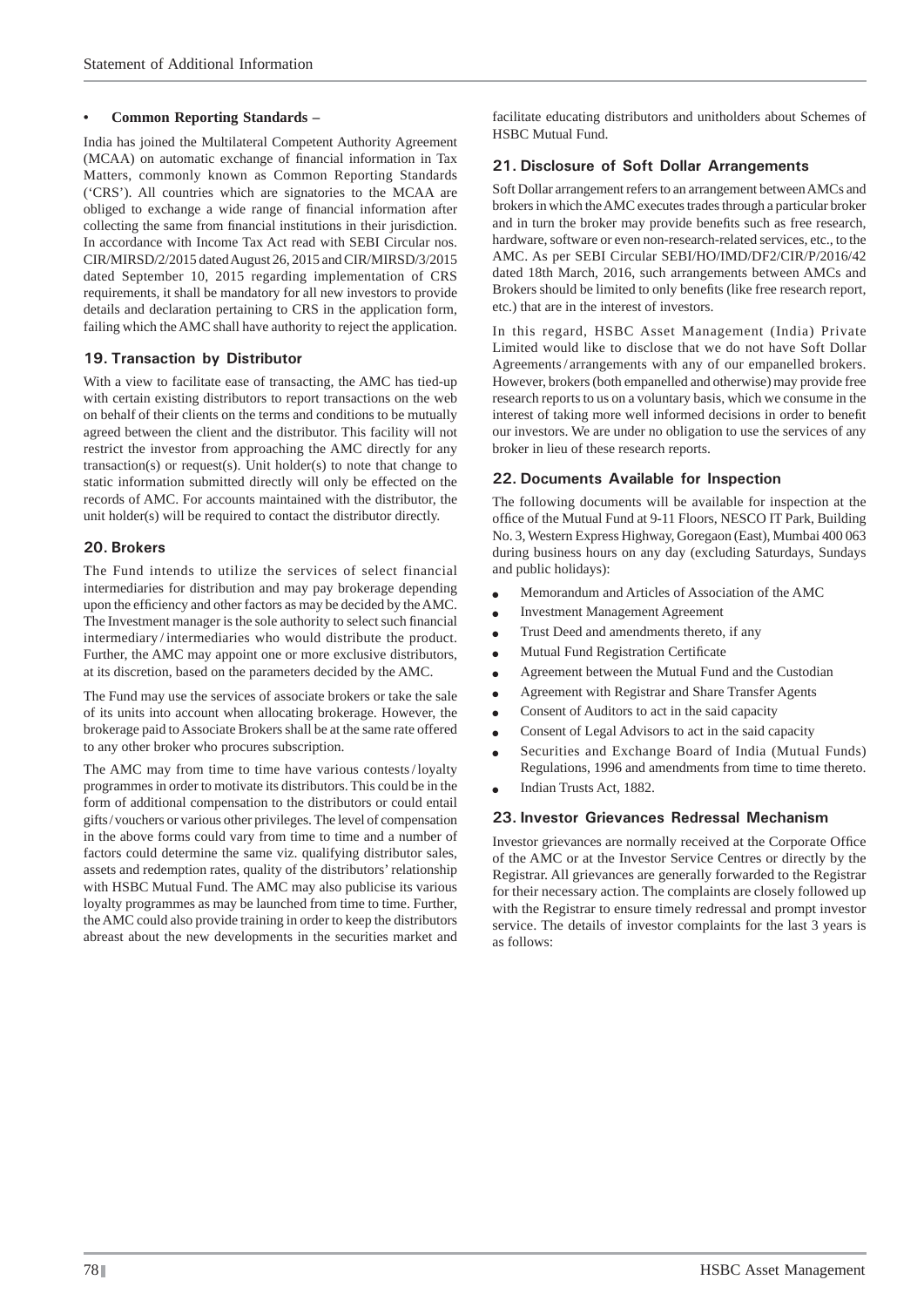- **Common Reporting Standards –**

India has joined the Multilateral Competent Authority Agreement (MCAA) on automatic exchange of financial information in Tax Matters, commonly known as Common Reporting Standards ('CRS'). All countries which are signatories to the MCAA are obliged to exchange a wide range of financial information after collecting the same from financial institutions in their jurisdiction. In accordance with Income Tax Act read with SEBI Circular nos. CIR/MIRSD/2/2015 dated August 26, 2015 and CIR/MIRSD/3/2015 dated September 10, 2015 regarding implementation of CRS requirements, it shall be mandatory for all new investors to provide details and declaration pertaining to CRS in the application form, failing which the AMC shall have authority to reject the application.

## 19. Transaction by Distributor

With a view to facilitate ease of transacting, the AMC has tied-up with certain existing distributors to report transactions on the web on behalf of their clients on the terms and conditions to be mutually agreed between the client and the distributor. This facility will not restrict the investor from approaching the AMC directly for any transaction(s) or request(s). Unit holder(s) to note that change to static information submitted directly will only be effected on the records of AMC. For accounts maintained with the distributor, the unit holder(s) will be required to contact the distributor directly.

## 20. Brokers

The Fund intends to utilize the services of select financial intermediaries for distribution and may pay brokerage depending upon the efficiency and other factors as may be decided by the AMC. The Investment manager is the sole authority to select such financial intermediary / intermediaries who would distribute the product. Further, the AMC may appoint one or more exclusive distributors, at its discretion, based on the parameters decided by the AMC.

The Fund may use the services of associate brokers or take the sale of its units into account when allocating brokerage. However, the brokerage paid to Associate Brokers shall be at the same rate offered to any other broker who procures subscription.

The AMC may from time to time have various contests / loyalty programmes in order to motivate its distributors. This could be in the form of additional compensation to the distributors or could entail gifts / vouchers or various other privileges. The level of compensation in the above forms could vary from time to time and a number of factors could determine the same viz. qualifying distributor sales, assets and redemption rates, quality of the distributors' relationship with HSBC Mutual Fund. The AMC may also publicise its various loyalty programmes as may be launched from time to time. Further, the AMC could also provide training in order to keep the distributors abreast about the new developments in the securities market and facilitate educating distributors and unitholders about Schemes of HSBC Mutual Fund.

## 21. Disclosure of Soft Dollar Arrangements

Soft Dollar arrangement refers to an arrangement between AMCs and brokers in which the AMC executes trades through a particular broker and in turn the broker may provide benefits such as free research, hardware, software or even non-research-related services, etc., to the AMC. As per SEBI Circular SEBI/HO/IMD/DF2/CIR/P/2016/42 dated 18th March, 2016, such arrangements between AMCs and Brokers should be limited to only benefits (like free research report, etc.) that are in the interest of investors.

In this regard, HSBC Asset Management (India) Private Limited would like to disclose that we do not have Soft Dollar Agreements / arrangements with any of our empanelled brokers. However, brokers (both empanelled and otherwise) may provide free research reports to us on a voluntary basis, which we consume in the interest of taking more well informed decisions in order to benefit our investors. We are under no obligation to use the services of any broker in lieu of these research reports.

## 22. Documents Available for Inspection

The following documents will be available for inspection at the office of the Mutual Fund at 9-11 Floors, NESCO IT Park, Building No. 3, Western Express Highway, Goregaon (East), Mumbai 400 063 during business hours on any day (excluding Saturdays, Sundays and public holidays):

- Memorandum and Articles of Association of the AMC
- Investment Management Agreement
- Trust Deed and amendments thereto, if any
- Mutual Fund Registration Certificate
- Agreement between the Mutual Fund and the Custodian
- Agreement with Registrar and Share Transfer Agents
- Consent of Auditors to act in the said capacity
- Consent of Legal Advisors to act in the said capacity
- Securities and Exchange Board of India (Mutual Funds) Regulations, 1996 and amendments from time to time thereto.
- Indian Trusts Act, 1882.

## 23. Investor Grievances Redressal Mechanism

Investor grievances are normally received at the Corporate Office of the AMC or at the Investor Service Centres or directly by the Registrar. All grievances are generally forwarded to the Registrar for their necessary action. The complaints are closely followed up with the Registrar to ensure timely redressal and prompt investor service. The details of investor complaints for the last 3 years is as follows: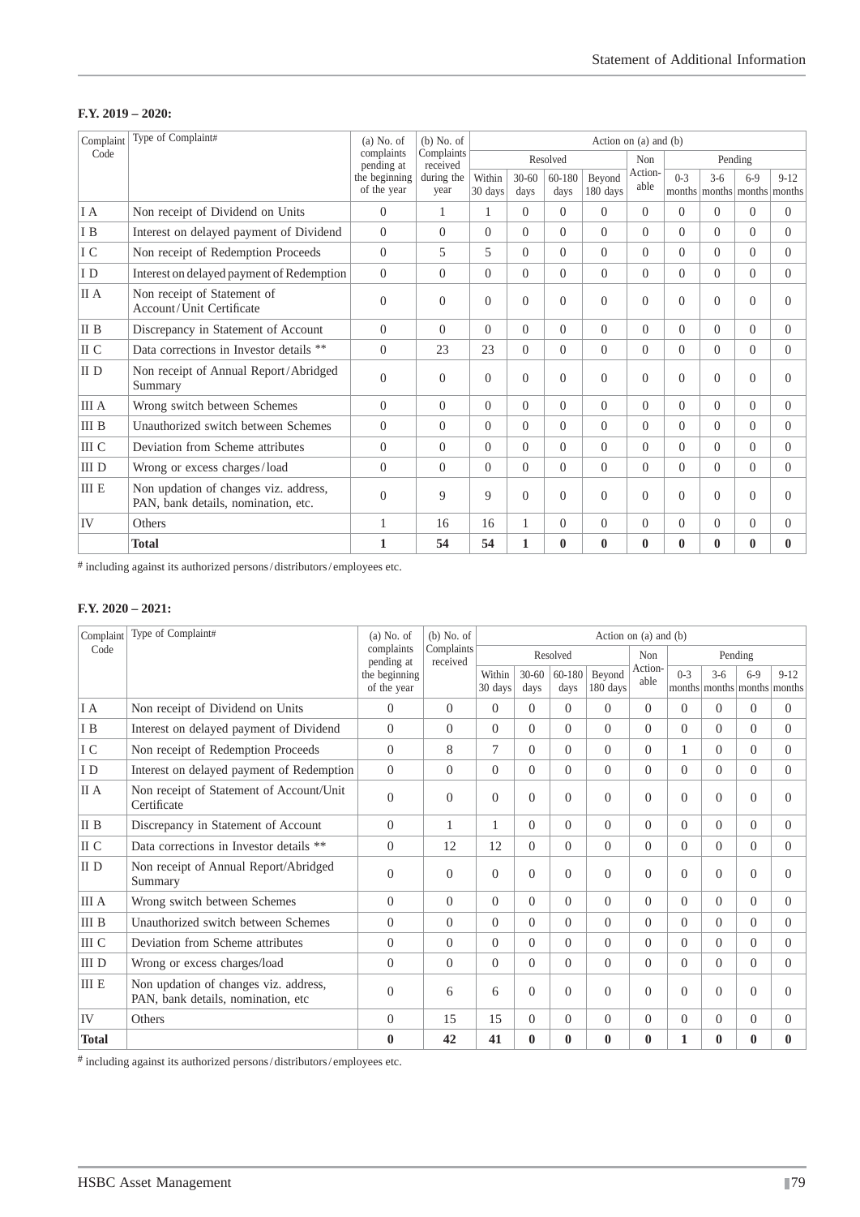**F.Y. 2019 – 2020:**

| Complaint Code | Type of Complaint# | (a) No. of complaints pending at the beginning of the year | (b) No. of Complaints received during the year | Action on (a) and (b) | | | | | | | | |
|---|---|---|---|---|---|---|---|---|---|---|---|---|
| | | | | Resolved | | | | Non Action-able | Pending | | | |
| | | | | Within 30 days | 30-60 days | 60-180 days | Beyond 180 days | | 0-3 months | 3-6 months | 6-9 months | 9-12 months |
| I A | Non receipt of Dividend on Units | 0 | 1 | 1 | 0 | 0 | 0 | 0 | 0 | 0 | 0 | 0 |
| I B | Interest on delayed payment of Dividend | 0 | 0 | 0 | 0 | 0 | 0 | 0 | 0 | 0 | 0 | 0 |
| I C | Non receipt of Redemption Proceeds | 0 | 5 | 5 | 0 | 0 | 0 | 0 | 0 | 0 | 0 | 0 |
| I D | Interest on delayed payment of Redemption | 0 | 0 | 0 | 0 | 0 | 0 | 0 | 0 | 0 | 0 | 0 |
| II A | Non receipt of Statement of Account/Unit Certificate | 0 | 0 | 0 | 0 | 0 | 0 | 0 | 0 | 0 | 0 | 0 |
| II B | Discrepancy in Statement of Account | 0 | 0 | 0 | 0 | 0 | 0 | 0 | 0 | 0 | 0 | 0 |
| II C | Data corrections in Investor details ** | 0 | 23 | 23 | 0 | 0 | 0 | 0 | 0 | 0 | 0 | 0 |
| II D | Non receipt of Annual Report/Abridged Summary | 0 | 0 | 0 | 0 | 0 | 0 | 0 | 0 | 0 | 0 | 0 |
| III A | Wrong switch between Schemes | 0 | 0 | 0 | 0 | 0 | 0 | 0 | 0 | 0 | 0 | 0 |
| III B | Unauthorized switch between Schemes | 0 | 0 | 0 | 0 | 0 | 0 | 0 | 0 | 0 | 0 | 0 |
| III C | Deviation from Scheme attributes | 0 | 0 | 0 | 0 | 0 | 0 | 0 | 0 | 0 | 0 | 0 |
| III D | Wrong or excess charges/load | 0 | 0 | 0 | 0 | 0 | 0 | 0 | 0 | 0 | 0 | 0 |
| III E | Non updation of changes viz. address, PAN, bank details, nomination, etc. | 0 | 9 | 9 | 0 | 0 | 0 | 0 | 0 | 0 | 0 | 0 |
| IV | Others | 1 | 16 | 16 | 1 | 0 | 0 | 0 | 0 | 0 | 0 | 0 |
| | **Total** | **1** | **54** | **54** | **1** | **0** | **0** | **0** | **0** | **0** | **0** | **0** |

# including against its authorized persons/distributors/employees etc.

**F.Y. 2020 – 2021:**

| Complaint Code | Type of Complaint# | (a) No. of complaints pending at the beginning of the year | (b) No. of Complaints received | Action on (a) and (b) | | | | | | | | |
|---|---|---|---|---|---|---|---|---|---|---|---|---|
| | | | | Resolved | | | | Non Action-able | Pending | | | |
| | | | | Within 30 days | 30-60 days | 60-180 days | Beyond 180 days | | 0-3 months | 3-6 months | 6-9 months | 9-12 months |
| I A | Non receipt of Dividend on Units | 0 | 0 | 0 | 0 | 0 | 0 | 0 | 0 | 0 | 0 | 0 |
| I B | Interest on delayed payment of Dividend | 0 | 0 | 0 | 0 | 0 | 0 | 0 | 0 | 0 | 0 | 0 |
| I C | Non receipt of Redemption Proceeds | 0 | 8 | 7 | 0 | 0 | 0 | 0 | 1 | 0 | 0 | 0 |
| I D | Interest on delayed payment of Redemption | 0 | 0 | 0 | 0 | 0 | 0 | 0 | 0 | 0 | 0 | 0 |
| II A | Non receipt of Statement of Account/Unit Certificate | 0 | 0 | 0 | 0 | 0 | 0 | 0 | 0 | 0 | 0 | 0 |
| II B | Discrepancy in Statement of Account | 0 | 1 | 1 | 0 | 0 | 0 | 0 | 0 | 0 | 0 | 0 |
| II C | Data corrections in Investor details ** | 0 | 12 | 12 | 0 | 0 | 0 | 0 | 0 | 0 | 0 | 0 |
| II D | Non receipt of Annual Report/Abridged Summary | 0 | 0 | 0 | 0 | 0 | 0 | 0 | 0 | 0 | 0 | 0 |
| III A | Wrong switch between Schemes | 0 | 0 | 0 | 0 | 0 | 0 | 0 | 0 | 0 | 0 | 0 |
| III B | Unauthorized switch between Schemes | 0 | 0 | 0 | 0 | 0 | 0 | 0 | 0 | 0 | 0 | 0 |
| III C | Deviation from Scheme attributes | 0 | 0 | 0 | 0 | 0 | 0 | 0 | 0 | 0 | 0 | 0 |
| III D | Wrong or excess charges/load | 0 | 0 | 0 | 0 | 0 | 0 | 0 | 0 | 0 | 0 | 0 |
| III E | Non updation of changes viz. address, PAN, bank details, nomination, etc | 0 | 6 | 6 | 0 | 0 | 0 | 0 | 0 | 0 | 0 | 0 |
| IV | Others | 0 | 15 | 15 | 0 | 0 | 0 | 0 | 0 | 0 | 0 | 0 |
| **Total** | | **0** | **42** | **41** | **0** | **0** | **0** | **0** | **1** | **0** | **0** | **0** |

# including against its authorized persons/distributors/employees etc.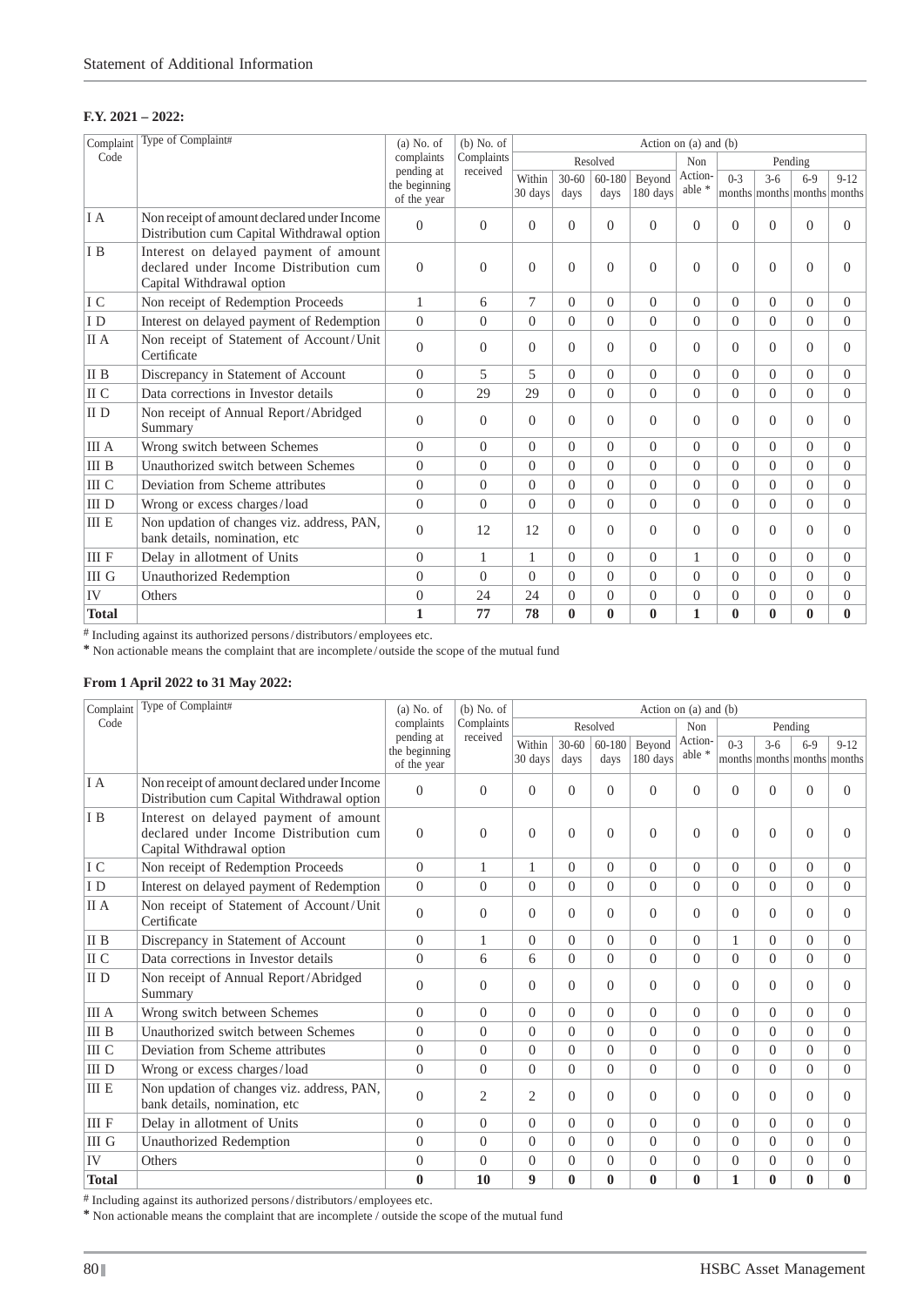**F.Y. 2021 – 2022:**

| Complaint Code | Type of Complaint# | (a) No. of complaints pending at the beginning of the year | (b) No. of Complaints received | Action on (a) and (b) | | | | | | | | |
|---|---|---|---|---|---|---|---|---|---|---|---|---|
| | | | | Resolved | | | | Non Action-able * | Pending | | | |
| | | | | Within 30 days | 30-60 days | 60-180 days | Beyond 180 days | | 0-3 months | 3-6 months | 6-9 months | 9-12 months |
| I A | Non receipt of amount declared under Income Distribution cum Capital Withdrawal option | 0 | 0 | 0 | 0 | 0 | 0 | 0 | 0 | 0 | 0 | 0 |
| I B | Interest on delayed payment of amount declared under Income Distribution cum Capital Withdrawal option | 0 | 0 | 0 | 0 | 0 | 0 | 0 | 0 | 0 | 0 | 0 |
| I C | Non receipt of Redemption Proceeds | 1 | 6 | 7 | 0 | 0 | 0 | 0 | 0 | 0 | 0 | 0 |
| I D | Interest on delayed payment of Redemption | 0 | 0 | 0 | 0 | 0 | 0 | 0 | 0 | 0 | 0 | 0 |
| II A | Non receipt of Statement of Account/Unit Certificate | 0 | 0 | 0 | 0 | 0 | 0 | 0 | 0 | 0 | 0 | 0 |
| II B | Discrepancy in Statement of Account | 0 | 5 | 5 | 0 | 0 | 0 | 0 | 0 | 0 | 0 | 0 |
| II C | Data corrections in Investor details | 0 | 29 | 29 | 0 | 0 | 0 | 0 | 0 | 0 | 0 | 0 |
| II D | Non receipt of Annual Report/Abridged Summary | 0 | 0 | 0 | 0 | 0 | 0 | 0 | 0 | 0 | 0 | 0 |
| III A | Wrong switch between Schemes | 0 | 0 | 0 | 0 | 0 | 0 | 0 | 0 | 0 | 0 | 0 |
| III B | Unauthorized switch between Schemes | 0 | 0 | 0 | 0 | 0 | 0 | 0 | 0 | 0 | 0 | 0 |
| III C | Deviation from Scheme attributes | 0 | 0 | 0 | 0 | 0 | 0 | 0 | 0 | 0 | 0 | 0 |
| III D | Wrong or excess charges/load | 0 | 0 | 0 | 0 | 0 | 0 | 0 | 0 | 0 | 0 | 0 |
| III E | Non updation of changes viz. address, PAN, bank details, nomination, etc | 0 | 12 | 12 | 0 | 0 | 0 | 0 | 0 | 0 | 0 | 0 |
| III F | Delay in allotment of Units | 0 | 1 | 1 | 0 | 0 | 0 | 1 | 0 | 0 | 0 | 0 |
| III G | Unauthorized Redemption | 0 | 0 | 0 | 0 | 0 | 0 | 0 | 0 | 0 | 0 | 0 |
| IV | Others | 0 | 24 | 24 | 0 | 0 | 0 | 0 | 0 | 0 | 0 | 0 |
| **Total** | | **1** | **77** | **78** | **0** | **0** | **0** | **1** | **0** | **0** | **0** | **0** |

# Including against its authorized persons/distributors/employees etc.

* Non actionable means the complaint that are incomplete/outside the scope of the mutual fund

**From 1 April 2022 to 31 May 2022:**

| Complaint Code | Type of Complaint# | (a) No. of complaints pending at the beginning of the year | (b) No. of Complaints received | Action on (a) and (b) | | | | | | | | |
|---|---|---|---|---|---|---|---|---|---|---|---|---|
| | | | | Resolved | | | | Non Action-able * | Pending | | | |
| | | | | Within 30 days | 30-60 days | 60-180 days | Beyond 180 days | | 0-3 months | 3-6 months | 6-9 months | 9-12 months |
| I A | Non receipt of amount declared under Income Distribution cum Capital Withdrawal option | 0 | 0 | 0 | 0 | 0 | 0 | 0 | 0 | 0 | 0 | 0 |
| I B | Interest on delayed payment of amount declared under Income Distribution cum Capital Withdrawal option | 0 | 0 | 0 | 0 | 0 | 0 | 0 | 0 | 0 | 0 | 0 |
| I C | Non receipt of Redemption Proceeds | 0 | 1 | 1 | 0 | 0 | 0 | 0 | 0 | 0 | 0 | 0 |
| I D | Interest on delayed payment of Redemption | 0 | 0 | 0 | 0 | 0 | 0 | 0 | 0 | 0 | 0 | 0 |
| II A | Non receipt of Statement of Account/Unit Certificate | 0 | 0 | 0 | 0 | 0 | 0 | 0 | 0 | 0 | 0 | 0 |
| II B | Discrepancy in Statement of Account | 0 | 1 | 0 | 0 | 0 | 0 | 0 | 1 | 0 | 0 | 0 |
| II C | Data corrections in Investor details | 0 | 6 | 6 | 0 | 0 | 0 | 0 | 0 | 0 | 0 | 0 |
| II D | Non receipt of Annual Report/Abridged Summary | 0 | 0 | 0 | 0 | 0 | 0 | 0 | 0 | 0 | 0 | 0 |
| III A | Wrong switch between Schemes | 0 | 0 | 0 | 0 | 0 | 0 | 0 | 0 | 0 | 0 | 0 |
| III B | Unauthorized switch between Schemes | 0 | 0 | 0 | 0 | 0 | 0 | 0 | 0 | 0 | 0 | 0 |
| III C | Deviation from Scheme attributes | 0 | 0 | 0 | 0 | 0 | 0 | 0 | 0 | 0 | 0 | 0 |
| III D | Wrong or excess charges/load | 0 | 0 | 0 | 0 | 0 | 0 | 0 | 0 | 0 | 0 | 0 |
| III E | Non updation of changes viz. address, PAN, bank details, nomination, etc | 0 | 2 | 2 | 0 | 0 | 0 | 0 | 0 | 0 | 0 | 0 |
| III F | Delay in allotment of Units | 0 | 0 | 0 | 0 | 0 | 0 | 0 | 0 | 0 | 0 | 0 |
| III G | Unauthorized Redemption | 0 | 0 | 0 | 0 | 0 | 0 | 0 | 0 | 0 | 0 | 0 |
| IV | Others | 0 | 0 | 0 | 0 | 0 | 0 | 0 | 0 | 0 | 0 | 0 |
| **Total** | | **0** | **10** | **9** | **0** | **0** | **0** | **0** | **1** | **0** | **0** | **0** |

# Including against its authorized persons/distributors/employees etc.

* Non actionable means the complaint that are incomplete / outside the scope of the mutual fund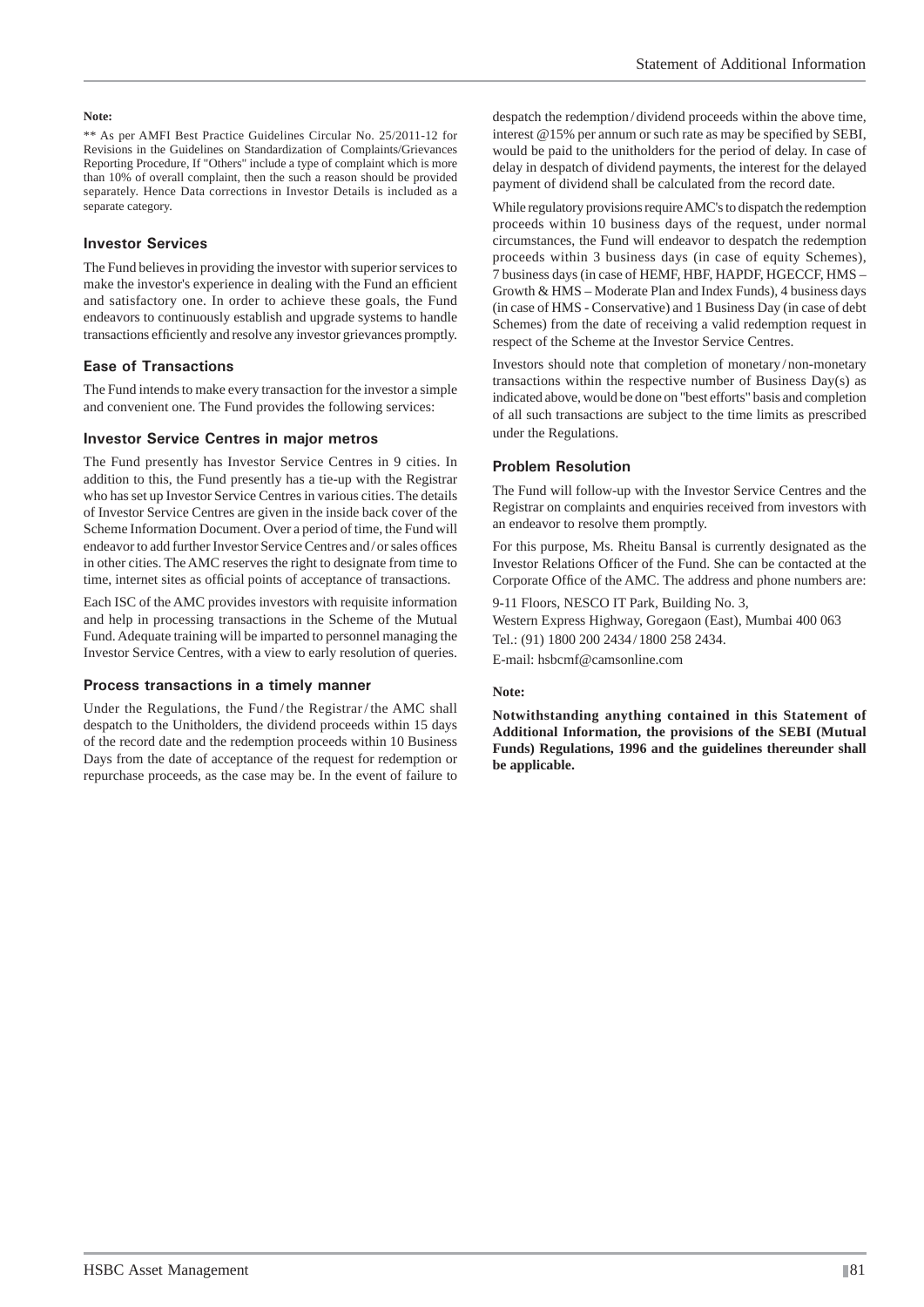**Note:**

** As per AMFI Best Practice Guidelines Circular No. 25/2011-12 for Revisions in the Guidelines on Standardization of Complaints/Grievances Reporting Procedure, If "Others" include a type of complaint which is more than 10% of overall complaint, then the such a reason should be provided separately. Hence Data corrections in Investor Details is included as a separate category.

### Investor Services

The Fund believes in providing the investor with superior services to make the investor's experience in dealing with the Fund an efficient and satisfactory one. In order to achieve these goals, the Fund endeavors to continuously establish and upgrade systems to handle transactions efficiently and resolve any investor grievances promptly.

### Ease of Transactions

The Fund intends to make every transaction for the investor a simple and convenient one. The Fund provides the following services:

### Investor Service Centres in major metros

The Fund presently has Investor Service Centres in 9 cities. In addition to this, the Fund presently has a tie-up with the Registrar who has set up Investor Service Centres in various cities. The details of Investor Service Centres are given in the inside back cover of the Scheme Information Document. Over a period of time, the Fund will endeavor to add further Investor Service Centres and / or sales offices in other cities. The AMC reserves the right to designate from time to time, internet sites as official points of acceptance of transactions.

Each ISC of the AMC provides investors with requisite information and help in processing transactions in the Scheme of the Mutual Fund. Adequate training will be imparted to personnel managing the Investor Service Centres, with a view to early resolution of queries.

### Process transactions in a timely manner

Under the Regulations, the Fund / the Registrar / the AMC shall despatch to the Unitholders, the dividend proceeds within 15 days of the record date and the redemption proceeds within 10 Business Days from the date of acceptance of the request for redemption or repurchase proceeds, as the case may be. In the event of failure to despatch the redemption / dividend proceeds within the above time, interest @15% per annum or such rate as may be specified by SEBI, would be paid to the unitholders for the period of delay. In case of delay in despatch of dividend payments, the interest for the delayed payment of dividend shall be calculated from the record date.

While regulatory provisions require AMC's to dispatch the redemption proceeds within 10 business days of the request, under normal circumstances, the Fund will endeavor to despatch the redemption proceeds within 3 business days (in case of equity Schemes), 7 business days (in case of HEMF, HBF, HAPDF, HGECCF, HMS – Growth & HMS – Moderate Plan and Index Funds), 4 business days (in case of HMS - Conservative) and 1 Business Day (in case of debt Schemes) from the date of receiving a valid redemption request in respect of the Scheme at the Investor Service Centres.

Investors should note that completion of monetary / non-monetary transactions within the respective number of Business Day(s) as indicated above, would be done on "best efforts" basis and completion of all such transactions are subject to the time limits as prescribed under the Regulations.

### Problem Resolution

The Fund will follow-up with the Investor Service Centres and the Registrar on complaints and enquiries received from investors with an endeavor to resolve them promptly.

For this purpose, Ms. Rheitu Bansal is currently designated as the Investor Relations Officer of the Fund. She can be contacted at the Corporate Office of the AMC. The address and phone numbers are:

9-11 Floors, NESCO IT Park, Building No. 3,
Western Express Highway, Goregaon (East), Mumbai 400 063
Tel.: (91) 1800 200 2434 / 1800 258 2434.
E-mail: hsbcmf@camsonline.com

**Note:**

**Notwithstanding anything contained in this Statement of Additional Information, the provisions of the SEBI (Mutual Funds) Regulations, 1996 and the guidelines thereunder shall be applicable.**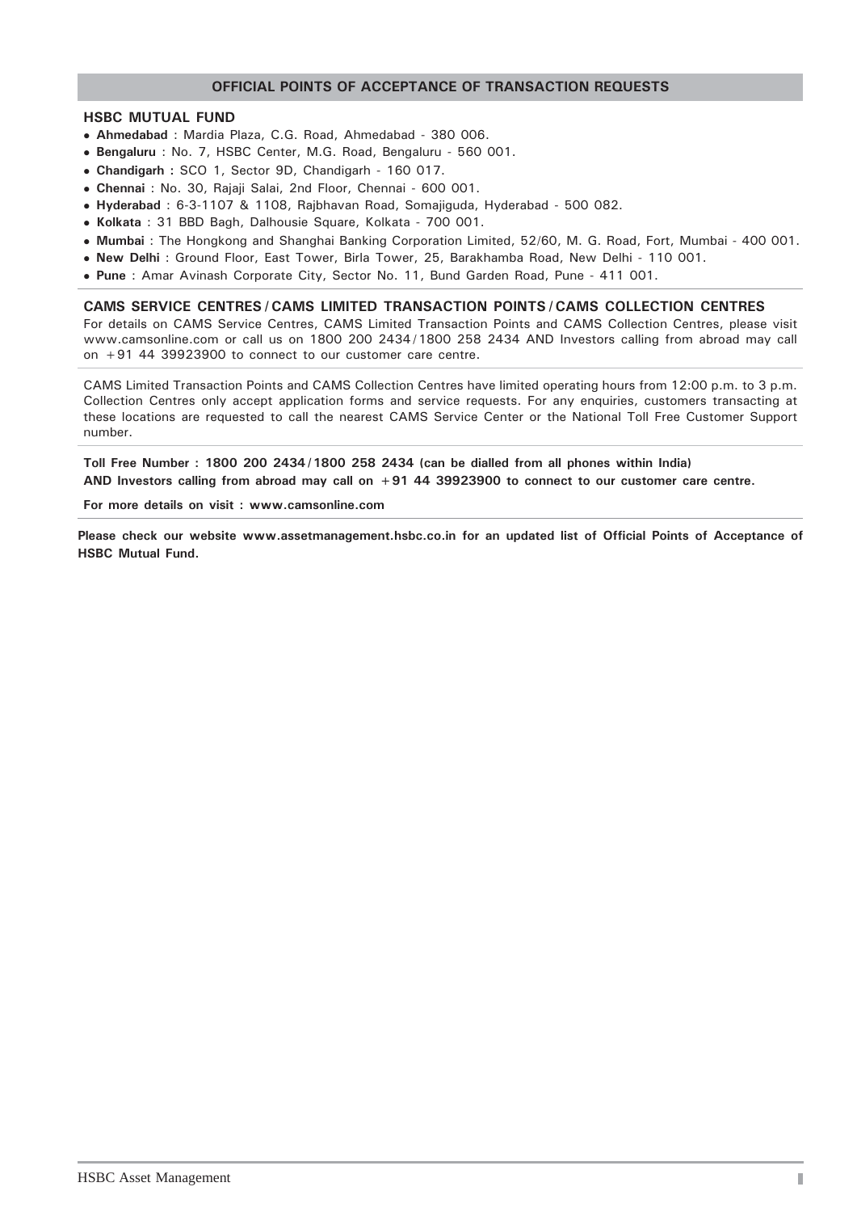## OFFICIAL POINTS OF ACCEPTANCE OF TRANSACTION REQUESTS

### HSBC MUTUAL FUND

- **Ahmedabad** : Mardia Plaza, C.G. Road, Ahmedabad - 380 006.
- **Bengaluru** : No. 7, HSBC Center, M.G. Road, Bengaluru - 560 001.
- **Chandigarh :** SCO 1, Sector 9D, Chandigarh - 160 017.
- **Chennai** : No. 30, Rajaji Salai, 2nd Floor, Chennai - 600 001.
- **Hyderabad** : 6-3-1107 & 1108, Rajbhavan Road, Somajiguda, Hyderabad - 500 082.
- **Kolkata** : 31 BBD Bagh, Dalhousie Square, Kolkata - 700 001.
- **Mumbai** : The Hongkong and Shanghai Banking Corporation Limited, 52/60, M. G. Road, Fort, Mumbai - 400 001.
- **New Delhi** : Ground Floor, East Tower, Birla Tower, 25, Barakhamba Road, New Delhi - 110 001.
- **Pune** : Amar Avinash Corporate City, Sector No. 11, Bund Garden Road, Pune - 411 001.

### CAMS SERVICE CENTRES / CAMS LIMITED TRANSACTION POINTS / CAMS COLLECTION CENTRES

For details on CAMS Service Centres, CAMS Limited Transaction Points and CAMS Collection Centres, please visit www.camsonline.com or call us on 1800 200 2434 / 1800 258 2434 AND Investors calling from abroad may call on +91 44 39923900 to connect to our customer care centre.

CAMS Limited Transaction Points and CAMS Collection Centres have limited operating hours from 12:00 p.m. to 3 p.m. Collection Centres only accept application forms and service requests. For any enquiries, customers transacting at these locations are requested to call the nearest CAMS Service Center or the National Toll Free Customer Support number.

**Toll Free Number : 1800 200 2434 / 1800 258 2434 (can be dialled from all phones within India)**
**AND Investors calling from abroad may call on +91 44 39923900 to connect to our customer care centre.**

**For more details on visit : www.camsonline.com**

**Please check our website www.assetmanagement.hsbc.co.in for an updated list of Official Points of Acceptance of HSBC Mutual Fund.**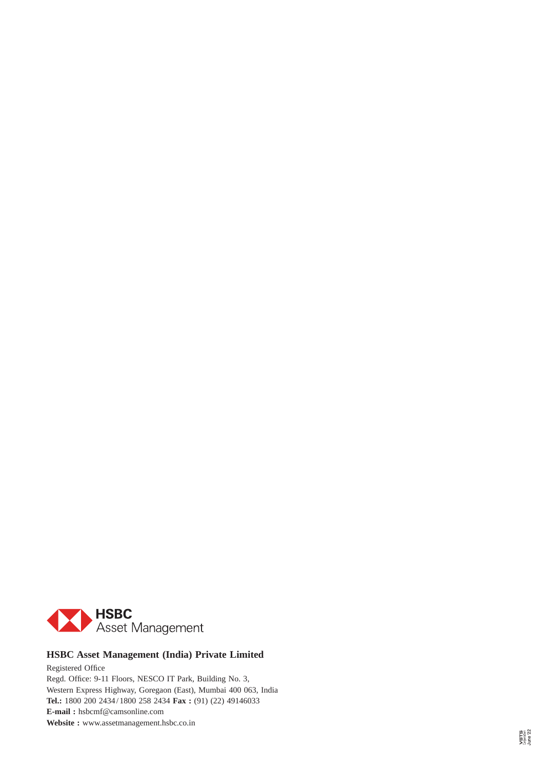HSBC
Asset Management

**HSBC Asset Management (India) Private Limited**

Registered Office
Regd. Office: 9-11 Floors, NESCO IT Park, Building No. 3,
Western Express Highway, Goregaon (East), Mumbai 400 063, India
**Tel.:** 1800 200 2434 / 1800 258 2434 **Fax :** (91) (22) 49146033
**E-mail :** hsbcmf@camsonline.com
**Website :** www.assetmanagement.hsbc.co.in